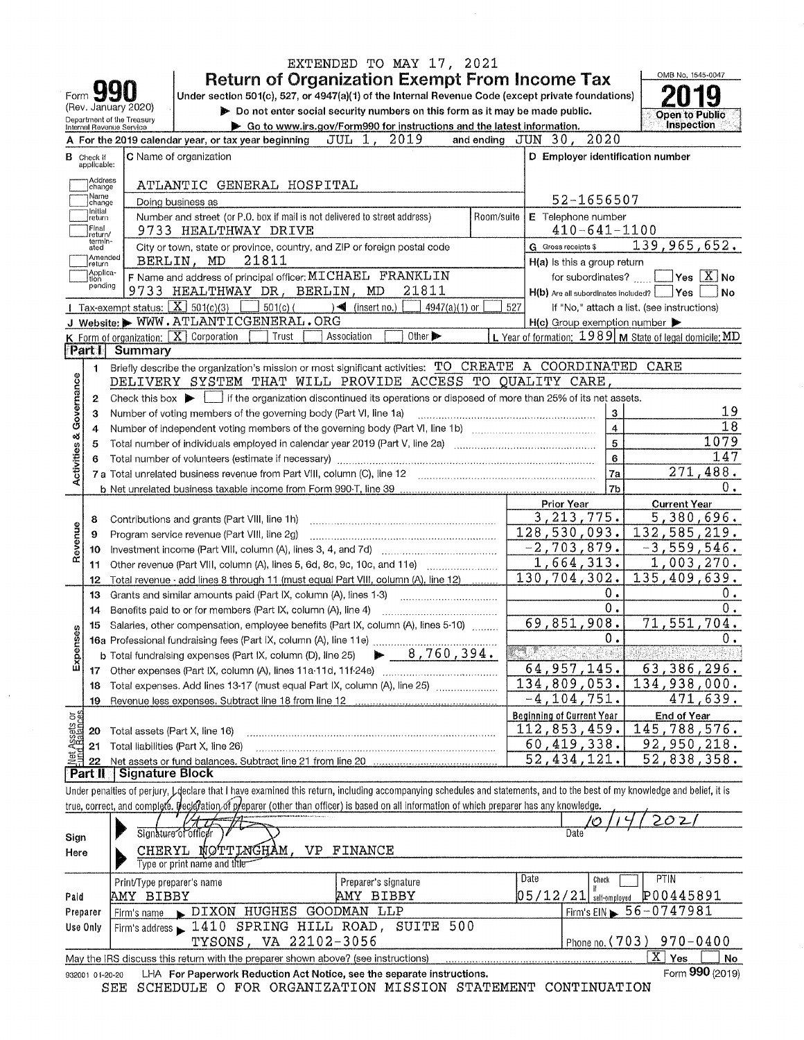EXTENDED TO MAY 17, 2021

# Form 990 — Return of Organization Exempt From Income Tax

(Rev. January 2020)

Department of the Treasury
Internal Revenue Service

Under section 501(c), 527, or 4947(a)(1) of the Internal Revenue Code (except private foundations)

▶ Do not enter social security numbers on this form as it may be made public.

▶ Go to www.irs.gov/Form990 for instructions and the latest information.

OMB No. 1545-0047

**2019**

Open to Public Inspection

**A** For the 2019 calendar year, or tax year beginning JUL 1, 2019 and ending JUN 30, 2020

**B** Check if applicable: Address change, Name change, Initial return, Final return/terminated, Amended return, Application pending

**C** Name of organization: ATLANTIC GENERAL HOSPITAL

Doing business as

Number and street (or P.O. box if mail is not delivered to street address): 9733 HEALTHWAY DRIVE — Room/suite

City or town, state or province, country, and ZIP or foreign postal code: BERLIN, MD 21811

**D** Employer identification number: 52-1656507

**E** Telephone number: 410-641-1100

**G** Gross receipts $ 139,965,652.

**F** Name and address of principal officer: MICHAEL FRANKLIN, 9733 HEALTHWAY DR, BERLIN, MD 21811

**H(a)** Is this a group return for subordinates? ☐ Yes ☒ No

**H(b)** Are all subordinates included? ☐ Yes ☐ No — If "No," attach a list. (see instructions)

**H(c)** Group exemption number ▶

**I** Tax-exempt status: ☒ 501(c)(3) ☐ 501(c) ( ) ◀ (insert no.) ☐ 4947(a)(1) or ☐ 527

**J** Website: ▶ WWW.ATLANTICGENERAL.ORG

**K** Form of organization: ☒ Corporation ☐ Trust ☐ Association ☐ Other ▶

**L** Year of formation: 1989 **M** State of legal domicile: MD

## Part I Summary

**Activities & Governance**

1. Briefly describe the organization's mission or most significant activities: TO CREATE A COORDINATED CARE DELIVERY SYSTEM THAT WILL PROVIDE ACCESS TO QUALITY CARE,
2. Check this box ▶ ☐ if the organization discontinued its operations or disposed of more than 25% of its net assets.

| | | | |
|---|---|---|---|
| 3 | Number of voting members of the governing body (Part VI, line 1a) | 3 | 19 |
| 4 | Number of independent voting members of the governing body (Part VI, line 1b) | 4 | 18 |
| 5 | Total number of individuals employed in calendar year 2019 (Part V, line 2a) | 5 | 1079 |
| 6 | Total number of volunteers (estimate if necessary) | 6 | 147 |
| 7a | Total unrelated business revenue from Part VIII, column (C), line 12 | 7a | 271,488. |
| b | Net unrelated business taxable income from Form 990-T, line 39 | 7b | 0. |

| | | Prior Year | Current Year |
|---|---|---|---|
| **Revenue** | | | |
| 8 | Contributions and grants (Part VIII, line 1h) | 3,213,775. | 5,380,696. |
| 9 | Program service revenue (Part VIII, line 2g) | 128,530,093. | 132,585,219. |
| 10 | Investment income (Part VIII, column (A), lines 3, 4, and 7d) | -2,703,879. | -3,559,546. |
| 11 | Other revenue (Part VIII, column (A), lines 5, 6d, 8c, 9c, 10c, and 11e) | 1,664,313. | 1,003,270. |
| 12 | Total revenue - add lines 8 through 11 (must equal Part VIII, column (A), line 12) | 130,704,302. | 135,409,639. |
| **Expenses** | | | |
| 13 | Grants and similar amounts paid (Part IX, column (A), lines 1-3) | 0. | 0. |
| 14 | Benefits paid to or for members (Part IX, column (A), line 4) | 0. | 0. |
| 15 | Salaries, other compensation, employee benefits (Part IX, column (A), lines 5-10) | 69,851,908. | 71,551,704. |
| 16a | Professional fundraising fees (Part IX, column (A), line 11e) | 0. | 0. |
| b | Total fundraising expenses (Part IX, column (D), line 25) ▶ 8,760,394. | | |
| 17 | Other expenses (Part IX, column (A), lines 11a-11d, 11f-24e) | 64,957,145. | 63,386,296. |
| 18 | Total expenses. Add lines 13-17 (must equal Part IX, column (A), line 25) | 134,809,053. | 134,938,000. |
| 19 | Revenue less expenses. Subtract line 18 from line 12 | -4,104,751. | 471,639. |

| | | Beginning of Current Year | End of Year |
|---|---|---|---|
| **Net Assets or Fund Balances** | | | |
| 20 | Total assets (Part X, line 16) | 112,853,459. | 145,788,576. |
| 21 | Total liabilities (Part X, line 26) | 60,419,338. | 92,950,218. |
| 22 | Net assets or fund balances. Subtract line 21 from line 20 | 52,434,121. | 52,838,358. |

## Part II Signature Block

Under penalties of perjury, I declare that I have examined this return, including accompanying schedules and statements, and to the best of my knowledge and belief, it is true, correct, and complete. Declaration of preparer (other than officer) is based on all information of which preparer has any knowledge.

**Sign Here**

Signature of officer — Date: 10/14/2021

CHERYL NOTTINGHAM, VP FINANCE
Type or print name and title

**Paid Preparer Use Only**

| Print/Type preparer's name | Preparer's signature | Date | Check ☐ if self-employed | PTIN |
|---|---|---|---|---|
| AMY BIBBY | AMY BIBBY | 05/12/21 | | P00445891 |

Firm's name ▶ DIXON HUGHES GOODMAN LLP — Firm's EIN ▶ 56-0747981

Firm's address ▶ 1410 SPRING HILL ROAD, SUITE 500, TYSONS, VA 22102-3056 — Phone no. (703) 970-0400

May the IRS discuss this return with the preparer shown above? (see instructions) ☒ Yes ☐ No

932001 01-20-20 LHA For Paperwork Reduction Act Notice, see the separate instructions. Form **990** (2019)

SEE SCHEDULE O FOR ORGANIZATION MISSION STATEMENT CONTINUATION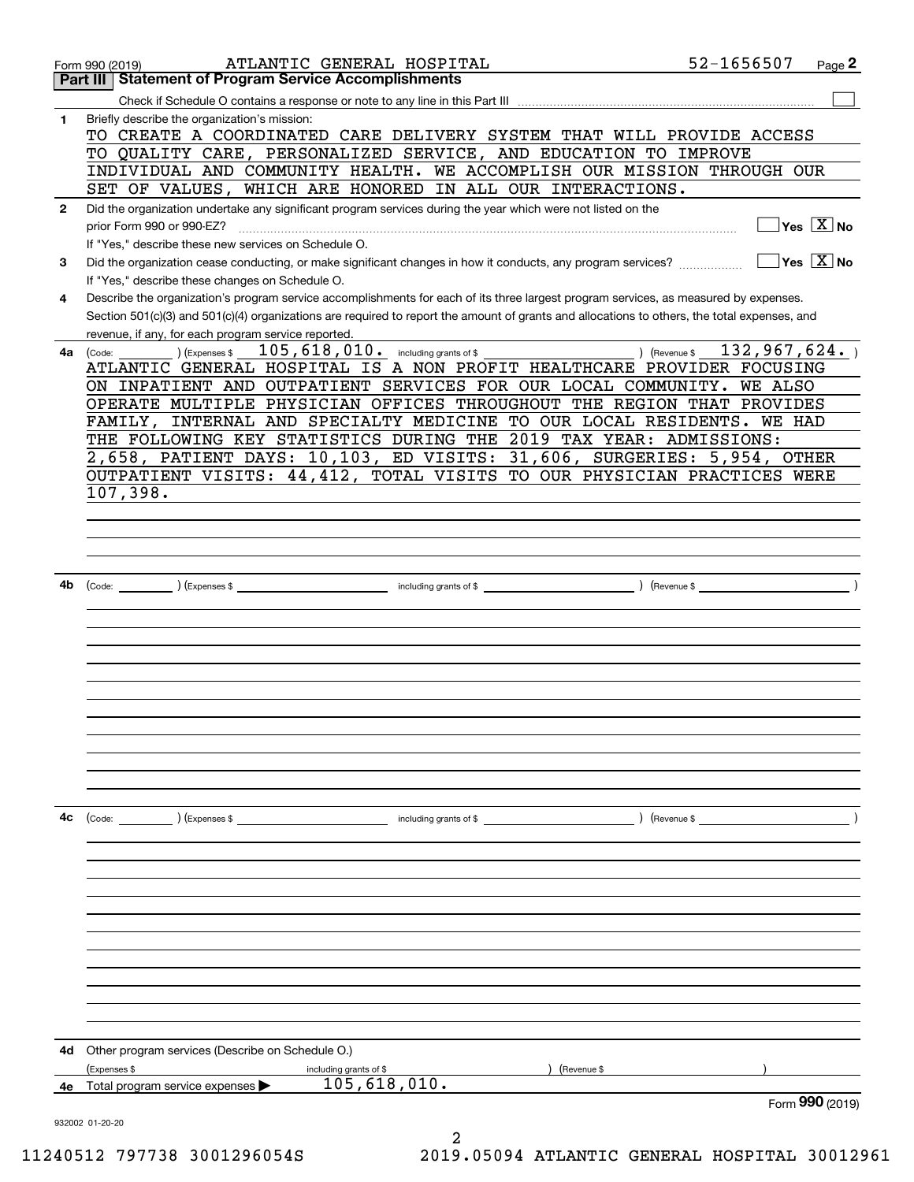Form 990 (2019) ATLANTIC GENERAL HOSPITAL 52-1656507 Page 2

**Part III | Statement of Program Service Accomplishments**

Check if Schedule O contains a response or note to any line in this Part III ☐

**1** Briefly describe the organization's mission:

TO CREATE A COORDINATED CARE DELIVERY SYSTEM THAT WILL PROVIDE ACCESS TO QUALITY CARE, PERSONALIZED SERVICE, AND EDUCATION TO IMPROVE INDIVIDUAL AND COMMUNITY HEALTH. WE ACCOMPLISH OUR MISSION THROUGH OUR SET OF VALUES, WHICH ARE HONORED IN ALL OUR INTERACTIONS.

**2** Did the organization undertake any significant program services during the year which were not listed on the prior Form 990 or 990-EZ? ☐ Yes ☒ No

If "Yes," describe these new services on Schedule O.

**3** Did the organization cease conducting, or make significant changes in how it conducts, any program services? ☐ Yes ☒ No

If "Yes," describe these changes on Schedule O.

**4** Describe the organization's program service accomplishments for each of its three largest program services, as measured by expenses. Section 501(c)(3) and 501(c)(4) organizations are required to report the amount of grants and allocations to others, the total expenses, and revenue, if any, for each program service reported.

**4a** (Code: ) (Expenses $ 105,618,010. including grants of $ ) (Revenue $ 132,967,624. )

ATLANTIC GENERAL HOSPITAL IS A NON PROFIT HEALTHCARE PROVIDER FOCUSING ON INPATIENT AND OUTPATIENT SERVICES FOR OUR LOCAL COMMUNITY. WE ALSO OPERATE MULTIPLE PHYSICIAN OFFICES THROUGHOUT THE REGION THAT PROVIDES FAMILY, INTERNAL AND SPECIALTY MEDICINE TO OUR LOCAL RESIDENTS. WE HAD THE FOLLOWING KEY STATISTICS DURING THE 2019 TAX YEAR: ADMISSIONS: 2,658, PATIENT DAYS: 10,103, ED VISITS: 31,606, SURGERIES: 5,954, OTHER OUTPATIENT VISITS: 44,412, TOTAL VISITS TO OUR PHYSICIAN PRACTICES WERE 107,398.

**4b** (Code: ) (Expenses $ including grants of $ ) (Revenue $ )

**4c** (Code: ) (Expenses $ including grants of $ ) (Revenue $ )

**4d** Other program services (Describe on Schedule O.)

(Expenses $ including grants of $ ) (Revenue $ )

**4e** Total program services expenses ▶ 105,618,010.

Form **990** (2019)

932002 01-20-20

11240512 797738 3001296054S 2019.05094 ATLANTIC GENERAL HOSPITAL 30012961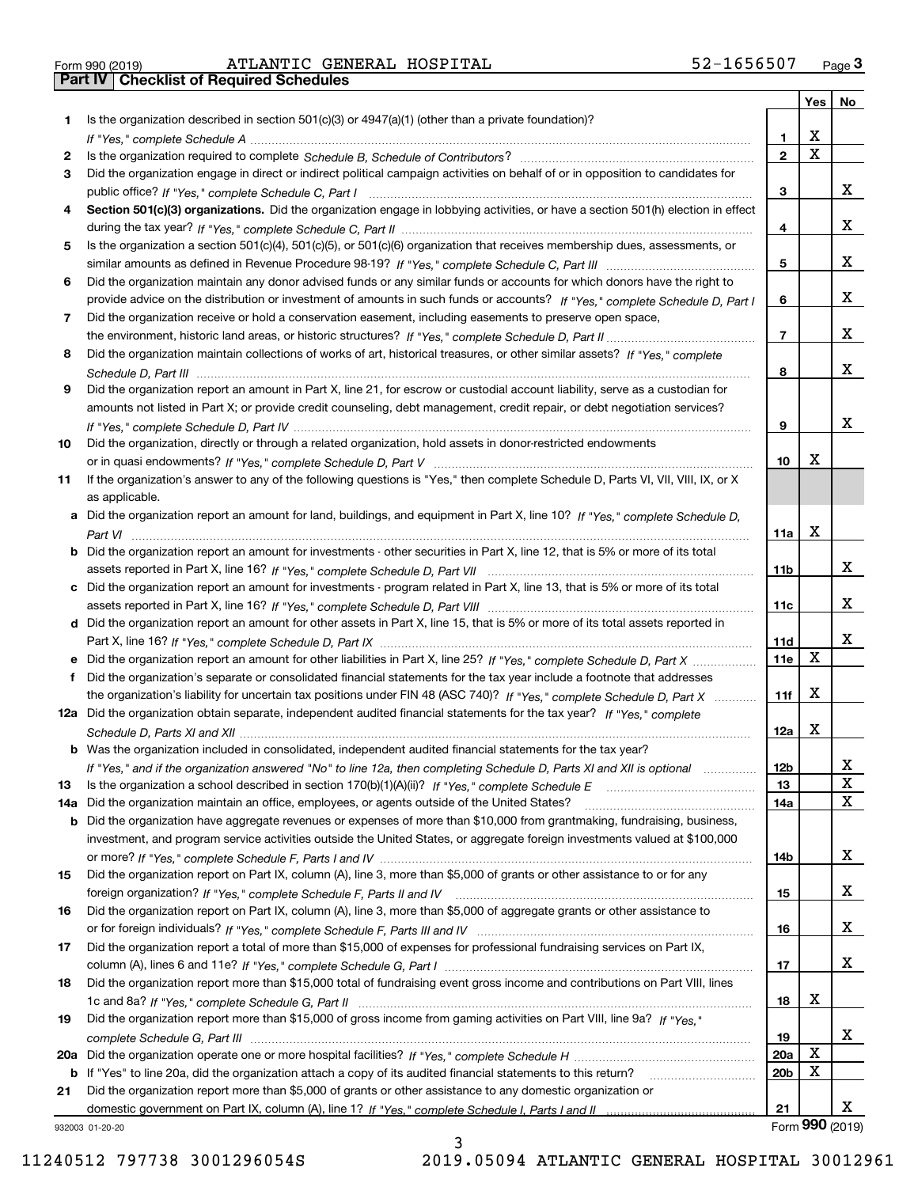Form 990 (2019) ATLANTIC GENERAL HOSPITAL 52-1656507 Page 3

## Part IV Checklist of Required Schedules

| | | | Yes | No |
|---|---|---|---|---|
| 1 | Is the organization described in section 501(c)(3) or 4947(a)(1) (other than a private foundation)? *If "Yes," complete Schedule A* | 1 | X | |
| 2 | Is the organization required to complete *Schedule B, Schedule of Contributors*? | 2 | X | |
| 3 | Did the organization engage in direct or indirect political campaign activities on behalf of or in opposition to candidates for public office? *If "Yes," complete Schedule C, Part I* | 3 | | X |
| 4 | **Section 501(c)(3) organizations.** Did the organization engage in lobbying activities, or have a section 501(h) election in effect during the tax year? *If "Yes," complete Schedule C, Part II* | 4 | | X |
| 5 | Is the organization a section 501(c)(4), 501(c)(5), or 501(c)(6) organization that receives membership dues, assessments, or similar amounts as defined in Revenue Procedure 98-19? *If "Yes," complete Schedule C, Part III* | 5 | | X |
| 6 | Did the organization maintain any donor advised funds or any similar funds or accounts for which donors have the right to provide advice on the distribution or investment of amounts in such funds or accounts? *If "Yes," complete Schedule D, Part I* | 6 | | X |
| 7 | Did the organization receive or hold a conservation easement, including easements to preserve open space, the environment, historic land areas, or historic structures? *If "Yes," complete Schedule D, Part II* | 7 | | X |
| 8 | Did the organization maintain collections of works of art, historical treasures, or other similar assets? *If "Yes," complete Schedule D, Part III* | 8 | | X |
| 9 | Did the organization report an amount in Part X, line 21, for escrow or custodial account liability, serve as a custodian for amounts not listed in Part X; or provide credit counseling, debt management, credit repair, or debt negotiation services? *If "Yes," complete Schedule D, Part IV* | 9 | | X |
| 10 | Did the organization, directly or through a related organization, hold assets in donor-restricted endowments or in quasi endowments? *If "Yes," complete Schedule D, Part V* | 10 | X | |
| 11 | If the organization's answer to any of the following questions is "Yes," then complete Schedule D, Parts VI, VII, VIII, IX, or X as applicable. | | | |
| a | Did the organization report an amount for land, buildings, and equipment in Part X, line 10? *If "Yes," complete Schedule D, Part VI* | 11a | X | |
| b | Did the organization report an amount for investments - other securities in Part X, line 12, that is 5% or more of its total assets reported in Part X, line 16? *If "Yes," complete Schedule D, Part VII* | 11b | | X |
| c | Did the organization report an amount for investments - program related in Part X, line 13, that is 5% or more of its total assets reported in Part X, line 16? *If "Yes," complete Schedule D, Part VIII* | 11c | | X |
| d | Did the organization report an amount for other assets in Part X, line 15, that is 5% or more of its total assets reported in Part X, line 16? *If "Yes," complete Schedule D, Part IX* | 11d | | X |
| e | Did the organization report an amount for other liabilities in Part X, line 25? *If "Yes," complete Schedule D, Part X* | 11e | X | |
| f | Did the organization's separate or consolidated financial statements for the tax year include a footnote that addresses the organization's liability for uncertain tax positions under FIN 48 (ASC 740)? *If "Yes," complete Schedule D, Part X* | 11f | X | |
| 12a | Did the organization obtain separate, independent audited financial statements for the tax year? *If "Yes," complete Schedule D, Parts XI and XII* | 12a | X | |
| b | Was the organization included in consolidated, independent audited financial statements for the tax year? *If "Yes," and if the organization answered "No" to line 12a, then completing Schedule D, Parts XI and XII is optional* | 12b | | X |
| 13 | Is the organization a school described in section 170(b)(1)(A)(ii)? *If "Yes," complete Schedule E* | 13 | | X |
| 14a | Did the organization maintain an office, employees, or agents outside of the United States? | 14a | | X |
| b | Did the organization have aggregate revenues or expenses of more than $10,000 from grantmaking, fundraising, business, investment, and program service activities outside the United States, or aggregate foreign investments valued at $100,000 or more? *If "Yes," complete Schedule F, Parts I and IV* | 14b | | X |
| 15 | Did the organization report on Part IX, column (A), line 3, more than $5,000 of grants or other assistance to or for any foreign organization? *If "Yes," complete Schedule F, Parts II and IV* | 15 | | X |
| 16 | Did the organization report on Part IX, column (A), line 3, more than $5,000 of aggregate grants or other assistance to or for foreign individuals? *If "Yes," complete Schedule F, Parts III and IV* | 16 | | X |
| 17 | Did the organization report a total of more than $15,000 of expenses for professional fundraising services on Part IX, column (A), lines 6 and 11e? *If "Yes," complete Schedule G, Part I* | 17 | | X |
| 18 | Did the organization report more than $15,000 total of fundraising event gross income and contributions on Part VIII, lines 1c and 8a? *If "Yes," complete Schedule G, Part II* | 18 | X | |
| 19 | Did the organization report more than $15,000 of gross income from gaming activities on Part VIII, line 9a? *If "Yes," complete Schedule G, Part III* | 19 | | X |
| 20a | Did the organization operate one or more hospital facilities? *If "Yes," complete Schedule H* | 20a | X | |
| b | If "Yes" to line 20a, did the organization attach a copy of its audited financial statements to this return? | 20b | X | |
| 21 | Did the organization report more than $5,000 of grants or other assistance to any domestic organization or domestic government on Part IX, column (A), line 1? *If "Yes," complete Schedule I, Parts I and II* | 21 | | X |

932003 01-20-20

Form **990** (2019)

11240512 797738 3001296054S 2019.05094 ATLANTIC GENERAL HOSPITAL 30012961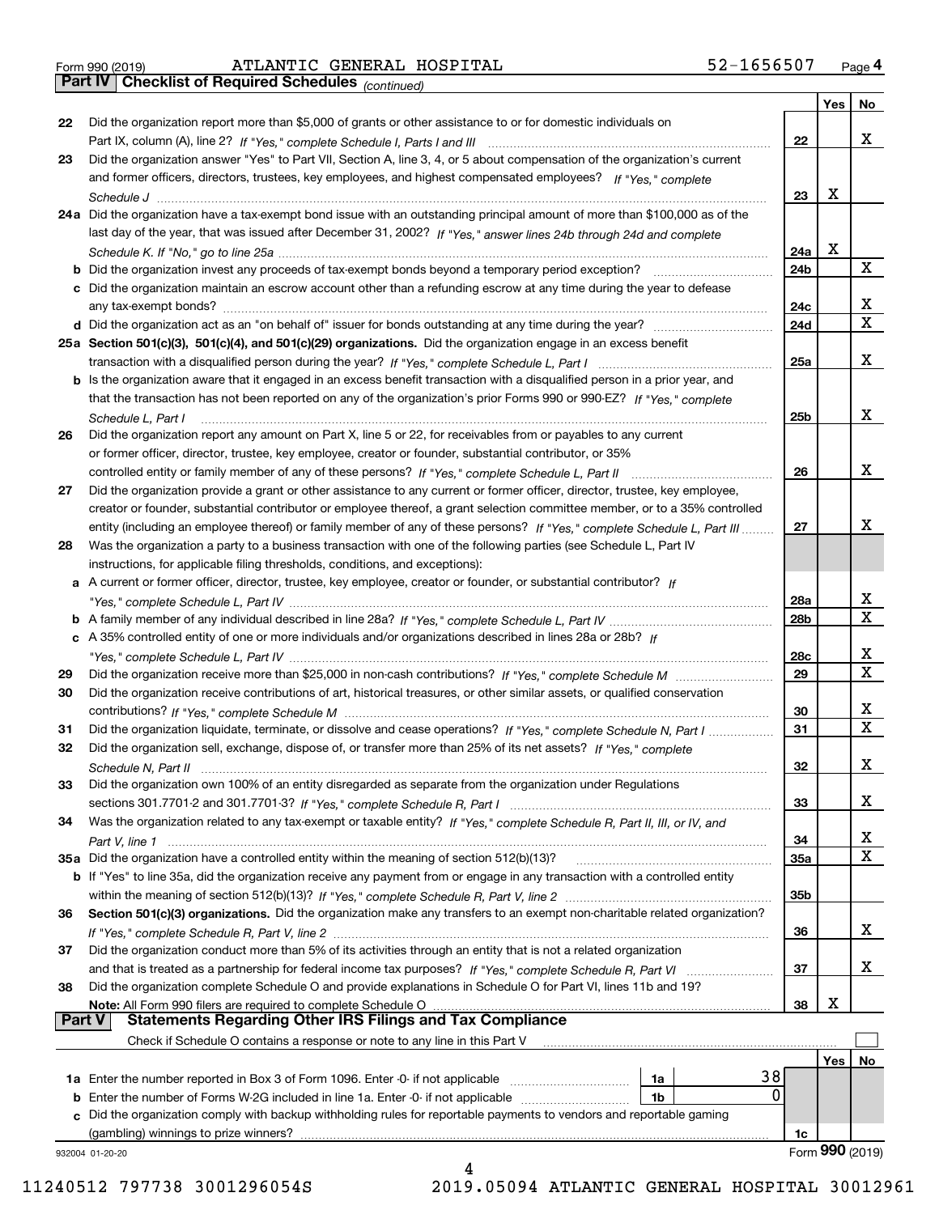Form 990 (2019) ATLANTIC GENERAL HOSPITAL 52-1656507 Page 4

**Part IV Checklist of Required Schedules** *(continued)*

| | | | Yes | No |
|---|---|---|---|---|
| 22 | Did the organization report more than $5,000 of grants or other assistance to or for domestic individuals on Part IX, column (A), line 2? *If "Yes," complete Schedule I, Parts I and III* | 22 | | X |
| 23 | Did the organization answer "Yes" to Part VII, Section A, line 3, 4, or 5 about compensation of the organization's current and former officers, directors, trustees, key employees, and highest compensated employees? *If "Yes," complete Schedule J* | 23 | X | |
| 24a | Did the organization have a tax-exempt bond issue with an outstanding principal amount of more than $100,000 as of the last day of the year, that was issued after December 31, 2002? *If "Yes," answer lines 24b through 24d and complete Schedule K. If "No," go to line 25a* | 24a | X | |
| b | Did the organization invest any proceeds of tax-exempt bonds beyond a temporary period exception? | 24b | | X |
| c | Did the organization maintain an escrow account other than a refunding escrow at any time during the year to defease any tax-exempt bonds? | 24c | | X |
| d | Did the organization act as an "on behalf of" issuer for bonds outstanding at any time during the year? | 24d | | X |
| 25a | **Section 501(c)(3), 501(c)(4), and 501(c)(29) organizations.** Did the organization engage in an excess benefit transaction with a disqualified person during the year? *If "Yes," complete Schedule L, Part I* | 25a | | X |
| b | Is the organization aware that it engaged in an excess benefit transaction with a disqualified person in a prior year, and that the transaction has not been reported on any of the organization's prior Forms 990 or 990-EZ? *If "Yes," complete Schedule L, Part I* | 25b | | X |
| 26 | Did the organization report any amount on Part X, line 5 or 22, for receivables from or payables to any current or former officer, director, trustee, key employee, creator or founder, substantial contributor, or 35% controlled entity or family member of any of these persons? *If "Yes," complete Schedule L, Part II* | 26 | | X |
| 27 | Did the organization provide a grant or other assistance to any current or former officer, director, trustee, key employee, creator or founder, substantial contributor or employee thereof, a grant selection committee member, or to a 35% controlled entity (including an employee thereof) or family member of any of these persons? *If "Yes," complete Schedule L, Part III* | 27 | | X |
| 28 | Was the organization a party to a business transaction with one of the following parties (see Schedule L, Part IV instructions, for applicable filing thresholds, conditions, and exceptions): | | | |
| a | A current or former officer, director, trustee, key employee, creator or founder, or substantial contributor? *If "Yes," complete Schedule L, Part IV* | 28a | | X |
| b | A family member of any individual described in line 28a? *If "Yes," complete Schedule L, Part IV* | 28b | | X |
| c | A 35% controlled entity of one or more individuals and/or organizations described in lines 28a or 28b? *If "Yes," complete Schedule L, Part IV* | 28c | | X |
| 29 | Did the organization receive more than $25,000 in non-cash contributions? *If "Yes," complete Schedule M* | 29 | | X |
| 30 | Did the organization receive contributions of art, historical treasures, or other similar assets, or qualified conservation contributions? *If "Yes," complete Schedule M* | 30 | | X |
| 31 | Did the organization liquidate, terminate, or dissolve and cease operations? *If "Yes," complete Schedule N, Part I* | 31 | | X |
| 32 | Did the organization sell, exchange, dispose of, or transfer more than 25% of its net assets? *If "Yes," complete Schedule N, Part II* | 32 | | X |
| 33 | Did the organization own 100% of an entity disregarded as separate from the organization under Regulations sections 301.7701-2 and 301.7701-3? *If "Yes," complete Schedule R, Part I* | 33 | | X |
| 34 | Was the organization related to any tax-exempt or taxable entity? *If "Yes," complete Schedule R, Part II, III, or IV, and Part V, line 1* | 34 | | X |
| 35a | Did the organization have a controlled entity within the meaning of section 512(b)(13)? | 35a | | X |
| b | If "Yes" to line 35a, did the organization receive any payment from or engage in any transaction with a controlled entity within the meaning of section 512(b)(13)? *If "Yes," complete Schedule R, Part V, line 2* | 35b | | |
| 36 | **Section 501(c)(3) organizations.** Did the organization make any transfers to an exempt non-charitable related organization? *If "Yes," complete Schedule R, Part V, line 2* | 36 | | X |
| 37 | Did the organization conduct more than 5% of its activities through an entity that is not a related organization and that is treated as a partnership for federal income tax purposes? *If "Yes," complete Schedule R, Part VI* | 37 | | X |
| 38 | Did the organization complete Schedule O and provide explanations in Schedule O for Part VI, lines 11b and 19? **Note:** All Form 990 filers are required to complete Schedule O | 38 | X | |

**Part V Statements Regarding Other IRS Filings and Tax Compliance**

Check if Schedule O contains a response or note to any line in this Part V ☐

| | | | | | Yes | No |
|---|---|---|---|---|---|---|
| 1a | Enter the number reported in Box 3 of Form 1096. Enter -0- if not applicable | 1a | 38 | | | |
| b | Enter the number of Forms W-2G included in line 1a. Enter -0- if not applicable | 1b | 0 | | | |
| c | Did the organization comply with backup withholding rules for reportable payments to vendors and reportable gaming (gambling) winnings to prize winners? | | | 1c | | |

932004 01-20-20 Form **990** (2019)

11240512 797738 3001296054S 2019.05094 ATLANTIC GENERAL HOSPITAL 30012961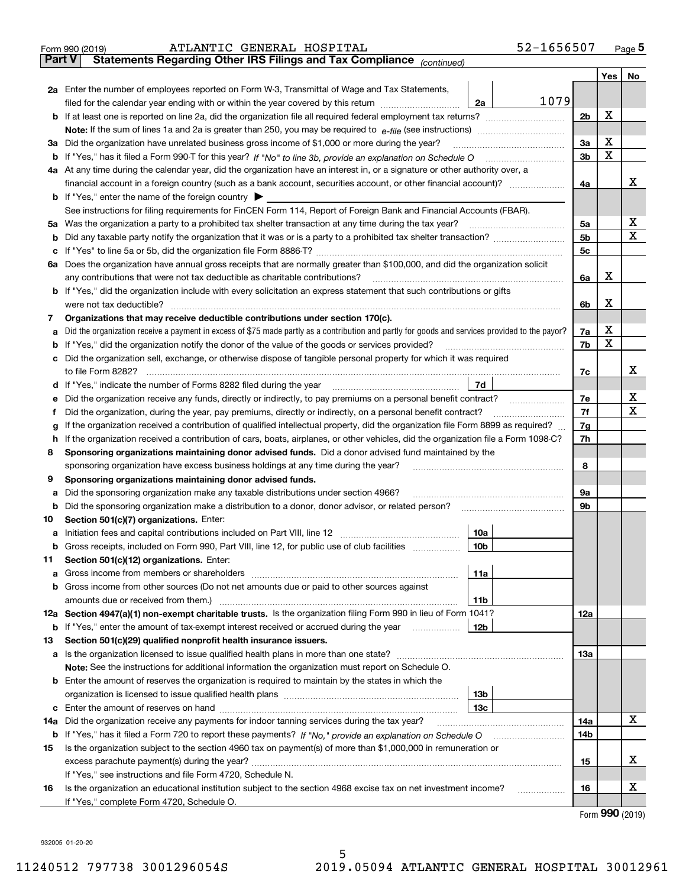Form 990 (2019) ATLANTIC GENERAL HOSPITAL 52-1656507

## Part V Statements Regarding Other IRS Filings and Tax Compliance *(continued)*

| | | | | | Yes | No |
|---|---|---|---|---|---|---|
| **2a** | Enter the number of employees reported on Form W-3, Transmittal of Wage and Tax Statements, filed for the calendar year ending with or within the year covered by this return | 2a | 1079 | | | |
| **b** | If at least one is reported on line 2a, did the organization file all required federal employment tax returns? | | | 2b | X | |
| | **Note:** If the sum of lines 1a and 2a is greater than 250, you may be required to *e-file* (see instructions) | | | | | |
| **3a** | Did the organization have unrelated business gross income of $1,000 or more during the year? | | | 3a | X | |
| **b** | If "Yes," has it filed a Form 990-T for this year? *If "No" to line 3b, provide an explanation on Schedule O* | | | 3b | X | |
| **4a** | At any time during the calendar year, did the organization have an interest in, or a signature or other authority over, a financial account in a foreign country (such as a bank account, securities account, or other financial account)? | | | 4a | | X |
| **b** | If "Yes," enter the name of the foreign country ▶ | | | | | |
| | See instructions for filing requirements for FinCEN Form 114, Report of Foreign Bank and Financial Accounts (FBAR). | | | | | |
| **5a** | Was the organization a party to a prohibited tax shelter transaction at any time during the tax year? | | | 5a | | X |
| **b** | Did any taxable party notify the organization that it was or is a party to a prohibited tax shelter transaction? | | | 5b | | X |
| **c** | If "Yes" to line 5a or 5b, did the organization file Form 8886-T? | | | 5c | | |
| **6a** | Does the organization have annual gross receipts that are normally greater than $100,000, and did the organization solicit any contributions that were not tax deductible as charitable contributions? | | | 6a | X | |
| **b** | If "Yes," did the organization include with every solicitation an express statement that such contributions or gifts were not tax deductible? | | | 6b | X | |
| **7** | **Organizations that may receive deductible contributions under section 170(c).** | | | | | |
| **a** | Did the organization receive a payment in excess of $75 made partly as a contribution and partly for goods and services provided to the payor? | | | 7a | X | |
| **b** | If "Yes," did the organization notify the donor of the value of the goods or services provided? | | | 7b | X | |
| **c** | Did the organization sell, exchange, or otherwise dispose of tangible personal property for which it was required to file Form 8282? | | | 7c | | X |
| **d** | If "Yes," indicate the number of Forms 8282 filed during the year | 7d | | | | |
| **e** | Did the organization receive any funds, directly or indirectly, to pay premiums on a personal benefit contract? | | | 7e | | X |
| **f** | Did the organization, during the year, pay premiums, directly or indirectly, on a personal benefit contract? | | | 7f | | X |
| **g** | If the organization received a contribution of qualified intellectual property, did the organization file Form 8899 as required? | | | 7g | | |
| **h** | If the organization received a contribution of cars, boats, airplanes, or other vehicles, did the organization file a Form 1098-C? | | | 7h | | |
| **8** | **Sponsoring organizations maintaining donor advised funds.** Did a donor advised fund maintained by the sponsoring organization have excess business holdings at any time during the year? | | | 8 | | |
| **9** | **Sponsoring organizations maintaining donor advised funds.** | | | | | |
| **a** | Did the sponsoring organization make any taxable distributions under section 4966? | | | 9a | | |
| **b** | Did the sponsoring organization make a distribution to a donor, donor advisor, or related person? | | | 9b | | |
| **10** | **Section 501(c)(7) organizations.** Enter: | | | | | |
| **a** | Initiation fees and capital contributions included on Part VIII, line 12 | 10a | | | | |
| **b** | Gross receipts, included on Form 990, Part VIII, line 12, for public use of club facilities | 10b | | | | |
| **11** | **Section 501(c)(12) organizations.** Enter: | | | | | |
| **a** | Gross income from members or shareholders | 11a | | | | |
| **b** | Gross income from other sources (Do not net amounts due or paid to other sources against amounts due or received from them.) | 11b | | | | |
| **12a** | **Section 4947(a)(1) non-exempt charitable trusts.** Is the organization filing Form 990 in lieu of Form 1041? | | | 12a | | |
| **b** | If "Yes," enter the amount of tax-exempt interest received or accrued during the year | 12b | | | | |
| **13** | **Section 501(c)(29) qualified nonprofit health insurance issuers.** | | | | | |
| **a** | Is the organization licensed to issue qualified health plans in more than one state? | | | 13a | | |
| | **Note:** See the instructions for additional information the organization must report on Schedule O. | | | | | |
| **b** | Enter the amount of reserves the organization is required to maintain by the states in which the organization is licensed to issue qualified health plans | 13b | | | | |
| **c** | Enter the amount of reserves on hand | 13c | | | | |
| **14a** | Did the organization receive any payments for indoor tanning services during the tax year? | | | 14a | | X |
| **b** | If "Yes," has it filed a Form 720 to report these payments? *If "No," provide an explanation on Schedule O* | | | 14b | | |
| **15** | Is the organization subject to the section 4960 tax on payment(s) of more than $1,000,000 in remuneration or excess parachute payment(s) during the year? | | | 15 | | X |
| | If "Yes," see instructions and file Form 4720, Schedule N. | | | | | |
| **16** | Is the organization an educational institution subject to the section 4968 excise tax on net investment income? | | | 16 | | X |
| | If "Yes," complete Form 4720, Schedule O. | | | | | |

Form **990** (2019)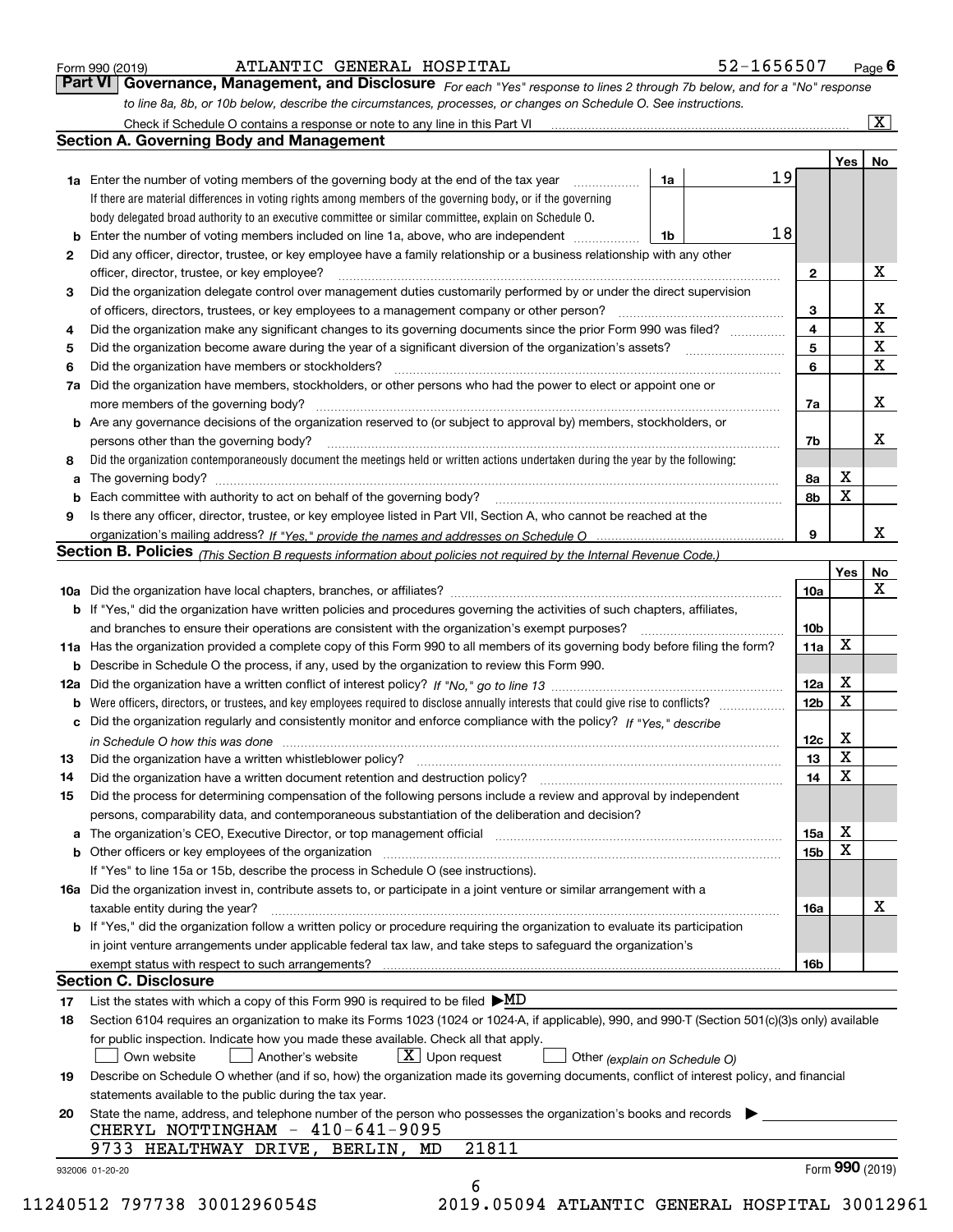Form 990 (2019) ATLANTIC GENERAL HOSPITAL 52-1656507

## Part VI Governance, Management, and Disclosure

*For each "Yes" response to lines 2 through 7b below, and for a "No" response to line 8a, 8b, or 10b below, describe the circumstances, processes, or changes on Schedule O. See instructions.*

Check if Schedule O contains a response or note to any line in this Part VI [X]

### Section A. Governing Body and Management

| | | | | Yes | No |
|---|---|---|---|---|---|
| **1a** | Enter the number of voting members of the governing body at the end of the tax year | 1a | 19 | | |
| | If there are material differences in voting rights among members of the governing body, or if the governing body delegated broad authority to an executive committee or similar committee, explain on Schedule O. | | | | |
| **b** | Enter the number of voting members included on line 1a, above, who are independent | 1b | 18 | | |
| **2** | Did any officer, director, trustee, or key employee have a family relationship or a business relationship with any other officer, director, trustee, or key employee? | 2 | | | X |
| **3** | Did the organization delegate control over management duties customarily performed by or under the direct supervision of officers, directors, trustees, or key employees to a management company or other person? | 3 | | | X |
| **4** | Did the organization make any significant changes to its governing documents since the prior Form 990 was filed? | 4 | | | X |
| **5** | Did the organization become aware during the year of a significant diversion of the organization's assets? | 5 | | | X |
| **6** | Did the organization have members or stockholders? | 6 | | | X |
| **7a** | Did the organization have members, stockholders, or other persons who had the power to elect or appoint one or more members of the governing body? | 7a | | | X |
| **b** | Are any governance decisions of the organization reserved to (or subject to approval by) members, stockholders, or persons other than the governing body? | 7b | | | X |
| **8** | Did the organization contemporaneously document the meetings held or written actions undertaken during the year by the following: | | | | |
| **a** | The governing body? | 8a | | X | |
| **b** | Each committee with authority to act on behalf of the governing body? | 8b | | X | |
| **9** | Is there any officer, director, trustee, or key employee listed in Part VII, Section A, who cannot be reached at the organization's mailing address? *If "Yes," provide the names and addresses on Schedule O* | 9 | | | X |

### Section B. Policies *(This Section B requests information about policies not required by the Internal Revenue Code.)*

| | | | Yes | No |
|---|---|---|---|---|
| **10a** | Did the organization have local chapters, branches, or affiliates? | 10a | | X |
| **b** | If "Yes," did the organization have written policies and procedures governing the activities of such chapters, affiliates, and branches to ensure their operations are consistent with the organization's exempt purposes? | 10b | | |
| **11a** | Has the organization provided a complete copy of this Form 990 to all members of its governing body before filing the form? | 11a | X | |
| **b** | Describe in Schedule O the process, if any, used by the organization to review this Form 990. | | | |
| **12a** | Did the organization have a written conflict of interest policy? *If "No," go to line 13* | 12a | X | |
| **b** | Were officers, directors, or trustees, and key employees required to disclose annually interests that could give rise to conflicts? | 12b | X | |
| **c** | Did the organization regularly and consistently monitor and enforce compliance with the policy? *If "Yes," describe in Schedule O how this was done* | 12c | X | |
| **13** | Did the organization have a written whistleblower policy? | 13 | X | |
| **14** | Did the organization have a written document retention and destruction policy? | 14 | X | |
| **15** | Did the process for determining compensation of the following persons include a review and approval by independent persons, comparability data, and contemporaneous substantiation of the deliberation and decision? | | | |
| **a** | The organization's CEO, Executive Director, or top management official | 15a | X | |
| **b** | Other officers or key employees of the organization | 15b | X | |
| | If "Yes" to line 15a or 15b, describe the process in Schedule O (see instructions). | | | |
| **16a** | Did the organization invest in, contribute assets to, or participate in a joint venture or similar arrangement with a taxable entity during the year? | 16a | | X |
| **b** | If "Yes," did the organization follow a written policy or procedure requiring the organization to evaluate its participation in joint venture arrangements under applicable federal tax law, and take steps to safeguard the organization's exempt status with respect to such arrangements? | 16b | | |

### Section C. Disclosure

**17** List the states with which a copy of this Form 990 is required to be filed ▶MD

**18** Section 6104 requires an organization to make its Forms 1023 (1024 or 1024-A, if applicable), 990, and 990-T (Section 501(c)(3)s only) available for public inspection. Indicate how you made these available. Check all that apply.

[ ] Own website [ ] Another's website [X] Upon request [ ] Other *(explain on Schedule O)*

**19** Describe on Schedule O whether (and if so, how) the organization made its governing documents, conflict of interest policy, and financial statements available to the public during the tax year.

**20** State the name, address, and telephone number of the person who possesses the organization's books and records ▶

CHERYL NOTTINGHAM - 410-641-9095

9733 HEALTHWAY DRIVE, BERLIN, MD 21811

932006 01-20-20 Form **990** (2019)

11240512 797738 3001296054S 2019.05094 ATLANTIC GENERAL HOSPITAL 30012961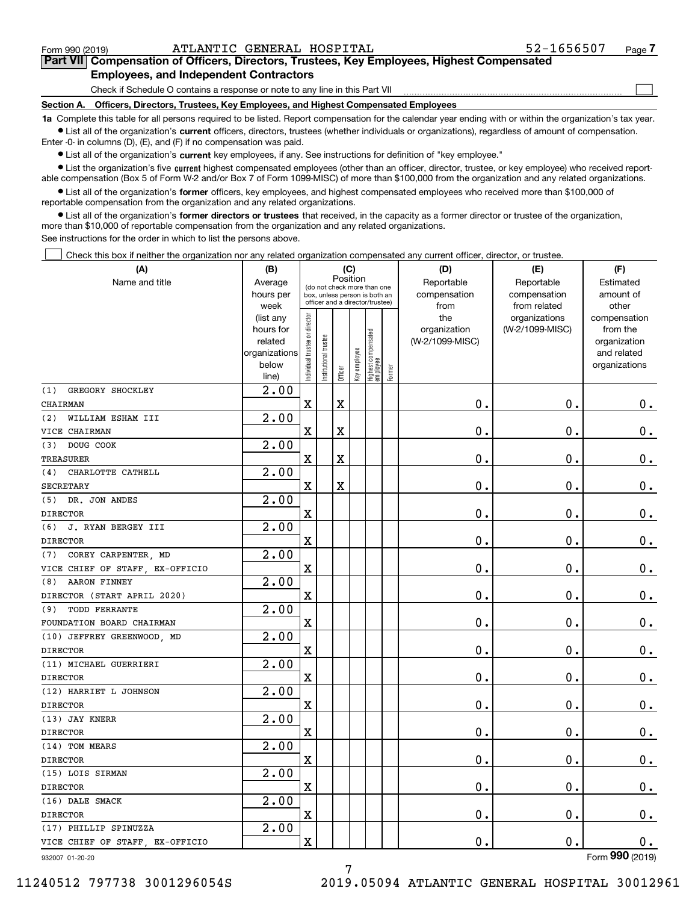Form 990 (2019) ATLANTIC GENERAL HOSPITAL 52-1656507

## Part VII Compensation of Officers, Directors, Trustees, Key Employees, Highest Compensated Employees, and Independent Contractors

Check if Schedule O contains a response or note to any line in this Part VII

### Section A. Officers, Directors, Trustees, Key Employees, and Highest Compensated Employees

**1a** Complete this table for all persons required to be listed. Report compensation for the calendar year ending with or within the organization's tax year.

- List all of the organization's **current** officers, directors, trustees (whether individuals or organizations), regardless of amount of compensation. Enter -0- in columns (D), (E), and (F) if no compensation was paid.
- List all of the organization's **current** key employees, if any. See instructions for definition of "key employee."
- List the organization's five **current** highest compensated employees (other than an officer, director, trustee, or key employee) who received reportable compensation (Box 5 of Form W-2 and/or Box 7 of Form 1099-MISC) of more than $100,000 from the organization and any related organizations.
- List all of the organization's **former** officers, key employees, and highest compensated employees who received more than $100,000 of reportable compensation from the organization and any related organizations.
- List all of the organization's **former directors or trustees** that received, in the capacity as a former director or trustee of the organization, more than $10,000 of reportable compensation from the organization and any related organizations.

See instructions for the order in which to list the persons above.

Check this box if neither the organization nor any related organization compensated any current officer, director, or trustee.

| (A) Name and title | (B) Average hours per week (list any hours for related organizations below line) | (C) Individual trustee or director | Institutional trustee | Officer | Key employee | Highest compensated employee | Former | (D) Reportable compensation from the organization (W-2/1099-MISC) | (E) Reportable compensation from related organizations (W-2/1099-MISC) | (F) Estimated amount of other compensation from the organization and related organizations |
|---|---|---|---|---|---|---|---|---|---|---|
| (1) GREGORY SHOCKLEY<br>CHAIRMAN | 2.00 | X | | X | | | | 0. | 0. | 0. |
| (2) WILLIAM ESHAM III<br>VICE CHAIRMAN | 2.00 | X | | X | | | | 0. | 0. | 0. |
| (3) DOUG COOK<br>TREASURER | 2.00 | X | | X | | | | 0. | 0. | 0. |
| (4) CHARLOTTE CATHELL<br>SECRETARY | 2.00 | X | | X | | | | 0. | 0. | 0. |
| (5) DR. JON ANDES<br>DIRECTOR | 2.00 | X | | | | | | 0. | 0. | 0. |
| (6) J. RYAN BERGEY III<br>DIRECTOR | 2.00 | X | | | | | | 0. | 0. | 0. |
| (7) COREY CARPENTER, MD<br>VICE CHIEF OF STAFF, EX-OFFICIO | 2.00 | X | | | | | | 0. | 0. | 0. |
| (8) AARON FINNEY<br>DIRECTOR (START APRIL 2020) | 2.00 | X | | | | | | 0. | 0. | 0. |
| (9) TODD FERRANTE<br>FOUNDATION BOARD CHAIRMAN | 2.00 | X | | | | | | 0. | 0. | 0. |
| (10) JEFFREY GREENWOOD, MD<br>DIRECTOR | 2.00 | X | | | | | | 0. | 0. | 0. |
| (11) MICHAEL GUERRIERI<br>DIRECTOR | 2.00 | X | | | | | | 0. | 0. | 0. |
| (12) HARRIET L JOHNSON<br>DIRECTOR | 2.00 | X | | | | | | 0. | 0. | 0. |
| (13) JAY KNERR<br>DIRECTOR | 2.00 | X | | | | | | 0. | 0. | 0. |
| (14) TOM MEARS<br>DIRECTOR | 2.00 | X | | | | | | 0. | 0. | 0. |
| (15) LOIS SIRMAN<br>DIRECTOR | 2.00 | X | | | | | | 0. | 0. | 0. |
| (16) DALE SMACK<br>DIRECTOR | 2.00 | X | | | | | | 0. | 0. | 0. |
| (17) PHILLIP SPINUZZA<br>VICE CHIEF OF STAFF, EX-OFFICIO | 2.00 | X | | | | | | 0. | 0. | 0. |

932007 01-20-20 Form **990** (2019)

11240512 797738 3001296054S 2019.05094 ATLANTIC GENERAL HOSPITAL 30012961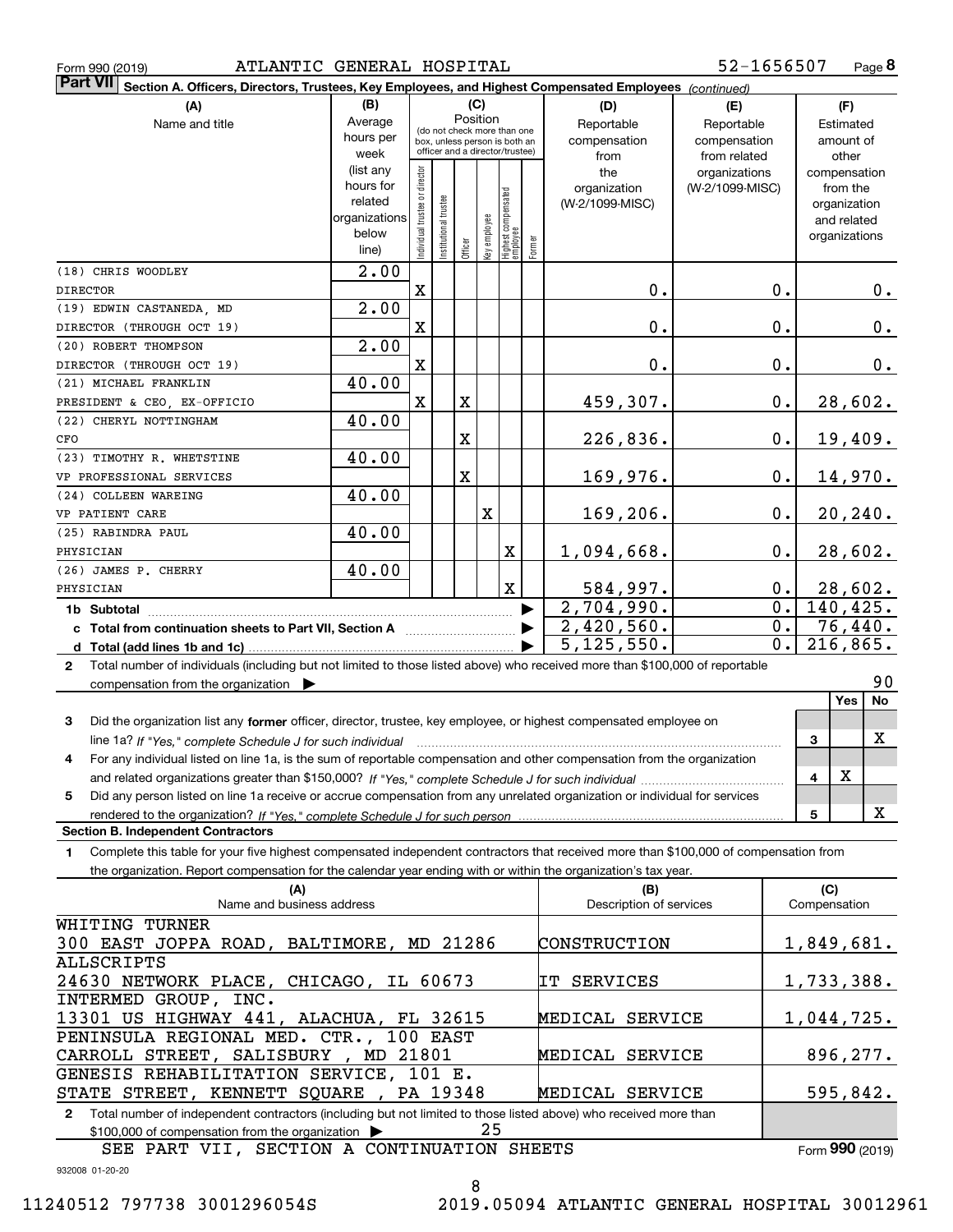Form 990 (2019) ATLANTIC GENERAL HOSPITAL 52-1656507 Page 8

**Part VII Section A. Officers, Directors, Trustees, Key Employees, and Highest Compensated Employees** *(continued)*

| (A) Name and title | (B) Average hours per week (list any hours for related organizations below line) | (C) Position: Individual trustee or director | Institutional trustee | Officer | Key employee | Highest compensated employee | Former | (D) Reportable compensation from the organization (W-2/1099-MISC) | (E) Reportable compensation from related organizations (W-2/1099-MISC) | (F) Estimated amount of other compensation from the organization and related organizations |
|---|---|---|---|---|---|---|---|---|---|---|
| (18) CHRIS WOODLEY<br>DIRECTOR | 2.00 | X | | | | | | 0. | 0. | 0. |
| (19) EDWIN CASTANEDA, MD<br>DIRECTOR (THROUGH OCT 19) | 2.00 | X | | | | | | 0. | 0. | 0. |
| (20) ROBERT THOMPSON<br>DIRECTOR (THROUGH OCT 19) | 2.00 | X | | | | | | 0. | 0. | 0. |
| (21) MICHAEL FRANKLIN<br>PRESIDENT & CEO, EX-OFFICIO | 40.00 | X | | X | | | | 459,307. | 0. | 28,602. |
| (22) CHERYL NOTTINGHAM<br>CFO | 40.00 | | | X | | | | 226,836. | 0. | 19,409. |
| (23) TIMOTHY R. WHETSTINE<br>VP PROFESSIONAL SERVICES | 40.00 | | | X | | | | 169,976. | 0. | 14,970. |
| (24) COLLEEN WAREING<br>VP PATIENT CARE | 40.00 | | | | X | | | 169,206. | 0. | 20,240. |
| (25) RABINDRA PAUL<br>PHYSICIAN | 40.00 | | | | | X | | 1,094,668. | 0. | 28,602. |
| (26) JAMES P. CHERRY<br>PHYSICIAN | 40.00 | | | | | X | | 584,997. | 0. | 28,602. |
| **1b Subtotal** | | | | | | | | 2,704,990. | 0. | 140,425. |
| **c Total from continuation sheets to Part VII, Section A** | | | | | | | | 2,420,560. | 0. | 76,440. |
| **d Total (add lines 1b and 1c)** | | | | | | | | 5,125,550. | 0. | 216,865. |

**2** Total number of individuals (including but not limited to those listed above) who received more than $100,000 of reportable compensation from the organization ▶ 90

| | | Yes | No |
|---|---|---|---|
| **3** Did the organization list any **former** officer, director, trustee, key employee, or highest compensated employee on line 1a? *If "Yes," complete Schedule J for such individual* | 3 | | X |
| **4** For any individual listed on line 1a, is the sum of reportable compensation and other compensation from the organization and related organizations greater than $150,000? *If "Yes," complete Schedule J for such individual* | 4 | X | |
| **5** Did any person listed on line 1a receive or accrue compensation from any unrelated organization or individual for services rendered to the organization? *If "Yes," complete Schedule J for such person* | 5 | | X |

**Section B. Independent Contractors**

**1** Complete this table for your five highest compensated independent contractors that received more than $100,000 of compensation from the organization. Report compensation for the calendar year ending with or within the organization's tax year.

| (A) Name and business address | (B) Description of services | (C) Compensation |
|---|---|---|
| WHITING TURNER<br>300 EAST JOPPA ROAD, BALTIMORE, MD 21286 | CONSTRUCTION | 1,849,681. |
| ALLSCRIPTS<br>24630 NETWORK PLACE, CHICAGO, IL 60673 | IT SERVICES | 1,733,388. |
| INTERMED GROUP, INC.<br>13301 US HIGHWAY 441, ALACHUA, FL 32615 | MEDICAL SERVICE | 1,044,725. |
| PENINSULA REGIONAL MED. CTR., 100 EAST<br>CARROLL STREET, SALISBURY , MD 21801 | MEDICAL SERVICE | 896,277. |
| GENESIS REHABILITATION SERVICE, 101 E.<br>STATE STREET, KENNETT SQUARE , PA 19348 | MEDICAL SERVICE | 595,842. |

**2** Total number of independent contractors (including but not limited to those listed above) who received more than $100,000 of compensation from the organization ▶ 25

SEE PART VII, SECTION A CONTINUATION SHEETS

Form **990** (2019)

932008 01-20-20

11240512 797738 3001296054S 2019.05094 ATLANTIC GENERAL HOSPITAL 30012961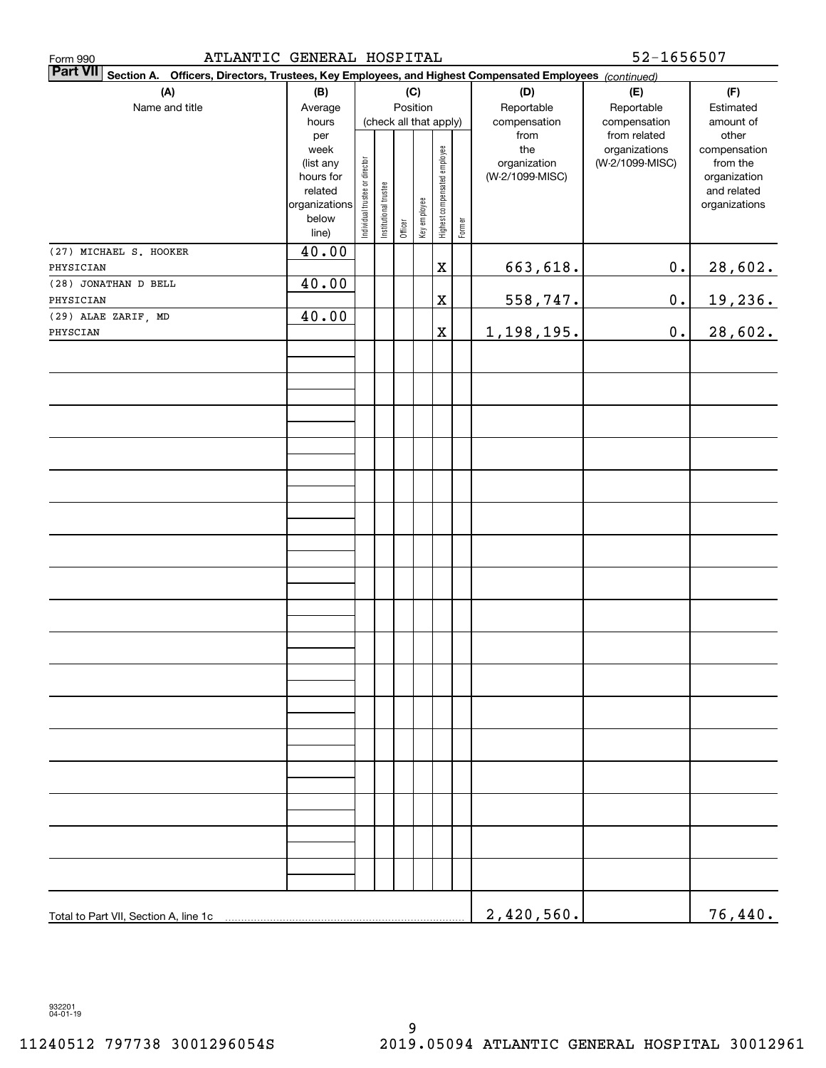Form 990 ATLANTIC GENERAL HOSPITAL 52-1656507

**Part VII** Section A. Officers, Directors, Trustees, Key Employees, and Highest Compensated Employees *(continued)*

| (A) Name and title | (B) Average hours per week (list any hours for related organizations below line) | (C) Position (check all that apply): Individual trustee or director | Institutional trustee | Officer | Key employee | Highest compensated employee | Former | (D) Reportable compensation from the organization (W-2/1099-MISC) | (E) Reportable compensation from related organizations (W-2/1099-MISC) | (F) Estimated amount of other compensation from the organization and related organizations |
|---|---|---|---|---|---|---|---|---|---|---|
| (27) MICHAEL S. HOOKER PHYSICIAN | 40.00 | | | | | X | | 663,618. | 0. | 28,602. |
| (28) JONATHAN D BELL PHYSICIAN | 40.00 | | | | | X | | 558,747. | 0. | 19,236. |
| (29) ALAE ZARIF, MD PHYSCIAN | 40.00 | | | | | X | | 1,198,195. | 0. | 28,602. |
| Total to Part VII, Section A, line 1c | | | | | | | | 2,420,560. | | 76,440. |

932201 04-01-19

11240512 797738 3001296054S 2019.05094 ATLANTIC GENERAL HOSPITAL 30012961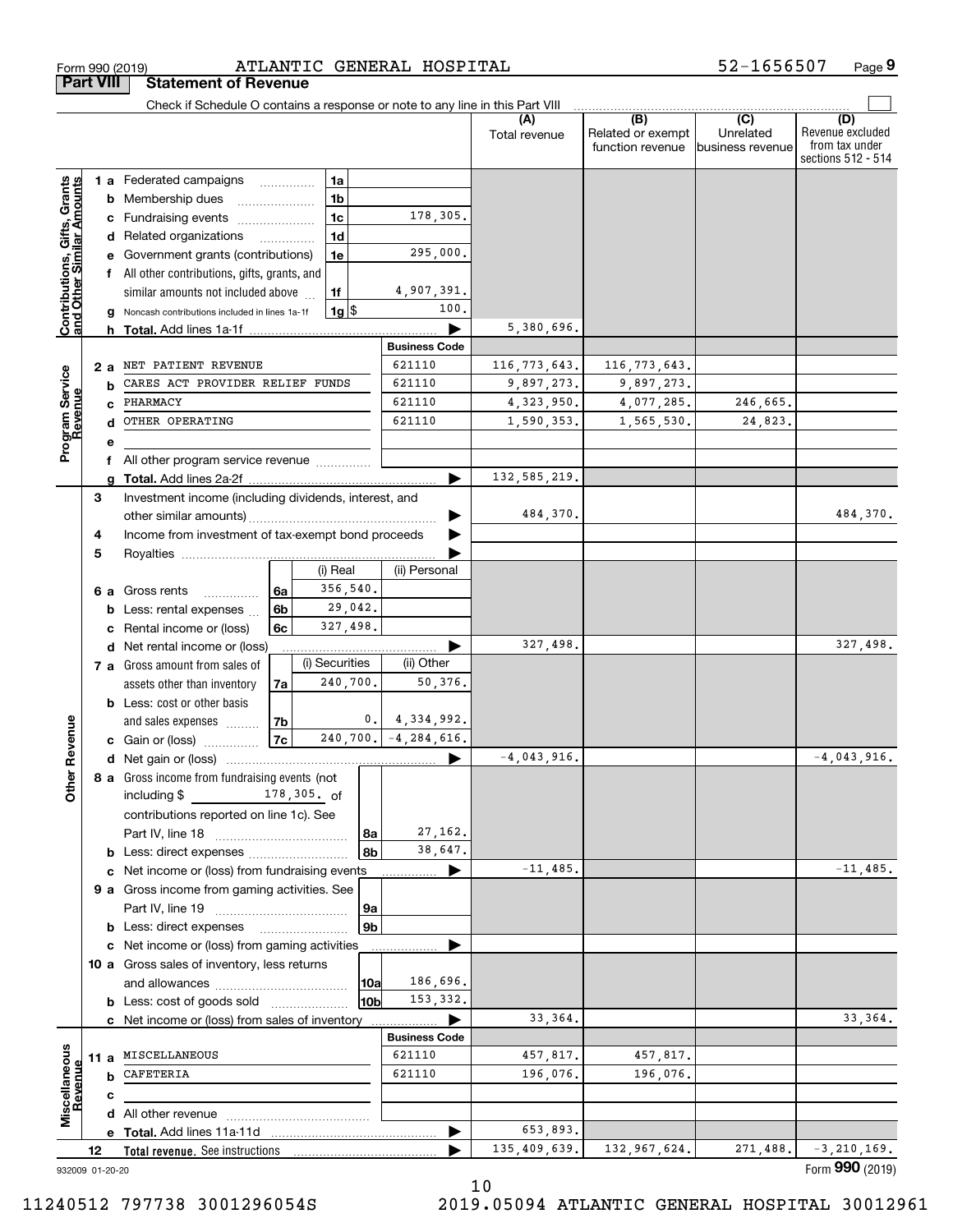Form 990 (2019) ATLANTIC GENERAL HOSPITAL 52-1656507 Page 9

## Part VIII Statement of Revenue

Check if Schedule O contains a response or note to any line in this Part VIII

| | | | | (A) Total revenue | (B) Related or exempt function revenue | (C) Unrelated business revenue | (D) Revenue excluded from tax under sections 512 - 514 |
|---|---|---|---|---|---|---|---|
| Contributions, Gifts, Grants and Other Similar Amounts | 1 a | Federated campaigns | 1a | | | | |
| | b | Membership dues | 1b | | | | |
| | c | Fundraising events | 1c 178,305. | | | | |
| | d | Related organizations | 1d | | | | |
| | e | Government grants (contributions) | 1e 295,000. | | | | |
| | f | All other contributions, gifts, grants, and similar amounts not included above | 1f 4,907,391. | | | | |
| | g | Noncash contributions included in lines 1a-1f | 1g $ 100. | | | | |
| | h | **Total.** Add lines 1a-1f | | 5,380,696. | | | |
| | | | **Business Code** | | | | |
| Program Service Revenue | 2 a | NET PATIENT REVENUE | 621110 | 116,773,643. | 116,773,643. | | |
| | b | CARES ACT PROVIDER RELIEF FUNDS | 621110 | 9,897,273. | 9,897,273. | | |
| | c | PHARMACY | 621110 | 4,323,950. | 4,077,285. | 246,665. | |
| | d | OTHER OPERATING | 621110 | 1,590,353. | 1,565,530. | 24,823. | |
| | e | | | | | | |
| | f | All other program service revenue | | | | | |
| | g | **Total.** Add lines 2a-2f | | 132,585,219. | | | |
| Other Revenue | 3 | Investment income (including dividends, interest, and other similar amounts) | | 484,370. | | | 484,370. |
| | 4 | Income from investment of tax-exempt bond proceeds | | | | | |
| | 5 | Royalties | | | | | |
| | | | (i) Real / (ii) Personal | | | | |
| | 6 a | Gross rents | 6a 356,540. | | | | |
| | b | Less: rental expenses | 6b 29,042. | | | | |
| | c | Rental income or (loss) | 6c 327,498. | | | | |
| | d | Net rental income or (loss) | | 327,498. | | | 327,498. |
| | | | (i) Securities / (ii) Other | | | | |
| | 7 a | Gross amount from sales of assets other than inventory | 7a 240,700. / 50,376. | | | | |
| | b | Less: cost or other basis and sales expenses | 7b 0. / 4,334,992. | | | | |
| | c | Gain or (loss) | 7c 240,700. / -4,284,616. | | | | |
| | d | Net gain or (loss) | | -4,043,916. | | | -4,043,916. |
| | 8 a | Gross income from fundraising events (not including $ 178,305. of contributions reported on line 1c). See Part IV, line 18 | 8a 27,162. | | | | |
| | b | Less: direct expenses | 8b 38,647. | | | | |
| | c | Net income or (loss) from fundraising events | | -11,485. | | | -11,485. |
| | 9 a | Gross income from gaming activities. See Part IV, line 19 | 9a | | | | |
| | b | Less: direct expenses | 9b | | | | |
| | c | Net income or (loss) from gaming activities | | | | | |
| | 10 a | Gross sales of inventory, less returns and allowances | 10a 186,696. | | | | |
| | b | Less: cost of goods sold | 10b 153,332. | | | | |
| | c | Net income or (loss) from sales of inventory | | 33,364. | | | 33,364. |
| | | | **Business Code** | | | | |
| Miscellaneous Revenue | 11 a | MISCELLANEOUS | 621110 | 457,817. | 457,817. | | |
| | b | CAFETERIA | 621110 | 196,076. | 196,076. | | |
| | c | | | | | | |
| | d | All other revenue | | | | | |
| | e | **Total.** Add lines 11a-11d | | 653,893. | | | |
| | 12 | **Total revenue.** See instructions | | 135,409,639. | 132,967,624. | 271,488. | -3,210,169. |

932009 01-20-20 Form **990** (2019)

11240512 797738 3001296054S 2019.05094 ATLANTIC GENERAL HOSPITAL 30012961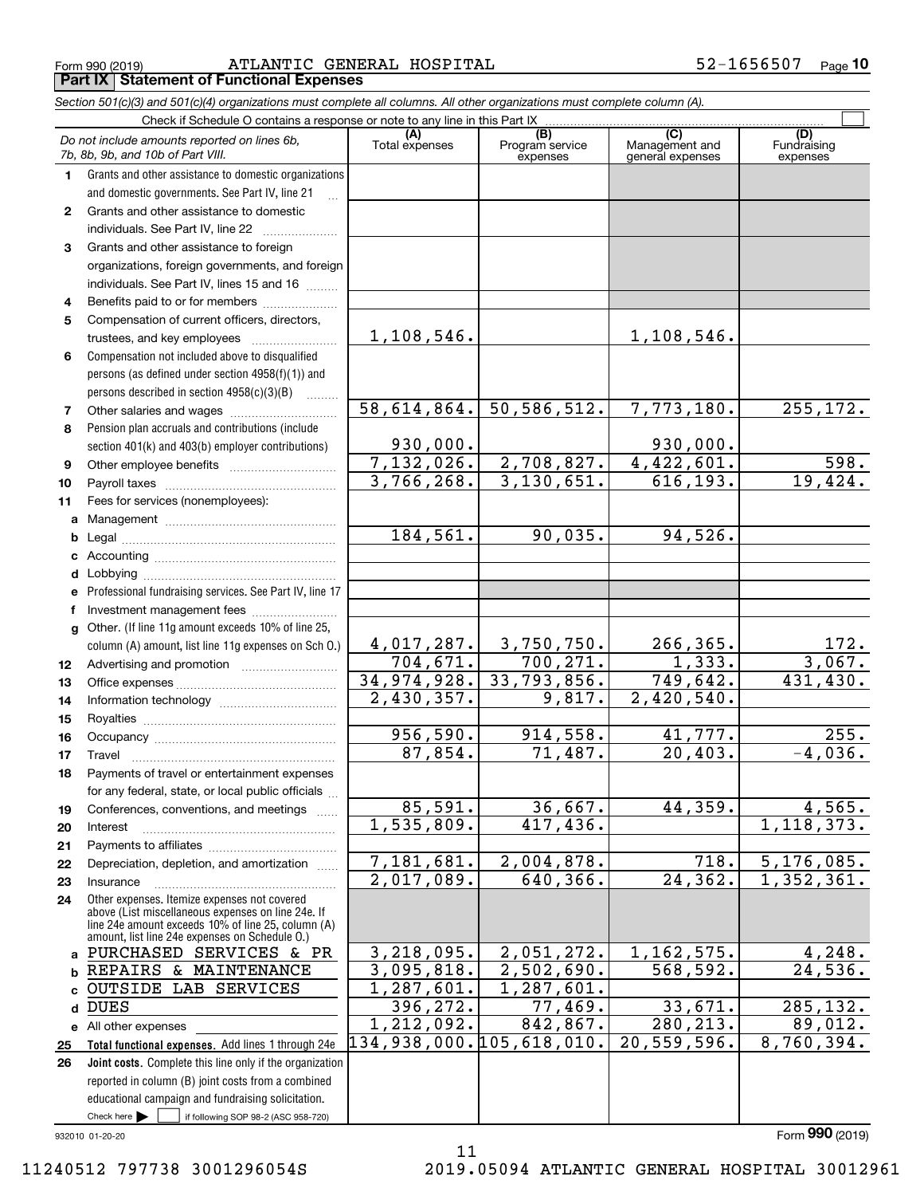Form 990 (2019) ATLANTIC GENERAL HOSPITAL 52-1656507 Page **10**

**Part IX Statement of Functional Expenses**

*Section 501(c)(3) and 501(c)(4) organizations must complete all columns. All other organizations must complete column (A).*

Check if Schedule O contains a response or note to any line in this Part IX

| *Do not include amounts reported on lines 6b, 7b, 8b, 9b, and 10b of Part VIII.* | (A) Total expenses | (B) Program service expenses | (C) Management and general expenses | (D) Fundraising expenses |
|---|---|---|---|---|
| **1** Grants and other assistance to domestic organizations and domestic governments. See Part IV, line 21 | | | | |
| **2** Grants and other assistance to domestic individuals. See Part IV, line 22 | | | | |
| **3** Grants and other assistance to foreign organizations, foreign governments, and foreign individuals. See Part IV, lines 15 and 16 | | | | |
| **4** Benefits paid to or for members | | | | |
| **5** Compensation of current officers, directors, trustees, and key employees | 1,108,546. | | 1,108,546. | |
| **6** Compensation not included above to disqualified persons (as defined under section 4958(f)(1)) and persons described in section 4958(c)(3)(B) | | | | |
| **7** Other salaries and wages | 58,614,864. | 50,586,512. | 7,773,180. | 255,172. |
| **8** Pension plan accruals and contributions (include section 401(k) and 403(b) employer contributions) | 930,000. | | 930,000. | |
| **9** Other employee benefits | 7,132,026. | 2,708,827. | 4,422,601. | 598. |
| **10** Payroll taxes | 3,766,268. | 3,130,651. | 616,193. | 19,424. |
| **11** Fees for services (nonemployees): | | | | |
| **a** Management | | | | |
| **b** Legal | 184,561. | 90,035. | 94,526. | |
| **c** Accounting | | | | |
| **d** Lobbying | | | | |
| **e** Professional fundraising services. See Part IV, line 17 | | | | |
| **f** Investment management fees | | | | |
| **g** Other. (If line 11g amount exceeds 10% of line 25, column (A) amount, list line 11g expenses on Sch O.) | 4,017,287. | 3,750,750. | 266,365. | 172. |
| **12** Advertising and promotion | 704,671. | 700,271. | 1,333. | 3,067. |
| **13** Office expenses | 34,974,928. | 33,793,856. | 749,642. | 431,430. |
| **14** Information technology | 2,430,357. | 9,817. | 2,420,540. | |
| **15** Royalties | | | | |
| **16** Occupancy | 956,590. | 914,558. | 41,777. | 255. |
| **17** Travel | 87,854. | 71,487. | 20,403. | -4,036. |
| **18** Payments of travel or entertainment expenses for any federal, state, or local public officials | | | | |
| **19** Conferences, conventions, and meetings | 85,591. | 36,667. | 44,359. | 4,565. |
| **20** Interest | 1,535,809. | 417,436. | | 1,118,373. |
| **21** Payments to affiliates | | | | |
| **22** Depreciation, depletion, and amortization | 7,181,681. | 2,004,878. | 718. | 5,176,085. |
| **23** Insurance | 2,017,089. | 640,366. | 24,362. | 1,352,361. |
| **24** Other expenses. Itemize expenses not covered above (List miscellaneous expenses on line 24e. If line 24e amount exceeds 10% of line 25, column (A) amount, list line 24e expenses on Schedule O.) | | | | |
| **a** PURCHASED SERVICES & PR | 3,218,095. | 2,051,272. | 1,162,575. | 4,248. |
| **b** REPAIRS & MAINTENANCE | 3,095,818. | 2,502,690. | 568,592. | 24,536. |
| **c** OUTSIDE LAB SERVICES | 1,287,601. | 1,287,601. | | |
| **d** DUES | 396,272. | 77,469. | 33,671. | 285,132. |
| **e** All other expenses | 1,212,092. | 842,867. | 280,213. | 89,012. |
| **25 Total functional expenses.** Add lines 1 through 24e | 134,938,000. | 105,618,010. | 20,559,596. | 8,760,394. |
| **26 Joint costs.** Complete this line only if the organization reported in column (B) joint costs from a combined educational campaign and fundraising solicitation. Check here ☐ if following SOP 98-2 (ASC 958-720) | | | | |

932010 01-20-20 Form **990** (2019)

11240512 797738 3001296054S 2019.05094 ATLANTIC GENERAL HOSPITAL 30012961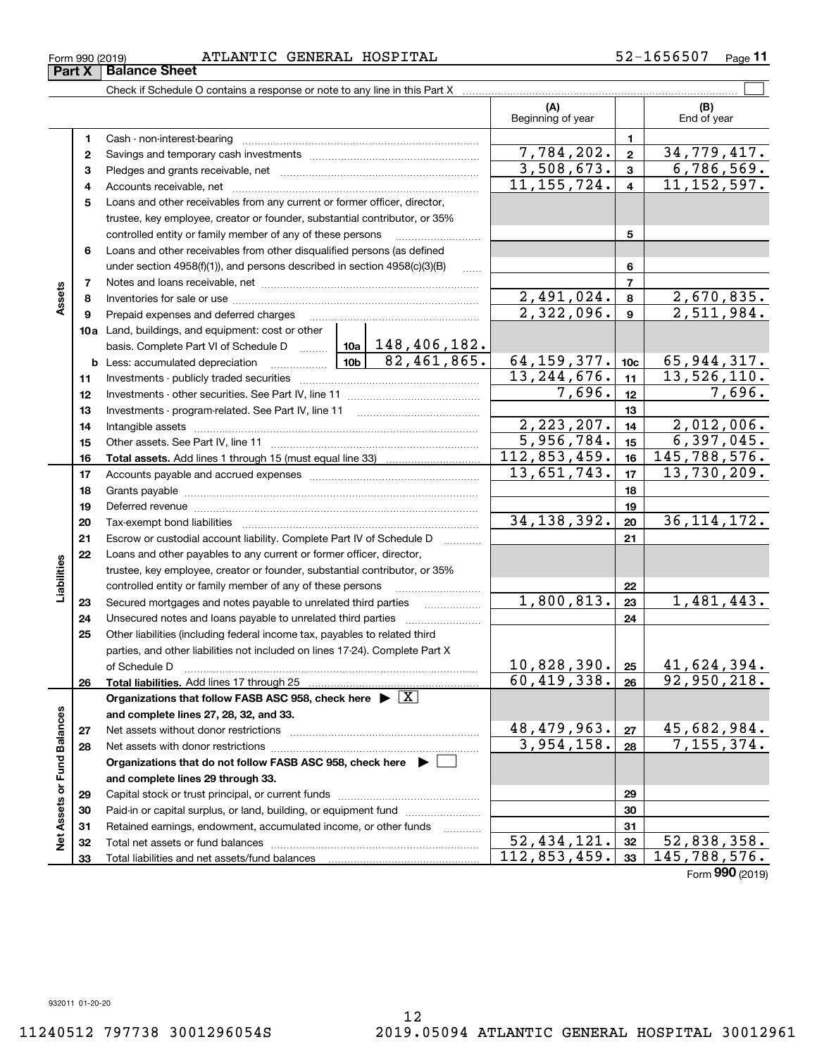Form 990 (2019) ATLANTIC GENERAL HOSPITAL 52-1656507 Page **11**

**Part X | Balance Sheet**

Check if Schedule O contains a response or note to any line in this Part X ☐

| | | | (A) Beginning of year | | (B) End of year |
|---|---|---|---|---|---|
| **Assets** | 1 | Cash - non-interest-bearing | | 1 | |
| | 2 | Savings and temporary cash investments | 7,784,202. | 2 | 34,779,417. |
| | 3 | Pledges and grants receivable, net | 3,508,673. | 3 | 6,786,569. |
| | 4 | Accounts receivable, net | 11,155,724. | 4 | 11,152,597. |
| | 5 | Loans and other receivables from any current or former officer, director, trustee, key employee, creator or founder, substantial contributor, or 35% controlled entity or family member of any of these persons | | 5 | |
| | 6 | Loans and other receivables from other disqualified persons (as defined under section 4958(f)(1)), and persons described in section 4958(c)(3)(B) | | 6 | |
| | 7 | Notes and loans receivable, net | | 7 | |
| | 8 | Inventories for sale or use | 2,491,024. | 8 | 2,670,835. |
| | 9 | Prepaid expenses and deferred charges | 2,322,096. | 9 | 2,511,984. |
| | 10a | Land, buildings, and equipment: cost or other basis. Complete Part VI of Schedule D ... 10a 148,406,182. | | | |
| | b | Less: accumulated depreciation ... 10b 82,461,865. | 64,159,377. | 10c | 65,944,317. |
| | 11 | Investments - publicly traded securities | 13,244,676. | 11 | 13,526,110. |
| | 12 | Investments - other securities. See Part IV, line 11 | 7,696. | 12 | 7,696. |
| | 13 | Investments - program-related. See Part IV, line 11 | | 13 | |
| | 14 | Intangible assets | 2,223,207. | 14 | 2,012,006. |
| | 15 | Other assets. See Part IV, line 11 | 5,956,784. | 15 | 6,397,045. |
| | 16 | **Total assets.** Add lines 1 through 15 (must equal line 33) | 112,853,459. | 16 | 145,788,576. |
| **Liabilities** | 17 | Accounts payable and accrued expenses | 13,651,743. | 17 | 13,730,209. |
| | 18 | Grants payable | | 18 | |
| | 19 | Deferred revenue | | 19 | |
| | 20 | Tax-exempt bond liabilities | 34,138,392. | 20 | 36,114,172. |
| | 21 | Escrow or custodial account liability. Complete Part IV of Schedule D | | 21 | |
| | 22 | Loans and other payables to any current or former officer, director, trustee, key employee, creator or founder, substantial contributor, or 35% controlled entity or family member of any of these persons | | 22 | |
| | 23 | Secured mortgages and notes payable to unrelated third parties | 1,800,813. | 23 | 1,481,443. |
| | 24 | Unsecured notes and loans payable to unrelated third parties | | 24 | |
| | 25 | Other liabilities (including federal income tax, payables to related third parties, and other liabilities not included on lines 17-24). Complete Part X of Schedule D | 10,828,390. | 25 | 41,624,394. |
| | 26 | **Total liabilities.** Add lines 17 through 25 | 60,419,338. | 26 | 92,950,218. |
| **Net Assets or Fund Balances** | | **Organizations that follow FASB ASC 958, check here ▶ [X] and complete lines 27, 28, 32, and 33.** | | | |
| | 27 | Net assets without donor restrictions | 48,479,963. | 27 | 45,682,984. |
| | 28 | Net assets with donor restrictions | 3,954,158. | 28 | 7,155,374. |
| | | **Organizations that do not follow FASB ASC 958, check here ▶ ☐ and complete lines 29 through 33.** | | | |
| | 29 | Capital stock or trust principal, or current funds | | 29 | |
| | 30 | Paid-in or capital surplus, or land, building, or equipment fund | | 30 | |
| | 31 | Retained earnings, endowment, accumulated income, or other funds | | 31 | |
| | 32 | Total net assets or fund balances | 52,434,121. | 32 | 52,838,358. |
| | 33 | Total liabilities and net assets/fund balances | 112,853,459. | 33 | 145,788,576. |

Form **990** (2019)

932011 01-20-20

11240512 797738 3001296054S 2019.05094 ATLANTIC GENERAL HOSPITAL 30012961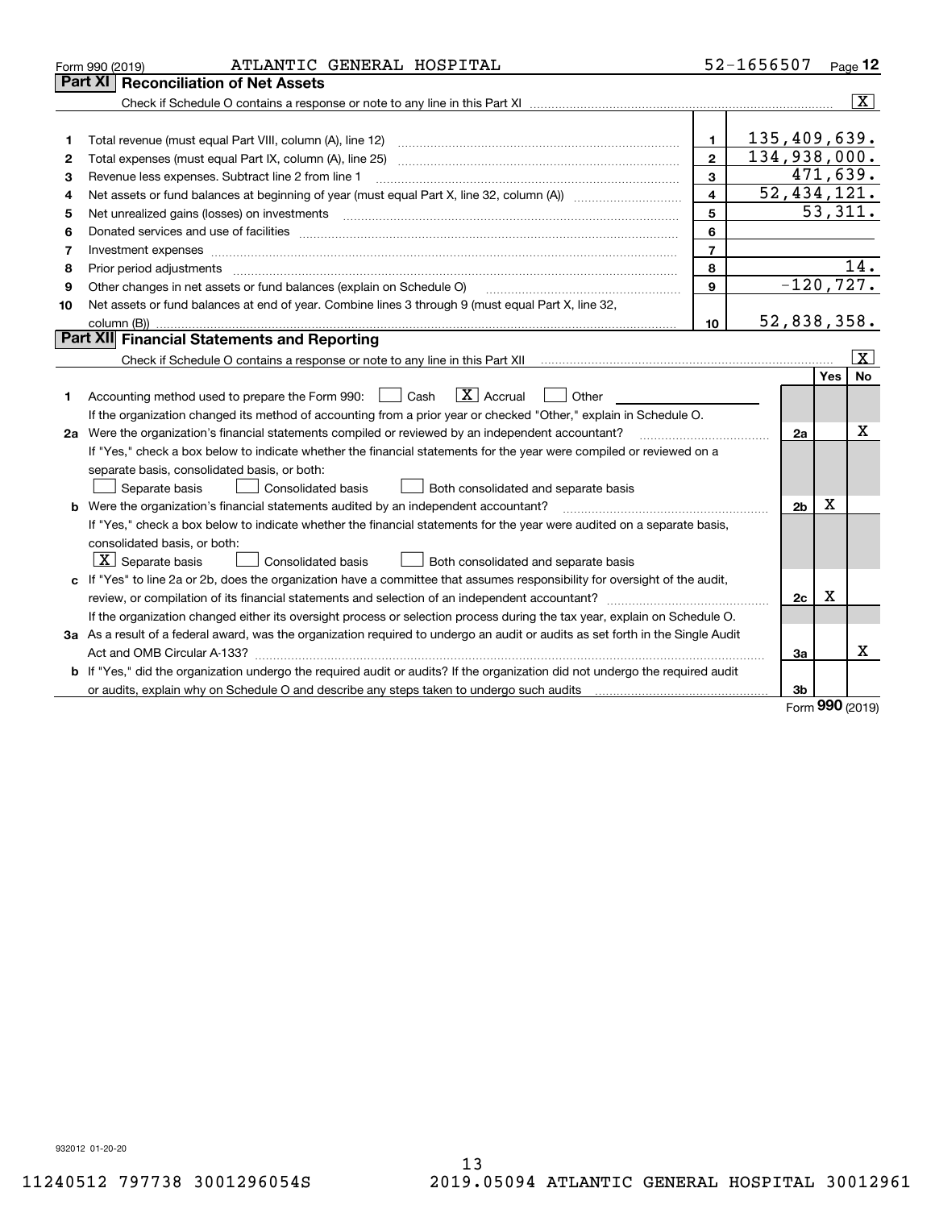Form 990 (2019) ATLANTIC GENERAL HOSPITAL 52-1656507 Page 12

## Part XI Reconciliation of Net Assets

Check if Schedule O contains a response or note to any line in this Part XI [X]

| | | | |
|---|---|---|---|
| 1 | Total revenue (must equal Part VIII, column (A), line 12) | 1 | 135,409,639. |
| 2 | Total expenses (must equal Part IX, column (A), line 25) | 2 | 134,938,000. |
| 3 | Revenue less expenses. Subtract line 2 from line 1 | 3 | 471,639. |
| 4 | Net assets or fund balances at beginning of year (must equal Part X, line 32, column (A)) | 4 | 52,434,121. |
| 5 | Net unrealized gains (losses) on investments | 5 | 53,311. |
| 6 | Donated services and use of facilities | 6 | |
| 7 | Investment expenses | 7 | |
| 8 | Prior period adjustments | 8 | 14. |
| 9 | Other changes in net assets or fund balances (explain on Schedule O) | 9 | -120,727. |
| 10 | Net assets or fund balances at end of year. Combine lines 3 through 9 (must equal Part X, line 32, column (B)) | 10 | 52,838,358. |

## Part XII Financial Statements and Reporting

Check if Schedule O contains a response or note to any line in this Part XII [X]

| | | | Yes | No |
|---|---|---|---|---|
| 1 | Accounting method used to prepare the Form 990: [ ] Cash [X] Accrual [ ] Other<br>If the organization changed its method of accounting from a prior year or checked "Other," explain in Schedule O. | | | |
| 2a | Were the organization's financial statements compiled or reviewed by an independent accountant?<br>If "Yes," check a box below to indicate whether the financial statements for the year were compiled or reviewed on a separate basis, consolidated basis, or both:<br>[ ] Separate basis [ ] Consolidated basis [ ] Both consolidated and separate basis | 2a | | X |
| b | Were the organization's financial statements audited by an independent accountant?<br>If "Yes," check a box below to indicate whether the financial statements for the year were audited on a separate basis, consolidated basis, or both:<br>[X] Separate basis [ ] Consolidated basis [ ] Both consolidated and separate basis | 2b | X | |
| c | If "Yes" to line 2a or 2b, does the organization have a committee that assumes responsibility for oversight of the audit, review, or compilation of its financial statements and selection of an independent accountant?<br>If the organization changed either its oversight process or selection process during the tax year, explain on Schedule O. | 2c | X | |
| 3a | As a result of a federal award, was the organization required to undergo an audit or audits as set forth in the Single Audit Act and OMB Circular A-133? | 3a | | X |
| b | If "Yes," did the organization undergo the required audit or audits? If the organization did not undergo the required audit or audits, explain why on Schedule O and describe any steps taken to undergo such audits | 3b | | |

Form 990 (2019)

932012 01-20-20

11240512 797738 3001296054S 2019.05094 ATLANTIC GENERAL HOSPITAL 30012961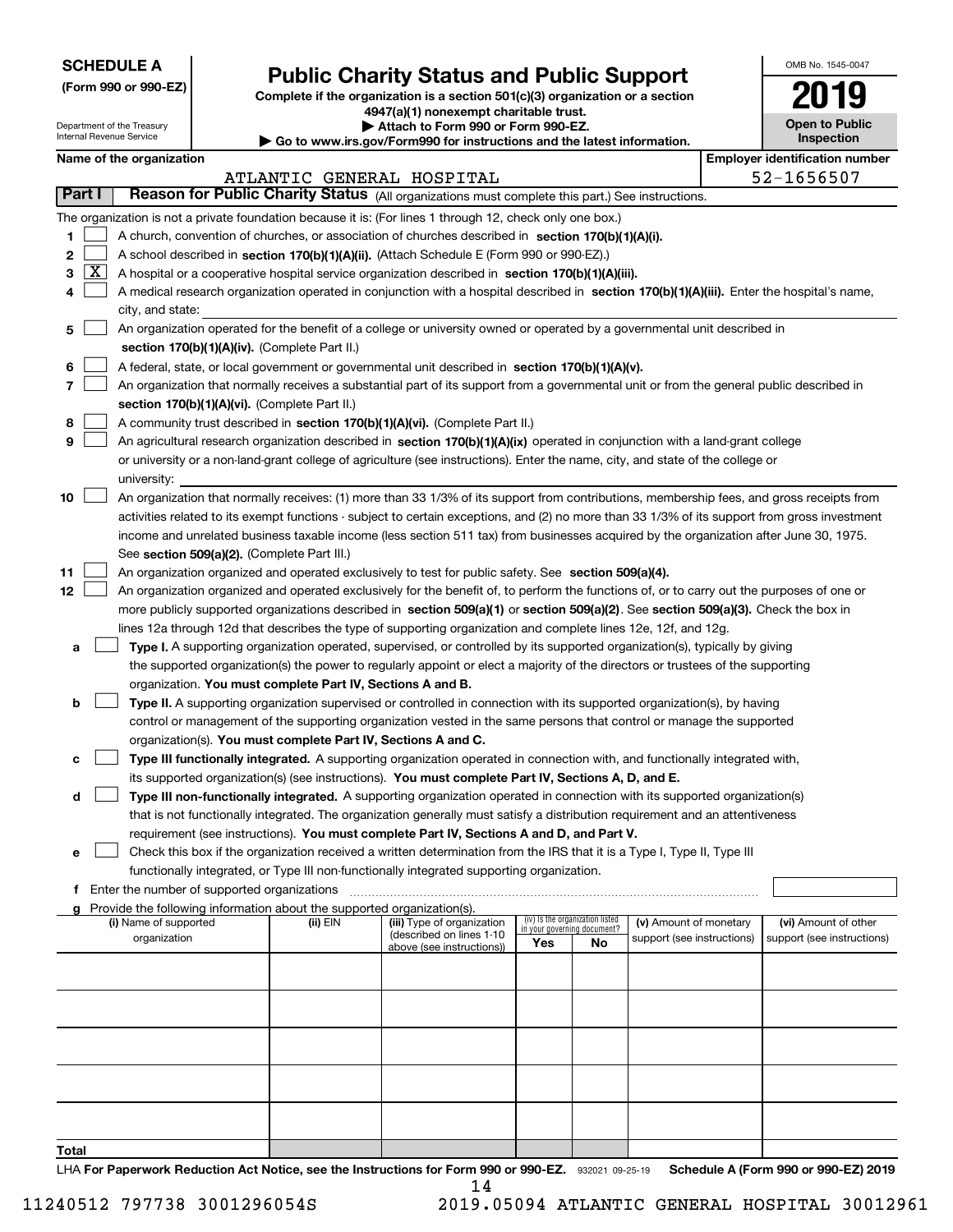**SCHEDULE A**
**(Form 990 or 990-EZ)**

Department of the Treasury
Internal Revenue Service

# Public Charity Status and Public Support

**Complete if the organization is a section 501(c)(3) organization or a section 4947(a)(1) nonexempt charitable trust.**
**▶ Attach to Form 990 or Form 990-EZ.**
**▶ Go to www.irs.gov/Form990 for instructions and the latest information.**

OMB No. 1545-0047
**2019**
**Open to Public Inspection**

**Name of the organization:** ATLANTIC GENERAL HOSPITAL
**Employer identification number:** 52-1656507

**Part I — Reason for Public Charity Status** (All organizations must complete this part.) See instructions.

The organization is not a private foundation because it is: (For lines 1 through 12, check only one box.)

1. ☐ A church, convention of churches, or association of churches described in **section 170(b)(1)(A)(i).**
2. ☐ A school described in **section 170(b)(1)(A)(ii).** (Attach Schedule E (Form 990 or 990-EZ).)
3. ☒ A hospital or a cooperative hospital service organization described in **section 170(b)(1)(A)(iii).**
4. ☐ A medical research organization operated in conjunction with a hospital described in **section 170(b)(1)(A)(iii).** Enter the hospital's name, city, and state:
5. ☐ An organization operated for the benefit of a college or university owned or operated by a governmental unit described in **section 170(b)(1)(A)(iv).** (Complete Part II.)
6. ☐ A federal, state, or local government or governmental unit described in **section 170(b)(1)(A)(v).**
7. ☐ An organization that normally receives a substantial part of its support from a governmental unit or from the general public described in **section 170(b)(1)(A)(vi).** (Complete Part II.)
8. ☐ A community trust described in **section 170(b)(1)(A)(vi).** (Complete Part II.)
9. ☐ An agricultural research organization described in **section 170(b)(1)(A)(ix)** operated in conjunction with a land-grant college or university or a non-land-grant college of agriculture (see instructions). Enter the name, city, and state of the college or university:
10. ☐ An organization that normally receives: (1) more than 33 1/3% of its support from contributions, membership fees, and gross receipts from activities related to its exempt functions - subject to certain exceptions, and (2) no more than 33 1/3% of its support from gross investment income and unrelated business taxable income (less section 511 tax) from businesses acquired by the organization after June 30, 1975. See **section 509(a)(2).** (Complete Part III.)
11. ☐ An organization organized and operated exclusively to test for public safety. See **section 509(a)(4).**
12. ☐ An organization organized and operated exclusively for the benefit of, to perform the functions of, or to carry out the purposes of one or more publicly supported organizations described in **section 509(a)(1)** or **section 509(a)(2)**. See **section 509(a)(3).** Check the box in lines 12a through 12d that describes the type of supporting organization and complete lines 12e, 12f, and 12g.
   - **a** ☐ **Type I.** A supporting organization operated, supervised, or controlled by its supported organization(s), typically by giving the supported organization(s) the power to regularly appoint or elect a majority of the directors or trustees of the supporting organization. **You must complete Part IV, Sections A and B.**
   - **b** ☐ **Type II.** A supporting organization supervised or controlled in connection with its supported organization(s), by having control or management of the supporting organization vested in the same persons that control or manage the supported organization(s). **You must complete Part IV, Sections A and C.**
   - **c** ☐ **Type III functionally integrated.** A supporting organization operated in connection with, and functionally integrated with, its supported organization(s) (see instructions). **You must complete Part IV, Sections A, D, and E.**
   - **d** ☐ **Type III non-functionally integrated.** A supporting organization operated in connection with its supported organization(s) that is not functionally integrated. The organization generally must satisfy a distribution requirement and an attentiveness requirement (see instructions). **You must complete Part IV, Sections A and D, and Part V.**
   - **e** ☐ Check this box if the organization received a written determination from the IRS that it is a Type I, Type II, Type III functionally integrated, or Type III non-functionally integrated supporting organization.
   - **f** Enter the number of supported organizations
   - **g** Provide the following information about the supported organization(s).

| (i) Name of supported organization | (ii) EIN | (iii) Type of organization (described on lines 1-10 above (see instructions)) | (iv) Is the organization listed in your governing document? Yes | No | (v) Amount of monetary support (see instructions) | (vi) Amount of other support (see instructions) |
|---|---|---|---|---|---|---|
| | | | | | | |
| | | | | | | |
| | | | | | | |
| | | | | | | |
| | | | | | | |
| **Total** | | | | | | |

LHA **For Paperwork Reduction Act Notice, see the Instructions for Form 990 or 990-EZ.** 932021 09-25-19 **Schedule A (Form 990 or 990-EZ) 2019**

11240512 797738 3001296054S 2019.05094 ATLANTIC GENERAL HOSPITAL 30012961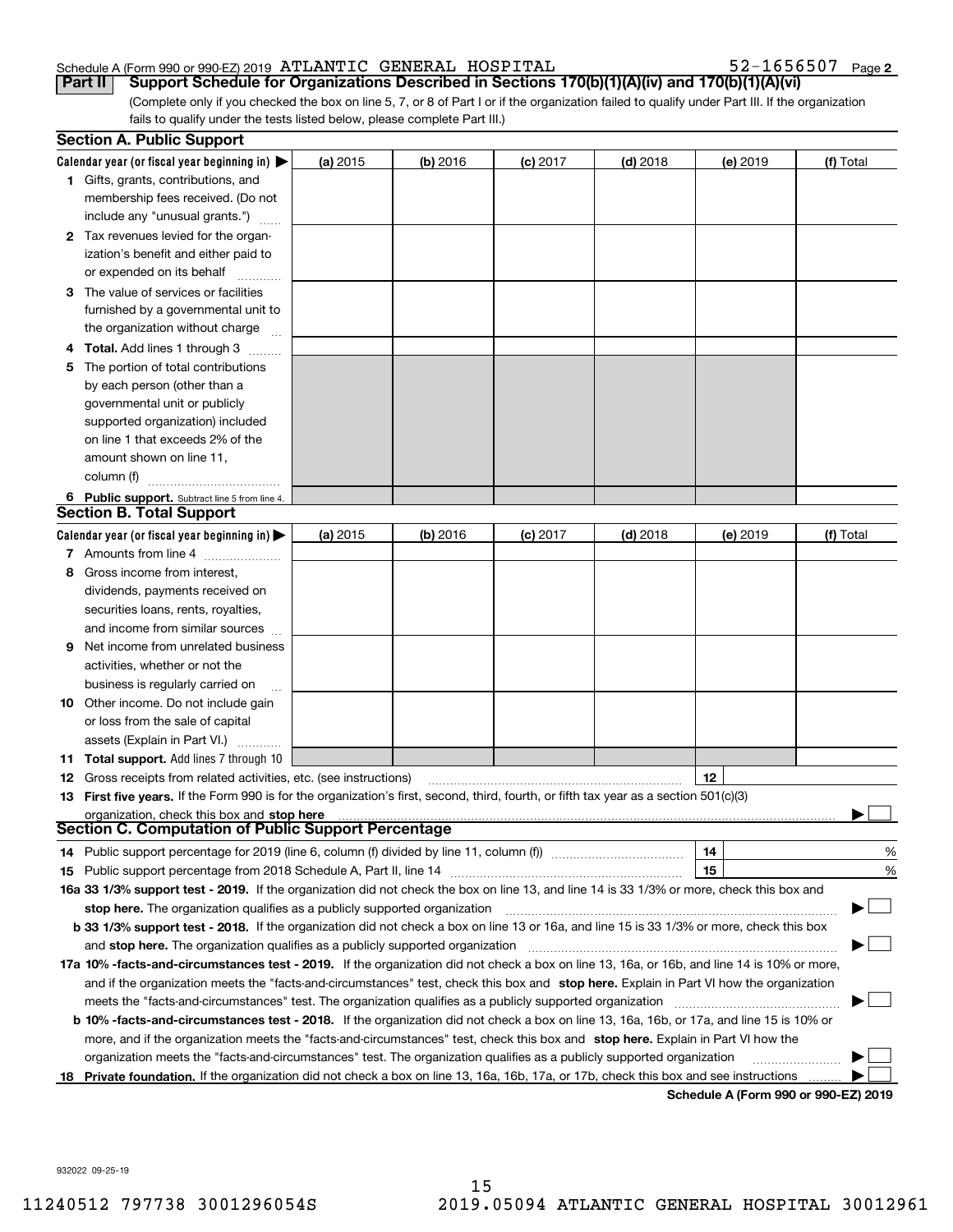Schedule A (Form 990 or 990-EZ) 2019 ATLANTIC GENERAL HOSPITAL 52-1656507 Page 2

**Part II** **Support Schedule for Organizations Described in Sections 170(b)(1)(A)(iv) and 170(b)(1)(A)(vi)**

(Complete only if you checked the box on line 5, 7, or 8 of Part I or if the organization failed to qualify under Part III. If the organization fails to qualify under the tests listed below, please complete Part III.)

**Section A. Public Support**

| Calendar year (or fiscal year beginning in) ▶ | (a) 2015 | (b) 2016 | (c) 2017 | (d) 2018 | (e) 2019 | (f) Total |
|---|---|---|---|---|---|---|
| **1** Gifts, grants, contributions, and membership fees received. (Do not include any "unusual grants.") | | | | | | |
| **2** Tax revenues levied for the organization's benefit and either paid to or expended on its behalf | | | | | | |
| **3** The value of services or facilities furnished by a governmental unit to the organization without charge | | | | | | |
| **4 Total.** Add lines 1 through 3 | | | | | | |
| **5** The portion of total contributions by each person (other than a governmental unit or publicly supported organization) included on line 1 that exceeds 2% of the amount shown on line 11, column (f) | | | | | | |
| **6 Public support.** Subtract line 5 from line 4. | | | | | | |

**Section B. Total Support**

| Calendar year (or fiscal year beginning in) ▶ | (a) 2015 | (b) 2016 | (c) 2017 | (d) 2018 | (e) 2019 | (f) Total |
|---|---|---|---|---|---|---|
| **7** Amounts from line 4 | | | | | | |
| **8** Gross income from interest, dividends, payments received on securities loans, rents, royalties, and income from similar sources | | | | | | |
| **9** Net income from unrelated business activities, whether or not the business is regularly carried on | | | | | | |
| **10** Other income. Do not include gain or loss from the sale of capital assets (Explain in Part VI.) | | | | | | |
| **11 Total support.** Add lines 7 through 10 | | | | | | |

**12** Gross receipts from related activities, etc. (see instructions) **12**

**13 First five years.** If the Form 990 is for the organization's first, second, third, fourth, or fifth tax year as a section 501(c)(3) organization, check this box and **stop here** ▶ ☐

**Section C. Computation of Public Support Percentage**

**14** Public support percentage for 2019 (line 6, column (f) divided by line 11, column (f)) **14** %

**15** Public support percentage from 2018 Schedule A, Part II, line 14 **15** %

**16a 33 1/3% support test - 2019.** If the organization did not check the box on line 13, and line 14 is 33 1/3% or more, check this box and **stop here.** The organization qualifies as a publicly supported organization ▶ ☐

**b 33 1/3% support test - 2018.** If the organization did not check a box on line 13 or 16a, and line 15 is 33 1/3% or more, check this box and **stop here.** The organization qualifies as a publicly supported organization ▶ ☐

**17a 10% -facts-and-circumstances test - 2019.** If the organization did not check a box on line 13, 16a, or 16b, and line 14 is 10% or more, and if the organization meets the "facts-and-circumstances" test, check this box and **stop here.** Explain in Part VI how the organization meets the "facts-and-circumstances" test. The organization qualifies as a publicly supported organization ▶ ☐

**b 10% -facts-and-circumstances test - 2018.** If the organization did not check a box on line 13, 16a, 16b, or 17a, and line 15 is 10% or more, and if the organization meets the "facts-and-circumstances" test, check this box and **stop here.** Explain in Part VI how the organization meets the "facts-and-circumstances" test. The organization qualifies as a publicly supported organization ▶ ☐

**18 Private foundation.** If the organization did not check a box on line 13, 16a, 16b, 17a, or 17b, check this box and see instructions ▶ ☐

**Schedule A (Form 990 or 990-EZ) 2019**

932022 09-25-19

11240512 797738 3001296054S 2019.05094 ATLANTIC GENERAL HOSPITAL 30012961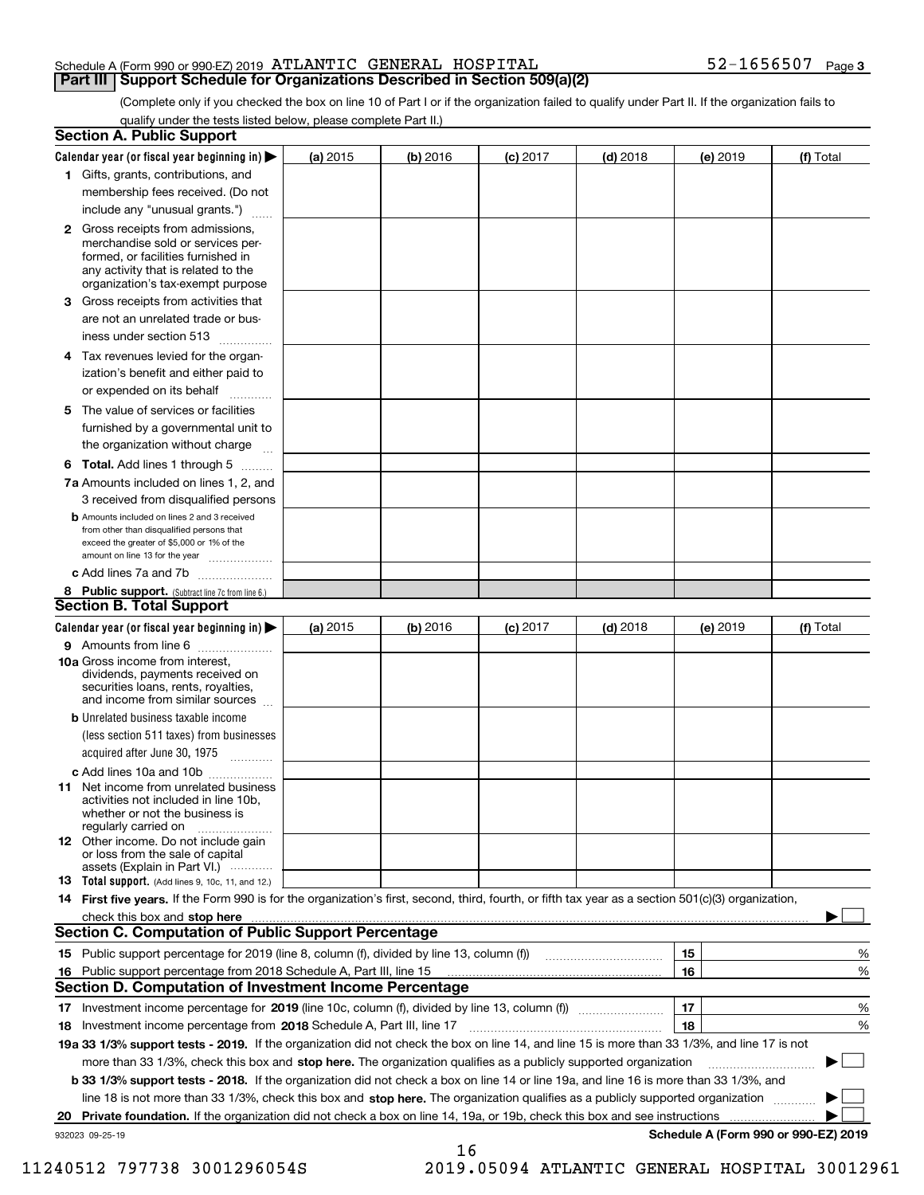Schedule A (Form 990 or 990-EZ) 2019 ATLANTIC GENERAL HOSPITAL 52-1656507 Page **3**

## Part III Support Schedule for Organizations Described in Section 509(a)(2)

(Complete only if you checked the box on line 10 of Part I or if the organization failed to qualify under Part II. If the organization fails to qualify under the tests listed below, please complete Part II.)

### Section A. Public Support

| Calendar year (or fiscal year beginning in) ▶ | (a) 2015 | (b) 2016 | (c) 2017 | (d) 2018 | (e) 2019 | (f) Total |
|---|---|---|---|---|---|---|
| **1** Gifts, grants, contributions, and membership fees received. (Do not include any "unusual grants.") | | | | | | |
| **2** Gross receipts from admissions, merchandise sold or services performed, or facilities furnished in any activity that is related to the organization's tax-exempt purpose | | | | | | |
| **3** Gross receipts from activities that are not an unrelated trade or business under section 513 | | | | | | |
| **4** Tax revenues levied for the organization's benefit and either paid to or expended on its behalf | | | | | | |
| **5** The value of services or facilities furnished by a governmental unit to the organization without charge | | | | | | |
| **6 Total.** Add lines 1 through 5 | | | | | | |
| **7a** Amounts included on lines 1, 2, and 3 received from disqualified persons | | | | | | |
| **b** Amounts included on lines 2 and 3 received from other than disqualified persons that exceed the greater of $5,000 or 1% of the amount on line 13 for the year | | | | | | |
| **c** Add lines 7a and 7b | | | | | | |
| **8 Public support.** (Subtract line 7c from line 6.) | | | | | | |

### Section B. Total Support

| Calendar year (or fiscal year beginning in) ▶ | (a) 2015 | (b) 2016 | (c) 2017 | (d) 2018 | (e) 2019 | (f) Total |
|---|---|---|---|---|---|---|
| **9** Amounts from line 6 | | | | | | |
| **10a** Gross income from interest, dividends, payments received on securities loans, rents, royalties, and income from similar sources | | | | | | |
| **b** Unrelated business taxable income (less section 511 taxes) from businesses acquired after June 30, 1975 | | | | | | |
| **c** Add lines 10a and 10b | | | | | | |
| **11** Net income from unrelated business activities not included in line 10b, whether or not the business is regularly carried on | | | | | | |
| **12** Other income. Do not include gain or loss from the sale of capital assets (Explain in Part VI.) | | | | | | |
| **13 Total support.** (Add lines 9, 10c, 11, and 12.) | | | | | | |

**14 First five years.** If the Form 990 is for the organization's first, second, third, fourth, or fifth tax year as a section 501(c)(3) organization, check this box and **stop here** ▶ ☐

### Section C. Computation of Public Support Percentage

| | | | |
|---|---|---|---|
| **15** Public support percentage for 2019 (line 8, column (f), divided by line 13, column (f)) | 15 | | % |
| **16** Public support percentage from 2018 Schedule A, Part III, line 15 | 16 | | % |

### Section D. Computation of Investment Income Percentage

| | | | |
|---|---|---|---|
| **17** Investment income percentage for **2019** (line 10c, column (f), divided by line 13, column (f)) | 17 | | % |
| **18** Investment income percentage from **2018** Schedule A, Part III, line 17 | 18 | | % |

**19a 33 1/3% support tests - 2019.** If the organization did not check the box on line 14, and line 15 is more than 33 1/3%, and line 17 is not more than 33 1/3%, check this box and **stop here.** The organization qualifies as a publicly supported organization ▶ ☐

**b 33 1/3% support tests - 2018.** If the organization did not check a box on line 14 or line 19a, and line 16 is more than 33 1/3%, and line 18 is not more than 33 1/3%, check this box and **stop here.** The organization qualifies as a publicly supported organization ▶ ☐

**20 Private foundation.** If the organization did not check a box on line 14, 19a, or 19b, check this box and see instructions ▶ ☐

932023 09-25-19 **Schedule A (Form 990 or 990-EZ) 2019**

11240512 797738 3001296054S 2019.05094 ATLANTIC GENERAL HOSPITAL 30012961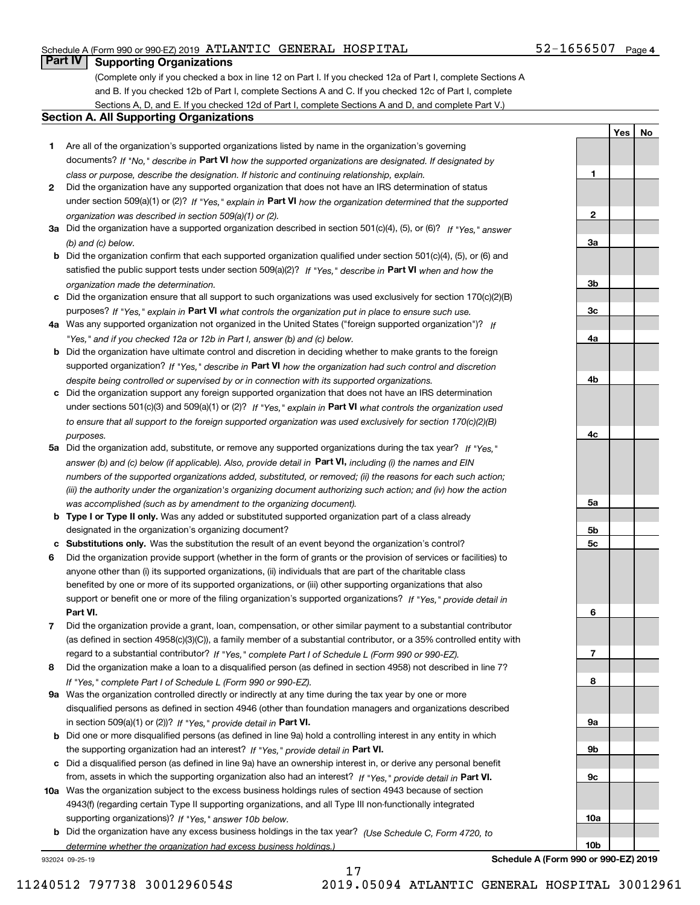Schedule A (Form 990 or 990-EZ) 2019 ATLANTIC GENERAL HOSPITAL 52-1656507 Page 4

## Part IV Supporting Organizations

(Complete only if you checked a box in line 12 on Part I. If you checked 12a of Part I, complete Sections A and B. If you checked 12b of Part I, complete Sections A and C. If you checked 12c of Part I, complete Sections A, D, and E. If you checked 12d of Part I, complete Sections A and D, and complete Part V.)

### Section A. All Supporting Organizations

| | | | Yes | No |
|---|---|---|---|---|
| **1** | Are all of the organization's supported organizations listed by name in the organization's governing documents? *If "No," describe in* **Part VI** *how the supported organizations are designated. If designated by class or purpose, describe the designation. If historic and continuing relationship, explain.* | **1** | | |
| **2** | Did the organization have any supported organization that does not have an IRS determination of status under section 509(a)(1) or (2)? *If "Yes," explain in* **Part VI** *how the organization determined that the supported organization was described in section 509(a)(1) or (2).* | **2** | | |
| **3a** | Did the organization have a supported organization described in section 501(c)(4), (5), or (6)? *If "Yes," answer (b) and (c) below.* | **3a** | | |
| **b** | Did the organization confirm that each supported organization qualified under section 501(c)(4), (5), or (6) and satisfied the public support tests under section 509(a)(2)? *If "Yes," describe in* **Part VI** *when and how the organization made the determination.* | **3b** | | |
| **c** | Did the organization ensure that all support to such organizations was used exclusively for section 170(c)(2)(B) purposes? *If "Yes," explain in* **Part VI** *what controls the organization put in place to ensure such use.* | **3c** | | |
| **4a** | Was any supported organization not organized in the United States ("foreign supported organization")? *If "Yes," and if you checked 12a or 12b in Part I, answer (b) and (c) below.* | **4a** | | |
| **b** | Did the organization have ultimate control and discretion in deciding whether to make grants to the foreign supported organization? *If "Yes," describe in* **Part VI** *how the organization had such control and discretion despite being controlled or supervised by or in connection with its supported organizations.* | **4b** | | |
| **c** | Did the organization support any foreign supported organization that does not have an IRS determination under sections 501(c)(3) and 509(a)(1) or (2)? *If "Yes," explain in* **Part VI** *what controls the organization used to ensure that all support to the foreign supported organization was used exclusively for section 170(c)(2)(B) purposes.* | **4c** | | |
| **5a** | Did the organization add, substitute, or remove any supported organizations during the tax year? *If "Yes," answer (b) and (c) below (if applicable). Also, provide detail in* **Part VI,** *including (i) the names and EIN numbers of the supported organizations added, substituted, or removed; (ii) the reasons for each such action; (iii) the authority under the organization's organizing document authorizing such action; and (iv) how the action was accomplished (such as by amendment to the organizing document).* | **5a** | | |
| **b** | **Type I or Type II only.** Was any added or substituted supported organization part of a class already designated in the organization's organizing document? | **5b** | | |
| **c** | **Substitutions only.** Was the substitution the result of an event beyond the organization's control? | **5c** | | |
| **6** | Did the organization provide support (whether in the form of grants or the provision of services or facilities) to anyone other than (i) its supported organizations, (ii) individuals that are part of the charitable class benefited by one or more of its supported organizations, or (iii) other supporting organizations that also support or benefit one or more of the filing organization's supported organizations? *If "Yes," provide detail in* **Part VI.** | **6** | | |
| **7** | Did the organization provide a grant, loan, compensation, or other similar payment to a substantial contributor (as defined in section 4958(c)(3)(C)), a family member of a substantial contributor, or a 35% controlled entity with regard to a substantial contributor? *If "Yes," complete Part I of Schedule L (Form 990 or 990-EZ).* | **7** | | |
| **8** | Did the organization make a loan to a disqualified person (as defined in section 4958) not described in line 7? *If "Yes," complete Part I of Schedule L (Form 990 or 990-EZ).* | **8** | | |
| **9a** | Was the organization controlled directly or indirectly at any time during the tax year by one or more disqualified persons as defined in section 4946 (other than foundation managers and organizations described in section 509(a)(1) or (2))? *If "Yes," provide detail in* **Part VI.** | **9a** | | |
| **b** | Did one or more disqualified persons (as defined in line 9a) hold a controlling interest in any entity in which the supporting organization had an interest? *If "Yes," provide detail in* **Part VI.** | **9b** | | |
| **c** | Did a disqualified person (as defined in line 9a) have an ownership interest in, or derive any personal benefit from, assets in which the supporting organization also had an interest? *If "Yes," provide detail in* **Part VI.** | **9c** | | |
| **10a** | Was the organization subject to the excess business holdings rules of section 4943 because of section 4943(f) (regarding certain Type II supporting organizations, and all Type III non-functionally integrated supporting organizations)? *If "Yes," answer 10b below.* | **10a** | | |
| **b** | Did the organization have any excess business holdings in the tax year? *(Use Schedule C, Form 4720, to determine whether the organization had excess business holdings.)* | **10b** | | |

932024 09-25-19 **Schedule A (Form 990 or 990-EZ) 2019**

11240512 797738 3001296054S 2019.05094 ATLANTIC GENERAL HOSPITAL 30012961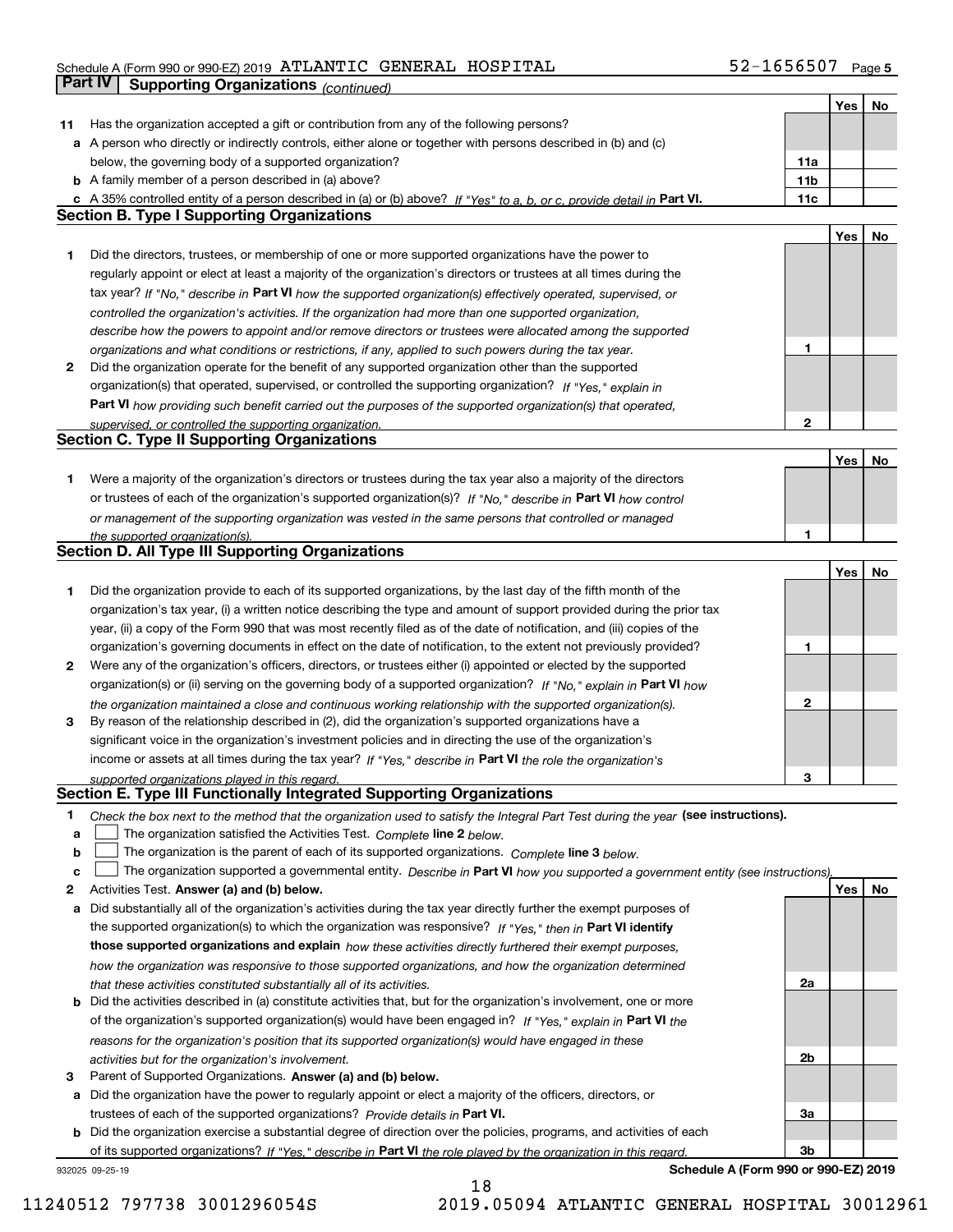Schedule A (Form 990 or 990-EZ) 2019 ATLANTIC GENERAL HOSPITAL 52-1656507 Page 5

**Part IV | Supporting Organizations** *(continued)*

| | | | Yes | No |
|---|---|---|---|---|
| **11** | Has the organization accepted a gift or contribution from any of the following persons? | | | |
| **a** | A person who directly or indirectly controls, either alone or together with persons described in (b) and (c) below, the governing body of a supported organization? | **11a** | | |
| **b** | A family member of a person described in (a) above? | **11b** | | |
| **c** | A 35% controlled entity of a person described in (a) or (b) above? *If "Yes" to a, b, or c, provide detail in* **Part VI.** | **11c** | | |

**Section B. Type I Supporting Organizations**

| | | | Yes | No |
|---|---|---|---|---|
| **1** | Did the directors, trustees, or membership of one or more supported organizations have the power to regularly appoint or elect at least a majority of the organization's directors or trustees at all times during the tax year? *If "No," describe in* **Part VI** *how the supported organization(s) effectively operated, supervised, or controlled the organization's activities. If the organization had more than one supported organization, describe how the powers to appoint and/or remove directors or trustees were allocated among the supported organizations and what conditions or restrictions, if any, applied to such powers during the tax year.* | **1** | | |
| **2** | Did the organization operate for the benefit of any supported organization other than the supported organization(s) that operated, supervised, or controlled the supporting organization? *If "Yes," explain in* **Part VI** *how providing such benefit carried out the purposes of the supported organization(s) that operated, supervised, or controlled the supporting organization.* | **2** | | |

**Section C. Type II Supporting Organizations**

| | | | Yes | No |
|---|---|---|---|---|
| **1** | Were a majority of the organization's directors or trustees during the tax year also a majority of the directors or trustees of each of the organization's supported organization(s)? *If "No," describe in* **Part VI** *how control or management of the supporting organization was vested in the same persons that controlled or managed the supported organization(s).* | **1** | | |

**Section D. All Type III Supporting Organizations**

| | | | Yes | No |
|---|---|---|---|---|
| **1** | Did the organization provide to each of its supported organizations, by the last day of the fifth month of the organization's tax year, (i) a written notice describing the type and amount of support provided during the prior tax year, (ii) a copy of the Form 990 that was most recently filed as of the date of notification, and (iii) copies of the organization's governing documents in effect on the date of notification, to the extent not previously provided? | **1** | | |
| **2** | Were any of the organization's officers, directors, or trustees either (i) appointed or elected by the supported organization(s) or (ii) serving on the governing body of a supported organization? *If "No," explain in* **Part VI** *how the organization maintained a close and continuous working relationship with the supported organization(s).* | **2** | | |
| **3** | By reason of the relationship described in (2), did the organization's supported organizations have a significant voice in the organization's investment policies and in directing the use of the organization's income or assets at all times during the tax year? *If "Yes," describe in* **Part VI** *the role the organization's supported organizations played in this regard.* | **3** | | |

**Section E. Type III Functionally Integrated Supporting Organizations**

**1** *Check the box next to the method that the organization used to satisfy the Integral Part Test during the year* **(see instructions).**

**a** ☐ The organization satisfied the Activities Test. *Complete* **line 2** *below.*

**b** ☐ The organization is the parent of each of its supported organizations. *Complete* **line 3** *below.*

**c** ☐ The organization supported a governmental entity. *Describe in* **Part VI** *how you supported a government entity (see instructions).*

| | | | Yes | No |
|---|---|---|---|---|
| **2** | Activities Test. **Answer (a) and (b) below.** | | | |
| **a** | Did substantially all of the organization's activities during the tax year directly further the exempt purposes of the supported organization(s) to which the organization was responsive? *If "Yes," then in* **Part VI identify those supported organizations and explain** *how these activities directly furthered their exempt purposes, how the organization was responsive to those supported organizations, and how the organization determined that these activities constituted substantially all of its activities.* | **2a** | | |
| **b** | Did the activities described in (a) constitute activities that, but for the organization's involvement, one or more of the organization's supported organization(s) would have been engaged in? *If "Yes," explain in* **Part VI** *the reasons for the organization's position that its supported organization(s) would have engaged in these activities but for the organization's involvement.* | **2b** | | |
| **3** | Parent of Supported Organizations. **Answer (a) and (b) below.** | | | |
| **a** | Did the organization have the power to regularly appoint or elect a majority of the officers, directors, or trustees of each of the supported organizations? *Provide details in* **Part VI.** | **3a** | | |
| **b** | Did the organization exercise a substantial degree of direction over the policies, programs, and activities of each of its supported organizations? *If "Yes," describe in* **Part VI** *the role played by the organization in this regard.* | **3b** | | |

932025 09-25-19 **Schedule A (Form 990 or 990-EZ) 2019**

11240512 797738 3001296054S 2019.05094 ATLANTIC GENERAL HOSPITAL 30012961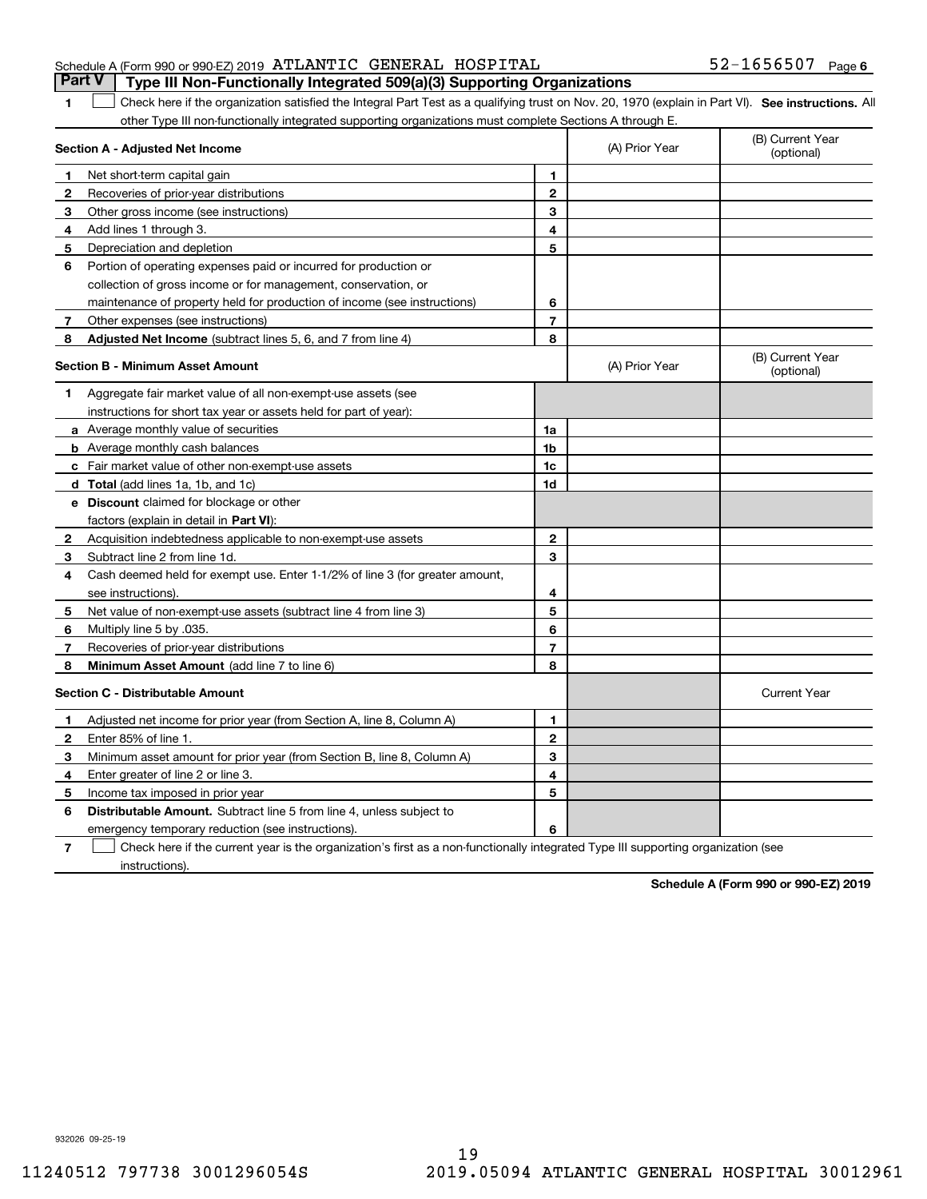Schedule A (Form 990 or 990-EZ) 2019 ATLANTIC GENERAL HOSPITAL 52-1656507 Page 6

**Part V Type III Non-Functionally Integrated 509(a)(3) Supporting Organizations**

1 ☐ Check here if the organization satisfied the Integral Part Test as a qualifying trust on Nov. 20, 1970 (explain in Part VI). **See instructions.** All other Type III non-functionally integrated supporting organizations must complete Sections A through E.

| Section A - Adjusted Net Income | | (A) Prior Year | (B) Current Year (optional) |
|---|---|---|---|
| 1 Net short-term capital gain | 1 | | |
| 2 Recoveries of prior-year distributions | 2 | | |
| 3 Other gross income (see instructions) | 3 | | |
| 4 Add lines 1 through 3. | 4 | | |
| 5 Depreciation and depletion | 5 | | |
| 6 Portion of operating expenses paid or incurred for production or collection of gross income or for management, conservation, or maintenance of property held for production of income (see instructions) | 6 | | |
| 7 Other expenses (see instructions) | 7 | | |
| 8 **Adjusted Net Income** (subtract lines 5, 6, and 7 from line 4) | 8 | | |

| Section B - Minimum Asset Amount | | (A) Prior Year | (B) Current Year (optional) |
|---|---|---|---|
| 1 Aggregate fair market value of all non-exempt-use assets (see instructions for short tax year or assets held for part of year): | | | |
| a Average monthly value of securities | 1a | | |
| b Average monthly cash balances | 1b | | |
| c Fair market value of other non-exempt-use assets | 1c | | |
| d **Total** (add lines 1a, 1b, and 1c) | 1d | | |
| e **Discount** claimed for blockage or other factors (explain in detail in **Part VI**): | | | |
| 2 Acquisition indebtedness applicable to non-exempt-use assets | 2 | | |
| 3 Subtract line 2 from line 1d. | 3 | | |
| 4 Cash deemed held for exempt use. Enter 1-1/2% of line 3 (for greater amount, see instructions). | 4 | | |
| 5 Net value of non-exempt-use assets (subtract line 4 from line 3) | 5 | | |
| 6 Multiply line 5 by .035. | 6 | | |
| 7 Recoveries of prior-year distributions | 7 | | |
| 8 **Minimum Asset Amount** (add line 7 to line 6) | 8 | | |

| Section C - Distributable Amount | | | Current Year |
|---|---|---|---|
| 1 Adjusted net income for prior year (from Section A, line 8, Column A) | 1 | | |
| 2 Enter 85% of line 1. | 2 | | |
| 3 Minimum asset amount for prior year (from Section B, line 8, Column A) | 3 | | |
| 4 Enter greater of line 2 or line 3. | 4 | | |
| 5 Income tax imposed in prior year | 5 | | |
| 6 **Distributable Amount.** Subtract line 5 from line 4, unless subject to emergency temporary reduction (see instructions). | 6 | | |

7 ☐ Check here if the current year is the organization's first as a non-functionally integrated Type III supporting organization (see instructions).

**Schedule A (Form 990 or 990-EZ) 2019**

932026 09-25-19

11240512 797738 3001296054S 2019.05094 ATLANTIC GENERAL HOSPITAL 30012961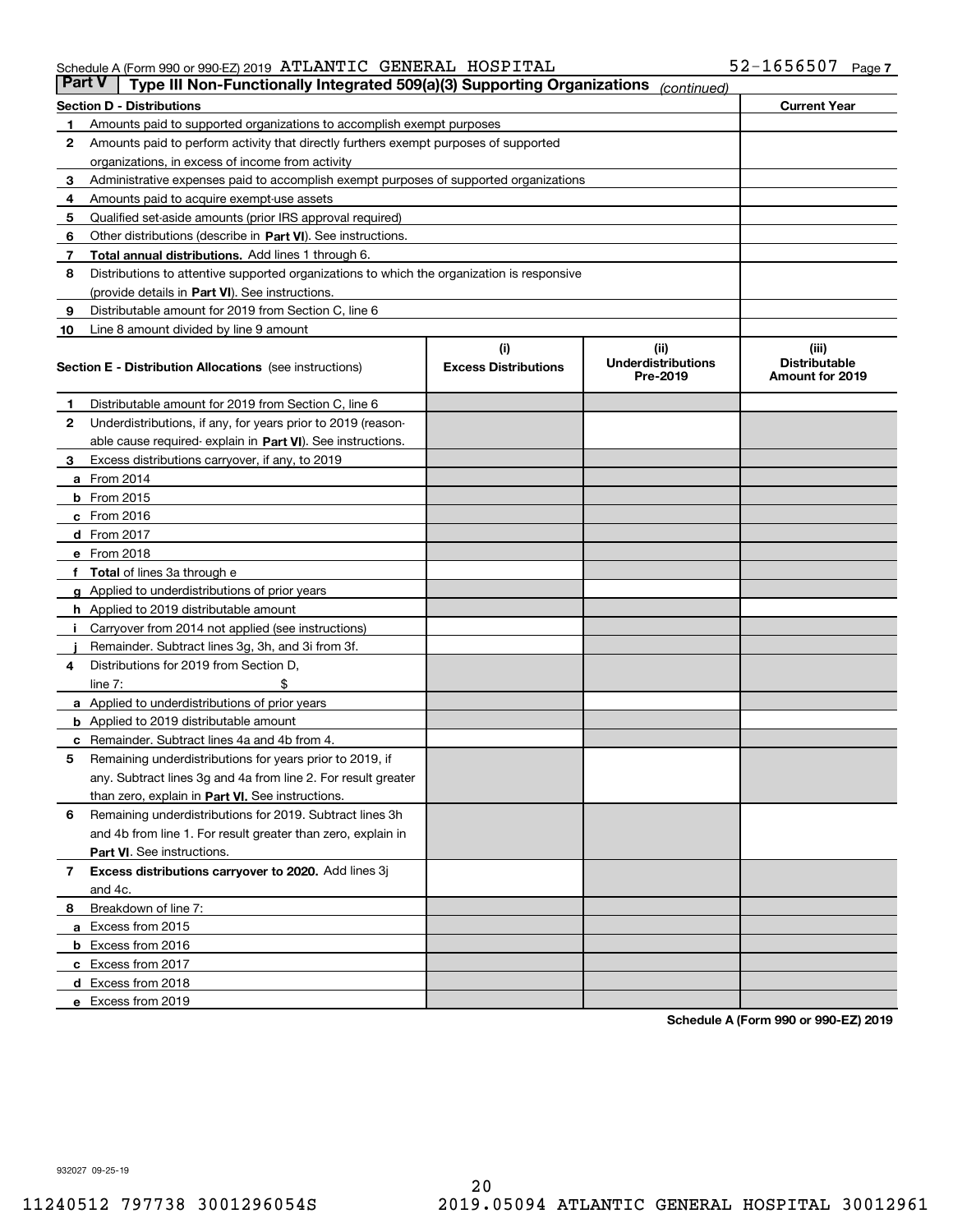Schedule A (Form 990 or 990-EZ) 2019 ATLANTIC GENERAL HOSPITAL 52-1656507 Page 7

## Part V | Type III Non-Functionally Integrated 509(a)(3) Supporting Organizations *(continued)*

| Section D - Distributions | | Current Year |
|---|---|---|
| 1 | Amounts paid to supported organizations to accomplish exempt purposes | |
| 2 | Amounts paid to perform activity that directly furthers exempt purposes of supported organizations, in excess of income from activity | |
| 3 | Administrative expenses paid to accomplish exempt purposes of supported organizations | |
| 4 | Amounts paid to acquire exempt-use assets | |
| 5 | Qualified set-aside amounts (prior IRS approval required) | |
| 6 | Other distributions (describe in **Part VI**). See instructions. | |
| 7 | **Total annual distributions.** Add lines 1 through 6. | |
| 8 | Distributions to attentive supported organizations to which the organization is responsive (provide details in **Part VI**). See instructions. | |
| 9 | Distributable amount for 2019 from Section C, line 6 | |
| 10 | Line 8 amount divided by line 9 amount | |

| Section E - Distribution Allocations (see instructions) | | (i) Excess Distributions | (ii) Underdistributions Pre-2019 | (iii) Distributable Amount for 2019 |
|---|---|---|---|---|
| 1 | Distributable amount for 2019 from Section C, line 6 | | | |
| 2 | Underdistributions, if any, for years prior to 2019 (reasonable cause required- explain in **Part VI**). See instructions. | | | |
| 3 | Excess distributions carryover, if any, to 2019 | | | |
| a | From 2014 | | | |
| b | From 2015 | | | |
| c | From 2016 | | | |
| d | From 2017 | | | |
| e | From 2018 | | | |
| f | **Total** of lines 3a through e | | | |
| g | Applied to underdistributions of prior years | | | |
| h | Applied to 2019 distributable amount | | | |
| i | Carryover from 2014 not applied (see instructions) | | | |
| j | Remainder. Subtract lines 3g, 3h, and 3i from 3f. | | | |
| 4 | Distributions for 2019 from Section D, line 7: $ | | | |
| a | Applied to underdistributions of prior years | | | |
| b | Applied to 2019 distributable amount | | | |
| c | Remainder. Subtract lines 4a and 4b from 4. | | | |
| 5 | Remaining underdistributions for years prior to 2019, if any. Subtract lines 3g and 4a from line 2. For result greater than zero, explain in **Part VI.** See instructions. | | | |
| 6 | Remaining underdistributions for 2019. Subtract lines 3h and 4b from line 1. For result greater than zero, explain in **Part VI**. See instructions. | | | |
| 7 | **Excess distributions carryover to 2020.** Add lines 3j and 4c. | | | |
| 8 | Breakdown of line 7: | | | |
| a | Excess from 2015 | | | |
| b | Excess from 2016 | | | |
| c | Excess from 2017 | | | |
| d | Excess from 2018 | | | |
| e | Excess from 2019 | | | |

**Schedule A (Form 990 or 990-EZ) 2019**

932027 09-25-19

11240512 797738 3001296054S 2019.05094 ATLANTIC GENERAL HOSPITAL 30012961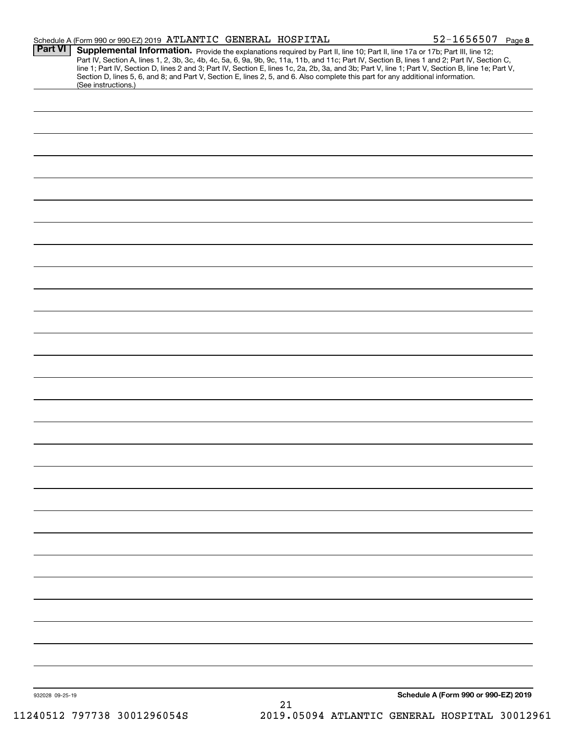Schedule A (Form 990 or 990-EZ) 2019 ATLANTIC GENERAL HOSPITAL 52-1656507 Page **8**

**Part VI** **Supplemental Information.** Provide the explanations required by Part II, line 10; Part II, line 17a or 17b; Part III, line 12; Part IV, Section A, lines 1, 2, 3b, 3c, 4b, 4c, 5a, 6, 9a, 9b, 9c, 11a, 11b, and 11c; Part IV, Section B, lines 1 and 2; Part IV, Section C, line 1; Part IV, Section D, lines 2 and 3; Part IV, Section E, lines 1c, 2a, 2b, 3a, and 3b; Part V, line 1; Part V, Section B, line 1e; Part V, Section D, lines 5, 6, and 8; and Part V, Section E, lines 2, 5, and 6. Also complete this part for any additional information. (See instructions.)

932028 09-25-19

**Schedule A (Form 990 or 990-EZ) 2019**

11240512 797738 3001296054S 2019.05094 ATLANTIC GENERAL HOSPITAL 30012961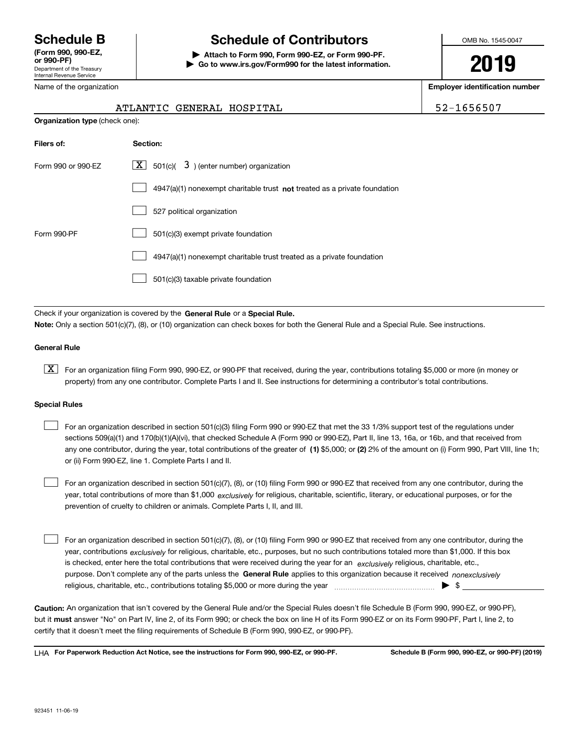**Schedule B**
**(Form 990, 990-EZ, or 990-PF)**
Department of the Treasury
Internal Revenue Service

# Schedule of Contributors

▶ **Attach to Form 990, Form 990-EZ, or Form 990-PF.**
▶ **Go to www.irs.gov/Form990 for the latest information.**

OMB No. 1545-0047

**2019**

| Name of the organization | Employer identification number |
|---|---|
| ATLANTIC GENERAL HOSPITAL | 52-1656507 |

**Organization type** (check one):

| **Filers of:** | **Section:** |
|---|---|
| Form 990 or 990-EZ | [X] 501(c)( 3 ) (enter number) organization |
| | [ ] 4947(a)(1) nonexempt charitable trust **not** treated as a private foundation |
| | [ ] 527 political organization |
| Form 990-PF | [ ] 501(c)(3) exempt private foundation |
| | [ ] 4947(a)(1) nonexempt charitable trust treated as a private foundation |
| | [ ] 501(c)(3) taxable private foundation |

Check if your organization is covered by the **General Rule** or a **Special Rule.**

**Note:** Only a section 501(c)(7), (8), or (10) organization can check boxes for both the General Rule and a Special Rule. See instructions.

**General Rule**

[X] For an organization filing Form 990, 990-EZ, or 990-PF that received, during the year, contributions totaling $5,000 or more (in money or property) from any one contributor. Complete Parts I and II. See instructions for determining a contributor's total contributions.

**Special Rules**

[ ] For an organization described in section 501(c)(3) filing Form 990 or 990-EZ that met the 33 1/3% support test of the regulations under sections 509(a)(1) and 170(b)(1)(A)(vi), that checked Schedule A (Form 990 or 990-EZ), Part II, line 13, 16a, or 16b, and that received from any one contributor, during the year, total contributions of the greater of **(1)** $5,000; or **(2)** 2% of the amount on (i) Form 990, Part VIII, line 1h; or (ii) Form 990-EZ, line 1. Complete Parts I and II.

[ ] For an organization described in section 501(c)(7), (8), or (10) filing Form 990 or 990-EZ that received from any one contributor, during the year, total contributions of more than $1,000 *exclusively* for religious, charitable, scientific, literary, or educational purposes, or for the prevention of cruelty to children or animals. Complete Parts I, II, and III.

[ ] For an organization described in section 501(c)(7), (8), or (10) filing Form 990 or 990-EZ that received from any one contributor, during the year, contributions *exclusively* for religious, charitable, etc., purposes, but no such contributions totaled more than $1,000. If this box is checked, enter here the total contributions that were received during the year for an *exclusively* religious, charitable, etc., purpose. Don't complete any of the parts unless the **General Rule** applies to this organization because it received *nonexclusively* religious, charitable, etc., contributions totaling $5,000 or more during the year ▶ $

**Caution:** An organization that isn't covered by the General Rule and/or the Special Rules doesn't file Schedule B (Form 990, 990-EZ, or 990-PF), but it **must** answer "No" on Part IV, line 2, of its Form 990; or check the box on line H of its Form 990-EZ or on its Form 990-PF, Part I, line 2, to certify that it doesn't meet the filing requirements of Schedule B (Form 990, 990-EZ, or 990-PF).

LHA **For Paperwork Reduction Act Notice, see the instructions for Form 990, 990-EZ, or 990-PF.** **Schedule B (Form 990, 990-EZ, or 990-PF) (2019)**

923451 11-06-19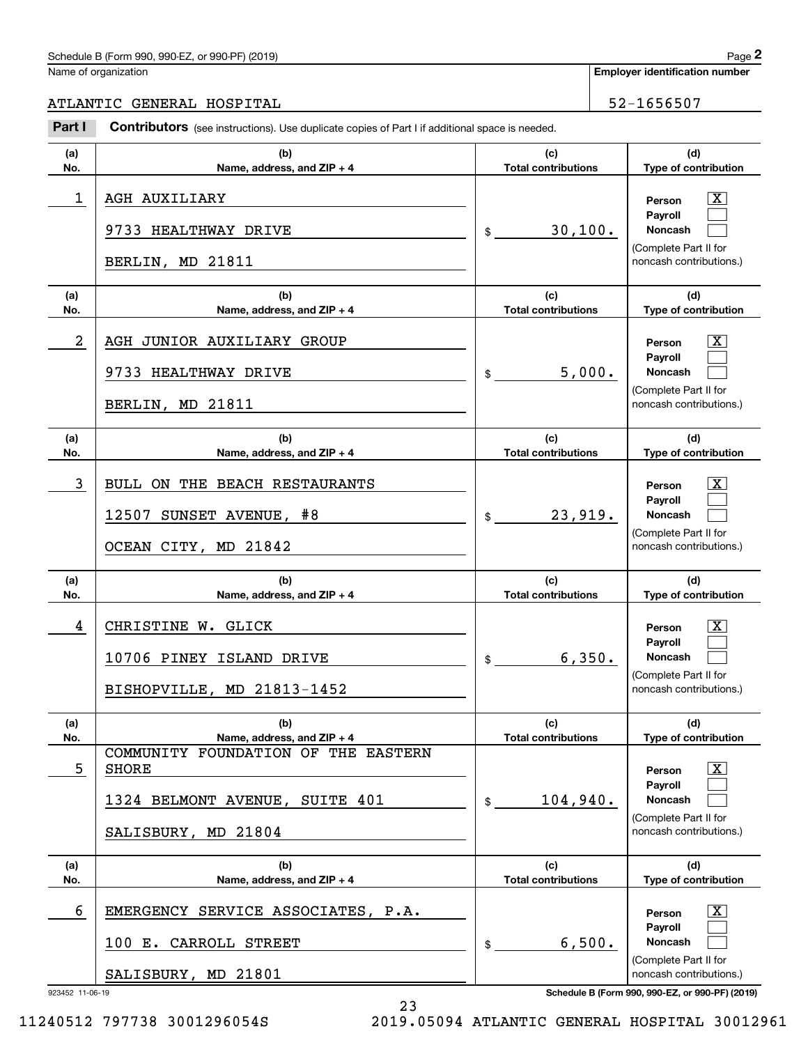Schedule B (Form 990, 990-EZ, or 990-PF) (2019)

Name of organization: ATLANTIC GENERAL HOSPITAL

Employer identification number: 52-1656507

**Part I** **Contributors** (see instructions). Use duplicate copies of Part I if additional space is needed.

| (a) No. | (b) Name, address, and ZIP + 4 | (c) Total contributions | (d) Type of contribution |
|---|---|---|---|
| 1 | AGH AUXILIARY<br>9733 HEALTHWAY DRIVE<br>BERLIN, MD 21811 | $ 30,100. | Person [X]<br>Payroll [ ]<br>Noncash [ ]<br>(Complete Part II for noncash contributions.) |
| 2 | AGH JUNIOR AUXILIARY GROUP<br>9733 HEALTHWAY DRIVE<br>BERLIN, MD 21811 | $ 5,000. | Person [X]<br>Payroll [ ]<br>Noncash [ ]<br>(Complete Part II for noncash contributions.) |
| 3 | BULL ON THE BEACH RESTAURANTS<br>12507 SUNSET AVENUE, #8<br>OCEAN CITY, MD 21842 | $ 23,919. | Person [X]<br>Payroll [ ]<br>Noncash [ ]<br>(Complete Part II for noncash contributions.) |
| 4 | CHRISTINE W. GLICK<br>10706 PINEY ISLAND DRIVE<br>BISHOPVILLE, MD 21813-1452 | $ 6,350. | Person [X]<br>Payroll [ ]<br>Noncash [ ]<br>(Complete Part II for noncash contributions.) |
| 5 | COMMUNITY FOUNDATION OF THE EASTERN SHORE<br>1324 BELMONT AVENUE, SUITE 401<br>SALISBURY, MD 21804 | $ 104,940. | Person [X]<br>Payroll [ ]<br>Noncash [ ]<br>(Complete Part II for noncash contributions.) |
| 6 | EMERGENCY SERVICE ASSOCIATES, P.A.<br>100 E. CARROLL STREET<br>SALISBURY, MD 21801 | $ 6,500. | Person [X]<br>Payroll [ ]<br>Noncash [ ]<br>(Complete Part II for noncash contributions.) |

923452 11-06-19

Schedule B (Form 990, 990-EZ, or 990-PF) (2019)

11240512 797738 3001296054S 2019.05094 ATLANTIC GENERAL HOSPITAL 30012961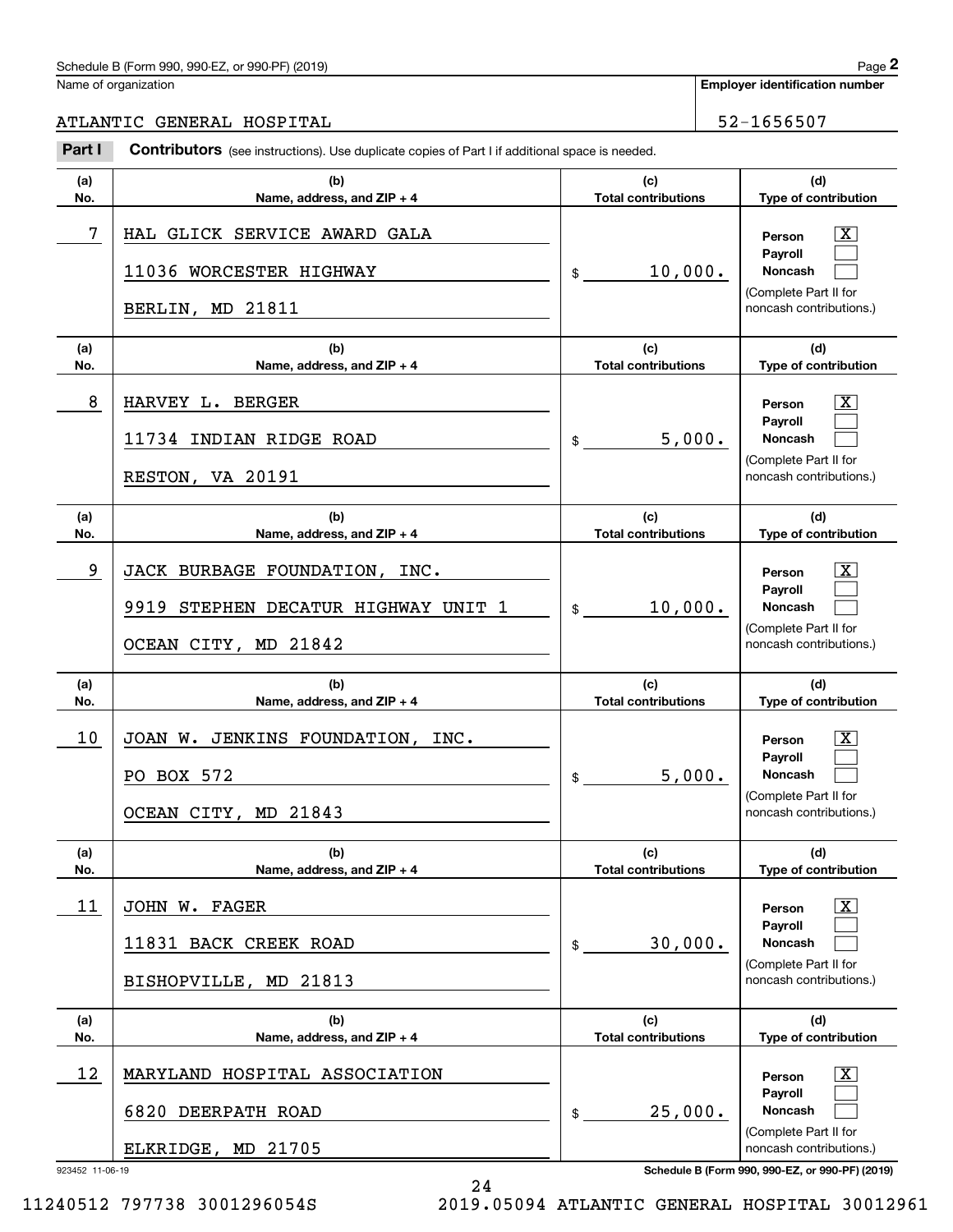Name of organization

ATLANTIC GENERAL HOSPITAL

Employer identification number

52-1656507

**Part I** **Contributors** (see instructions). Use duplicate copies of Part I if additional space is needed.

| (a) No. | (b) Name, address, and ZIP + 4 | (c) Total contributions | (d) Type of contribution |
|---|---|---|---|
| 7 | HAL GLICK SERVICE AWARD GALA<br>11036 WORCESTER HIGHWAY<br>BERLIN, MD 21811 | $ 10,000. | Person [X]<br>Payroll [ ]<br>Noncash [ ]<br>(Complete Part II for noncash contributions.) |
| 8 | HARVEY L. BERGER<br>11734 INDIAN RIDGE ROAD<br>RESTON, VA 20191 | $ 5,000. | Person [X]<br>Payroll [ ]<br>Noncash [ ]<br>(Complete Part II for noncash contributions.) |
| 9 | JACK BURBAGE FOUNDATION, INC.<br>9919 STEPHEN DECATUR HIGHWAY UNIT 1<br>OCEAN CITY, MD 21842 | $ 10,000. | Person [X]<br>Payroll [ ]<br>Noncash [ ]<br>(Complete Part II for noncash contributions.) |
| 10 | JOAN W. JENKINS FOUNDATION, INC.<br>PO BOX 572<br>OCEAN CITY, MD 21843 | $ 5,000. | Person [X]<br>Payroll [ ]<br>Noncash [ ]<br>(Complete Part II for noncash contributions.) |
| 11 | JOHN W. FAGER<br>11831 BACK CREEK ROAD<br>BISHOPVILLE, MD 21813 | $ 30,000. | Person [X]<br>Payroll [ ]<br>Noncash [ ]<br>(Complete Part II for noncash contributions.) |
| 12 | MARYLAND HOSPITAL ASSOCIATION<br>6820 DEERPATH ROAD<br>ELKRIDGE, MD 21705 | $ 25,000. | Person [X]<br>Payroll [ ]<br>Noncash [ ]<br>(Complete Part II for noncash contributions.) |

923452 11-06-19 Schedule B (Form 990, 990-EZ, or 990-PF) (2019)

11240512 797738 3001296054S 2019.05094 ATLANTIC GENERAL HOSPITAL 30012961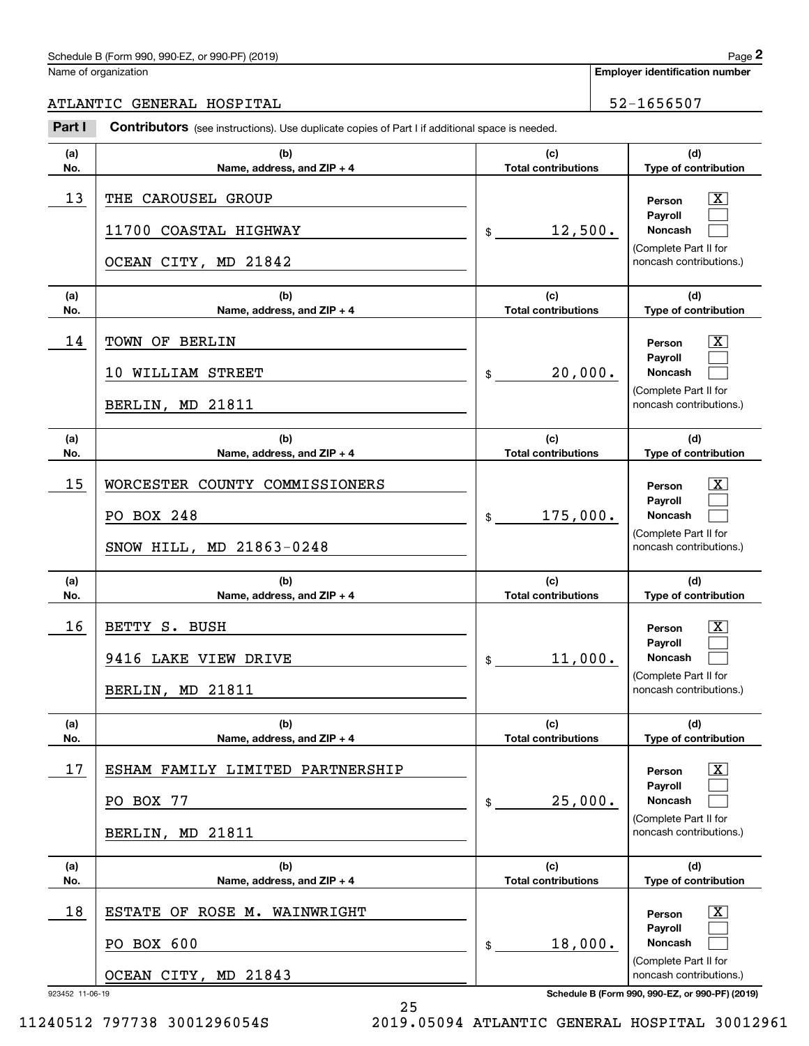Schedule B (Form 990, 990-EZ, or 990-PF) (2019)

Name of organization: ATLANTIC GENERAL HOSPITAL

Employer identification number: 52-1656507

**Part I** **Contributors** (see instructions). Use duplicate copies of Part I if additional space is needed.

| (a) No. | (b) Name, address, and ZIP + 4 | (c) Total contributions | (d) Type of contribution |
|---|---|---|---|
| 13 | THE CAROUSEL GROUP<br>11700 COASTAL HIGHWAY<br>OCEAN CITY, MD 21842 | $ 12,500. | Person [X]<br>Payroll [ ]<br>Noncash [ ]<br>(Complete Part II for noncash contributions.) |
| 14 | TOWN OF BERLIN<br>10 WILLIAM STREET<br>BERLIN, MD 21811 | $ 20,000. | Person [X]<br>Payroll [ ]<br>Noncash [ ]<br>(Complete Part II for noncash contributions.) |
| 15 | WORCESTER COUNTY COMMISSIONERS<br>PO BOX 248<br>SNOW HILL, MD 21863-0248 | $ 175,000. | Person [X]<br>Payroll [ ]<br>Noncash [ ]<br>(Complete Part II for noncash contributions.) |
| 16 | BETTY S. BUSH<br>9416 LAKE VIEW DRIVE<br>BERLIN, MD 21811 | $ 11,000. | Person [X]<br>Payroll [ ]<br>Noncash [ ]<br>(Complete Part II for noncash contributions.) |
| 17 | ESHAM FAMILY LIMITED PARTNERSHIP<br>PO BOX 77<br>BERLIN, MD 21811 | $ 25,000. | Person [X]<br>Payroll [ ]<br>Noncash [ ]<br>(Complete Part II for noncash contributions.) |
| 18 | ESTATE OF ROSE M. WAINWRIGHT<br>PO BOX 600<br>OCEAN CITY, MD 21843 | $ 18,000. | Person [X]<br>Payroll [ ]<br>Noncash [ ]<br>(Complete Part II for noncash contributions.) |

923452 11-06-19

11240512 797738 3001296054S 2019.05094 ATLANTIC GENERAL HOSPITAL 30012961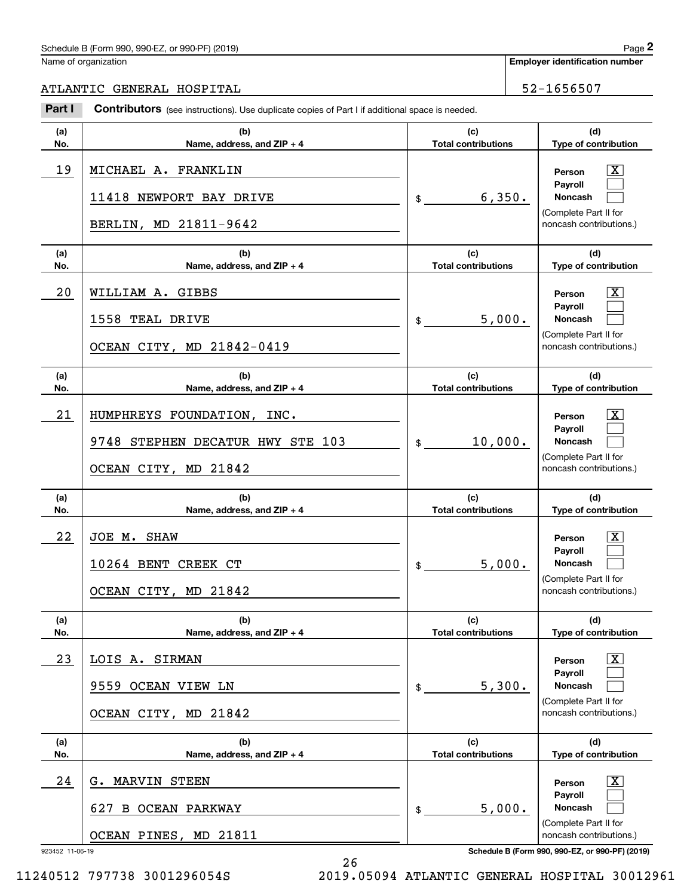Name of organization

ATLANTIC GENERAL HOSPITAL

**Employer identification number**

52-1656507

**Part I** **Contributors** (see instructions). Use duplicate copies of Part I if additional space is needed.

| (a) No. | (b) Name, address, and ZIP + 4 | (c) Total contributions | (d) Type of contribution |
|---|---|---|---|
| 19 | MICHAEL A. FRANKLIN<br>11418 NEWPORT BAY DRIVE<br>BERLIN, MD 21811-9642 | $ 6,350. | Person [X]<br>Payroll [ ]<br>Noncash [ ]<br>(Complete Part II for noncash contributions.) |
| 20 | WILLIAM A. GIBBS<br>1558 TEAL DRIVE<br>OCEAN CITY, MD 21842-0419 | $ 5,000. | Person [X]<br>Payroll [ ]<br>Noncash [ ]<br>(Complete Part II for noncash contributions.) |
| 21 | HUMPHREYS FOUNDATION, INC.<br>9748 STEPHEN DECATUR HWY STE 103<br>OCEAN CITY, MD 21842 | $ 10,000. | Person [X]<br>Payroll [ ]<br>Noncash [ ]<br>(Complete Part II for noncash contributions.) |
| 22 | JOE M. SHAW<br>10264 BENT CREEK CT<br>OCEAN CITY, MD 21842 | $ 5,000. | Person [X]<br>Payroll [ ]<br>Noncash [ ]<br>(Complete Part II for noncash contributions.) |
| 23 | LOIS A. SIRMAN<br>9559 OCEAN VIEW LN<br>OCEAN CITY, MD 21842 | $ 5,300. | Person [X]<br>Payroll [ ]<br>Noncash [ ]<br>(Complete Part II for noncash contributions.) |
| 24 | G. MARVIN STEEN<br>627 B OCEAN PARKWAY<br>OCEAN PINES, MD 21811 | $ 5,000. | Person [X]<br>Payroll [ ]<br>Noncash [ ]<br>(Complete Part II for noncash contributions.) |

923452 11-06-19

11240512 797738 3001296054S 2019.05094 ATLANTIC GENERAL HOSPITAL 30012961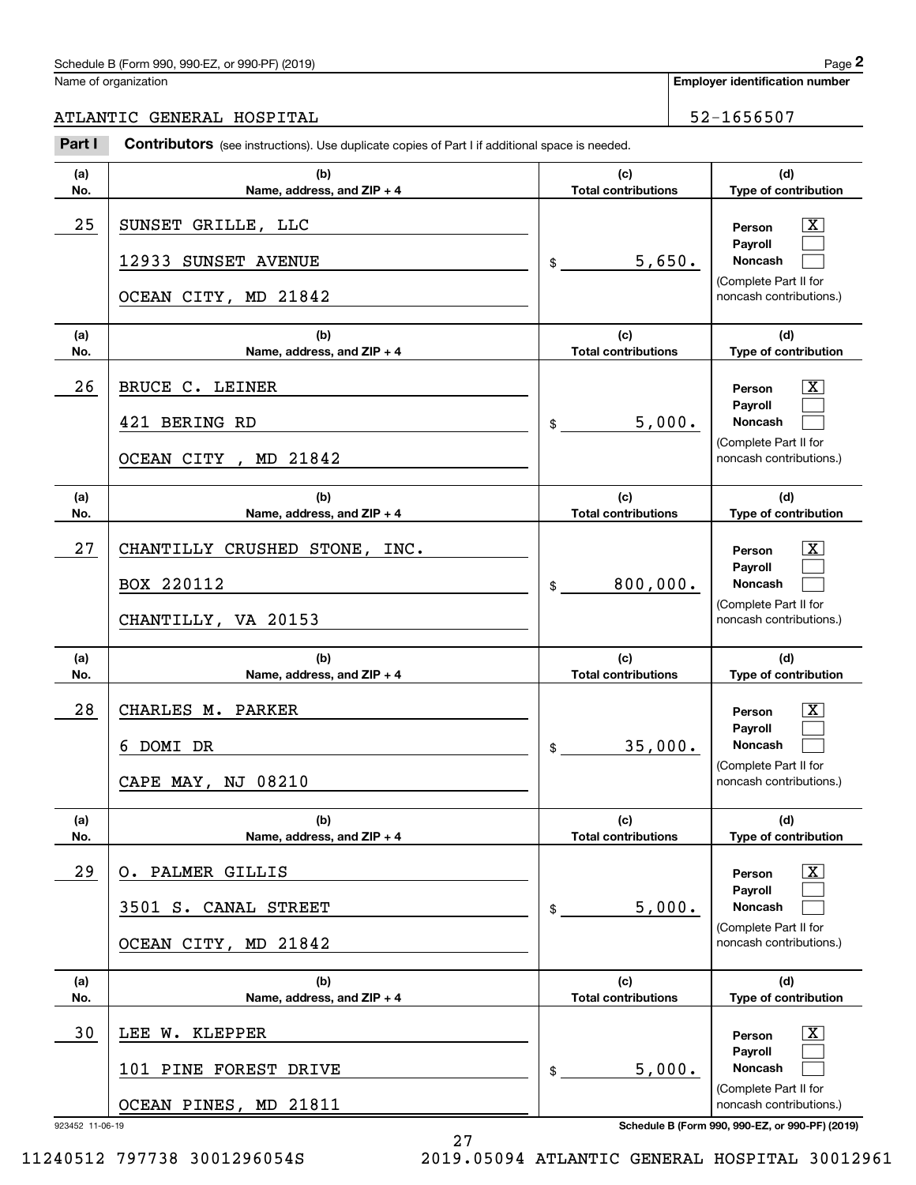Schedule B (Form 990, 990-EZ, or 990-PF) (2019)

Name of organization: ATLANTIC GENERAL HOSPITAL

Employer identification number: 52-1656507

**Part I** **Contributors** (see instructions). Use duplicate copies of Part I if additional space is needed.

| (a) No. | (b) Name, address, and ZIP + 4 | (c) Total contributions | (d) Type of contribution |
|---|---|---|---|
| 25 | SUNSET GRILLE, LLC<br>12933 SUNSET AVENUE<br>OCEAN CITY, MD 21842 | $ 5,650. | Person [X]<br>Payroll [ ]<br>Noncash [ ]<br>(Complete Part II for noncash contributions.) |
| 26 | BRUCE C. LEINER<br>421 BERING RD<br>OCEAN CITY , MD 21842 | $ 5,000. | Person [X]<br>Payroll [ ]<br>Noncash [ ]<br>(Complete Part II for noncash contributions.) |
| 27 | CHANTILLY CRUSHED STONE, INC.<br>BOX 220112<br>CHANTILLY, VA 20153 | $ 800,000. | Person [X]<br>Payroll [ ]<br>Noncash [ ]<br>(Complete Part II for noncash contributions.) |
| 28 | CHARLES M. PARKER<br>6 DOMI DR<br>CAPE MAY, NJ 08210 | $ 35,000. | Person [X]<br>Payroll [ ]<br>Noncash [ ]<br>(Complete Part II for noncash contributions.) |
| 29 | O. PALMER GILLIS<br>3501 S. CANAL STREET<br>OCEAN CITY, MD 21842 | $ 5,000. | Person [X]<br>Payroll [ ]<br>Noncash [ ]<br>(Complete Part II for noncash contributions.) |
| 30 | LEE W. KLEPPER<br>101 PINE FOREST DRIVE<br>OCEAN PINES, MD 21811 | $ 5,000. | Person [X]<br>Payroll [ ]<br>Noncash [ ]<br>(Complete Part II for noncash contributions.) |

923452 11-06-19

Schedule B (Form 990, 990-EZ, or 990-PF) (2019)

11240512 797738 3001296054S 2019.05094 ATLANTIC GENERAL HOSPITAL 30012961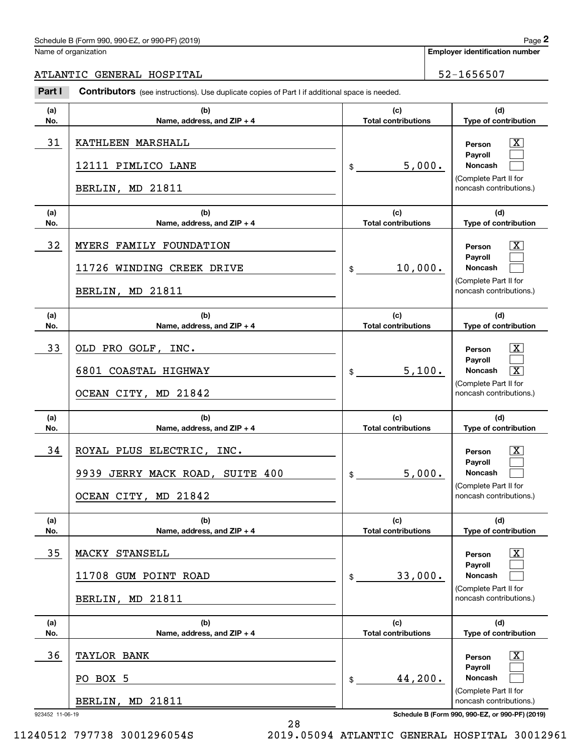Name of organization

**Employer identification number**

ATLANTIC GENERAL HOSPITAL

52-1656507

**Part I** **Contributors** (see instructions). Use duplicate copies of Part I if additional space is needed.

| (a) No. | (b) Name, address, and ZIP + 4 | (c) Total contributions | (d) Type of contribution |
|---|---|---|---|
| 31 | KATHLEEN MARSHALL<br>12111 PIMLICO LANE<br>BERLIN, MD 21811 | $ 5,000. | Person [X]<br>Payroll [ ]<br>Noncash [ ]<br>(Complete Part II for noncash contributions.) |
| 32 | MYERS FAMILY FOUNDATION<br>11726 WINDING CREEK DRIVE<br>BERLIN, MD 21811 | $ 10,000. | Person [X]<br>Payroll [ ]<br>Noncash [ ]<br>(Complete Part II for noncash contributions.) |
| 33 | OLD PRO GOLF, INC.<br>6801 COASTAL HIGHWAY<br>OCEAN CITY, MD 21842 | $ 5,100. | Person [X]<br>Payroll [ ]<br>Noncash [X]<br>(Complete Part II for noncash contributions.) |
| 34 | ROYAL PLUS ELECTRIC, INC.<br>9939 JERRY MACK ROAD, SUITE 400<br>OCEAN CITY, MD 21842 | $ 5,000. | Person [X]<br>Payroll [ ]<br>Noncash [ ]<br>(Complete Part II for noncash contributions.) |
| 35 | MACKY STANSELL<br>11708 GUM POINT ROAD<br>BERLIN, MD 21811 | $ 33,000. | Person [X]<br>Payroll [ ]<br>Noncash [ ]<br>(Complete Part II for noncash contributions.) |
| 36 | TAYLOR BANK<br>PO BOX 5<br>BERLIN, MD 21811 | $ 44,200. | Person [X]<br>Payroll [ ]<br>Noncash [ ]<br>(Complete Part II for noncash contributions.) |

923452 11-06-19

**Schedule B (Form 990, 990-EZ, or 990-PF) (2019)**

11240512 797738 3001296054S 2019.05094 ATLANTIC GENERAL HOSPITAL 30012961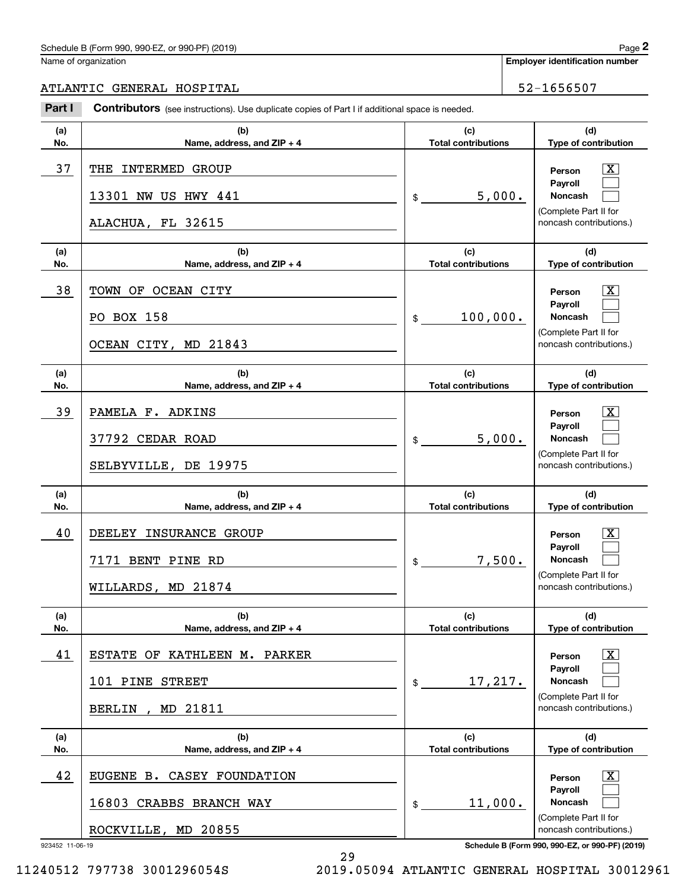Name of organization

ATLANTIC GENERAL HOSPITAL

**Employer identification number**

52-1656507

**Part I** **Contributors** (see instructions). Use duplicate copies of Part I if additional space is needed.

| (a) No. | (b) Name, address, and ZIP + 4 | (c) Total contributions | (d) Type of contribution |
|---|---|---|---|
| 37 | THE INTERMED GROUP<br>13301 NW US HWY 441<br>ALACHUA, FL 32615 | $ 5,000. | Person [X]<br>Payroll [ ]<br>Noncash [ ]<br>(Complete Part II for noncash contributions.) |
| 38 | TOWN OF OCEAN CITY<br>PO BOX 158<br>OCEAN CITY, MD 21843 | $ 100,000. | Person [X]<br>Payroll [ ]<br>Noncash [ ]<br>(Complete Part II for noncash contributions.) |
| 39 | PAMELA F. ADKINS<br>37792 CEDAR ROAD<br>SELBYVILLE, DE 19975 | $ 5,000. | Person [X]<br>Payroll [ ]<br>Noncash [ ]<br>(Complete Part II for noncash contributions.) |
| 40 | DEELEY INSURANCE GROUP<br>7171 BENT PINE RD<br>WILLARDS, MD 21874 | $ 7,500. | Person [X]<br>Payroll [ ]<br>Noncash [ ]<br>(Complete Part II for noncash contributions.) |
| 41 | ESTATE OF KATHLEEN M. PARKER<br>101 PINE STREET<br>BERLIN , MD 21811 | $ 17,217. | Person [X]<br>Payroll [ ]<br>Noncash [ ]<br>(Complete Part II for noncash contributions.) |
| 42 | EUGENE B. CASEY FOUNDATION<br>16803 CRABBS BRANCH WAY<br>ROCKVILLE, MD 20855 | $ 11,000. | Person [X]<br>Payroll [ ]<br>Noncash [ ]<br>(Complete Part II for noncash contributions.) |

923452 11-06-19

11240512 797738 3001296054S 2019.05094 ATLANTIC GENERAL HOSPITAL 30012961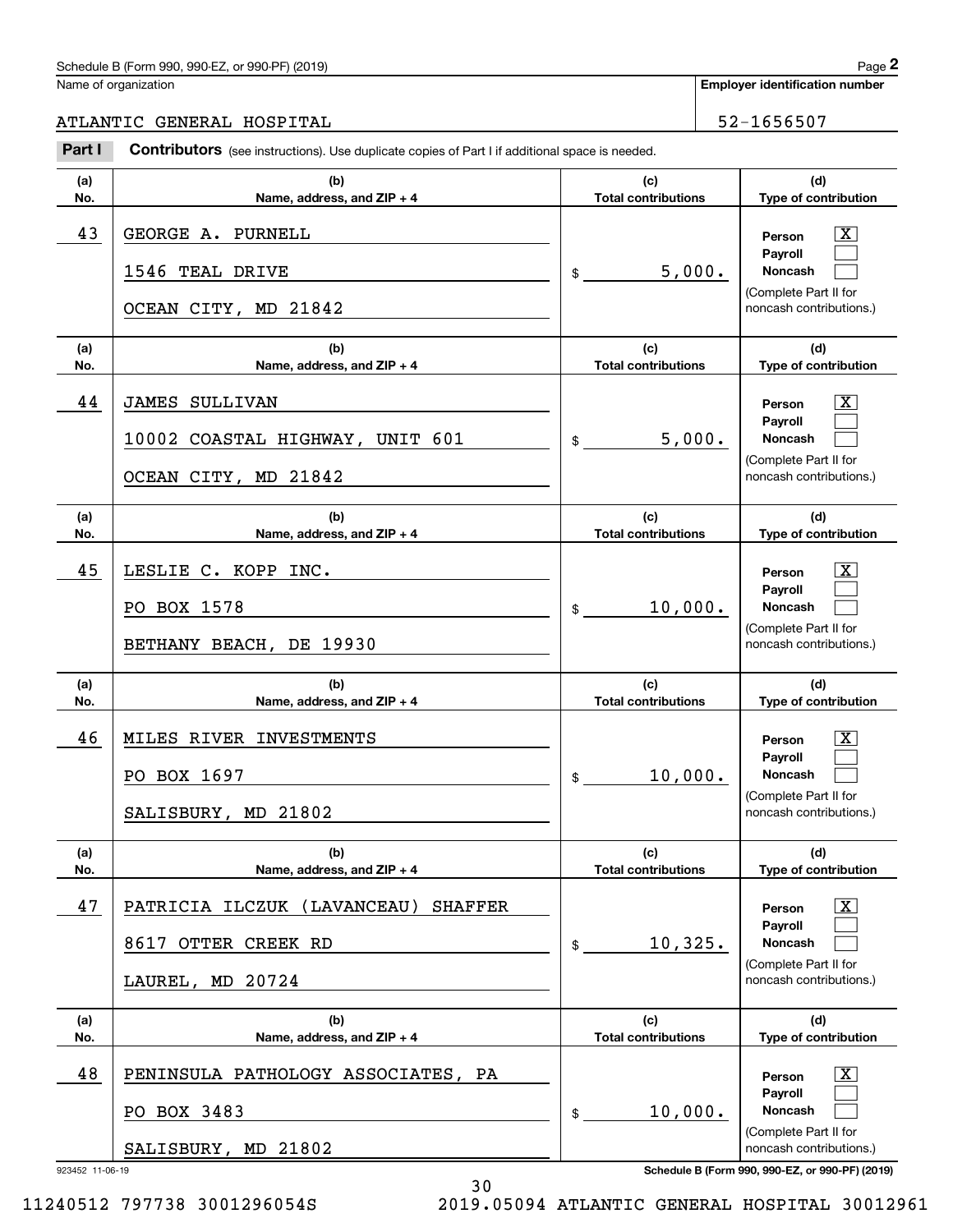Name of organization

ATLANTIC GENERAL HOSPITAL

**Employer identification number**

52-1656507

**Part I** **Contributors** (see instructions). Use duplicate copies of Part I if additional space is needed.

| (a) No. | (b) Name, address, and ZIP + 4 | (c) Total contributions | (d) Type of contribution |
|---|---|---|---|
| 43 | GEORGE A. PURNELL<br>1546 TEAL DRIVE<br>OCEAN CITY, MD 21842 | $ 5,000. | Person [X]<br>Payroll [ ]<br>Noncash [ ]<br>(Complete Part II for noncash contributions.) |
| 44 | JAMES SULLIVAN<br>10002 COASTAL HIGHWAY, UNIT 601<br>OCEAN CITY, MD 21842 | $ 5,000. | Person [X]<br>Payroll [ ]<br>Noncash [ ]<br>(Complete Part II for noncash contributions.) |
| 45 | LESLIE C. KOPP INC.<br>PO BOX 1578<br>BETHANY BEACH, DE 19930 | $ 10,000. | Person [X]<br>Payroll [ ]<br>Noncash [ ]<br>(Complete Part II for noncash contributions.) |
| 46 | MILES RIVER INVESTMENTS<br>PO BOX 1697<br>SALISBURY, MD 21802 | $ 10,000. | Person [X]<br>Payroll [ ]<br>Noncash [ ]<br>(Complete Part II for noncash contributions.) |
| 47 | PATRICIA ILCZUK (LAVANCEAU) SHAFFER<br>8617 OTTER CREEK RD<br>LAUREL, MD 20724 | $ 10,325. | Person [X]<br>Payroll [ ]<br>Noncash [ ]<br>(Complete Part II for noncash contributions.) |
| 48 | PENINSULA PATHOLOGY ASSOCIATES, PA<br>PO BOX 3483<br>SALISBURY, MD 21802 | $ 10,000. | Person [X]<br>Payroll [ ]<br>Noncash [ ]<br>(Complete Part II for noncash contributions.) |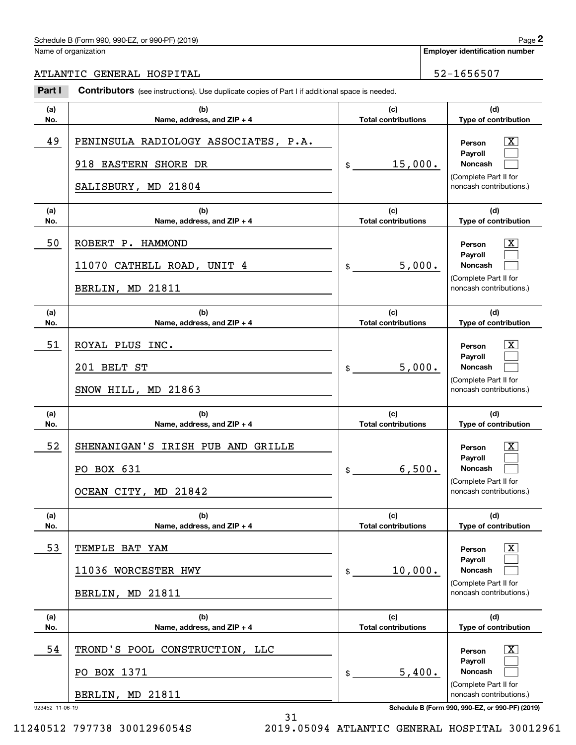Schedule B (Form 990, 990-EZ, or 990-PF) (2019)

Name of organization: ATLANTIC GENERAL HOSPITAL

Employer identification number: 52-1656507

**Part I** **Contributors** (see instructions). Use duplicate copies of Part I if additional space is needed.

| (a) No. | (b) Name, address, and ZIP + 4 | (c) Total contributions | (d) Type of contribution |
|---|---|---|---|
| 49 | PENINSULA RADIOLOGY ASSOCIATES, P.A.<br>918 EASTERN SHORE DR<br>SALISBURY, MD 21804 | $ 15,000. | Person [X]<br>Payroll [ ]<br>Noncash [ ]<br>(Complete Part II for noncash contributions.) |
| 50 | ROBERT P. HAMMOND<br>11070 CATHELL ROAD, UNIT 4<br>BERLIN, MD 21811 | $ 5,000. | Person [X]<br>Payroll [ ]<br>Noncash [ ]<br>(Complete Part II for noncash contributions.) |
| 51 | ROYAL PLUS INC.<br>201 BELT ST<br>SNOW HILL, MD 21863 | $ 5,000. | Person [X]<br>Payroll [ ]<br>Noncash [ ]<br>(Complete Part II for noncash contributions.) |
| 52 | SHENANIGAN'S IRISH PUB AND GRILLE<br>PO BOX 631<br>OCEAN CITY, MD 21842 | $ 6,500. | Person [X]<br>Payroll [ ]<br>Noncash [ ]<br>(Complete Part II for noncash contributions.) |
| 53 | TEMPLE BAT YAM<br>11036 WORCESTER HWY<br>BERLIN, MD 21811 | $ 10,000. | Person [X]<br>Payroll [ ]<br>Noncash [ ]<br>(Complete Part II for noncash contributions.) |
| 54 | TROND'S POOL CONSTRUCTION, LLC<br>PO BOX 1371<br>BERLIN, MD 21811 | $ 5,400. | Person [X]<br>Payroll [ ]<br>Noncash [ ]<br>(Complete Part II for noncash contributions.) |

923452 11-06-19

11240512 797738 3001296054S 2019.05094 ATLANTIC GENERAL HOSPITAL 30012961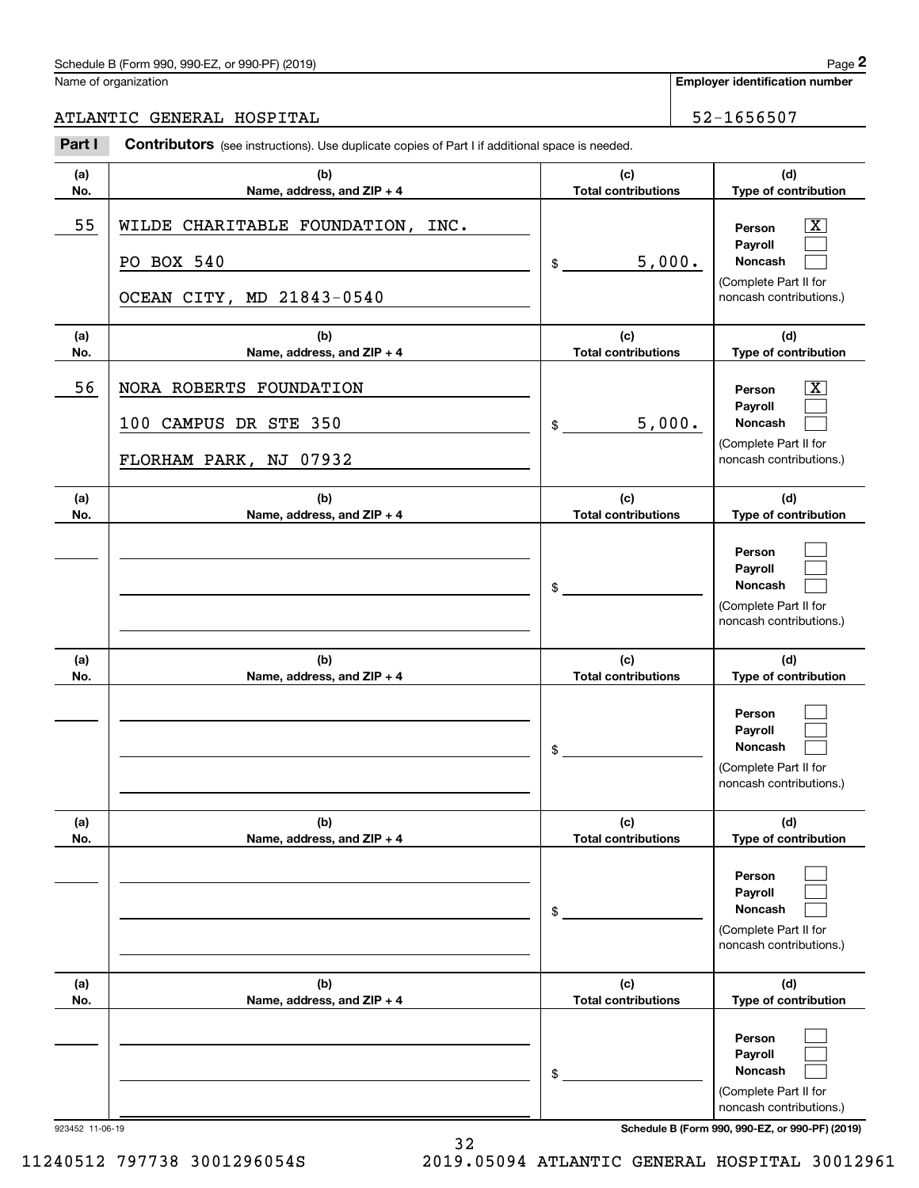Schedule B (Form 990, 990-EZ, or 990-PF) (2019) Page **2**

Name of organization: ATLANTIC GENERAL HOSPITAL

**Employer identification number:** 52-1656507

**Part I** **Contributors** (see instructions). Use duplicate copies of Part I if additional space is needed.

| (a) No. | (b) Name, address, and ZIP + 4 | (c) Total contributions | (d) Type of contribution |
|---|---|---|---|
| 55 | WILDE CHARITABLE FOUNDATION, INC.<br>PO BOX 540<br>OCEAN CITY, MD 21843-0540 | $ 5,000. | Person [X]<br>Payroll [ ]<br>Noncash [ ]<br>(Complete Part II for noncash contributions.) |
| 56 | NORA ROBERTS FOUNDATION<br>100 CAMPUS DR STE 350<br>FLORHAM PARK, NJ 07932 | $ 5,000. | Person [X]<br>Payroll [ ]<br>Noncash [ ]<br>(Complete Part II for noncash contributions.) |
| | | $ | Person [ ]<br>Payroll [ ]<br>Noncash [ ]<br>(Complete Part II for noncash contributions.) |
| | | $ | Person [ ]<br>Payroll [ ]<br>Noncash [ ]<br>(Complete Part II for noncash contributions.) |
| | | $ | Person [ ]<br>Payroll [ ]<br>Noncash [ ]<br>(Complete Part II for noncash contributions.) |
| | | $ | Person [ ]<br>Payroll [ ]<br>Noncash [ ]<br>(Complete Part II for noncash contributions.) |

923452 11-06-19

**Schedule B (Form 990, 990-EZ, or 990-PF) (2019)**

11240512 797738 3001296054S 2019.05094 ATLANTIC GENERAL HOSPITAL 30012961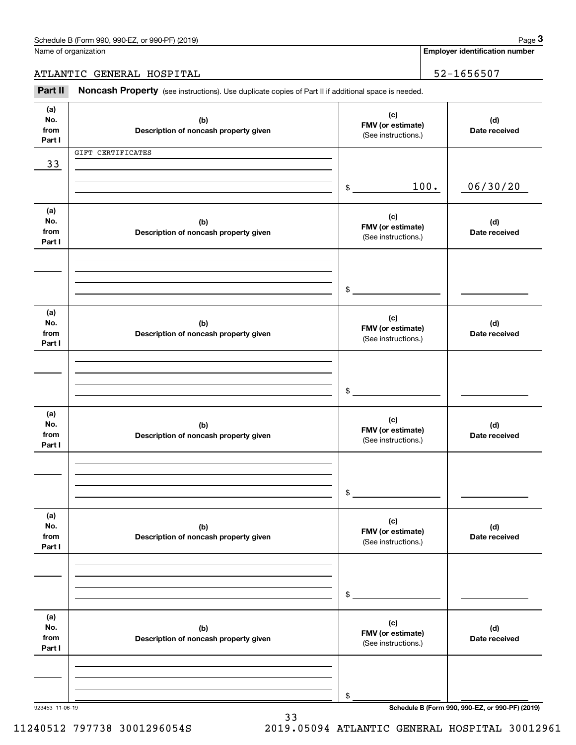Schedule B (Form 990, 990-EZ, or 990-PF) (2019) Page **3**

Name of organization: ATLANTIC GENERAL HOSPITAL

**Employer identification number**: 52-1656507

**Part II** **Noncash Property** (see instructions). Use duplicate copies of Part II if additional space is needed.

| (a) No. from Part I | (b) Description of noncash property given | (c) FMV (or estimate) (See instructions.) | (d) Date received |
|---|---|---|---|
| 33 | GIFT CERTIFICATES | $ 100. | 06/30/20 |
| | | $ | |
| | | $ | |
| | | $ | |
| | | $ | |
| | | $ | |

923453 11-06-19 **Schedule B (Form 990, 990-EZ, or 990-PF) (2019)**

11240512 797738 3001296054S 2019.05094 ATLANTIC GENERAL HOSPITAL 30012961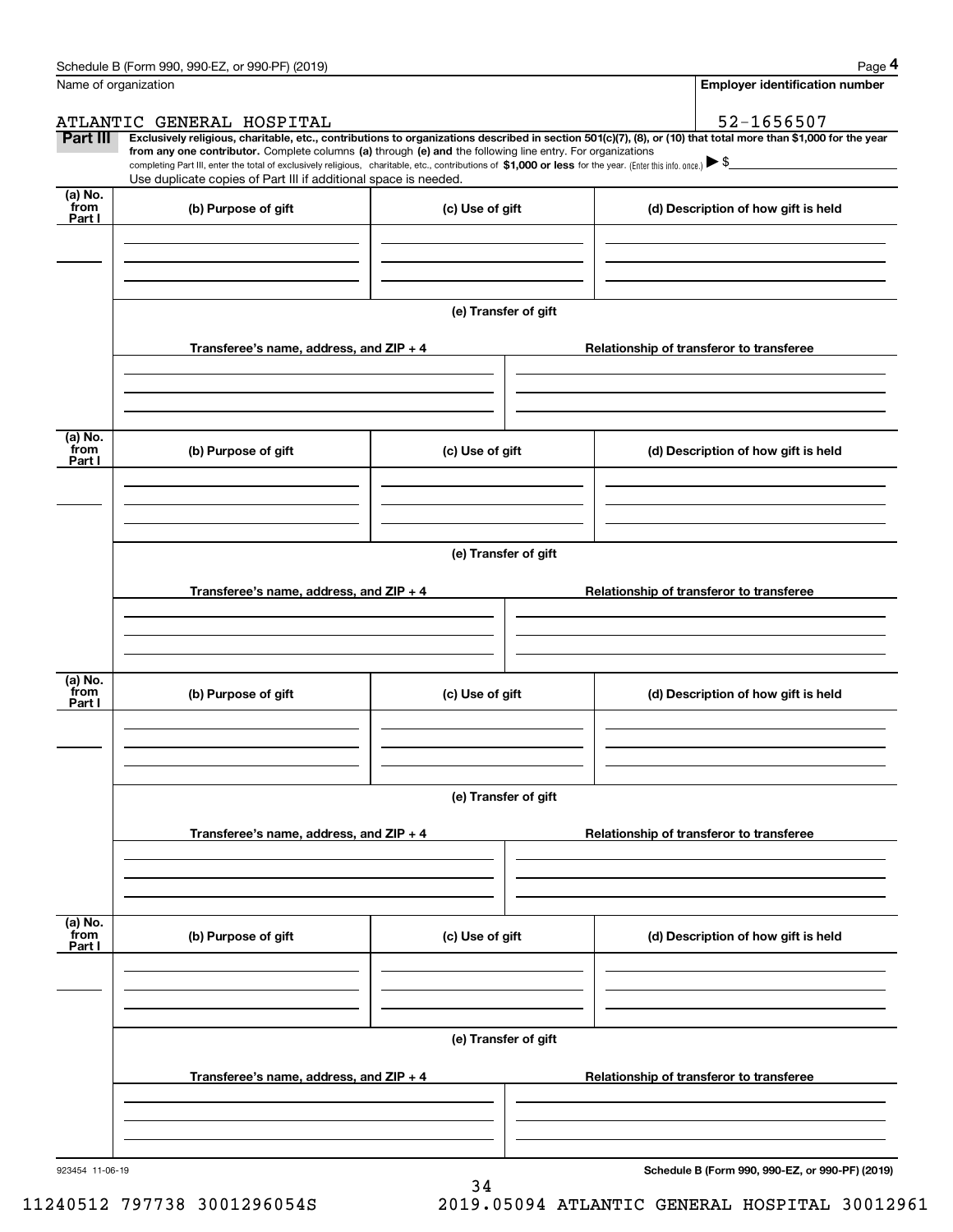Name of organization

ATLANTIC GENERAL HOSPITAL

**Employer identification number**

52-1656507

**Part III** **Exclusively religious, charitable, etc., contributions to organizations described in section 501(c)(7), (8), or (10) that total more than $1,000 for the year from any one contributor.** Complete columns **(a)** through **(e)** and the following line entry. For organizations completing Part III, enter the total of exclusively religious, charitable, etc., contributions of **$1,000 or less** for the year. (Enter this info. once.) ▶ $

Use duplicate copies of Part III if additional space is needed.

| (a) No. from Part I | (b) Purpose of gift | (c) Use of gift | (d) Description of how gift is held |
|---|---|---|---|
| | | | |

**(e) Transfer of gift**

| Transferee's name, address, and ZIP + 4 | Relationship of transferor to transferee |
|---|---|
| | |

| (a) No. from Part I | (b) Purpose of gift | (c) Use of gift | (d) Description of how gift is held |
|---|---|---|---|
| | | | |

**(e) Transfer of gift**

| Transferee's name, address, and ZIP + 4 | Relationship of transferor to transferee |
|---|---|
| | |

| (a) No. from Part I | (b) Purpose of gift | (c) Use of gift | (d) Description of how gift is held |
|---|---|---|---|
| | | | |

**(e) Transfer of gift**

| Transferee's name, address, and ZIP + 4 | Relationship of transferor to transferee |
|---|---|
| | |

| (a) No. from Part I | (b) Purpose of gift | (c) Use of gift | (d) Description of how gift is held |
|---|---|---|---|
| | | | |

**(e) Transfer of gift**

| Transferee's name, address, and ZIP + 4 | Relationship of transferor to transferee |
|---|---|
| | |

923454 11-06-19

11240512 797738 3001296054S 2019.05094 ATLANTIC GENERAL HOSPITAL 30012961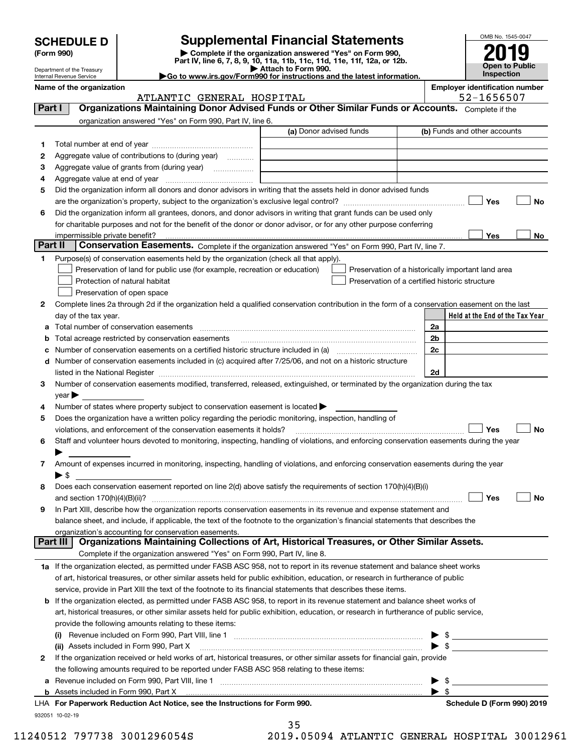# SCHEDULE D (Form 990)

Department of the Treasury
Internal Revenue Service

# Supplemental Financial Statements

▶ Complete if the organization answered "Yes" on Form 990, Part IV, line 6, 7, 8, 9, 10, 11a, 11b, 11c, 11d, 11e, 11f, 12a, or 12b.
▶ Attach to Form 990.
▶Go to www.irs.gov/Form990 for instructions and the latest information.

OMB No. 1545-0047

**2019**

**Open to Public Inspection**

**Name of the organization**
ATLANTIC GENERAL HOSPITAL

**Employer identification number**
52-1656507

## Part I Organizations Maintaining Donor Advised Funds or Other Similar Funds or Accounts. Complete if the organization answered "Yes" on Form 990, Part IV, line 6.

| | | (a) Donor advised funds | (b) Funds and other accounts |
|---|---|---|---|
| 1 | Total number at end of year | | |
| 2 | Aggregate value of contributions to (during year) | | |
| 3 | Aggregate value of grants from (during year) | | |
| 4 | Aggregate value at end of year | | |

5 Did the organization inform all donors and donor advisors in writing that the assets held in donor advised funds are the organization's property, subject to the organization's exclusive legal control? ☐ Yes ☐ No

6 Did the organization inform all grantees, donors, and donor advisors in writing that grant funds can be used only for charitable purposes and not for the benefit of the donor or donor advisor, or for any other purpose conferring impermissible private benefit? ☐ Yes ☐ No

## Part II Conservation Easements. Complete if the organization answered "Yes" on Form 990, Part IV, line 7.

1 Purpose(s) of conservation easements held by the organization (check all that apply).

- ☐ Preservation of land for public use (for example, recreation or education)
- ☐ Protection of natural habitat
- ☐ Preservation of open space
- ☐ Preservation of a historically important land area
- ☐ Preservation of a certified historic structure

2 Complete lines 2a through 2d if the organization held a qualified conservation contribution in the form of a conservation easement on the last day of the tax year.

| | | | Held at the End of the Tax Year |
|---|---|---|---|
| a | Total number of conservation easements | 2a | |
| b | Total acreage restricted by conservation easements | 2b | |
| c | Number of conservation easements on a certified historic structure included in (a) | 2c | |
| d | Number of conservation easements included in (c) acquired after 7/25/06, and not on a historic structure listed in the National Register | 2d | |

3 Number of conservation easements modified, transferred, released, extinguished, or terminated by the organization during the tax year ▶

4 Number of states where property subject to conservation easement is located ▶

5 Does the organization have a written policy regarding the periodic monitoring, inspection, handling of violations, and enforcement of the conservation easements it holds? ☐ Yes ☐ No

6 Staff and volunteer hours devoted to monitoring, inspecting, handling of violations, and enforcing conservation easements during the year ▶

7 Amount of expenses incurred in monitoring, inspecting, handling of violations, and enforcing conservation easements during the year ▶ $

8 Does each conservation easement reported on line 2(d) above satisfy the requirements of section 170(h)(4)(B)(i) and section 170(h)(4)(B)(ii)? ☐ Yes ☐ No

9 In Part XIII, describe how the organization reports conservation easements in its revenue and expense statement and balance sheet, and include, if applicable, the text of the footnote to the organization's financial statements that describes the organization's accounting for conservation easements.

## Part III Organizations Maintaining Collections of Art, Historical Treasures, or Other Similar Assets. Complete if the organization answered "Yes" on Form 990, Part IV, line 8.

1a If the organization elected, as permitted under FASB ASC 958, not to report in its revenue statement and balance sheet works of art, historical treasures, or other similar assets held for public exhibition, education, or research in furtherance of public service, provide in Part XIII the text of the footnote to its financial statements that describes these items.

b If the organization elected, as permitted under FASB ASC 958, to report in its revenue statement and balance sheet works of art, historical treasures, or other similar assets held for public exhibition, education, or research in furtherance of public service, provide the following amounts relating to these items:

(i) Revenue included on Form 990, Part VIII, line 1 ▶ $

(ii) Assets included in Form 990, Part X ▶ $

2 If the organization received or held works of art, historical treasures, or other similar assets for financial gain, provide the following amounts required to be reported under FASB ASC 958 relating to these items:

a Revenue included on Form 990, Part VIII, line 1 ▶ $

b Assets included in Form 990, Part X ▶ $

LHA For Paperwork Reduction Act Notice, see the Instructions for Form 990. Schedule D (Form 990) 2019

932051 10-02-19

11240512 797738 3001296054S 2019.05094 ATLANTIC GENERAL HOSPITAL 30012961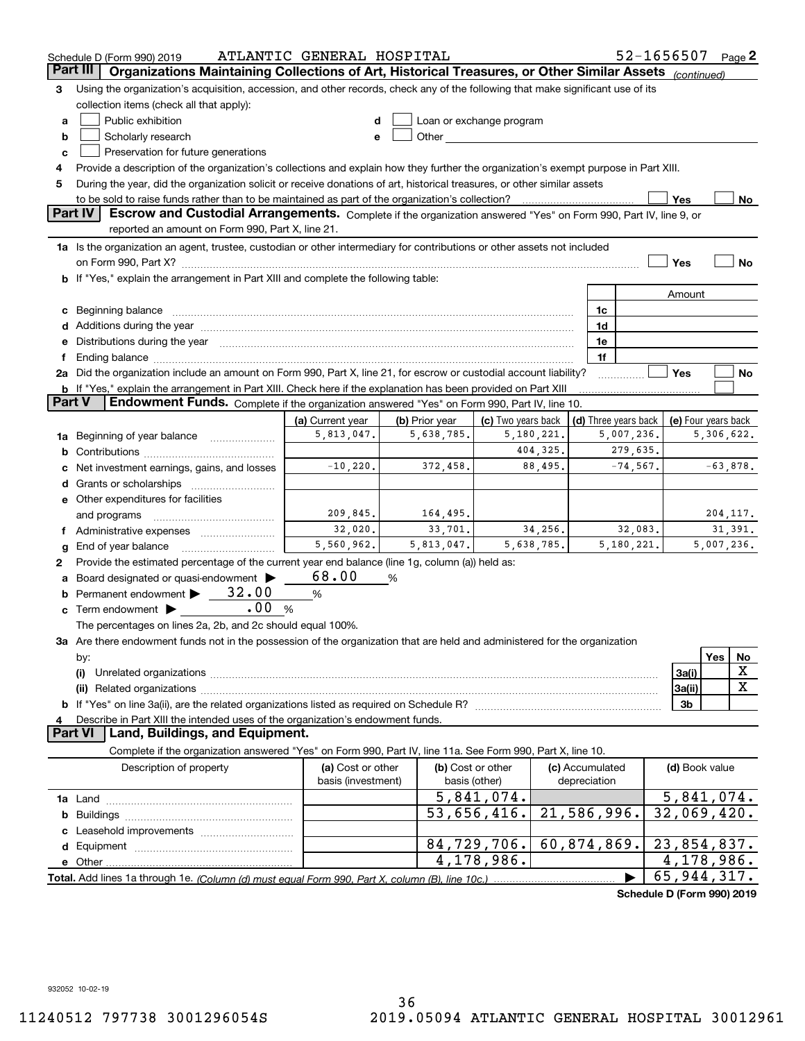Schedule D (Form 990) 2019 ATLANTIC GENERAL HOSPITAL 52-1656507 Page 2

## Part III Organizations Maintaining Collections of Art, Historical Treasures, or Other Similar Assets *(continued)*

3 Using the organization's acquisition, accession, and other records, check any of the following that make significant use of its collection items (check all that apply):

a ☐ Public exhibition
b ☐ Scholarly research
c ☐ Preservation for future generations
d ☐ Loan or exchange program
e ☐ Other

4 Provide a description of the organization's collections and explain how they further the organization's exempt purpose in Part XIII.

5 During the year, did the organization solicit or receive donations of art, historical treasures, or other similar assets to be sold to raise funds rather than to be maintained as part of the organization's collection? ☐ Yes ☐ No

## Part IV Escrow and Custodial Arrangements.

Complete if the organization answered "Yes" on Form 990, Part IV, line 9, or reported an amount on Form 990, Part X, line 21.

1a Is the organization an agent, trustee, custodian or other intermediary for contributions or other assets not included on Form 990, Part X? ☐ Yes ☐ No

b If "Yes," explain the arrangement in Part XIII and complete the following table:

| | | Amount |
|---|---|---|
| c Beginning balance | 1c | |
| d Additions during the year | 1d | |
| e Distributions during the year | 1e | |
| f Ending balance | 1f | |

2a Did the organization include an amount on Form 990, Part X, line 21, for escrow or custodial account liability? ☐ Yes ☐ No

b If "Yes," explain the arrangement in Part XIII. Check here if the explanation has been provided on Part XIII ☐

## Part V Endowment Funds.

Complete if the organization answered "Yes" on Form 990, Part IV, line 10.

| | (a) Current year | (b) Prior year | (c) Two years back | (d) Three years back | (e) Four years back |
|---|---|---|---|---|---|
| 1a Beginning of year balance | 5,813,047. | 5,638,785. | 5,180,221. | 5,007,236. | 5,306,622. |
| b Contributions | | | 404,325. | 279,635. | |
| c Net investment earnings, gains, and losses | -10,220. | 372,458. | 88,495. | -74,567. | -63,878. |
| d Grants or scholarships | | | | | |
| e Other expenditures for facilities and programs | 209,845. | 164,495. | | | 204,117. |
| f Administrative expenses | 32,020. | 33,701. | 34,256. | 32,083. | 31,391. |
| g End of year balance | 5,560,962. | 5,813,047. | 5,638,785. | 5,180,221. | 5,007,236. |

2 Provide the estimated percentage of the current year end balance (line 1g, column (a)) held as:

a Board designated or quasi-endowment ▶ 68.00 %
b Permanent endowment ▶ 32.00 %
c Term endowment ▶ .00 %

The percentages on lines 2a, 2b, and 2c should equal 100%.

3a Are there endowment funds not in the possession of the organization that are held and administered for the organization by:

| | | Yes | No |
|---|---|---|---|
| (i) Unrelated organizations | 3a(i) | | X |
| (ii) Related organizations | 3a(ii) | | X |
| b If "Yes" on line 3a(ii), are the related organizations listed as required on Schedule R? | 3b | | |

4 Describe in Part XIII the intended uses of the organization's endowment funds.

## Part VI Land, Buildings, and Equipment.

Complete if the organization answered "Yes" on Form 990, Part IV, line 11a. See Form 990, Part X, line 10.

| Description of property | (a) Cost or other basis (investment) | (b) Cost or other basis (other) | (c) Accumulated depreciation | (d) Book value |
|---|---|---|---|---|
| 1a Land | | 5,841,074. | | 5,841,074. |
| b Buildings | | 53,656,416. | 21,586,996. | 32,069,420. |
| c Leasehold improvements | | | | |
| d Equipment | | 84,729,706. | 60,874,869. | 23,854,837. |
| e Other | | 4,178,986. | | 4,178,986. |
| **Total.** Add lines 1a through 1e. *(Column (d) must equal Form 990, Part X, column (B), line 10c.)* | | | ▶ | 65,944,317. |

**Schedule D (Form 990) 2019**

932052 10-02-19

11240512 797738 3001296054S 2019.05094 ATLANTIC GENERAL HOSPITAL 30012961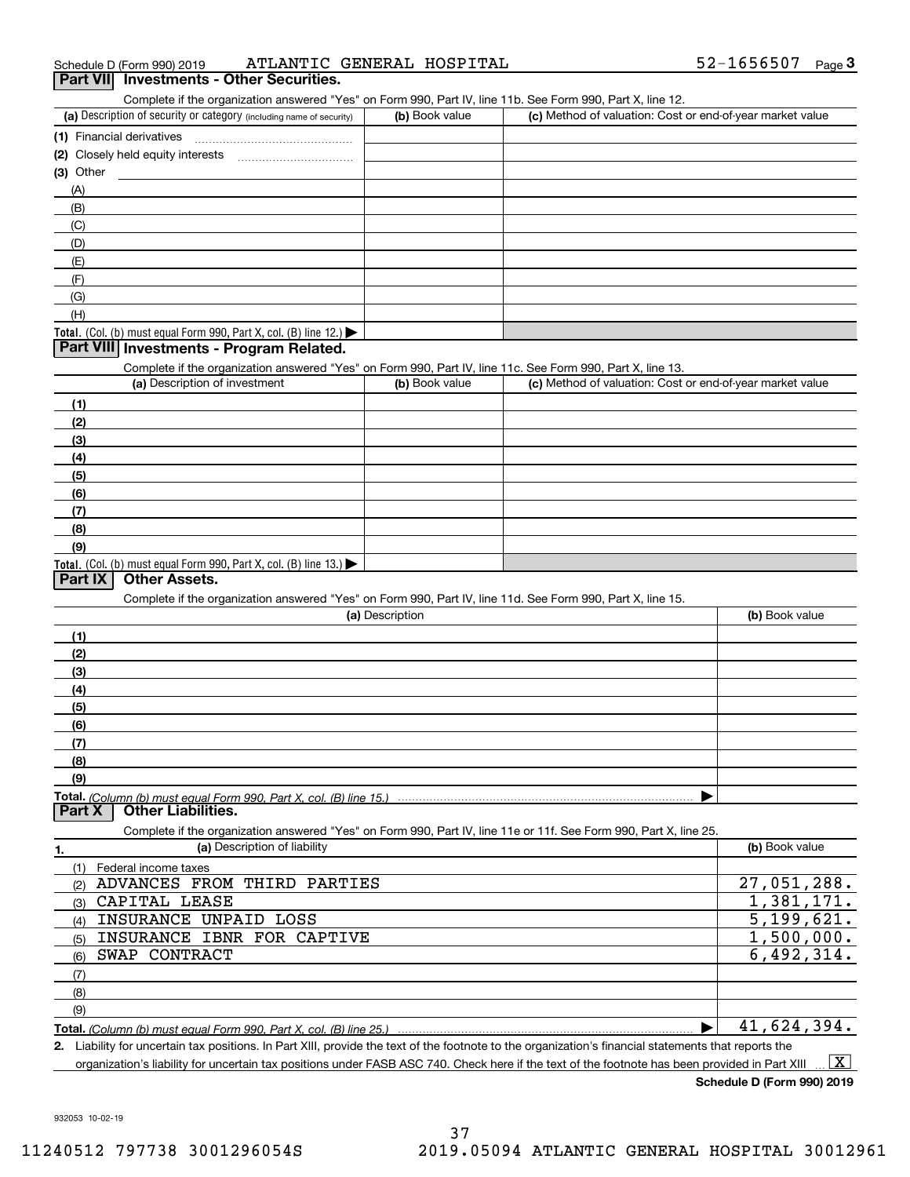Schedule D (Form 990) 2019 ATLANTIC GENERAL HOSPITAL 52-1656507 Page 3

## Part VII Investments - Other Securities.

Complete if the organization answered "Yes" on Form 990, Part IV, line 11b. See Form 990, Part X, line 12.

| (a) Description of security or category (including name of security) | (b) Book value | (c) Method of valuation: Cost or end-of-year market value |
|---|---|---|
| (1) Financial derivatives | | |
| (2) Closely held equity interests | | |
| (3) Other | | |
| (A) | | |
| (B) | | |
| (C) | | |
| (D) | | |
| (E) | | |
| (F) | | |
| (G) | | |
| (H) | | |
| **Total.** (Col. (b) must equal Form 990, Part X, col. (B) line 12.) ▶ | | |

## Part VIII Investments - Program Related.

Complete if the organization answered "Yes" on Form 990, Part IV, line 11c. See Form 990, Part X, line 13.

| (a) Description of investment | (b) Book value | (c) Method of valuation: Cost or end-of-year market value |
|---|---|---|
| (1) | | |
| (2) | | |
| (3) | | |
| (4) | | |
| (5) | | |
| (6) | | |
| (7) | | |
| (8) | | |
| (9) | | |
| **Total.** (Col. (b) must equal Form 990, Part X, col. (B) line 13.) ▶ | | |

## Part IX Other Assets.

Complete if the organization answered "Yes" on Form 990, Part IV, line 11d. See Form 990, Part X, line 15.

| (a) Description | (b) Book value |
|---|---|
| (1) | |
| (2) | |
| (3) | |
| (4) | |
| (5) | |
| (6) | |
| (7) | |
| (8) | |
| (9) | |
| **Total.** *(Column (b) must equal Form 990, Part X, col. (B) line 15.)* ▶ | |

## Part X Other Liabilities.

Complete if the organization answered "Yes" on Form 990, Part IV, line 11e or 11f. See Form 990, Part X, line 25.

| 1. (a) Description of liability | (b) Book value |
|---|---|
| (1) Federal income taxes | |
| (2) ADVANCES FROM THIRD PARTIES | 27,051,288. |
| (3) CAPITAL LEASE | 1,381,171. |
| (4) INSURANCE UNPAID LOSS | 5,199,621. |
| (5) INSURANCE IBNR FOR CAPTIVE | 1,500,000. |
| (6) SWAP CONTRACT | 6,492,314. |
| (7) | |
| (8) | |
| (9) | |
| **Total.** *(Column (b) must equal Form 990, Part X, col. (B) line 25.)* ▶ | 41,624,394. |

2. Liability for uncertain tax positions. In Part XIII, provide the text of the footnote to the organization's financial statements that reports the organization's liability for uncertain tax positions under FASB ASC 740. Check here if the text of the footnote has been provided in Part XIII ... [X]

**Schedule D (Form 990) 2019**

932053 10-02-19

11240512 797738 3001296054S 2019.05094 ATLANTIC GENERAL HOSPITAL 30012961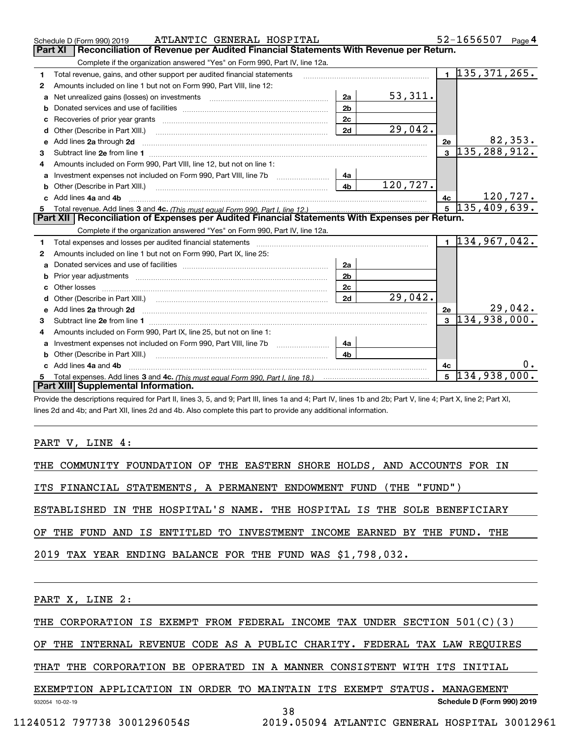Schedule D (Form 990) 2019 ATLANTIC GENERAL HOSPITAL 52-1656507 Page 4

## Part XI | Reconciliation of Revenue per Audited Financial Statements With Revenue per Return.

Complete if the organization answered "Yes" on Form 990, Part IV, line 12a.

| | | | | | |
|---|---|---|---|---|---|
| 1 | Total revenue, gains, and other support per audited financial statements | | | 1 | 135,371,265. |
| 2 | Amounts included on line 1 but not on Form 990, Part VIII, line 12: | | | | |
| a | Net unrealized gains (losses) on investments | 2a | 53,311. | | |
| b | Donated services and use of facilities | 2b | | | |
| c | Recoveries of prior year grants | 2c | | | |
| d | Other (Describe in Part XIII.) | 2d | 29,042. | | |
| e | Add lines 2a through 2d | | | 2e | 82,353. |
| 3 | Subtract line 2e from line 1 | | | 3 | 135,288,912. |
| 4 | Amounts included on Form 990, Part VIII, line 12, but not on line 1: | | | | |
| a | Investment expenses not included on Form 990, Part VIII, line 7b | 4a | | | |
| b | Other (Describe in Part XIII.) | 4b | 120,727. | | |
| c | Add lines 4a and 4b | | | 4c | 120,727. |
| 5 | Total revenue. Add lines 3 and 4c. *(This must equal Form 990, Part I, line 12.)* | | | 5 | 135,409,639. |

## Part XII | Reconciliation of Expenses per Audited Financial Statements With Expenses per Return.

Complete if the organization answered "Yes" on Form 990, Part IV, line 12a.

| | | | | | |
|---|---|---|---|---|---|
| 1 | Total expenses and losses per audited financial statements | | | 1 | 134,967,042. |
| 2 | Amounts included on line 1 but not on Form 990, Part IX, line 25: | | | | |
| a | Donated services and use of facilities | 2a | | | |
| b | Prior year adjustments | 2b | | | |
| c | Other losses | 2c | | | |
| d | Other (Describe in Part XIII.) | 2d | 29,042. | | |
| e | Add lines 2a through 2d | | | 2e | 29,042. |
| 3 | Subtract line 2e from line 1 | | | 3 | 134,938,000. |
| 4 | Amounts included on Form 990, Part IX, line 25, but not on line 1: | | | | |
| a | Investment expenses not included on Form 990, Part VIII, line 7b | 4a | | | |
| b | Other (Describe in Part XIII.) | 4b | | | |
| c | Add lines 4a and 4b | | | 4c | 0. |
| 5 | Total expenses. Add lines 3 and 4c. *(This must equal Form 990, Part I, line 18.)* | | | 5 | 134,938,000. |

## Part XIII | Supplemental Information.

Provide the descriptions required for Part II, lines 3, 5, and 9; Part III, lines 1a and 4; Part IV, lines 1b and 2b; Part V, line 4; Part X, line 2; Part XI, lines 2d and 4b; and Part XII, lines 2d and 4b. Also complete this part to provide any additional information.

PART V, LINE 4:

THE COMMUNITY FOUNDATION OF THE EASTERN SHORE HOLDS, AND ACCOUNTS FOR IN ITS FINANCIAL STATEMENTS, A PERMANENT ENDOWMENT FUND (THE "FUND") ESTABLISHED IN THE HOSPITAL'S NAME. THE HOSPITAL IS THE SOLE BENEFICIARY OF THE FUND AND IS ENTITLED TO INVESTMENT INCOME EARNED BY THE FUND. THE 2019 TAX YEAR ENDING BALANCE FOR THE FUND WAS $1,798,032.

PART X, LINE 2:

THE CORPORATION IS EXEMPT FROM FEDERAL INCOME TAX UNDER SECTION 501(C)(3) OF THE INTERNAL REVENUE CODE AS A PUBLIC CHARITY. FEDERAL TAX LAW REQUIRES THAT THE CORPORATION BE OPERATED IN A MANNER CONSISTENT WITH ITS INITIAL EXEMPTION APPLICATION IN ORDER TO MAINTAIN ITS EXEMPT STATUS. MANAGEMENT

932054 10-02-19 Schedule D (Form 990) 2019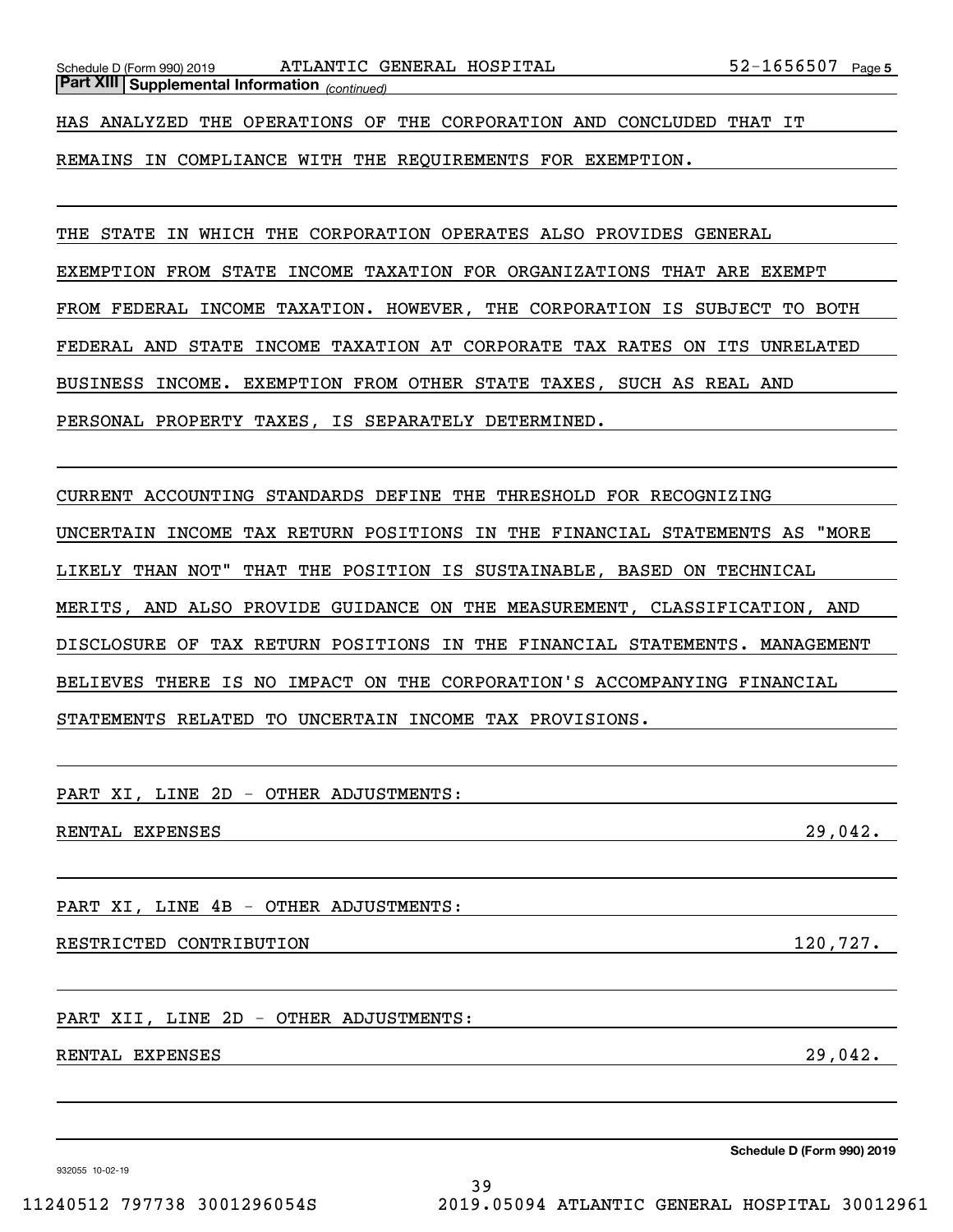**Part XIII** **Supplemental Information** *(continued)*

HAS ANALYZED THE OPERATIONS OF THE CORPORATION AND CONCLUDED THAT IT REMAINS IN COMPLIANCE WITH THE REQUIREMENTS FOR EXEMPTION.

THE STATE IN WHICH THE CORPORATION OPERATES ALSO PROVIDES GENERAL EXEMPTION FROM STATE INCOME TAXATION FOR ORGANIZATIONS THAT ARE EXEMPT FROM FEDERAL INCOME TAXATION. HOWEVER, THE CORPORATION IS SUBJECT TO BOTH FEDERAL AND STATE INCOME TAXATION AT CORPORATE TAX RATES ON ITS UNRELATED BUSINESS INCOME. EXEMPTION FROM OTHER STATE TAXES, SUCH AS REAL AND PERSONAL PROPERTY TAXES, IS SEPARATELY DETERMINED.

CURRENT ACCOUNTING STANDARDS DEFINE THE THRESHOLD FOR RECOGNIZING UNCERTAIN INCOME TAX RETURN POSITIONS IN THE FINANCIAL STATEMENTS AS "MORE LIKELY THAN NOT" THAT THE POSITION IS SUSTAINABLE, BASED ON TECHNICAL MERITS, AND ALSO PROVIDE GUIDANCE ON THE MEASUREMENT, CLASSIFICATION, AND DISCLOSURE OF TAX RETURN POSITIONS IN THE FINANCIAL STATEMENTS. MANAGEMENT BELIEVES THERE IS NO IMPACT ON THE CORPORATION'S ACCOMPANYING FINANCIAL STATEMENTS RELATED TO UNCERTAIN INCOME TAX PROVISIONS.

PART XI, LINE 2D - OTHER ADJUSTMENTS:

| | |
|---|---|
| RENTAL EXPENSES | 29,042. |

PART XI, LINE 4B - OTHER ADJUSTMENTS:

| | |
|---|---|
| RESTRICTED CONTRIBUTION | 120,727. |

PART XII, LINE 2D - OTHER ADJUSTMENTS:

| | |
|---|---|
| RENTAL EXPENSES | 29,042. |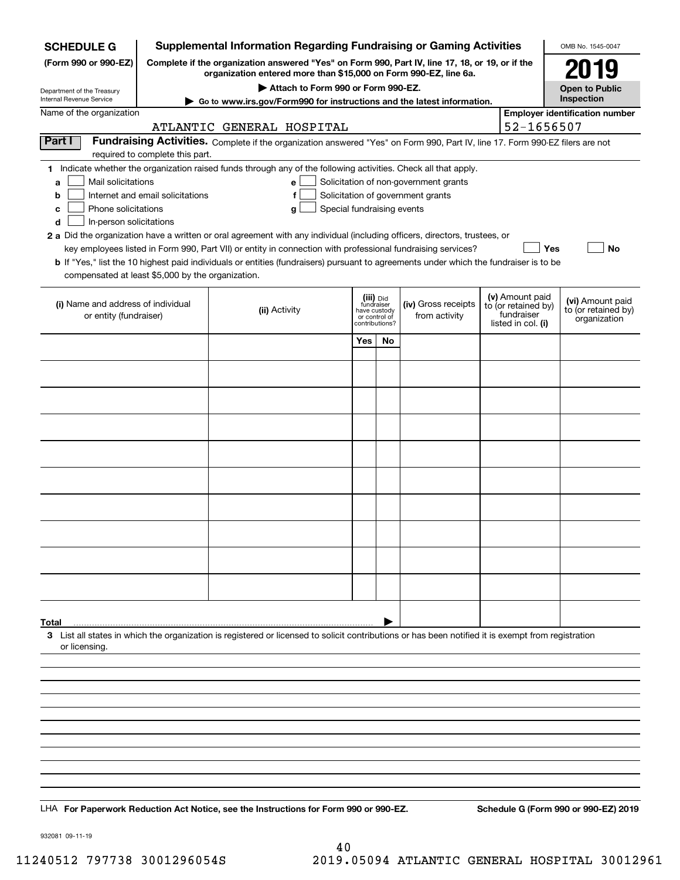**SCHEDULE G**
**(Form 990 or 990-EZ)**

Department of the Treasury
Internal Revenue Service

# Supplemental Information Regarding Fundraising or Gaming Activities

**Complete if the organization answered "Yes" on Form 990, Part IV, line 17, 18, or 19, or if the organization entered more than $15,000 on Form 990-EZ, line 6a.**

**▶ Attach to Form 990 or Form 990-EZ.**

**▶ Go to www.irs.gov/Form990 for instructions and the latest information.**

OMB No. 1545-0047

**2019**

**Open to Public Inspection**

Name of the organization: ATLANTIC GENERAL HOSPITAL

**Employer identification number:** 52-1656507

**Part I** **Fundraising Activities.** Complete if the organization answered "Yes" on Form 990, Part IV, line 17. Form 990-EZ filers are not required to complete this part.

**1** Indicate whether the organization raised funds through any of the following activities. Check all that apply.

- **a** ☐ Mail solicitations
- **b** ☐ Internet and email solicitations
- **c** ☐ Phone solicitations
- **d** ☐ In-person solicitations
- **e** ☐ Solicitation of non-government grants
- **f** ☐ Solicitation of government grants
- **g** ☐ Special fundraising events

**2 a** Did the organization have a written or oral agreement with any individual (including officers, directors, trustees, or key employees listed in Form 990, Part VII) or entity in connection with professional fundraising services? ☐ **Yes** ☐ **No**

**b** If "Yes," list the 10 highest paid individuals or entities (fundraisers) pursuant to agreements under which the fundraiser is to be compensated at least $5,000 by the organization.

| (i) Name and address of individual or entity (fundraiser) | (ii) Activity | (iii) Did fundraiser have custody or control of contributions? Yes | No | (iv) Gross receipts from activity | (v) Amount paid to (or retained by) fundraiser listed in col. (i) | (vi) Amount paid to (or retained by) organization |
|---|---|---|---|---|---|---|
| | | | | | | |
| | | | | | | |
| | | | | | | |
| | | | | | | |
| | | | | | | |
| | | | | | | |
| | | | | | | |
| | | | | | | |
| | | | | | | |
| | | | | | | |
| **Total** ▶ | | | | | | |

**3** List all states in which the organization is registered or licensed to solicit contributions or has been notified it is exempt from registration or licensing.

LHA **For Paperwork Reduction Act Notice, see the Instructions for Form 990 or 990-EZ.** **Schedule G (Form 990 or 990-EZ) 2019**

932081 09-11-19

11240512 797738 3001296054S 2019.05094 ATLANTIC GENERAL HOSPITAL 30012961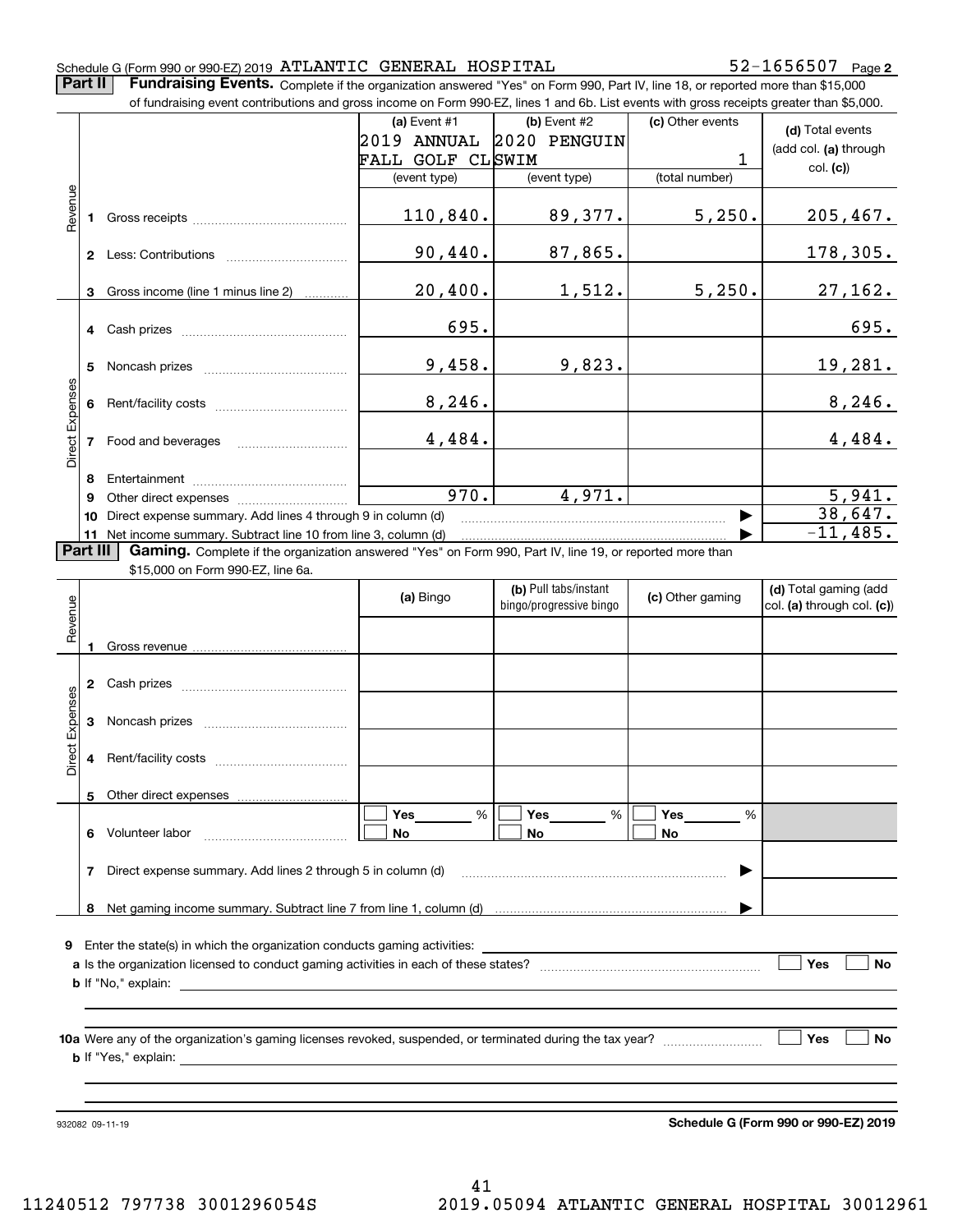Schedule G (Form 990 or 990-EZ) 2019 ATLANTIC GENERAL HOSPITAL 52-1656507 Page 2

**Part II** **Fundraising Events.** Complete if the organization answered "Yes" on Form 990, Part IV, line 18, or reported more than $15,000 of fundraising event contributions and gross income on Form 990-EZ, lines 1 and 6b. List events with gross receipts greater than $5,000.

| | | (a) Event #1 2019 ANNUAL FALL GOLF CL (event type) | (b) Event #2 2020 PENGUIN SWIM (event type) | (c) Other events 1 (total number) | (d) Total events (add col. (a) through col. (c)) |
|---|---|---|---|---|---|
| Revenue | 1 Gross receipts | 110,840. | 89,377. | 5,250. | 205,467. |
| | 2 Less: Contributions | 90,440. | 87,865. | | 178,305. |
| | 3 Gross income (line 1 minus line 2) | 20,400. | 1,512. | 5,250. | 27,162. |
| Direct Expenses | 4 Cash prizes | 695. | | | 695. |
| | 5 Noncash prizes | 9,458. | 9,823. | | 19,281. |
| | 6 Rent/facility costs | 8,246. | | | 8,246. |
| | 7 Food and beverages | 4,484. | | | 4,484. |
| | 8 Entertainment | | | | |
| | 9 Other direct expenses | 970. | 4,971. | | 5,941. |
| | 10 Direct expense summary. Add lines 4 through 9 in column (d) | | | ▶ | 38,647. |
| | 11 Net income summary. Subtract line 10 from line 3, column (d) | | | ▶ | -11,485. |

**Part III** **Gaming.** Complete if the organization answered "Yes" on Form 990, Part IV, line 19, or reported more than $15,000 on Form 990-EZ, line 6a.

| | | (a) Bingo | (b) Pull tabs/instant bingo/progressive bingo | (c) Other gaming | (d) Total gaming (add col. (a) through col. (c)) |
|---|---|---|---|---|---|
| Revenue | 1 Gross revenue | | | | |
| Direct Expenses | 2 Cash prizes | | | | |
| | 3 Noncash prizes | | | | |
| | 4 Rent/facility costs | | | | |
| | 5 Other direct expenses | | | | |
| | 6 Volunteer labor | ☐ Yes ____ % ☐ No | ☐ Yes ____ % ☐ No | ☐ Yes ____ % ☐ No | |
| | 7 Direct expense summary. Add lines 2 through 5 in column (d) | | | ▶ | |
| | 8 Net gaming income summary. Subtract line 7 from line 1, column (d) | | | ▶ | |

9 Enter the state(s) in which the organization conducts gaming activities: ____________________

a Is the organization licensed to conduct gaming activities in each of these states? ☐ Yes ☐ No

b If "No," explain: ____________________

10a Were any of the organization's gaming licenses revoked, suspended, or terminated during the tax year? ☐ Yes ☐ No

b If "Yes," explain: ____________________

932082 09-11-19 **Schedule G (Form 990 or 990-EZ) 2019**

11240512 797738 3001296054S 2019.05094 ATLANTIC GENERAL HOSPITAL 30012961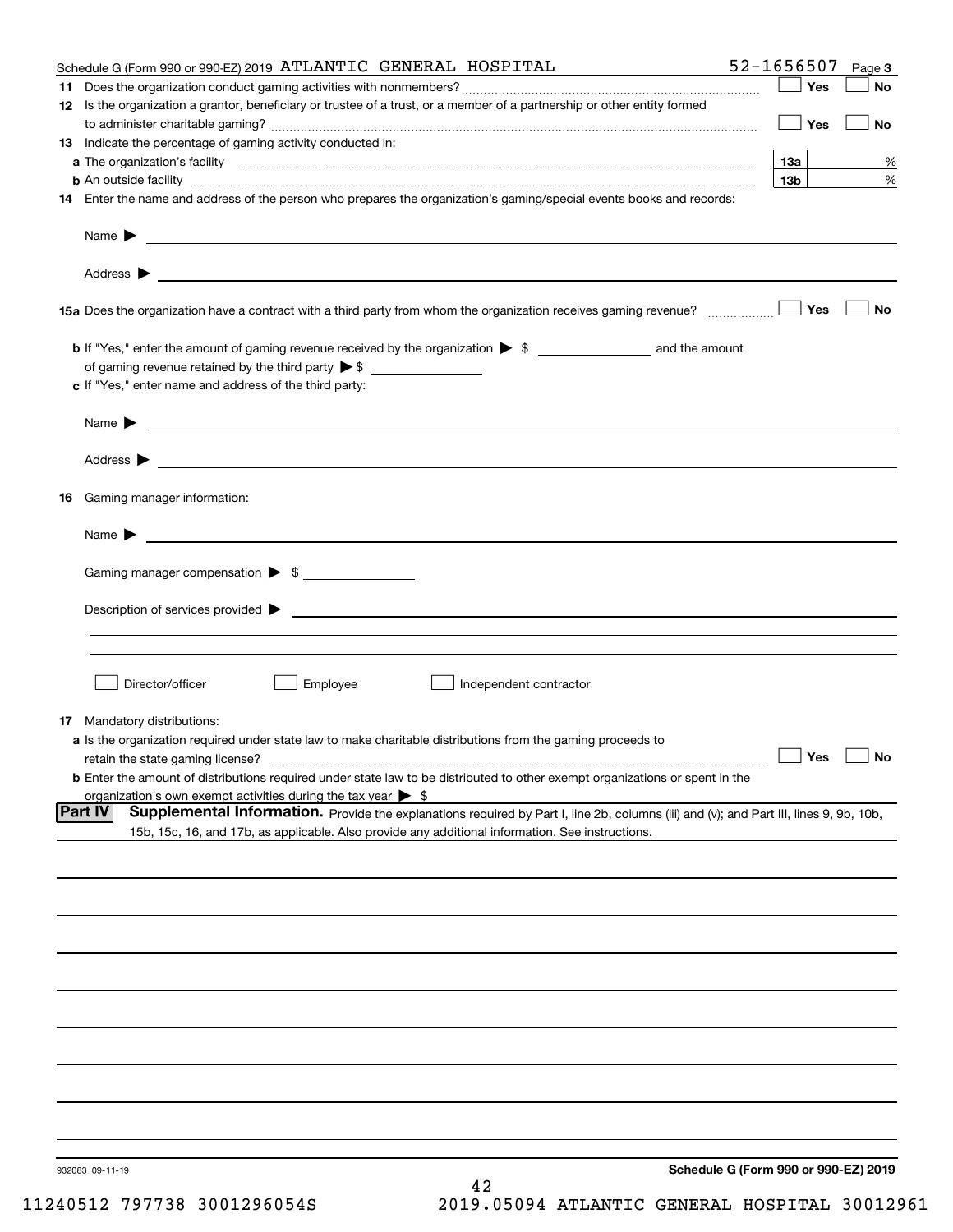Schedule G (Form 990 or 990-EZ) 2019 ATLANTIC GENERAL HOSPITAL 52-1656507 Page 3

**11** Does the organization conduct gaming activities with nonmembers? ☐ Yes ☐ No

**12** Is the organization a grantor, beneficiary or trustee of a trust, or a member of a partnership or other entity formed to administer charitable gaming? ☐ Yes ☐ No

**13** Indicate the percentage of gaming activity conducted in:

**a** The organization's facility **13a** %

**b** An outside facility **13b** %

**14** Enter the name and address of the person who prepares the organization's gaming/special events books and records:

Name ▶

Address ▶

**15a** Does the organization have a contract with a third party from whom the organization receives gaming revenue? ☐ Yes ☐ No

**b** If "Yes," enter the amount of gaming revenue received by the organization ▶ $ ________ and the amount of gaming revenue retained by the third party ▶ $ ________

**c** If "Yes," enter name and address of the third party:

Name ▶

Address ▶

**16** Gaming manager information:

Name ▶

Gaming manager compensation ▶ $ ________

Description of services provided ▶

☐ Director/officer ☐ Employee ☐ Independent contractor

**17** Mandatory distributions:

**a** Is the organization required under state law to make charitable distributions from the gaming proceeds to retain the state gaming license? ☐ Yes ☐ No

**b** Enter the amount of distributions required under state law to be distributed to other exempt organizations or spent in the organization's own exempt activities during the tax year ▶ $

**Part IV** **Supplemental Information.** Provide the explanations required by Part I, line 2b, columns (iii) and (v); and Part III, lines 9, 9b, 10b, 15b, 15c, 16, and 17b, as applicable. Also provide any additional information. See instructions.

932083 09-11-19 **Schedule G (Form 990 or 990-EZ) 2019**

11240512 797738 3001296054S 2019.05094 ATLANTIC GENERAL HOSPITAL 30012961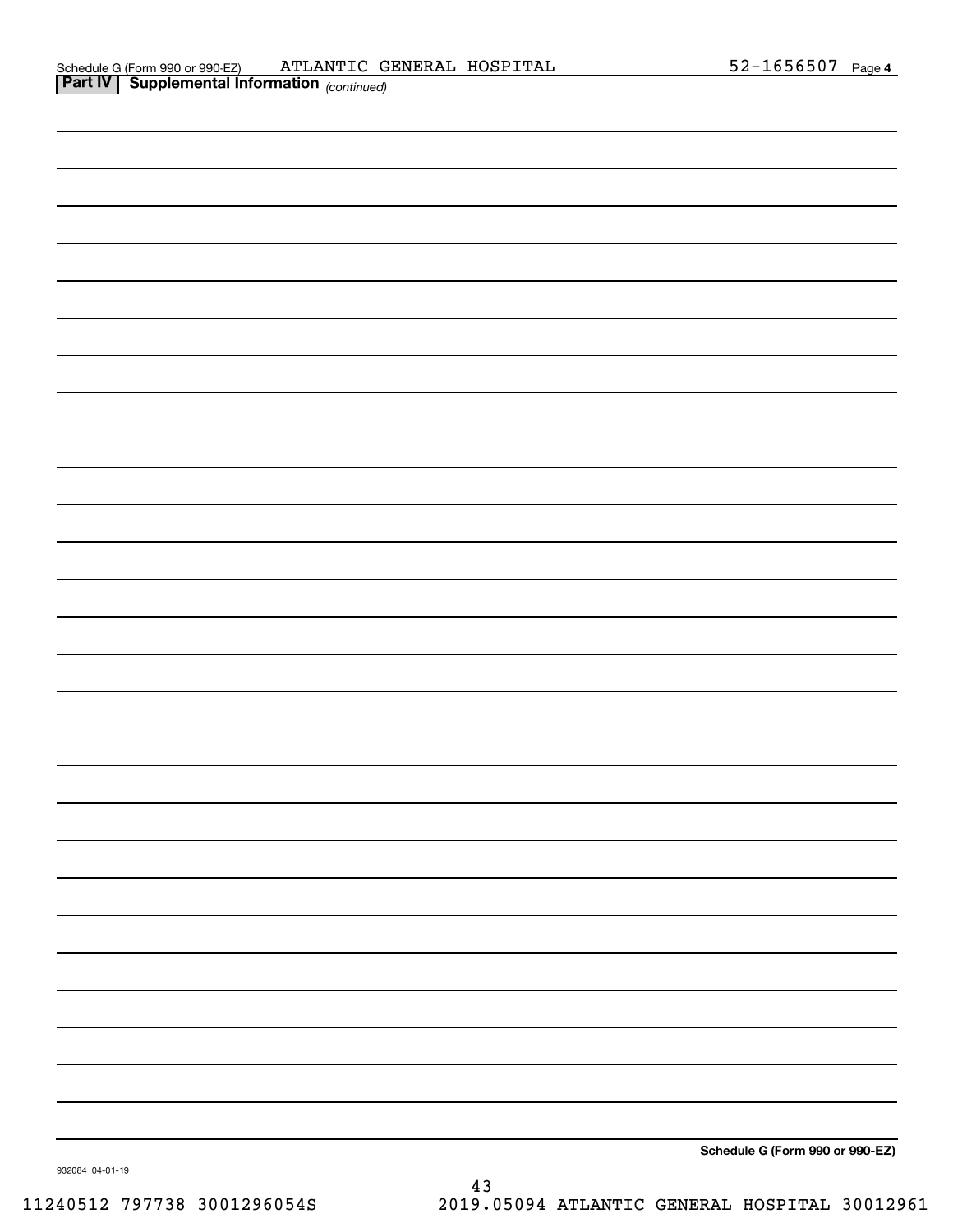Schedule G (Form 990 or 990-EZ) ATLANTIC GENERAL HOSPITAL 52-1656507 Page 4

**Part IV | Supplemental Information** *(continued)*

**Schedule G (Form 990 or 990-EZ)**

932084 04-01-19

11240512 797738 3001296054S 2019.05094 ATLANTIC GENERAL HOSPITAL 30012961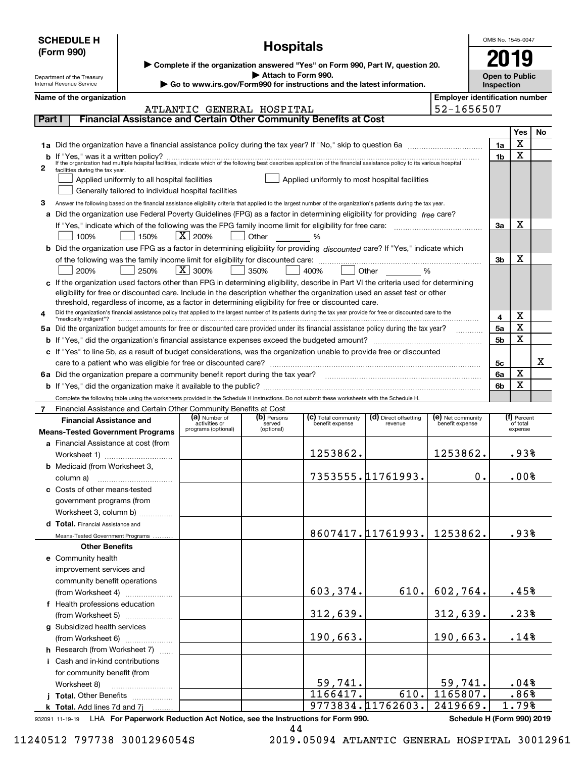**SCHEDULE H (Form 990)**

Department of the Treasury
Internal Revenue Service

# Hospitals

▶ Complete if the organization answered "Yes" on Form 990, Part IV, question 20.
▶ Attach to Form 990.
▶ Go to www.irs.gov/Form990 for instructions and the latest information.

OMB No. 1545-0047

**2019**

**Open to Public Inspection**

**Name of the organization:** ATLANTIC GENERAL HOSPITAL

**Employer identification number:** 52-1656507

## Part I — Financial Assistance and Certain Other Community Benefits at Cost

| | | | Yes | No |
|---|---|---|---|---|
| **1a** | Did the organization have a financial assistance policy during the tax year? If "No," skip to question 6a | 1a | X | |
| **b** | If "Yes," was it a written policy? | 1b | X | |
| **2** | If the organization had multiple hospital facilities, indicate which of the following best describes application of the financial assistance policy to its various hospital facilities during the tax year. ☐ Applied uniformly to all hospital facilities ☐ Applied uniformly to most hospital facilities ☐ Generally tailored to individual hospital facilities | | | |
| **3** | Answer the following based on the financial assistance eligibility criteria that applied to the largest number of the organization's patients during the tax year. | | | |
| **a** | Did the organization use Federal Poverty Guidelines (FPG) as a factor in determining eligibility for providing *free* care? If "Yes," indicate which of the following was the FPG family income limit for eligibility for free care: ☐ 100% ☐ 150% ☒ 200% ☐ Other ____ % | 3a | X | |
| **b** | Did the organization use FPG as a factor in determining eligibility for providing *discounted* care? If "Yes," indicate which of the following was the family income limit for eligibility for discounted care: ☐ 200% ☐ 250% ☒ 300% ☐ 350% ☐ 400% ☐ Other ____ % | 3b | X | |
| **c** | If the organization used factors other than FPG in determining eligibility, describe in Part VI the criteria used for determining eligibility for free or discounted care. Include in the description whether the organization used an asset test or other threshold, regardless of income, as a factor in determining eligibility for free or discounted care. | | | |
| **4** | Did the organization's financial assistance policy that applied to the largest number of its patients during the tax year provide for free or discounted care to the "medically indigent"? | 4 | X | |
| **5a** | Did the organization budget amounts for free or discounted care provided under its financial assistance policy during the tax year? | 5a | X | |
| **b** | If "Yes," did the organization's financial assistance expenses exceed the budgeted amount? | 5b | X | |
| **c** | If "Yes" to line 5b, as a result of budget considerations, was the organization unable to provide free or discounted care to a patient who was eligible for free or discounted care? | 5c | | X |
| **6a** | Did the organization prepare a community benefit report during the tax year? | 6a | X | |
| **b** | If "Yes," did the organization make it available to the public? | 6b | X | |

Complete the following table using the worksheets provided in the Schedule H instructions. Do not submit these worksheets with the Schedule H.

**7** Financial Assistance and Certain Other Community Benefits at Cost

| Financial Assistance and Means-Tested Government Programs | (a) Number of activities or programs (optional) | (b) Persons served (optional) | (c) Total community benefit expense | (d) Direct offsetting revenue | (e) Net community benefit expense | (f) Percent of total expense |
|---|---|---|---|---|---|---|
| **a** Financial Assistance at cost (from Worksheet 1) | | | 1253862. | | 1253862. | .93% |
| **b** Medicaid (from Worksheet 3, column a) | | | 7353555. | 11761993. | 0. | .00% |
| **c** Costs of other means-tested government programs (from Worksheet 3, column b) | | | | | | |
| **d Total.** Financial Assistance and Means-Tested Government Programs | | | 8607417. | 11761993. | 1253862. | .93% |
| **Other Benefits** | | | | | | |
| **e** Community health improvement services and community benefit operations (from Worksheet 4) | | | 603,374. | 610. | 602,764. | .45% |
| **f** Health professions education (from Worksheet 5) | | | 312,639. | | 312,639. | .23% |
| **g** Subsidized health services (from Worksheet 6) | | | 190,663. | | 190,663. | .14% |
| **h** Research (from Worksheet 7) | | | | | | |
| **i** Cash and in-kind contributions for community benefit (from Worksheet 8) | | | 59,741. | | 59,741. | .04% |
| **j Total.** Other Benefits | | | 1166417. | 610. | 1165807. | .86% |
| **k Total.** Add lines 7d and 7j | | | 9773834. | 11762603. | 2419669. | 1.79% |

932091 11-19-19 LHA **For Paperwork Reduction Act Notice, see the Instructions for Form 990.** **Schedule H (Form 990) 2019**

11240512 797738 3001296054S 2019.05094 ATLANTIC GENERAL HOSPITAL 30012961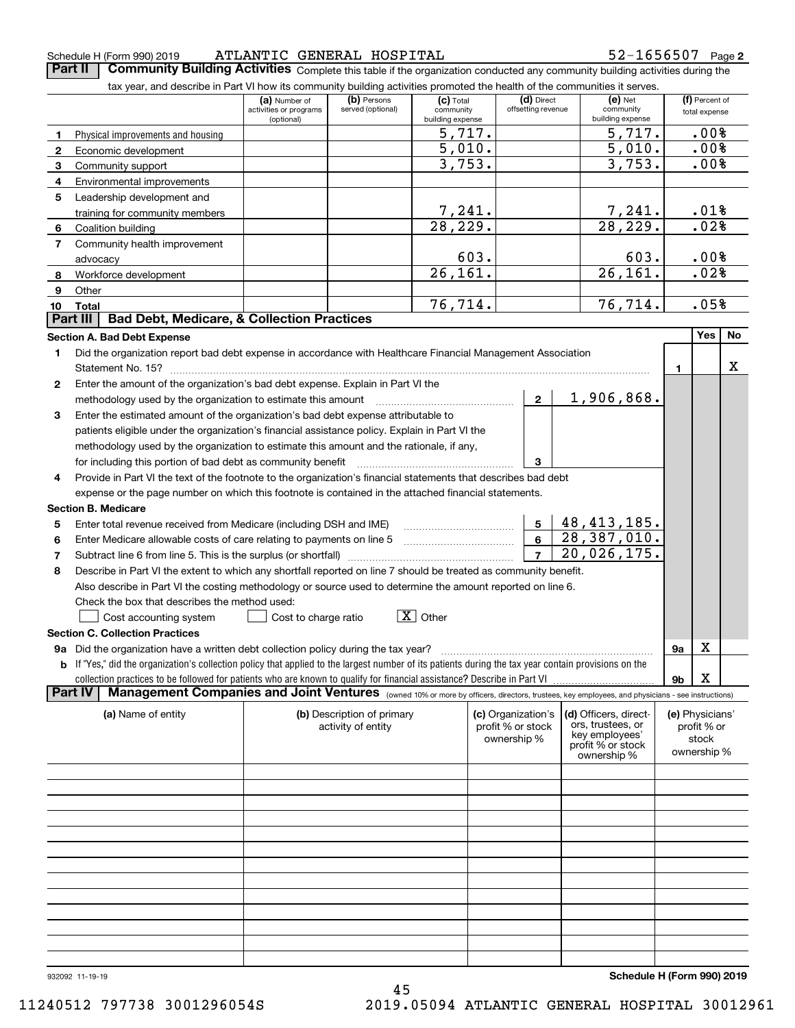Schedule H (Form 990) 2019 ATLANTIC GENERAL HOSPITAL 52-1656507 Page 2

**Part II Community Building Activities** Complete this table if the organization conducted any community building activities during the tax year, and describe in Part VI how its community building activities promoted the health of the communities it serves.

| | | (a) Number of activities or programs (optional) | (b) Persons served (optional) | (c) Total community building expense | (d) Direct offsetting revenue | (e) Net community building expense | (f) Percent of total expense |
|---|---|---|---|---|---|---|---|
| 1 | Physical improvements and housing | | | 5,717. | | 5,717. | .00% |
| 2 | Economic development | | | 5,010. | | 5,010. | .00% |
| 3 | Community support | | | 3,753. | | 3,753. | .00% |
| 4 | Environmental improvements | | | | | | |
| 5 | Leadership development and training for community members | | | 7,241. | | 7,241. | .01% |
| 6 | Coalition building | | | 28,229. | | 28,229. | .02% |
| 7 | Community health improvement advocacy | | | 603. | | 603. | .00% |
| 8 | Workforce development | | | 26,161. | | 26,161. | .02% |
| 9 | Other | | | | | | |
| 10 | **Total** | | | 76,714. | | 76,714. | .05% |

**Part III Bad Debt, Medicare, & Collection Practices**

**Section A. Bad Debt Expense**

| | | | | | Yes | No |
|---|---|---|---|---|---|---|
| 1 | Did the organization report bad debt expense in accordance with Healthcare Financial Management Association Statement No. 15? | | | 1 | | X |
| 2 | Enter the amount of the organization's bad debt expense. Explain in Part VI the methodology used by the organization to estimate this amount | 2 | 1,906,868. | | | |
| 3 | Enter the estimated amount of the organization's bad debt expense attributable to patients eligible under the organization's financial assistance policy. Explain in Part VI the methodology used by the organization to estimate this amount and the rationale, if any, for including this portion of bad debt as community benefit | 3 | | | | |
| 4 | Provide in Part VI the text of the footnote to the organization's financial statements that describes bad debt expense or the page number on which this footnote is contained in the attached financial statements. | | | | | |

**Section B. Medicare**

| | | | |
|---|---|---|---|
| 5 | Enter total revenue received from Medicare (including DSH and IME) | 5 | 48,413,185. |
| 6 | Enter Medicare allowable costs of care relating to payments on line 5 | 6 | 28,387,010. |
| 7 | Subtract line 6 from line 5. This is the surplus (or shortfall) | 7 | 20,026,175. |
| 8 | Describe in Part VI the extent to which any shortfall reported on line 7 should be treated as community benefit. Also describe in Part VI the costing methodology or source used to determine the amount reported on line 6. Check the box that describes the method used: | | |

☐ Cost accounting system ☐ Cost to charge ratio ☒ Other

**Section C. Collection Practices**

| | | | Yes | No |
|---|---|---|---|---|
| 9a | Did the organization have a written debt collection policy during the tax year? | 9a | X | |
| b | If "Yes," did the organization's collection policy that applied to the largest number of its patients during the tax year contain provisions on the collection practices to be followed for patients who are known to qualify for financial assistance? Describe in Part VI | 9b | X | |

**Part IV Management Companies and Joint Ventures** (owned 10% or more by officers, directors, trustees, key employees, and physicians - see instructions)

| (a) Name of entity | (b) Description of primary activity of entity | (c) Organization's profit % or stock ownership % | (d) Officers, directors, trustees, or key employees' profit % or stock ownership % | (e) Physicians' profit % or stock ownership % |
|---|---|---|---|---|
| | | | | |
| | | | | |
| | | | | |
| | | | | |
| | | | | |
| | | | | |
| | | | | |
| | | | | |
| | | | | |
| | | | | |
| | | | | |
| | | | | |
| | | | | |

932092 11-19-19 **Schedule H (Form 990) 2019**

11240512 797738 3001296054S 2019.05094 ATLANTIC GENERAL HOSPITAL 30012961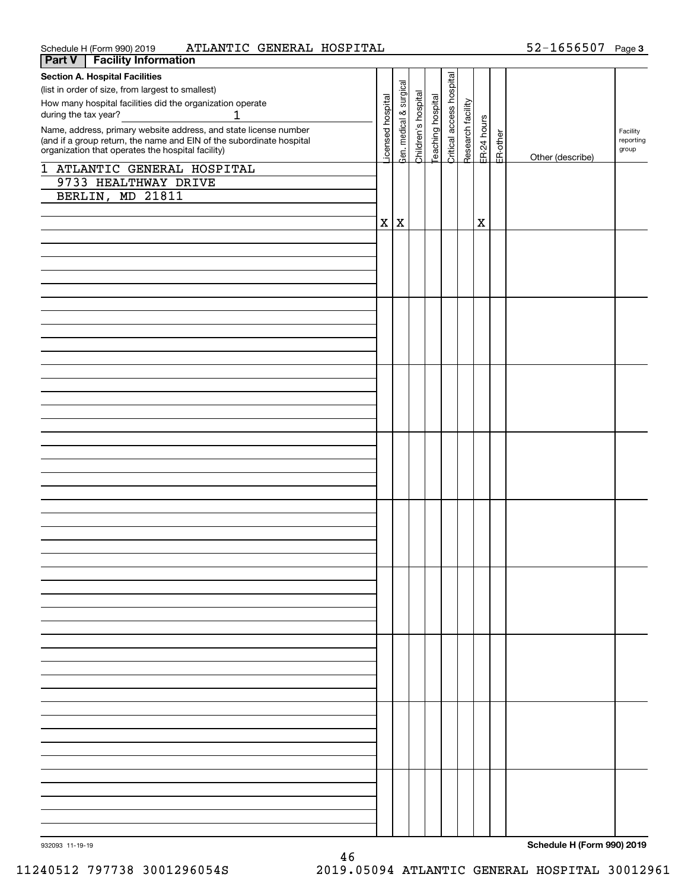Schedule H (Form 990) 2019 ATLANTIC GENERAL HOSPITAL 52-1656507 Page 3

**Part V | Facility Information**

**Section A. Hospital Facilities**

(list in order of size, from largest to smallest)

How many hospital facilities did the organization operate during the tax year? 1

| Name, address, primary website address, and state license number (and if a group return, the name and EIN of the subordinate hospital organization that operates the hospital facility) | Licensed hospital | Gen. medical & surgical | Children's hospital | Teaching hospital | Critical access hospital | Research facility | ER-24 hours | ER-other | Other (describe) | Facility reporting group |
|---|---|---|---|---|---|---|---|---|---|---|
| 1 ATLANTIC GENERAL HOSPITAL<br>9733 HEALTHWAY DRIVE<br>BERLIN, MD 21811 | X | X | | | | | X | | | |

932093 11-19-19

**Schedule H (Form 990) 2019**

11240512 797738 3001296054S 2019.05094 ATLANTIC GENERAL HOSPITAL 30012961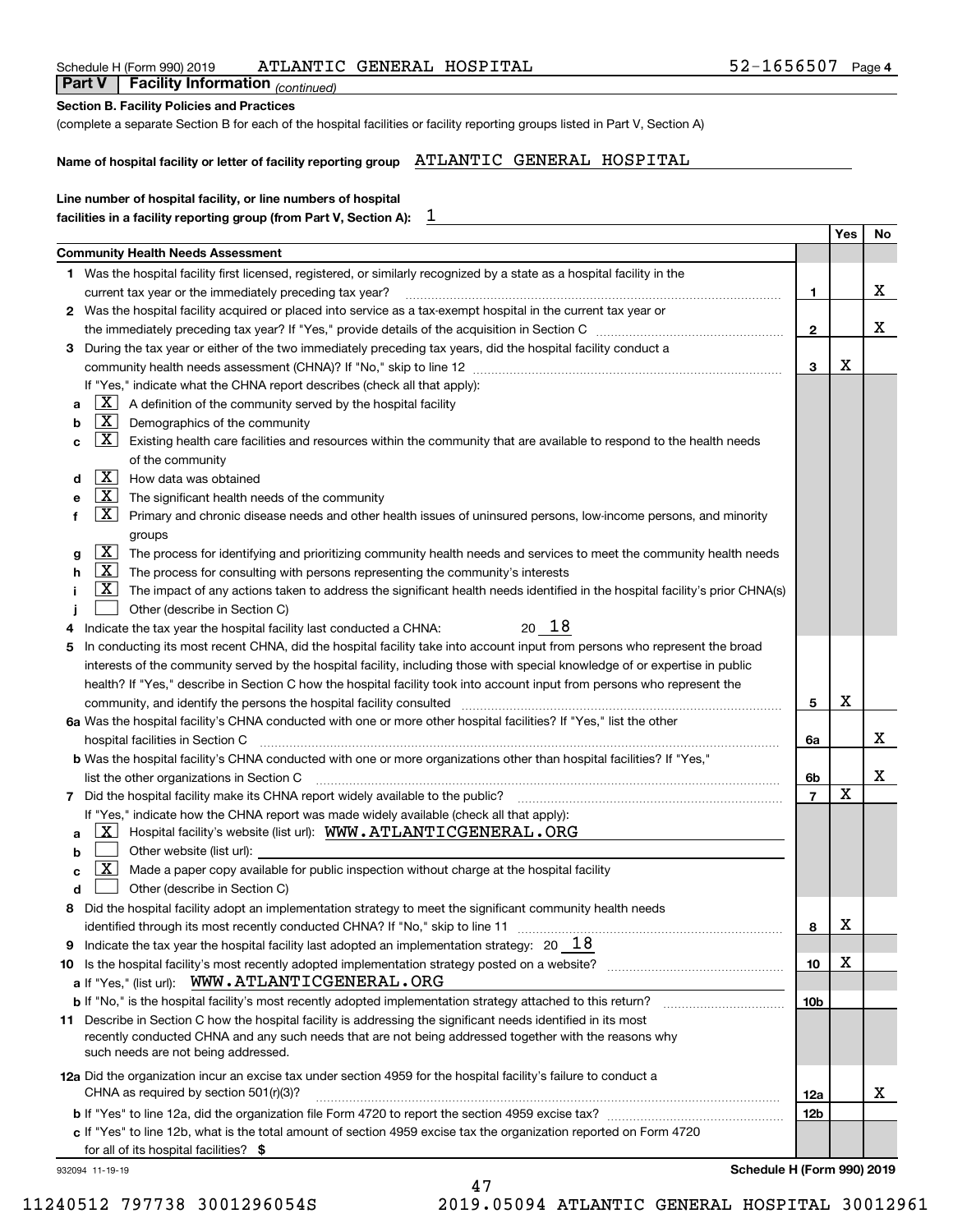Schedule H (Form 990) 2019 ATLANTIC GENERAL HOSPITAL 52-1656507 Page 4

**Part V | Facility Information** *(continued)*

**Section B. Facility Policies and Practices**

(complete a separate Section B for each of the hospital facilities or facility reporting groups listed in Part V, Section A)

**Name of hospital facility or letter of facility reporting group** ATLANTIC GENERAL HOSPITAL

**Line number of hospital facility, or line numbers of hospital facilities in a facility reporting group (from Part V, Section A):** 1

| | | Yes | No |
|---|---|---|---|
| **Community Health Needs Assessment** | | | |
| **1** Was the hospital facility first licensed, registered, or similarly recognized by a state as a hospital facility in the current tax year or the immediately preceding tax year? | **1** | | X |
| **2** Was the hospital facility acquired or placed into service as a tax-exempt hospital in the current tax year or the immediately preceding tax year? If "Yes," provide details of the acquisition in Section C | **2** | | X |
| **3** During the tax year or either of the two immediately preceding tax years, did the hospital facility conduct a community health needs assessment (CHNA)? If "No," skip to line 12 | **3** | X | |
| If "Yes," indicate what the CHNA report describes (check all that apply): | | | |
| **a** [X] A definition of the community served by the hospital facility | | | |
| **b** [X] Demographics of the community | | | |
| **c** [X] Existing health care facilities and resources within the community that are available to respond to the health needs of the community | | | |
| **d** [X] How data was obtained | | | |
| **e** [X] The significant health needs of the community | | | |
| **f** [X] Primary and chronic disease needs and other health issues of uninsured persons, low-income persons, and minority groups | | | |
| **g** [X] The process for identifying and prioritizing community health needs and services to meet the community health needs | | | |
| **h** [X] The process for consulting with persons representing the community's interests | | | |
| **i** [X] The impact of any actions taken to address the significant health needs identified in the hospital facility's prior CHNA(s) | | | |
| **j** [ ] Other (describe in Section C) | | | |
| **4** Indicate the tax year the hospital facility last conducted a CHNA: 20 18 | | | |
| **5** In conducting its most recent CHNA, did the hospital facility take into account input from persons who represent the broad interests of the community served by the hospital facility, including those with special knowledge of or expertise in public health? If "Yes," describe in Section C how the hospital facility took into account input from persons who represent the community, and identify the persons the hospital facility consulted | **5** | X | |
| **6a** Was the hospital facility's CHNA conducted with one or more other hospital facilities? If "Yes," list the other hospital facilities in Section C | **6a** | | X |
| **b** Was the hospital facility's CHNA conducted with one or more organizations other than hospital facilities? If "Yes," list the other organizations in Section C | **6b** | | X |
| **7** Did the hospital facility make its CHNA report widely available to the public? | **7** | X | |
| If "Yes," indicate how the CHNA report was made widely available (check all that apply): | | | |
| **a** [X] Hospital facility's website (list url): WWW.ATLANTICGENERAL.ORG | | | |
| **b** [ ] Other website (list url): | | | |
| **c** [X] Made a paper copy available for public inspection without charge at the hospital facility | | | |
| **d** [ ] Other (describe in Section C) | | | |
| **8** Did the hospital facility adopt an implementation strategy to meet the significant community health needs identified through its most recently conducted CHNA? If "No," skip to line 11 | **8** | X | |
| **9** Indicate the tax year the hospital facility last adopted an implementation strategy: 20 18 | | | |
| **10** Is the hospital facility's most recently adopted implementation strategy posted on a website? | **10** | X | |
| **a** If "Yes," (list url): WWW.ATLANTICGENERAL.ORG | | | |
| **b** If "No," is the hospital facility's most recently adopted implementation strategy attached to this return? | **10b** | | |
| **11** Describe in Section C how the hospital facility is addressing the significant needs identified in its most recently conducted CHNA and any such needs that are not being addressed together with the reasons why such needs are not being addressed. | | | |
| **12a** Did the organization incur an excise tax under section 4959 for the hospital facility's failure to conduct a CHNA as required by section 501(r)(3)? | **12a** | | X |
| **b** If "Yes" to line 12a, did the organization file Form 4720 to report the section 4959 excise tax? | **12b** | | |
| **c** If "Yes" to line 12b, what is the total amount of section 4959 excise tax the organization reported on Form 4720 for all of its hospital facilities? $ | | | |

932094 11-19-19 **Schedule H (Form 990) 2019**

11240512 797738 3001296054S 2019.05094 ATLANTIC GENERAL HOSPITAL 30012961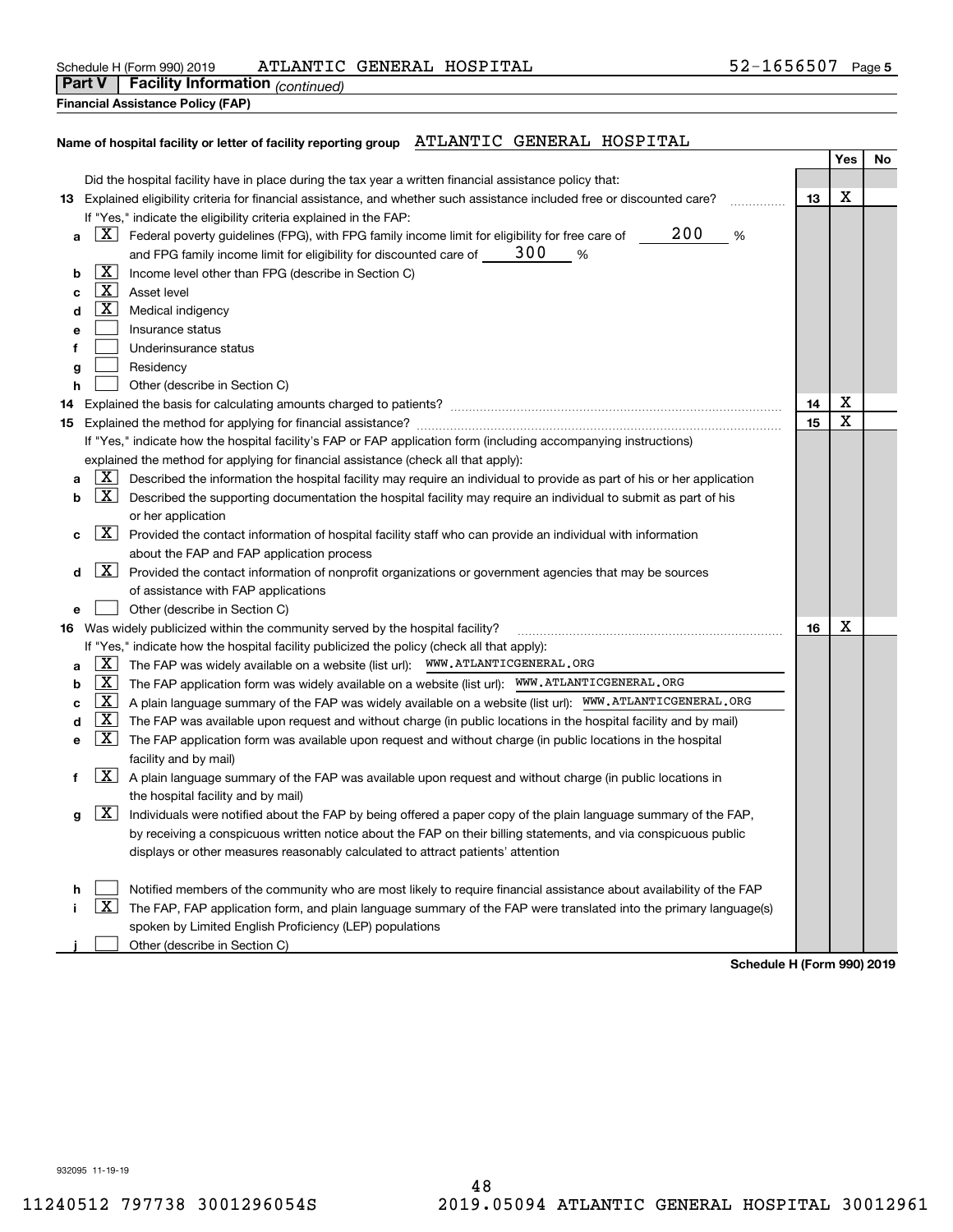Schedule H (Form 990) 2019 ATLANTIC GENERAL HOSPITAL 52-1656507 Page 5

**Part V | Facility Information** *(continued)*

**Financial Assistance Policy (FAP)**

**Name of hospital facility or letter of facility reporting group** ATLANTIC GENERAL HOSPITAL

| | | | Yes | No |
|---|---|---|---|---|
| | Did the hospital facility have in place during the tax year a written financial assistance policy that: | | | |
| **13** | Explained eligibility criteria for financial assistance, and whether such assistance included free or discounted care? | **13** | X | |
| | If "Yes," indicate the eligibility criteria explained in the FAP: | | | |
| **a** | [X] Federal poverty guidelines (FPG), with FPG family income limit for eligibility for free care of 200 % and FPG family income limit for eligibility for discounted care of 300 % | | | |
| **b** | [X] Income level other than FPG (describe in Section C) | | | |
| **c** | [X] Asset level | | | |
| **d** | [X] Medical indigency | | | |
| **e** | [ ] Insurance status | | | |
| **f** | [ ] Underinsurance status | | | |
| **g** | [ ] Residency | | | |
| **h** | [ ] Other (describe in Section C) | | | |
| **14** | Explained the basis for calculating amounts charged to patients? | **14** | X | |
| **15** | Explained the method for applying for financial assistance? | **15** | X | |
| | If "Yes," indicate how the hospital facility's FAP or FAP application form (including accompanying instructions) explained the method for applying for financial assistance (check all that apply): | | | |
| **a** | [X] Described the information the hospital facility may require an individual to provide as part of his or her application | | | |
| **b** | [X] Described the supporting documentation the hospital facility may require an individual to submit as part of his or her application | | | |
| **c** | [X] Provided the contact information of hospital facility staff who can provide an individual with information about the FAP and FAP application process | | | |
| **d** | [X] Provided the contact information of nonprofit organizations or government agencies that may be sources of assistance with FAP applications | | | |
| **e** | [ ] Other (describe in Section C) | | | |
| **16** | Was widely publicized within the community served by the hospital facility? | **16** | X | |
| | If "Yes," indicate how the hospital facility publicized the policy (check all that apply): | | | |
| **a** | [X] The FAP was widely available on a website (list url): WWW.ATLANTICGENERAL.ORG | | | |
| **b** | [X] The FAP application form was widely available on a website (list url): WWW.ATLANTICGENERAL.ORG | | | |
| **c** | [X] A plain language summary of the FAP was widely available on a website (list url): WWW.ATLANTICGENERAL.ORG | | | |
| **d** | [X] The FAP was available upon request and without charge (in public locations in the hospital facility and by mail) | | | |
| **e** | [X] The FAP application form was available upon request and without charge (in public locations in the hospital facility and by mail) | | | |
| **f** | [X] A plain language summary of the FAP was available upon request and without charge (in public locations in the hospital facility and by mail) | | | |
| **g** | [X] Individuals were notified about the FAP by being offered a paper copy of the plain language summary of the FAP, by receiving a conspicuous written notice about the FAP on their billing statements, and via conspicuous public displays or other measures reasonably calculated to attract patients' attention | | | |
| **h** | [ ] Notified members of the community who are most likely to require financial assistance about availability of the FAP | | | |
| **i** | [X] The FAP, FAP application form, and plain language summary of the FAP were translated into the primary language(s) spoken by Limited English Proficiency (LEP) populations | | | |
| **j** | [ ] Other (describe in Section C) | | | |

**Schedule H (Form 990) 2019**

932095 11-19-19

11240512 797738 3001296054S 2019.05094 ATLANTIC GENERAL HOSPITAL 30012961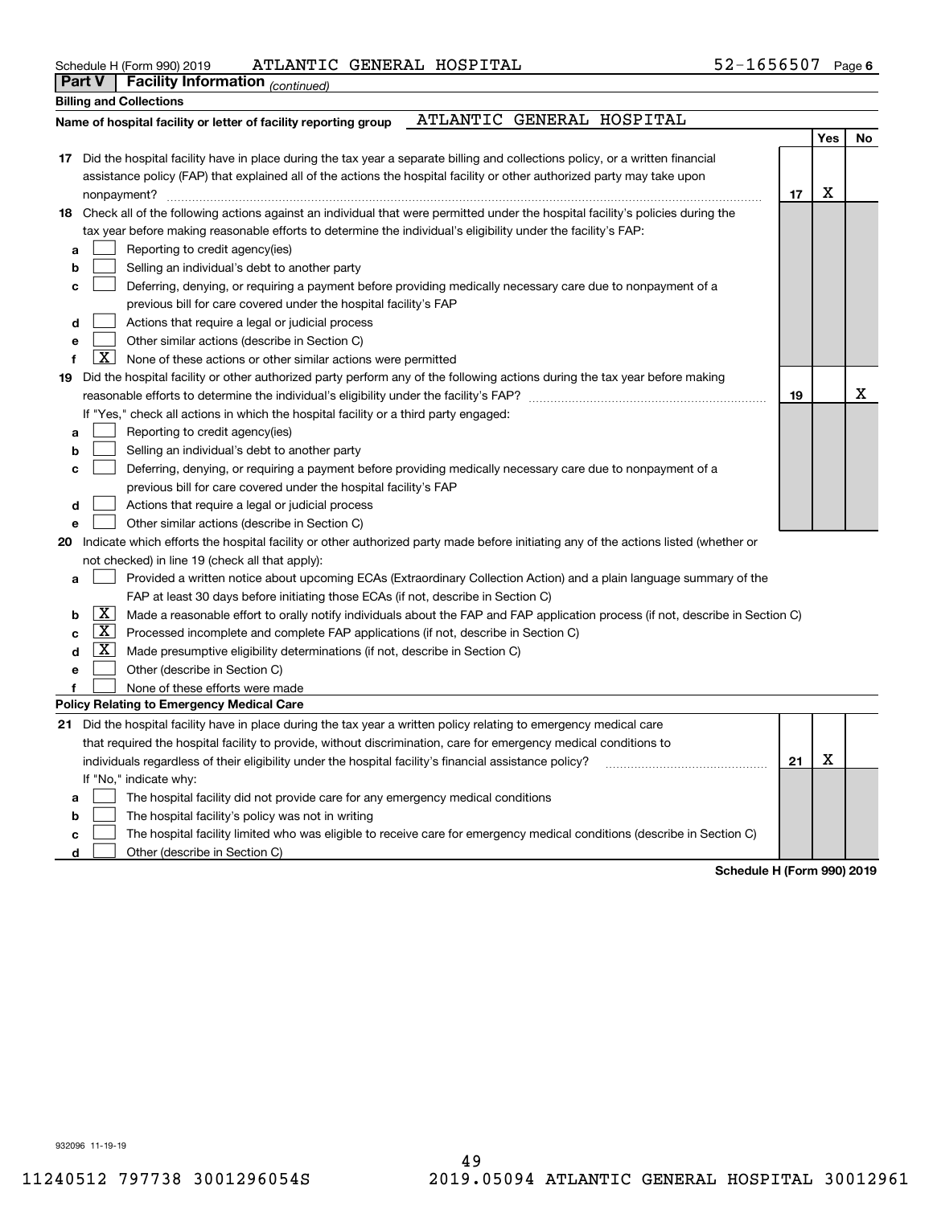Schedule H (Form 990) 2019 ATLANTIC GENERAL HOSPITAL 52-1656507 Page 6

**Part V | Facility Information** *(continued)*

**Billing and Collections**

**Name of hospital facility or letter of facility reporting group** ATLANTIC GENERAL HOSPITAL

| | | | Yes | No |
|---|---|---|---|---|
| **17** | Did the hospital facility have in place during the tax year a separate billing and collections policy, or a written financial assistance policy (FAP) that explained all of the actions the hospital facility or other authorized party may take upon nonpayment? | 17 | X | |
| **18** | Check all of the following actions against an individual that were permitted under the hospital facility's policies during the tax year before making reasonable efforts to determine the individual's eligibility under the facility's FAP: | | | |
| a | [ ] Reporting to credit agency(ies) | | | |
| b | [ ] Selling an individual's debt to another party | | | |
| c | [ ] Deferring, denying, or requiring a payment before providing medically necessary care due to nonpayment of a previous bill for care covered under the hospital facility's FAP | | | |
| d | [ ] Actions that require a legal or judicial process | | | |
| e | [ ] Other similar actions (describe in Section C) | | | |
| f | [X] None of these actions or other similar actions were permitted | | | |
| **19** | Did the hospital facility or other authorized party perform any of the following actions during the tax year before making reasonable efforts to determine the individual's eligibility under the facility's FAP? | 19 | | X |
| | If "Yes," check all actions in which the hospital facility or a third party engaged: | | | |
| a | [ ] Reporting to credit agency(ies) | | | |
| b | [ ] Selling an individual's debt to another party | | | |
| c | [ ] Deferring, denying, or requiring a payment before providing medically necessary care due to nonpayment of a previous bill for care covered under the hospital facility's FAP | | | |
| d | [ ] Actions that require a legal or judicial process | | | |
| e | [ ] Other similar actions (describe in Section C) | | | |

**20** Indicate which efforts the hospital facility or other authorized party made before initiating any of the actions listed (whether or not checked) in line 19 (check all that apply):

- a [ ] Provided a written notice about upcoming ECAs (Extraordinary Collection Action) and a plain language summary of the FAP at least 30 days before initiating those ECAs (if not, describe in Section C)
- b [X] Made a reasonable effort to orally notify individuals about the FAP and FAP application process (if not, describe in Section C)
- c [X] Processed incomplete and complete FAP applications (if not, describe in Section C)
- d [X] Made presumptive eligibility determinations (if not, describe in Section C)
- e [ ] Other (describe in Section C)
- f [ ] None of these efforts were made

**Policy Relating to Emergency Medical Care**

| | | | Yes | No |
|---|---|---|---|---|
| **21** | Did the hospital facility have in place during the tax year a written policy relating to emergency medical care that required the hospital facility to provide, without discrimination, care for emergency medical conditions to individuals regardless of their eligibility under the hospital facility's financial assistance policy? | 21 | X | |
| | If "No," indicate why: | | | |
| a | [ ] The hospital facility did not provide care for any emergency medical conditions | | | |
| b | [ ] The hospital facility's policy was not in writing | | | |
| c | [ ] The hospital facility limited who was eligible to receive care for emergency medical conditions (describe in Section C) | | | |
| d | [ ] Other (describe in Section C) | | | |

**Schedule H (Form 990) 2019**

932096 11-19-19

11240512 797738 3001296054S 2019.05094 ATLANTIC GENERAL HOSPITAL 30012961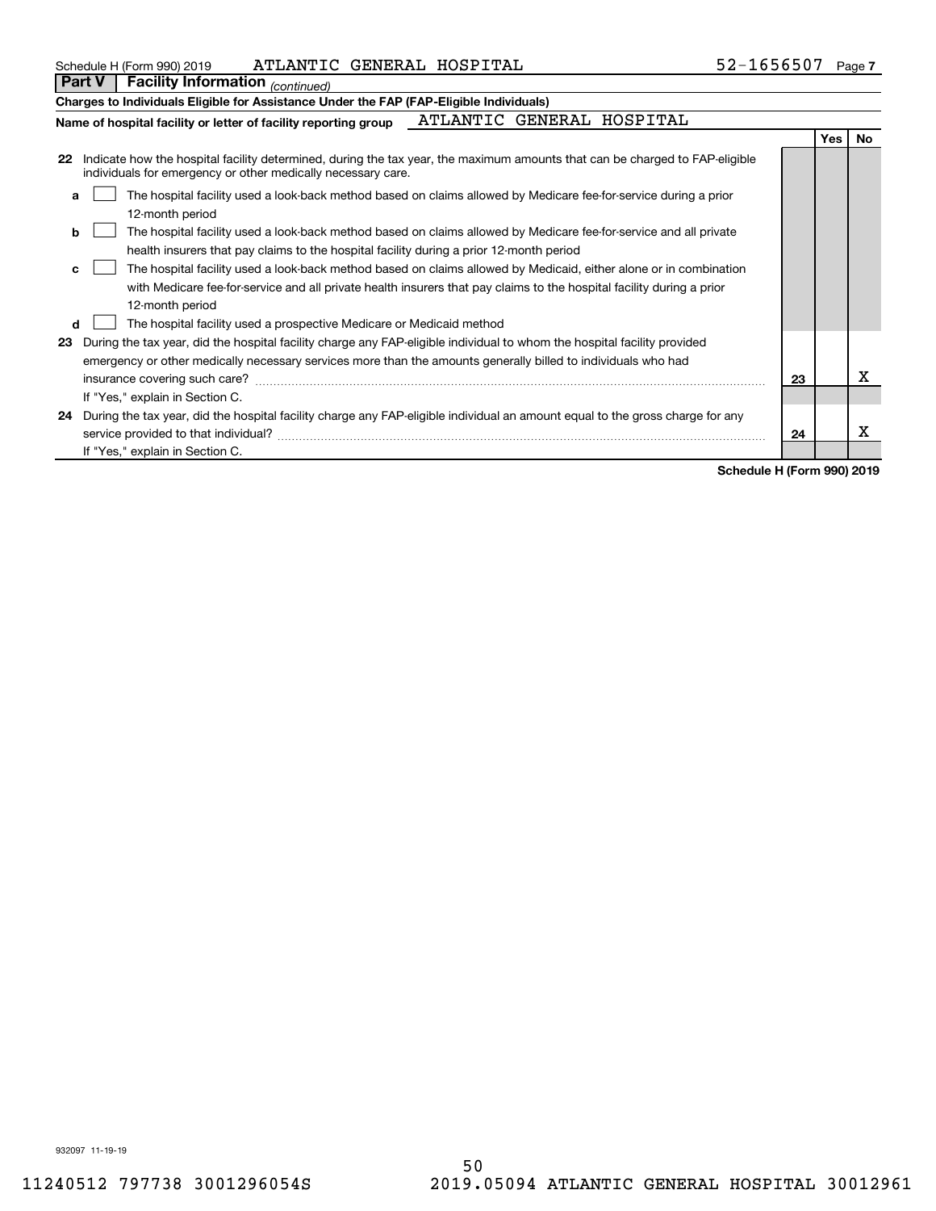Schedule H (Form 990) 2019 ATLANTIC GENERAL HOSPITAL 52-1656507 Page **7**

**Part V | Facility Information** *(continued)*

**Charges to Individuals Eligible for Assistance Under the FAP (FAP-Eligible Individuals)**

**Name of hospital facility or letter of facility reporting group** ATLANTIC GENERAL HOSPITAL

| | | | Yes | No |
|---|---|---|---|---|
| **22** | Indicate how the hospital facility determined, during the tax year, the maximum amounts that can be charged to FAP-eligible individuals for emergency or other medically necessary care. | | | |
| **a** | ☐ The hospital facility used a look-back method based on claims allowed by Medicare fee-for-service during a prior 12-month period | | | |
| **b** | ☐ The hospital facility used a look-back method based on claims allowed by Medicare fee-for-service and all private health insurers that pay claims to the hospital facility during a prior 12-month period | | | |
| **c** | ☐ The hospital facility used a look-back method based on claims allowed by Medicaid, either alone or in combination with Medicare fee-for-service and all private health insurers that pay claims to the hospital facility during a prior 12-month period | | | |
| **d** | ☐ The hospital facility used a prospective Medicare or Medicaid method | | | |
| **23** | During the tax year, did the hospital facility charge any FAP-eligible individual to whom the hospital facility provided emergency or other medically necessary services more than the amounts generally billed to individuals who had insurance covering such care? | **23** | | X |
| | If "Yes," explain in Section C. | | | |
| **24** | During the tax year, did the hospital facility charge any FAP-eligible individual an amount equal to the gross charge for any service provided to that individual? | **24** | | X |
| | If "Yes," explain in Section C. | | | |

**Schedule H (Form 990) 2019**

932097 11-19-19

11240512 797738 3001296054S 2019.05094 ATLANTIC GENERAL HOSPITAL 30012961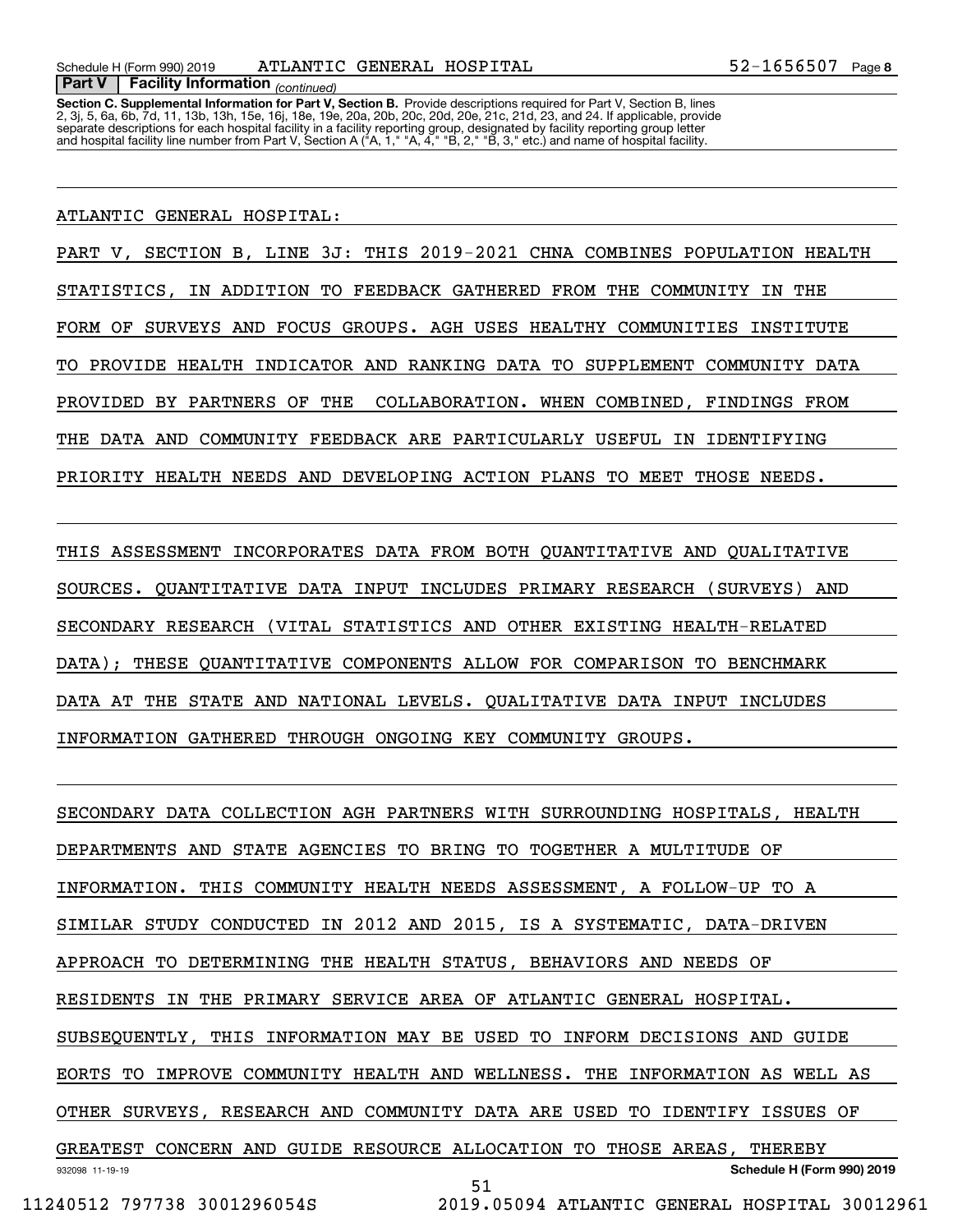**Part V | Facility Information** *(continued)*

**Section C. Supplemental Information for Part V, Section B.** Provide descriptions required for Part V, Section B, lines 2, 3j, 5, 6a, 6b, 7d, 11, 13b, 13h, 15e, 16j, 18e, 19e, 20a, 20b, 20c, 20d, 20e, 21c, 21d, 23, and 24. If applicable, provide separate descriptions for each hospital facility in a facility reporting group, designated by facility reporting group letter and hospital facility line number from Part V, Section A ("A, 1," "A, 4," "B, 2," "B, 3," etc.) and name of hospital facility.

ATLANTIC GENERAL HOSPITAL:

PART V, SECTION B, LINE 3J: THIS 2019-2021 CHNA COMBINES POPULATION HEALTH STATISTICS, IN ADDITION TO FEEDBACK GATHERED FROM THE COMMUNITY IN THE FORM OF SURVEYS AND FOCUS GROUPS. AGH USES HEALTHY COMMUNITIES INSTITUTE TO PROVIDE HEALTH INDICATOR AND RANKING DATA TO SUPPLEMENT COMMUNITY DATA PROVIDED BY PARTNERS OF THE COLLABORATION. WHEN COMBINED, FINDINGS FROM THE DATA AND COMMUNITY FEEDBACK ARE PARTICULARLY USEFUL IN IDENTIFYING PRIORITY HEALTH NEEDS AND DEVELOPING ACTION PLANS TO MEET THOSE NEEDS.

THIS ASSESSMENT INCORPORATES DATA FROM BOTH QUANTITATIVE AND QUALITATIVE SOURCES. QUANTITATIVE DATA INPUT INCLUDES PRIMARY RESEARCH (SURVEYS) AND SECONDARY RESEARCH (VITAL STATISTICS AND OTHER EXISTING HEALTH-RELATED DATA); THESE QUANTITATIVE COMPONENTS ALLOW FOR COMPARISON TO BENCHMARK DATA AT THE STATE AND NATIONAL LEVELS. QUALITATIVE DATA INPUT INCLUDES INFORMATION GATHERED THROUGH ONGOING KEY COMMUNITY GROUPS.

SECONDARY DATA COLLECTION AGH PARTNERS WITH SURROUNDING HOSPITALS, HEALTH DEPARTMENTS AND STATE AGENCIES TO BRING TO TOGETHER A MULTITUDE OF INFORMATION. THIS COMMUNITY HEALTH NEEDS ASSESSMENT, A FOLLOW-UP TO A SIMILAR STUDY CONDUCTED IN 2012 AND 2015, IS A SYSTEMATIC, DATA-DRIVEN APPROACH TO DETERMINING THE HEALTH STATUS, BEHAVIORS AND NEEDS OF RESIDENTS IN THE PRIMARY SERVICE AREA OF ATLANTIC GENERAL HOSPITAL. SUBSEQUENTLY, THIS INFORMATION MAY BE USED TO INFORM DECISIONS AND GUIDE EORTS TO IMPROVE COMMUNITY HEALTH AND WELLNESS. THE INFORMATION AS WELL AS OTHER SURVEYS, RESEARCH AND COMMUNITY DATA ARE USED TO IDENTIFY ISSUES OF GREATEST CONCERN AND GUIDE RESOURCE ALLOCATION TO THOSE AREAS, THEREBY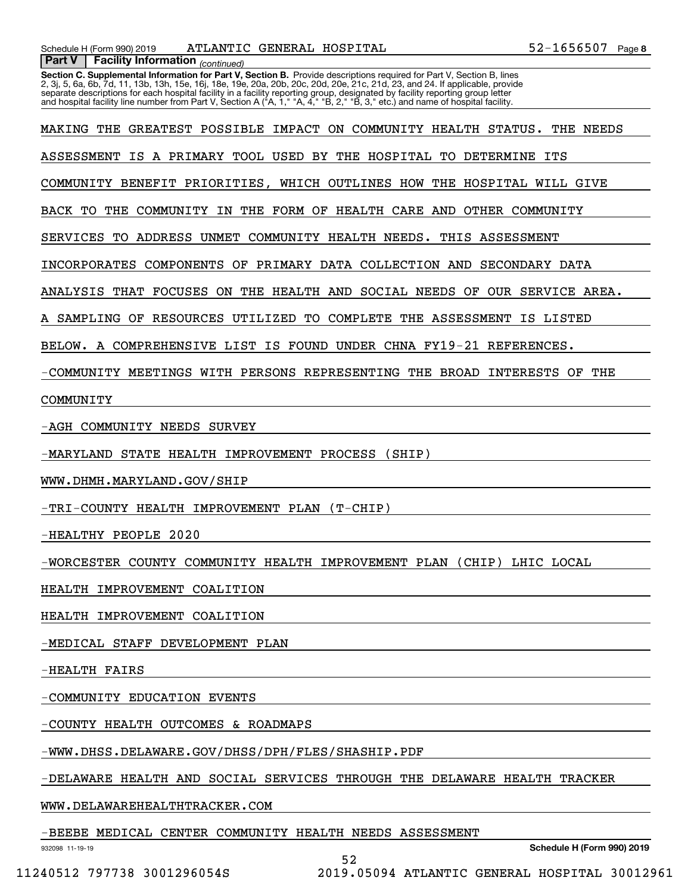**Part V | Facility Information** *(continued)*

**Section C. Supplemental Information for Part V, Section B.** Provide descriptions required for Part V, Section B, lines 2, 3j, 5, 6a, 6b, 7d, 11, 13b, 13h, 15e, 16j, 18e, 19e, 20a, 20b, 20c, 20d, 20e, 21c, 21d, 23, and 24. If applicable, provide separate descriptions for each hospital facility in a facility reporting group, designated by facility reporting group letter and hospital facility line number from Part V, Section A ("A, 1," "A, 4," "B, 2," "B, 3," etc.) and name of hospital facility.

MAKING THE GREATEST POSSIBLE IMPACT ON COMMUNITY HEALTH STATUS. THE NEEDS ASSESSMENT IS A PRIMARY TOOL USED BY THE HOSPITAL TO DETERMINE ITS COMMUNITY BENEFIT PRIORITIES, WHICH OUTLINES HOW THE HOSPITAL WILL GIVE BACK TO THE COMMUNITY IN THE FORM OF HEALTH CARE AND OTHER COMMUNITY SERVICES TO ADDRESS UNMET COMMUNITY HEALTH NEEDS. THIS ASSESSMENT INCORPORATES COMPONENTS OF PRIMARY DATA COLLECTION AND SECONDARY DATA ANALYSIS THAT FOCUSES ON THE HEALTH AND SOCIAL NEEDS OF OUR SERVICE AREA. A SAMPLING OF RESOURCES UTILIZED TO COMPLETE THE ASSESSMENT IS LISTED BELOW. A COMPREHENSIVE LIST IS FOUND UNDER CHNA FY19-21 REFERENCES.

-COMMUNITY MEETINGS WITH PERSONS REPRESENTING THE BROAD INTERESTS OF THE COMMUNITY

-AGH COMMUNITY NEEDS SURVEY

-MARYLAND STATE HEALTH IMPROVEMENT PROCESS (SHIP)

WWW.DHMH.MARYLAND.GOV/SHIP

-TRI-COUNTY HEALTH IMPROVEMENT PLAN (T-CHIP)

-HEALTHY PEOPLE 2020

-WORCESTER COUNTY COMMUNITY HEALTH IMPROVEMENT PLAN (CHIP) LHIC LOCAL HEALTH IMPROVEMENT COALITION

HEALTH IMPROVEMENT COALITION

-MEDICAL STAFF DEVELOPMENT PLAN

-HEALTH FAIRS

-COMMUNITY EDUCATION EVENTS

-COUNTY HEALTH OUTCOMES & ROADMAPS

-WWW.DHSS.DELAWARE.GOV/DHSS/DPH/FLES/SHASHIP.PDF

-DELAWARE HEALTH AND SOCIAL SERVICES THROUGH THE DELAWARE HEALTH TRACKER

WWW.DELAWAREHEALTHTRACKER.COM

-BEEBE MEDICAL CENTER COMMUNITY HEALTH NEEDS ASSESSMENT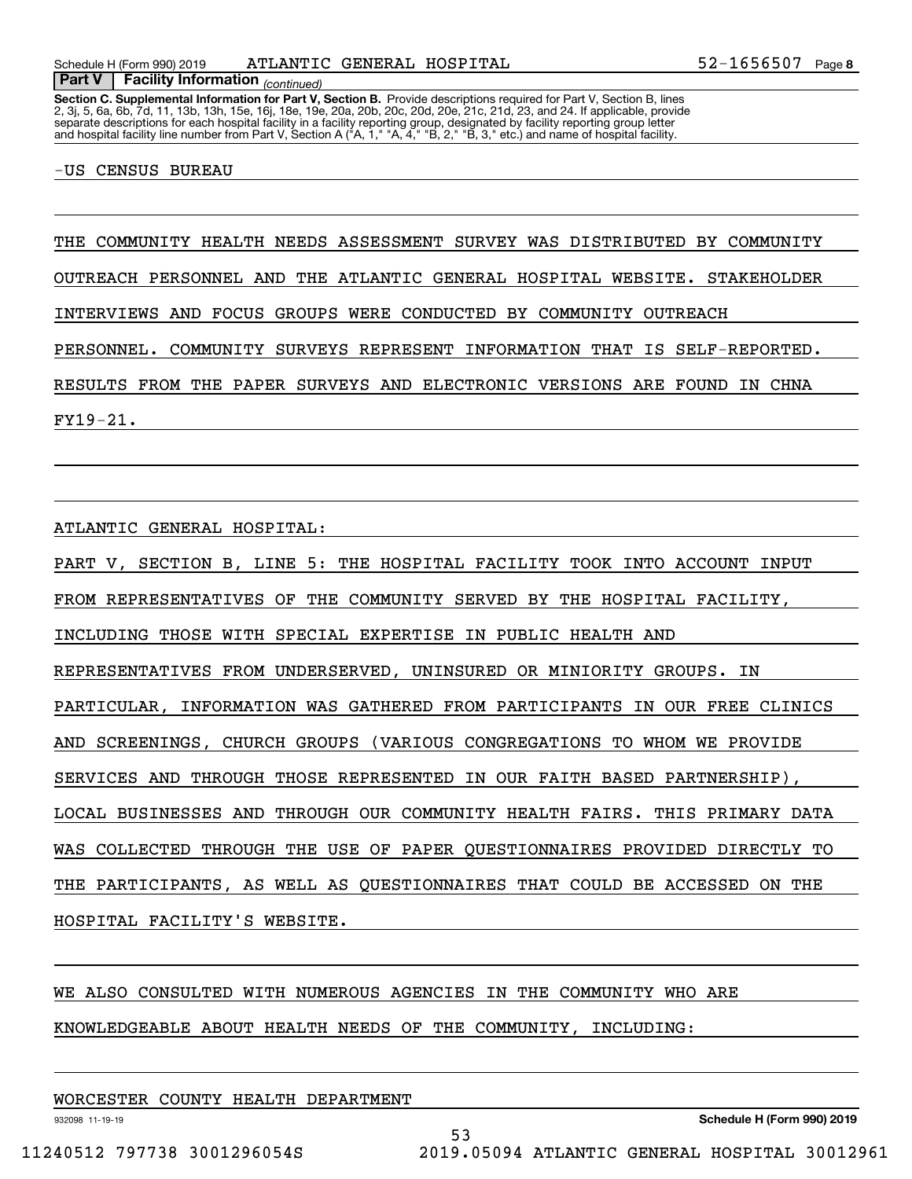**Part V | Facility Information** *(continued)*

**Section C. Supplemental Information for Part V, Section B.** Provide descriptions required for Part V, Section B, lines 2, 3j, 5, 6a, 6b, 7d, 11, 13b, 13h, 15e, 16j, 18e, 19e, 20a, 20b, 20c, 20d, 20e, 21c, 21d, 23, and 24. If applicable, provide separate descriptions for each hospital facility in a facility reporting group, designated by facility reporting group letter and hospital facility line number from Part V, Section A ("A, 1," "A, 4," "B, 2," "B, 3," etc.) and name of hospital facility.

-US CENSUS BUREAU

THE COMMUNITY HEALTH NEEDS ASSESSMENT SURVEY WAS DISTRIBUTED BY COMMUNITY OUTREACH PERSONNEL AND THE ATLANTIC GENERAL HOSPITAL WEBSITE. STAKEHOLDER INTERVIEWS AND FOCUS GROUPS WERE CONDUCTED BY COMMUNITY OUTREACH PERSONNEL. COMMUNITY SURVEYS REPRESENT INFORMATION THAT IS SELF-REPORTED. RESULTS FROM THE PAPER SURVEYS AND ELECTRONIC VERSIONS ARE FOUND IN CHNA FY19-21.

ATLANTIC GENERAL HOSPITAL:

PART V, SECTION B, LINE 5: THE HOSPITAL FACILITY TOOK INTO ACCOUNT INPUT FROM REPRESENTATIVES OF THE COMMUNITY SERVED BY THE HOSPITAL FACILITY, INCLUDING THOSE WITH SPECIAL EXPERTISE IN PUBLIC HEALTH AND REPRESENTATIVES FROM UNDERSERVED, UNINSURED OR MINIORITY GROUPS. IN PARTICULAR, INFORMATION WAS GATHERED FROM PARTICIPANTS IN OUR FREE CLINICS AND SCREENINGS, CHURCH GROUPS (VARIOUS CONGREGATIONS TO WHOM WE PROVIDE SERVICES AND THROUGH THOSE REPRESENTED IN OUR FAITH BASED PARTNERSHIP), LOCAL BUSINESSES AND THROUGH OUR COMMUNITY HEALTH FAIRS. THIS PRIMARY DATA WAS COLLECTED THROUGH THE USE OF PAPER QUESTIONNAIRES PROVIDED DIRECTLY TO THE PARTICIPANTS, AS WELL AS QUESTIONNAIRES THAT COULD BE ACCESSED ON THE HOSPITAL FACILITY'S WEBSITE.

WE ALSO CONSULTED WITH NUMEROUS AGENCIES IN THE COMMUNITY WHO ARE KNOWLEDGEABLE ABOUT HEALTH NEEDS OF THE COMMUNITY, INCLUDING:

WORCESTER COUNTY HEALTH DEPARTMENT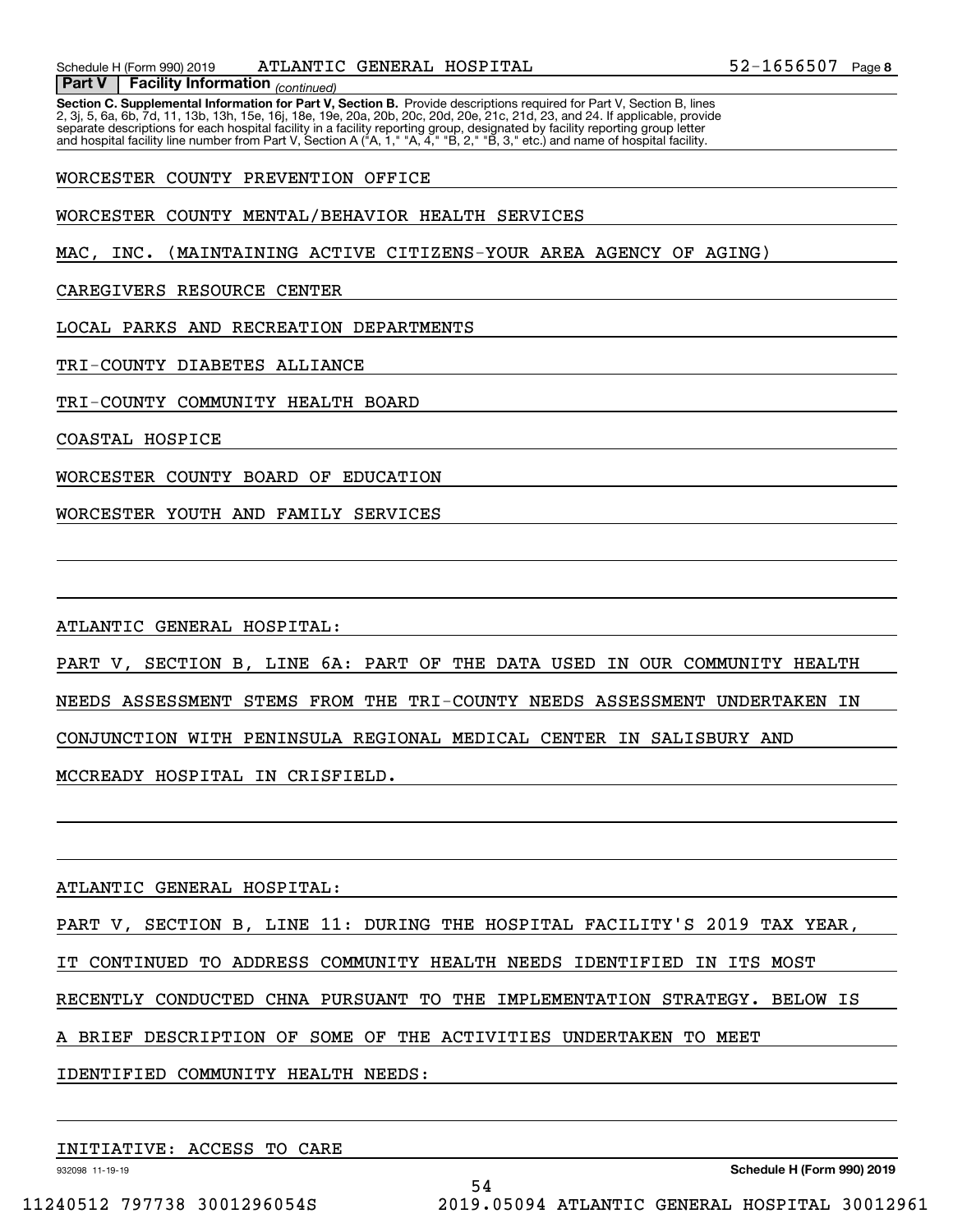**Part V | Facility Information** *(continued)*

**Section C. Supplemental Information for Part V, Section B.** Provide descriptions required for Part V, Section B, lines 2, 3j, 5, 6a, 6b, 7d, 11, 13b, 13h, 15e, 16j, 18e, 19e, 20a, 20b, 20c, 20d, 20e, 21c, 21d, 23, and 24. If applicable, provide separate descriptions for each hospital facility in a facility reporting group, designated by facility reporting group letter and hospital facility line number from Part V, Section A ("A, 1," "A, 4," "B, 2," "B, 3," etc.) and name of hospital facility.

WORCESTER COUNTY PREVENTION OFFICE

WORCESTER COUNTY MENTAL/BEHAVIOR HEALTH SERVICES

MAC, INC. (MAINTAINING ACTIVE CITIZENS-YOUR AREA AGENCY OF AGING)

CAREGIVERS RESOURCE CENTER

LOCAL PARKS AND RECREATION DEPARTMENTS

TRI-COUNTY DIABETES ALLIANCE

TRI-COUNTY COMMUNITY HEALTH BOARD

COASTAL HOSPICE

WORCESTER COUNTY BOARD OF EDUCATION

WORCESTER YOUTH AND FAMILY SERVICES

ATLANTIC GENERAL HOSPITAL:

PART V, SECTION B, LINE 6A: PART OF THE DATA USED IN OUR COMMUNITY HEALTH NEEDS ASSESSMENT STEMS FROM THE TRI-COUNTY NEEDS ASSESSMENT UNDERTAKEN IN CONJUNCTION WITH PENINSULA REGIONAL MEDICAL CENTER IN SALISBURY AND MCCREADY HOSPITAL IN CRISFIELD.

ATLANTIC GENERAL HOSPITAL:

PART V, SECTION B, LINE 11: DURING THE HOSPITAL FACILITY'S 2019 TAX YEAR, IT CONTINUED TO ADDRESS COMMUNITY HEALTH NEEDS IDENTIFIED IN ITS MOST RECENTLY CONDUCTED CHNA PURSUANT TO THE IMPLEMENTATION STRATEGY. BELOW IS A BRIEF DESCRIPTION OF SOME OF THE ACTIVITIES UNDERTAKEN TO MEET IDENTIFIED COMMUNITY HEALTH NEEDS:

INITIATIVE: ACCESS TO CARE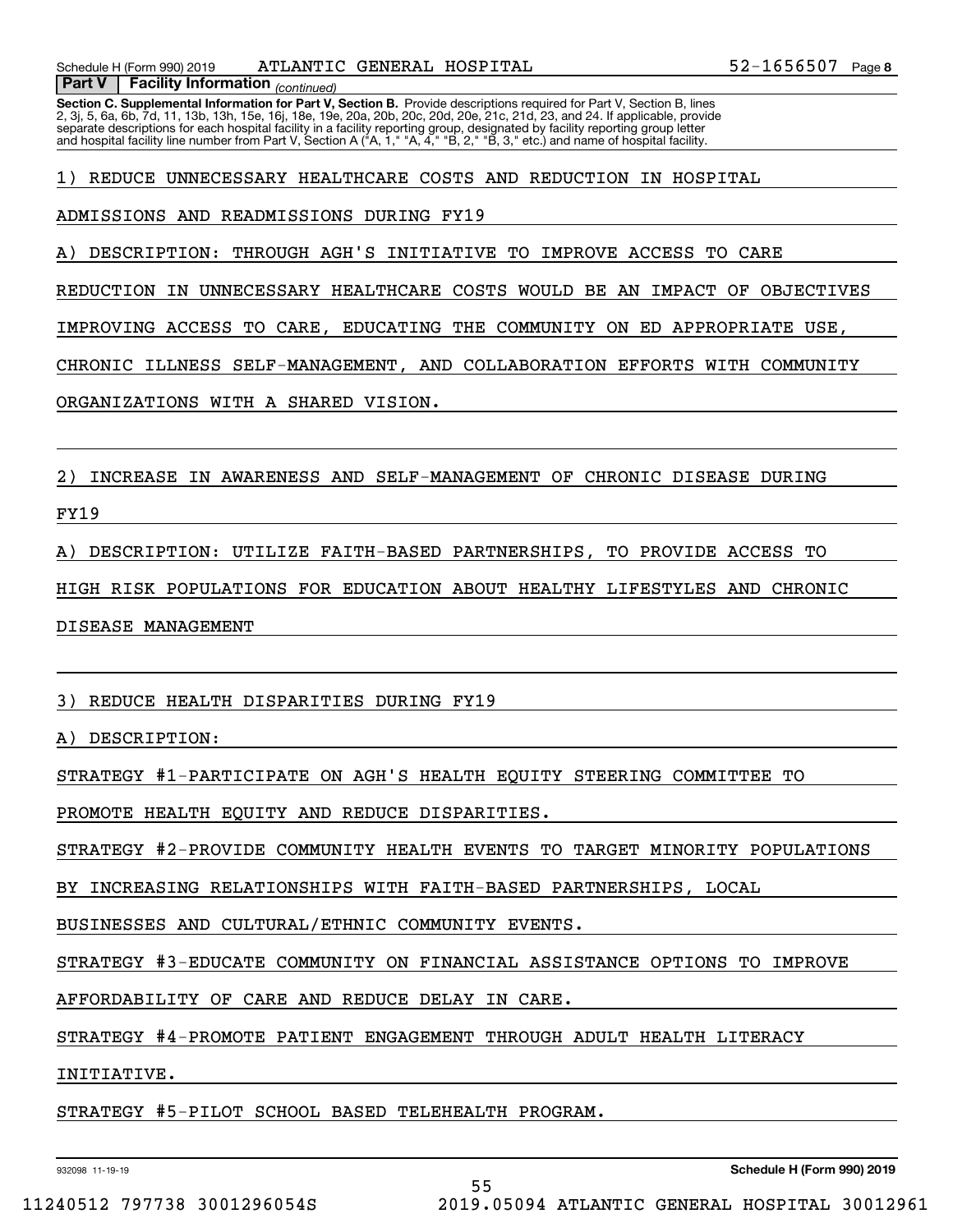Schedule H (Form 990) 2019 ATLANTIC GENERAL HOSPITAL 52-1656507 Page **8**

**Part V | Facility Information** *(continued)*

**Section C. Supplemental Information for Part V, Section B.** Provide descriptions required for Part V, Section B, lines 2, 3j, 5, 6a, 6b, 7d, 11, 13b, 13h, 15e, 16j, 18e, 19e, 20a, 20b, 20c, 20d, 20e, 21c, 21d, 23, and 24. If applicable, provide separate descriptions for each hospital facility in a facility reporting group, designated by facility reporting group letter and hospital facility line number from Part V, Section A ("A, 1," "A, 4," "B, 2," "B, 3," etc.) and name of hospital facility.

1) REDUCE UNNECESSARY HEALTHCARE COSTS AND REDUCTION IN HOSPITAL ADMISSIONS AND READMISSIONS DURING FY19

A) DESCRIPTION: THROUGH AGH'S INITIATIVE TO IMPROVE ACCESS TO CARE REDUCTION IN UNNECESSARY HEALTHCARE COSTS WOULD BE AN IMPACT OF OBJECTIVES IMPROVING ACCESS TO CARE, EDUCATING THE COMMUNITY ON ED APPROPRIATE USE, CHRONIC ILLNESS SELF-MANAGEMENT, AND COLLABORATION EFFORTS WITH COMMUNITY ORGANIZATIONS WITH A SHARED VISION.

2) INCREASE IN AWARENESS AND SELF-MANAGEMENT OF CHRONIC DISEASE DURING FY19

A) DESCRIPTION: UTILIZE FAITH-BASED PARTNERSHIPS, TO PROVIDE ACCESS TO HIGH RISK POPULATIONS FOR EDUCATION ABOUT HEALTHY LIFESTYLES AND CHRONIC DISEASE MANAGEMENT

3) REDUCE HEALTH DISPARITIES DURING FY19

A) DESCRIPTION:

STRATEGY #1-PARTICIPATE ON AGH'S HEALTH EQUITY STEERING COMMITTEE TO PROMOTE HEALTH EQUITY AND REDUCE DISPARITIES.

STRATEGY #2-PROVIDE COMMUNITY HEALTH EVENTS TO TARGET MINORITY POPULATIONS BY INCREASING RELATIONSHIPS WITH FAITH-BASED PARTNERSHIPS, LOCAL BUSINESSES AND CULTURAL/ETHNIC COMMUNITY EVENTS.

STRATEGY #3-EDUCATE COMMUNITY ON FINANCIAL ASSISTANCE OPTIONS TO IMPROVE AFFORDABILITY OF CARE AND REDUCE DELAY IN CARE.

STRATEGY #4-PROMOTE PATIENT ENGAGEMENT THROUGH ADULT HEALTH LITERACY INITIATIVE.

STRATEGY #5-PILOT SCHOOL BASED TELEHEALTH PROGRAM.

932098 11-19-19 **Schedule H (Form 990) 2019**

11240512 797738 3001296054S 2019.05094 ATLANTIC GENERAL HOSPITAL 30012961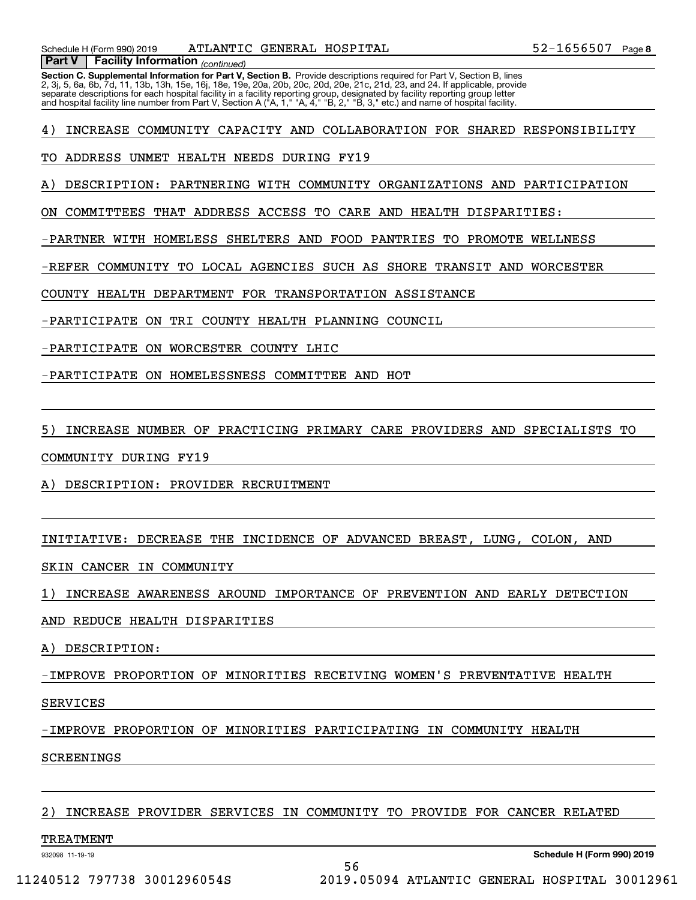**Part V | Facility Information** *(continued)*

**Section C. Supplemental Information for Part V, Section B.** Provide descriptions required for Part V, Section B, lines 2, 3j, 5, 6a, 6b, 7d, 11, 13b, 13h, 15e, 16j, 18e, 19e, 20a, 20b, 20c, 20d, 20e, 21c, 21d, 23, and 24. If applicable, provide separate descriptions for each hospital facility in a facility reporting group, designated by facility reporting group letter and hospital facility line number from Part V, Section A ("A, 1," "A, 4," "B, 2," "B, 3," etc.) and name of hospital facility.

4) INCREASE COMMUNITY CAPACITY AND COLLABORATION FOR SHARED RESPONSIBILITY TO ADDRESS UNMET HEALTH NEEDS DURING FY19

A) DESCRIPTION: PARTNERING WITH COMMUNITY ORGANIZATIONS AND PARTICIPATION ON COMMITTEES THAT ADDRESS ACCESS TO CARE AND HEALTH DISPARITIES:

-PARTNER WITH HOMELESS SHELTERS AND FOOD PANTRIES TO PROMOTE WELLNESS

-REFER COMMUNITY TO LOCAL AGENCIES SUCH AS SHORE TRANSIT AND WORCESTER COUNTY HEALTH DEPARTMENT FOR TRANSPORTATION ASSISTANCE

-PARTICIPATE ON TRI COUNTY HEALTH PLANNING COUNCIL

-PARTICIPATE ON WORCESTER COUNTY LHIC

-PARTICIPATE ON HOMELESSNESS COMMITTEE AND HOT

5) INCREASE NUMBER OF PRACTICING PRIMARY CARE PROVIDERS AND SPECIALISTS TO COMMUNITY DURING FY19

A) DESCRIPTION: PROVIDER RECRUITMENT

INITIATIVE: DECREASE THE INCIDENCE OF ADVANCED BREAST, LUNG, COLON, AND SKIN CANCER IN COMMUNITY

1) INCREASE AWARENESS AROUND IMPORTANCE OF PREVENTION AND EARLY DETECTION AND REDUCE HEALTH DISPARITIES

A) DESCRIPTION:

-IMPROVE PROPORTION OF MINORITIES RECEIVING WOMEN'S PREVENTATIVE HEALTH SERVICES

-IMPROVE PROPORTION OF MINORITIES PARTICIPATING IN COMMUNITY HEALTH SCREENINGS

2) INCREASE PROVIDER SERVICES IN COMMUNITY TO PROVIDE FOR CANCER RELATED TREATMENT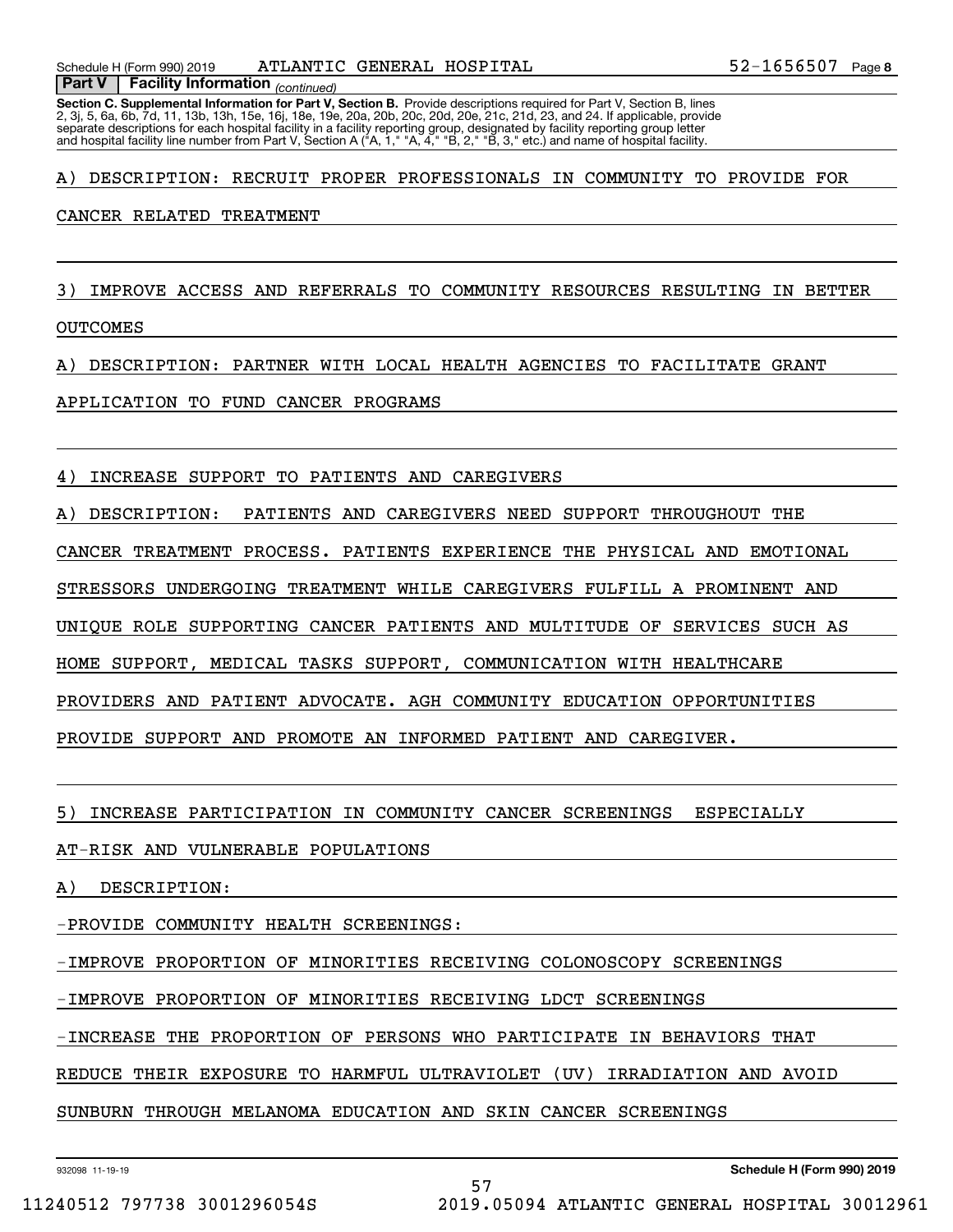**Part V | Facility Information** *(continued)*

**Section C. Supplemental Information for Part V, Section B.** Provide descriptions required for Part V, Section B, lines 2, 3j, 5, 6a, 6b, 7d, 11, 13b, 13h, 15e, 16j, 18e, 19e, 20a, 20b, 20c, 20d, 20e, 21c, 21d, 23, and 24. If applicable, provide separate descriptions for each hospital facility in a facility reporting group, designated by facility reporting group letter and hospital facility line number from Part V, Section A ("A, 1," "A, 4," "B, 2," "B, 3," etc.) and name of hospital facility.

A) DESCRIPTION: RECRUIT PROPER PROFESSIONALS IN COMMUNITY TO PROVIDE FOR CANCER RELATED TREATMENT

3) IMPROVE ACCESS AND REFERRALS TO COMMUNITY RESOURCES RESULTING IN BETTER OUTCOMES

A) DESCRIPTION: PARTNER WITH LOCAL HEALTH AGENCIES TO FACILITATE GRANT APPLICATION TO FUND CANCER PROGRAMS

4) INCREASE SUPPORT TO PATIENTS AND CAREGIVERS

A) DESCRIPTION: PATIENTS AND CAREGIVERS NEED SUPPORT THROUGHOUT THE CANCER TREATMENT PROCESS. PATIENTS EXPERIENCE THE PHYSICAL AND EMOTIONAL STRESSORS UNDERGOING TREATMENT WHILE CAREGIVERS FULFILL A PROMINENT AND UNIQUE ROLE SUPPORTING CANCER PATIENTS AND MULTITUDE OF SERVICES SUCH AS HOME SUPPORT, MEDICAL TASKS SUPPORT, COMMUNICATION WITH HEALTHCARE PROVIDERS AND PATIENT ADVOCATE. AGH COMMUNITY EDUCATION OPPORTUNITIES PROVIDE SUPPORT AND PROMOTE AN INFORMED PATIENT AND CAREGIVER.

5) INCREASE PARTICIPATION IN COMMUNITY CANCER SCREENINGS ESPECIALLY AT-RISK AND VULNERABLE POPULATIONS

A) DESCRIPTION:

-PROVIDE COMMUNITY HEALTH SCREENINGS:

-IMPROVE PROPORTION OF MINORITIES RECEIVING COLONOSCOPY SCREENINGS

-IMPROVE PROPORTION OF MINORITIES RECEIVING LDCT SCREENINGS

-INCREASE THE PROPORTION OF PERSONS WHO PARTICIPATE IN BEHAVIORS THAT REDUCE THEIR EXPOSURE TO HARMFUL ULTRAVIOLET (UV) IRRADIATION AND AVOID SUNBURN THROUGH MELANOMA EDUCATION AND SKIN CANCER SCREENINGS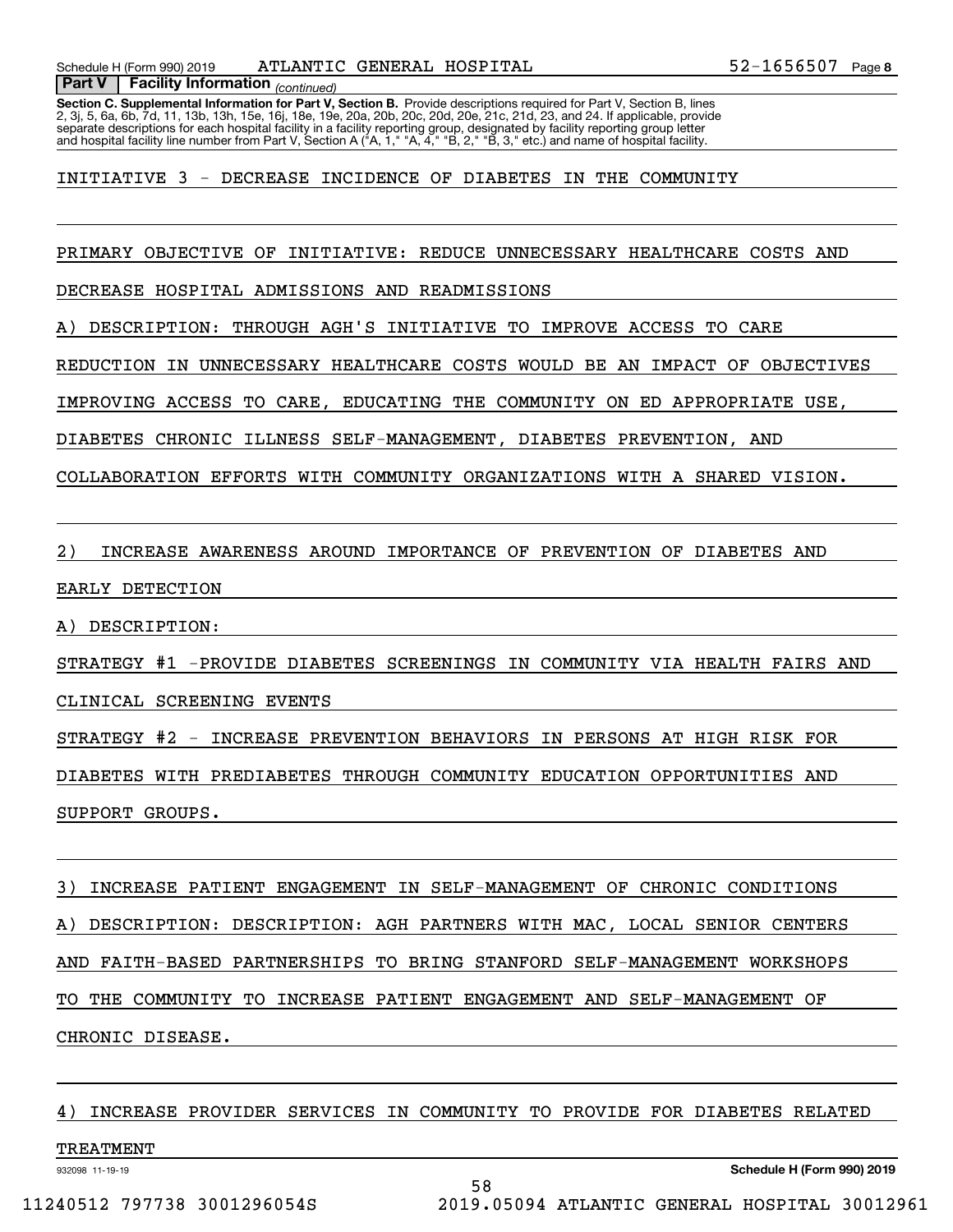**Part V | Facility Information** *(continued)*

**Section C. Supplemental Information for Part V, Section B.** Provide descriptions required for Part V, Section B, lines 2, 3j, 5, 6a, 6b, 7d, 11, 13b, 13h, 15e, 16j, 18e, 19e, 20a, 20b, 20c, 20d, 20e, 21c, 21d, 23, and 24. If applicable, provide separate descriptions for each hospital facility in a facility reporting group, designated by facility reporting group letter and hospital facility line number from Part V, Section A ("A, 1," "A, 4," "B, 2," "B, 3," etc.) and name of hospital facility.

INITIATIVE 3 - DECREASE INCIDENCE OF DIABETES IN THE COMMUNITY

PRIMARY OBJECTIVE OF INITIATIVE: REDUCE UNNECESSARY HEALTHCARE COSTS AND DECREASE HOSPITAL ADMISSIONS AND READMISSIONS

A) DESCRIPTION: THROUGH AGH'S INITIATIVE TO IMPROVE ACCESS TO CARE REDUCTION IN UNNECESSARY HEALTHCARE COSTS WOULD BE AN IMPACT OF OBJECTIVES IMPROVING ACCESS TO CARE, EDUCATING THE COMMUNITY ON ED APPROPRIATE USE, DIABETES CHRONIC ILLNESS SELF-MANAGEMENT, DIABETES PREVENTION, AND COLLABORATION EFFORTS WITH COMMUNITY ORGANIZATIONS WITH A SHARED VISION.

2) INCREASE AWARENESS AROUND IMPORTANCE OF PREVENTION OF DIABETES AND EARLY DETECTION

A) DESCRIPTION:

STRATEGY #1 -PROVIDE DIABETES SCREENINGS IN COMMUNITY VIA HEALTH FAIRS AND CLINICAL SCREENING EVENTS

STRATEGY #2 - INCREASE PREVENTION BEHAVIORS IN PERSONS AT HIGH RISK FOR DIABETES WITH PREDIABETES THROUGH COMMUNITY EDUCATION OPPORTUNITIES AND SUPPORT GROUPS.

3) INCREASE PATIENT ENGAGEMENT IN SELF-MANAGEMENT OF CHRONIC CONDITIONS

A) DESCRIPTION: DESCRIPTION: AGH PARTNERS WITH MAC, LOCAL SENIOR CENTERS AND FAITH-BASED PARTNERSHIPS TO BRING STANFORD SELF-MANAGEMENT WORKSHOPS TO THE COMMUNITY TO INCREASE PATIENT ENGAGEMENT AND SELF-MANAGEMENT OF CHRONIC DISEASE.

4) INCREASE PROVIDER SERVICES IN COMMUNITY TO PROVIDE FOR DIABETES RELATED TREATMENT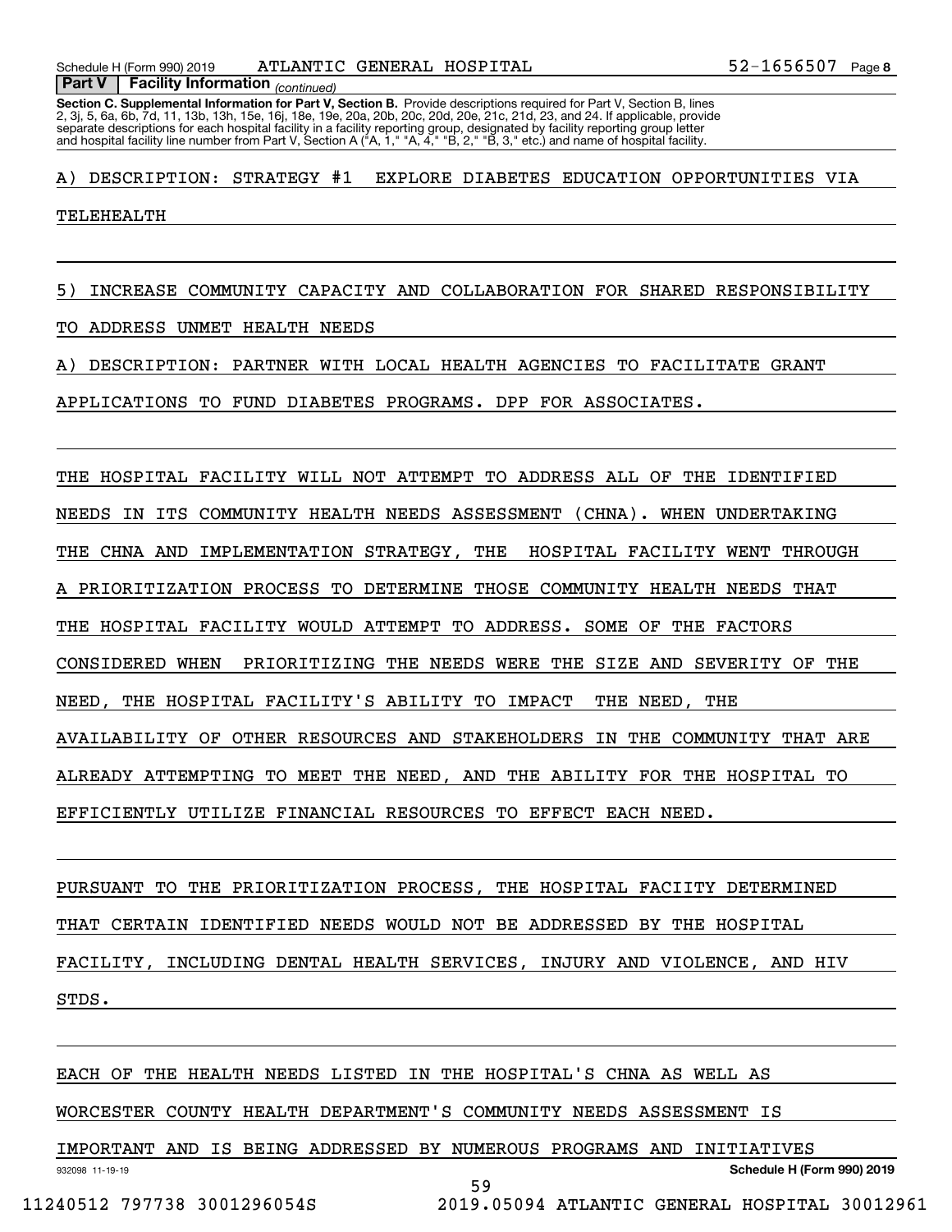**Part V** | **Facility Information** *(continued)*

**Section C. Supplemental Information for Part V, Section B.** Provide descriptions required for Part V, Section B, lines 2, 3j, 5, 6a, 6b, 7d, 11, 13b, 13h, 15e, 16j, 18e, 19e, 20a, 20b, 20c, 20d, 20e, 21c, 21d, 23, and 24. If applicable, provide separate descriptions for each hospital facility in a facility reporting group, designated by facility reporting group letter and hospital facility line number from Part V, Section A ("A, 1," "A, 4," "B, 2," "B, 3," etc.) and name of hospital facility.

A) DESCRIPTION: STRATEGY #1 EXPLORE DIABETES EDUCATION OPPORTUNITIES VIA TELEHEALTH

5) INCREASE COMMUNITY CAPACITY AND COLLABORATION FOR SHARED RESPONSIBILITY TO ADDRESS UNMET HEALTH NEEDS

A) DESCRIPTION: PARTNER WITH LOCAL HEALTH AGENCIES TO FACILITATE GRANT APPLICATIONS TO FUND DIABETES PROGRAMS. DPP FOR ASSOCIATES.

THE HOSPITAL FACILITY WILL NOT ATTEMPT TO ADDRESS ALL OF THE IDENTIFIED NEEDS IN ITS COMMUNITY HEALTH NEEDS ASSESSMENT (CHNA). WHEN UNDERTAKING THE CHNA AND IMPLEMENTATION STRATEGY, THE HOSPITAL FACILITY WENT THROUGH A PRIORITIZATION PROCESS TO DETERMINE THOSE COMMUNITY HEALTH NEEDS THAT THE HOSPITAL FACILITY WOULD ATTEMPT TO ADDRESS. SOME OF THE FACTORS CONSIDERED WHEN PRIORITIZING THE NEEDS WERE THE SIZE AND SEVERITY OF THE NEED, THE HOSPITAL FACILITY'S ABILITY TO IMPACT THE NEED, THE AVAILABILITY OF OTHER RESOURCES AND STAKEHOLDERS IN THE COMMUNITY THAT ARE ALREADY ATTEMPTING TO MEET THE NEED, AND THE ABILITY FOR THE HOSPITAL TO EFFICIENTLY UTILIZE FINANCIAL RESOURCES TO EFFECT EACH NEED.

PURSUANT TO THE PRIORITIZATION PROCESS, THE HOSPITAL FACIITY DETERMINED THAT CERTAIN IDENTIFIED NEEDS WOULD NOT BE ADDRESSED BY THE HOSPITAL FACILITY, INCLUDING DENTAL HEALTH SERVICES, INJURY AND VIOLENCE, AND HIV STDS.

EACH OF THE HEALTH NEEDS LISTED IN THE HOSPITAL'S CHNA AS WELL AS WORCESTER COUNTY HEALTH DEPARTMENT'S COMMUNITY NEEDS ASSESSMENT IS IMPORTANT AND IS BEING ADDRESSED BY NUMEROUS PROGRAMS AND INITIATIVES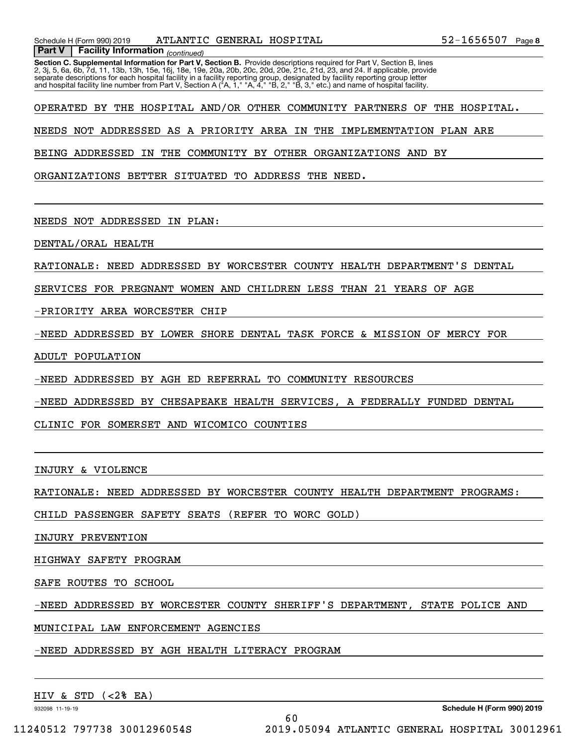**Part V | Facility Information** *(continued)*

**Section C. Supplemental Information for Part V, Section B.** Provide descriptions required for Part V, Section B, lines 2, 3j, 5, 6a, 6b, 7d, 11, 13b, 13h, 15e, 16j, 18e, 19e, 20a, 20b, 20c, 20d, 20e, 21c, 21d, 23, and 24. If applicable, provide separate descriptions for each hospital facility in a facility reporting group, designated by facility reporting group letter and hospital facility line number from Part V, Section A ("A, 1," "A, 4," "B, 2," "B, 3," etc.) and name of hospital facility.

OPERATED BY THE HOSPITAL AND/OR OTHER COMMUNITY PARTNERS OF THE HOSPITAL.
NEEDS NOT ADDRESSED AS A PRIORITY AREA IN THE IMPLEMENTATION PLAN ARE BEING ADDRESSED IN THE COMMUNITY BY OTHER ORGANIZATIONS AND BY ORGANIZATIONS BETTER SITUATED TO ADDRESS THE NEED.

NEEDS NOT ADDRESSED IN PLAN:

DENTAL/ORAL HEALTH

RATIONALE: NEED ADDRESSED BY WORCESTER COUNTY HEALTH DEPARTMENT'S DENTAL SERVICES FOR PREGNANT WOMEN AND CHILDREN LESS THAN 21 YEARS OF AGE

-PRIORITY AREA WORCESTER CHIP

-NEED ADDRESSED BY LOWER SHORE DENTAL TASK FORCE & MISSION OF MERCY FOR ADULT POPULATION

-NEED ADDRESSED BY AGH ED REFERRAL TO COMMUNITY RESOURCES

-NEED ADDRESSED BY CHESAPEAKE HEALTH SERVICES, A FEDERALLY FUNDED DENTAL CLINIC FOR SOMERSET AND WICOMICO COUNTIES

INJURY & VIOLENCE

RATIONALE: NEED ADDRESSED BY WORCESTER COUNTY HEALTH DEPARTMENT PROGRAMS:

CHILD PASSENGER SAFETY SEATS (REFER TO WORC GOLD)

INJURY PREVENTION

HIGHWAY SAFETY PROGRAM

SAFE ROUTES TO SCHOOL

-NEED ADDRESSED BY WORCESTER COUNTY SHERIFF'S DEPARTMENT, STATE POLICE AND MUNICIPAL LAW ENFORCEMENT AGENCIES

-NEED ADDRESSED BY AGH HEALTH LITERACY PROGRAM

HIV & STD (<2% EA)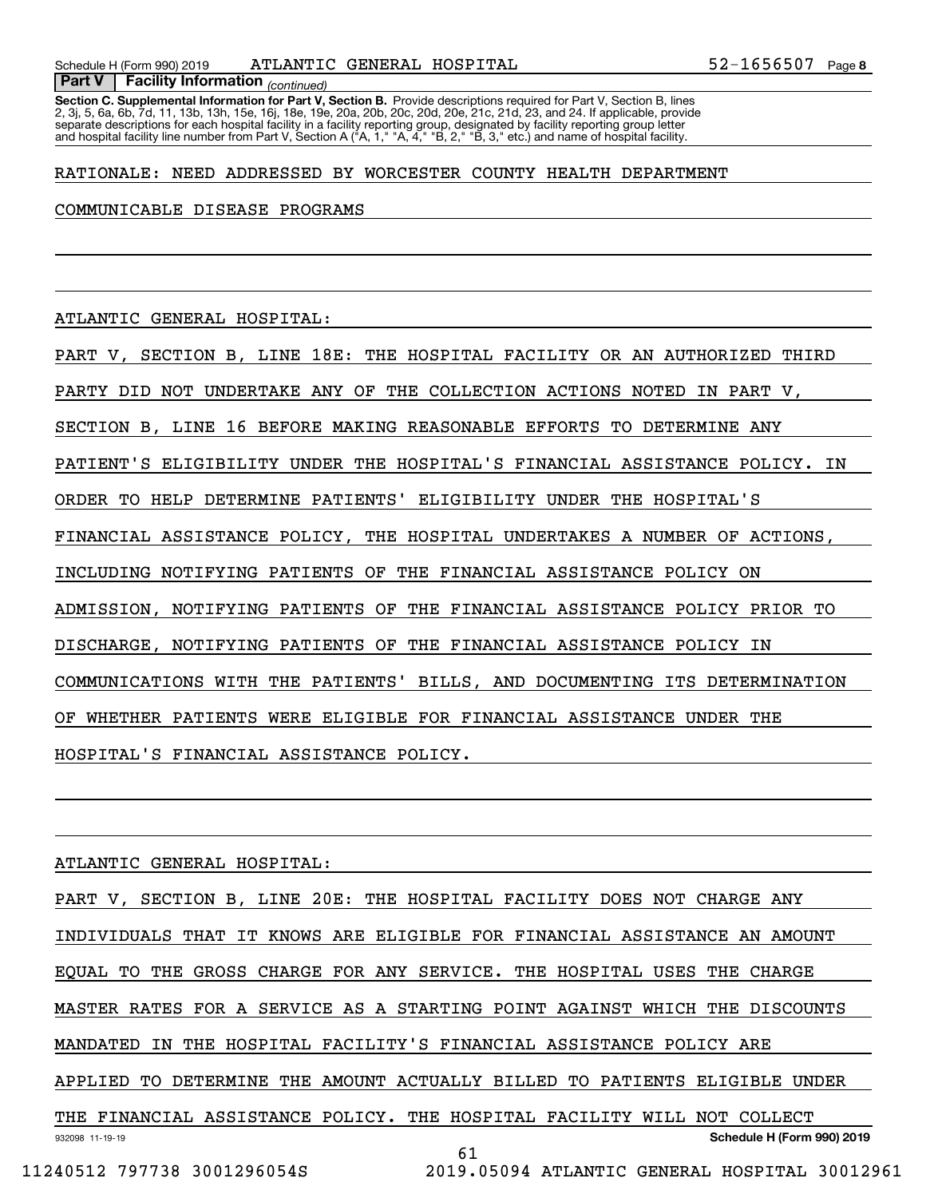**Part V | Facility Information** *(continued)*

**Section C. Supplemental Information for Part V, Section B.** Provide descriptions required for Part V, Section B, lines 2, 3j, 5, 6a, 6b, 7d, 11, 13b, 13h, 15e, 16j, 18e, 19e, 20a, 20b, 20c, 20d, 20e, 21c, 21d, 23, and 24. If applicable, provide separate descriptions for each hospital facility in a facility reporting group, designated by facility reporting group letter and hospital facility line number from Part V, Section A ("A, 1," "A, 4," "B, 2," "B, 3," etc.) and name of hospital facility.

RATIONALE: NEED ADDRESSED BY WORCESTER COUNTY HEALTH DEPARTMENT COMMUNICABLE DISEASE PROGRAMS

ATLANTIC GENERAL HOSPITAL:

PART V, SECTION B, LINE 18E: THE HOSPITAL FACILITY OR AN AUTHORIZED THIRD PARTY DID NOT UNDERTAKE ANY OF THE COLLECTION ACTIONS NOTED IN PART V, SECTION B, LINE 16 BEFORE MAKING REASONABLE EFFORTS TO DETERMINE ANY PATIENT'S ELIGIBILITY UNDER THE HOSPITAL'S FINANCIAL ASSISTANCE POLICY. IN ORDER TO HELP DETERMINE PATIENTS' ELIGIBILITY UNDER THE HOSPITAL'S FINANCIAL ASSISTANCE POLICY, THE HOSPITAL UNDERTAKES A NUMBER OF ACTIONS, INCLUDING NOTIFYING PATIENTS OF THE FINANCIAL ASSISTANCE POLICY ON ADMISSION, NOTIFYING PATIENTS OF THE FINANCIAL ASSISTANCE POLICY PRIOR TO DISCHARGE, NOTIFYING PATIENTS OF THE FINANCIAL ASSISTANCE POLICY IN COMMUNICATIONS WITH THE PATIENTS' BILLS, AND DOCUMENTING ITS DETERMINATION OF WHETHER PATIENTS WERE ELIGIBLE FOR FINANCIAL ASSISTANCE UNDER THE HOSPITAL'S FINANCIAL ASSISTANCE POLICY.

ATLANTIC GENERAL HOSPITAL:

PART V, SECTION B, LINE 20E: THE HOSPITAL FACILITY DOES NOT CHARGE ANY INDIVIDUALS THAT IT KNOWS ARE ELIGIBLE FOR FINANCIAL ASSISTANCE AN AMOUNT EQUAL TO THE GROSS CHARGE FOR ANY SERVICE. THE HOSPITAL USES THE CHARGE MASTER RATES FOR A SERVICE AS A STARTING POINT AGAINST WHICH THE DISCOUNTS MANDATED IN THE HOSPITAL FACILITY'S FINANCIAL ASSISTANCE POLICY ARE APPLIED TO DETERMINE THE AMOUNT ACTUALLY BILLED TO PATIENTS ELIGIBLE UNDER THE FINANCIAL ASSISTANCE POLICY. THE HOSPITAL FACILITY WILL NOT COLLECT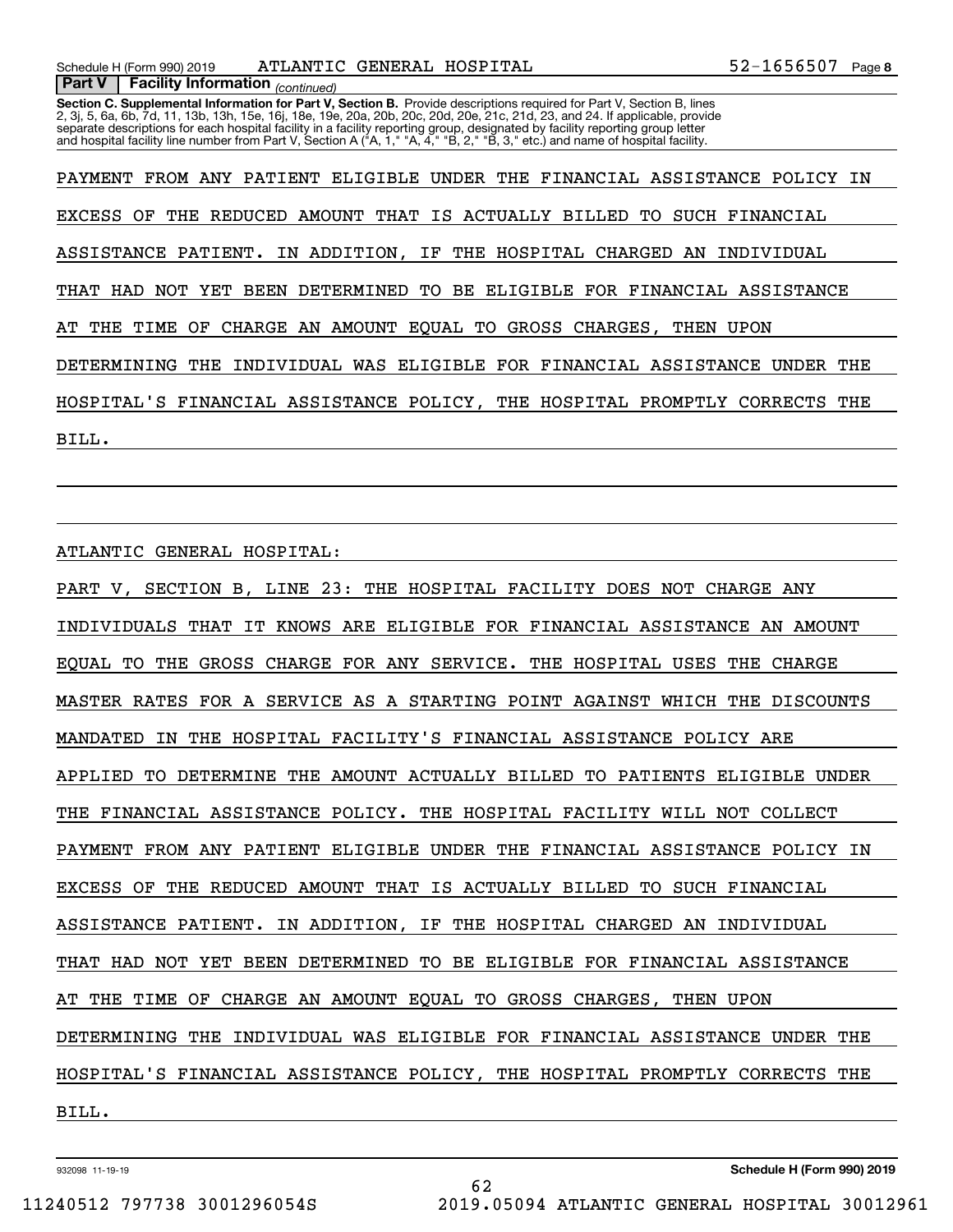**Part V | Facility Information** *(continued)*

**Section C. Supplemental Information for Part V, Section B.** Provide descriptions required for Part V, Section B, lines 2, 3j, 5, 6a, 6b, 7d, 11, 13b, 13h, 15e, 16j, 18e, 19e, 20a, 20b, 20c, 20d, 20e, 21c, 21d, 23, and 24. If applicable, provide separate descriptions for each hospital facility in a facility reporting group, designated by facility reporting group letter and hospital facility line number from Part V, Section A ("A, 1," "A, 4," "B, 2," "B, 3," etc.) and name of hospital facility.

PAYMENT FROM ANY PATIENT ELIGIBLE UNDER THE FINANCIAL ASSISTANCE POLICY IN EXCESS OF THE REDUCED AMOUNT THAT IS ACTUALLY BILLED TO SUCH FINANCIAL ASSISTANCE PATIENT. IN ADDITION, IF THE HOSPITAL CHARGED AN INDIVIDUAL THAT HAD NOT YET BEEN DETERMINED TO BE ELIGIBLE FOR FINANCIAL ASSISTANCE AT THE TIME OF CHARGE AN AMOUNT EQUAL TO GROSS CHARGES, THEN UPON DETERMINING THE INDIVIDUAL WAS ELIGIBLE FOR FINANCIAL ASSISTANCE UNDER THE HOSPITAL'S FINANCIAL ASSISTANCE POLICY, THE HOSPITAL PROMPTLY CORRECTS THE BILL.

ATLANTIC GENERAL HOSPITAL:

PART V, SECTION B, LINE 23: THE HOSPITAL FACILITY DOES NOT CHARGE ANY INDIVIDUALS THAT IT KNOWS ARE ELIGIBLE FOR FINANCIAL ASSISTANCE AN AMOUNT EQUAL TO THE GROSS CHARGE FOR ANY SERVICE. THE HOSPITAL USES THE CHARGE MASTER RATES FOR A SERVICE AS A STARTING POINT AGAINST WHICH THE DISCOUNTS MANDATED IN THE HOSPITAL FACILITY'S FINANCIAL ASSISTANCE POLICY ARE APPLIED TO DETERMINE THE AMOUNT ACTUALLY BILLED TO PATIENTS ELIGIBLE UNDER THE FINANCIAL ASSISTANCE POLICY. THE HOSPITAL FACILITY WILL NOT COLLECT PAYMENT FROM ANY PATIENT ELIGIBLE UNDER THE FINANCIAL ASSISTANCE POLICY IN EXCESS OF THE REDUCED AMOUNT THAT IS ACTUALLY BILLED TO SUCH FINANCIAL ASSISTANCE PATIENT. IN ADDITION, IF THE HOSPITAL CHARGED AN INDIVIDUAL THAT HAD NOT YET BEEN DETERMINED TO BE ELIGIBLE FOR FINANCIAL ASSISTANCE AT THE TIME OF CHARGE AN AMOUNT EQUAL TO GROSS CHARGES, THEN UPON DETERMINING THE INDIVIDUAL WAS ELIGIBLE FOR FINANCIAL ASSISTANCE UNDER THE HOSPITAL'S FINANCIAL ASSISTANCE POLICY, THE HOSPITAL PROMPTLY CORRECTS THE BILL.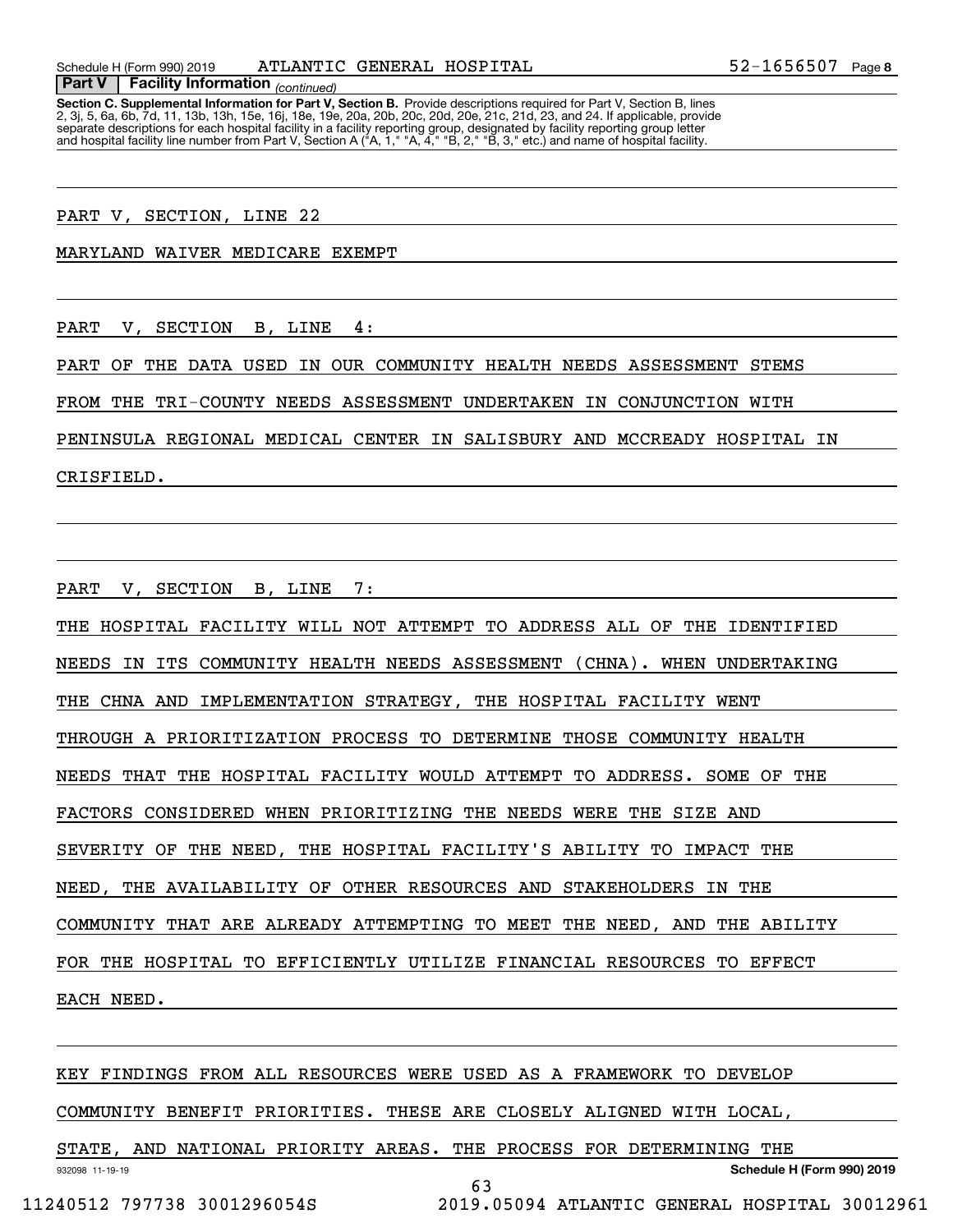**Part V | Facility Information** *(continued)*

**Section C. Supplemental Information for Part V, Section B.** Provide descriptions required for Part V, Section B, lines 2, 3j, 5, 6a, 6b, 7d, 11, 13b, 13h, 15e, 16j, 18e, 19e, 20a, 20b, 20c, 20d, 20e, 21c, 21d, 23, and 24. If applicable, provide separate descriptions for each hospital facility in a facility reporting group, designated by facility reporting group letter and hospital facility line number from Part V, Section A ("A, 1," "A, 4," "B, 2," "B, 3," etc.) and name of hospital facility.

PART V, SECTION, LINE 22

MARYLAND WAIVER MEDICARE EXEMPT

PART V, SECTION B, LINE 4:

PART OF THE DATA USED IN OUR COMMUNITY HEALTH NEEDS ASSESSMENT STEMS FROM THE TRI-COUNTY NEEDS ASSESSMENT UNDERTAKEN IN CONJUNCTION WITH PENINSULA REGIONAL MEDICAL CENTER IN SALISBURY AND MCCREADY HOSPITAL IN CRISFIELD.

PART V, SECTION B, LINE 7:

THE HOSPITAL FACILITY WILL NOT ATTEMPT TO ADDRESS ALL OF THE IDENTIFIED NEEDS IN ITS COMMUNITY HEALTH NEEDS ASSESSMENT (CHNA). WHEN UNDERTAKING THE CHNA AND IMPLEMENTATION STRATEGY, THE HOSPITAL FACILITY WENT THROUGH A PRIORITIZATION PROCESS TO DETERMINE THOSE COMMUNITY HEALTH NEEDS THAT THE HOSPITAL FACILITY WOULD ATTEMPT TO ADDRESS. SOME OF THE FACTORS CONSIDERED WHEN PRIORITIZING THE NEEDS WERE THE SIZE AND SEVERITY OF THE NEED, THE HOSPITAL FACILITY'S ABILITY TO IMPACT THE NEED, THE AVAILABILITY OF OTHER RESOURCES AND STAKEHOLDERS IN THE COMMUNITY THAT ARE ALREADY ATTEMPTING TO MEET THE NEED, AND THE ABILITY FOR THE HOSPITAL TO EFFICIENTLY UTILIZE FINANCIAL RESOURCES TO EFFECT EACH NEED.

KEY FINDINGS FROM ALL RESOURCES WERE USED AS A FRAMEWORK TO DEVELOP COMMUNITY BENEFIT PRIORITIES. THESE ARE CLOSELY ALIGNED WITH LOCAL, STATE, AND NATIONAL PRIORITY AREAS. THE PROCESS FOR DETERMINING THE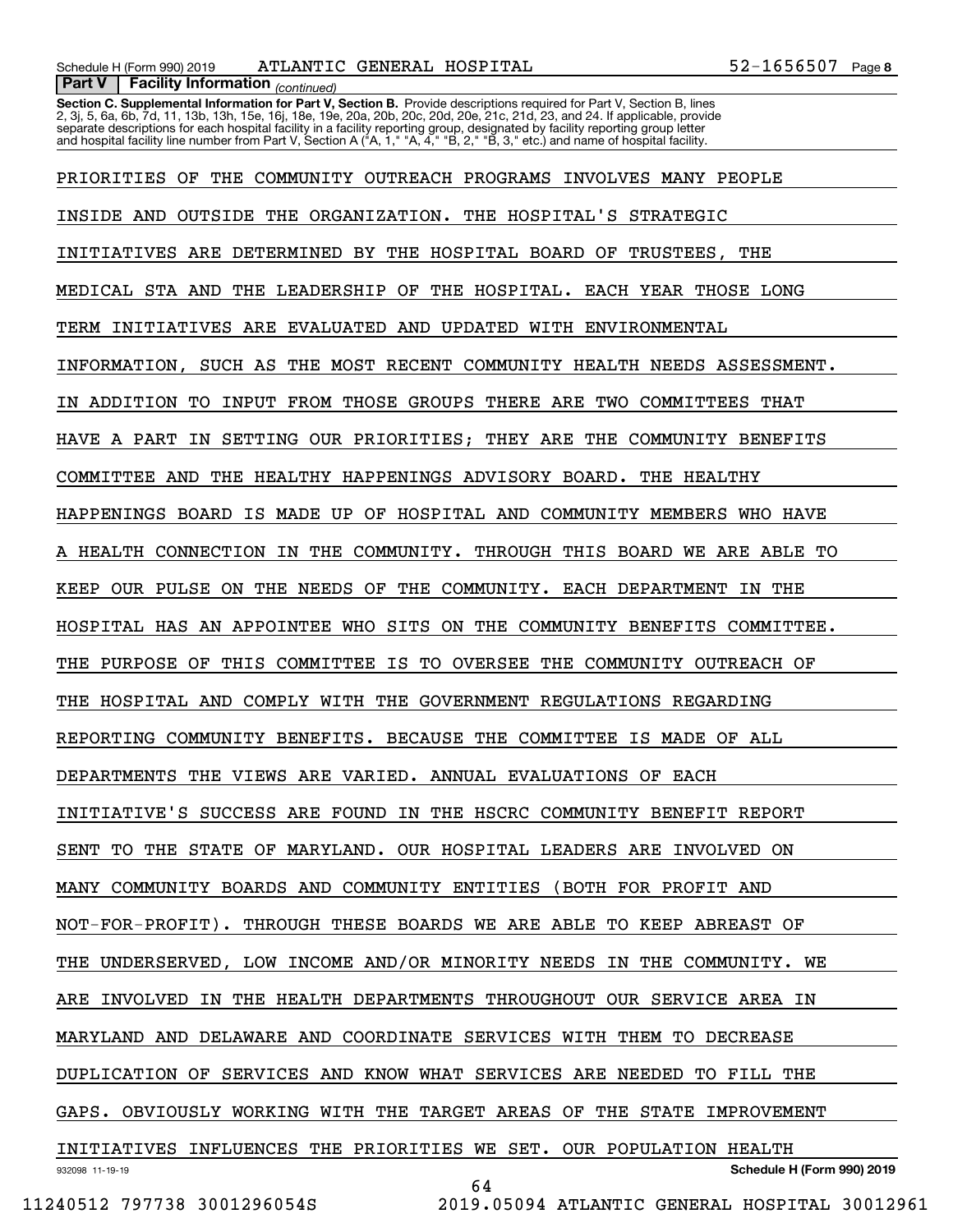**Part V | Facility Information** *(continued)*

**Section C. Supplemental Information for Part V, Section B.** Provide descriptions required for Part V, Section B, lines 2, 3j, 5, 6a, 6b, 7d, 11, 13b, 13h, 15e, 16j, 18e, 19e, 20a, 20b, 20c, 20d, 20e, 21c, 21d, 23, and 24. If applicable, provide separate descriptions for each hospital facility in a facility reporting group, designated by facility reporting group letter and hospital facility line number from Part V, Section A ("A, 1," "A, 4," "B, 2," "B, 3," etc.) and name of hospital facility.

PRIORITIES OF THE COMMUNITY OUTREACH PROGRAMS INVOLVES MANY PEOPLE INSIDE AND OUTSIDE THE ORGANIZATION. THE HOSPITAL'S STRATEGIC INITIATIVES ARE DETERMINED BY THE HOSPITAL BOARD OF TRUSTEES, THE MEDICAL STA AND THE LEADERSHIP OF THE HOSPITAL. EACH YEAR THOSE LONG TERM INITIATIVES ARE EVALUATED AND UPDATED WITH ENVIRONMENTAL INFORMATION, SUCH AS THE MOST RECENT COMMUNITY HEALTH NEEDS ASSESSMENT. IN ADDITION TO INPUT FROM THOSE GROUPS THERE ARE TWO COMMITTEES THAT HAVE A PART IN SETTING OUR PRIORITIES; THEY ARE THE COMMUNITY BENEFITS COMMITTEE AND THE HEALTHY HAPPENINGS ADVISORY BOARD. THE HEALTHY HAPPENINGS BOARD IS MADE UP OF HOSPITAL AND COMMUNITY MEMBERS WHO HAVE A HEALTH CONNECTION IN THE COMMUNITY. THROUGH THIS BOARD WE ARE ABLE TO KEEP OUR PULSE ON THE NEEDS OF THE COMMUNITY. EACH DEPARTMENT IN THE HOSPITAL HAS AN APPOINTEE WHO SITS ON THE COMMUNITY BENEFITS COMMITTEE. THE PURPOSE OF THIS COMMITTEE IS TO OVERSEE THE COMMUNITY OUTREACH OF THE HOSPITAL AND COMPLY WITH THE GOVERNMENT REGULATIONS REGARDING REPORTING COMMUNITY BENEFITS. BECAUSE THE COMMITTEE IS MADE OF ALL DEPARTMENTS THE VIEWS ARE VARIED. ANNUAL EVALUATIONS OF EACH INITIATIVE'S SUCCESS ARE FOUND IN THE HSCRC COMMUNITY BENEFIT REPORT SENT TO THE STATE OF MARYLAND. OUR HOSPITAL LEADERS ARE INVOLVED ON MANY COMMUNITY BOARDS AND COMMUNITY ENTITIES (BOTH FOR PROFIT AND NOT-FOR-PROFIT). THROUGH THESE BOARDS WE ARE ABLE TO KEEP ABREAST OF THE UNDERSERVED, LOW INCOME AND/OR MINORITY NEEDS IN THE COMMUNITY. WE ARE INVOLVED IN THE HEALTH DEPARTMENTS THROUGHOUT OUR SERVICE AREA IN MARYLAND AND DELAWARE AND COORDINATE SERVICES WITH THEM TO DECREASE DUPLICATION OF SERVICES AND KNOW WHAT SERVICES ARE NEEDED TO FILL THE GAPS. OBVIOUSLY WORKING WITH THE TARGET AREAS OF THE STATE IMPROVEMENT INITIATIVES INFLUENCES THE PRIORITIES WE SET. OUR POPULATION HEALTH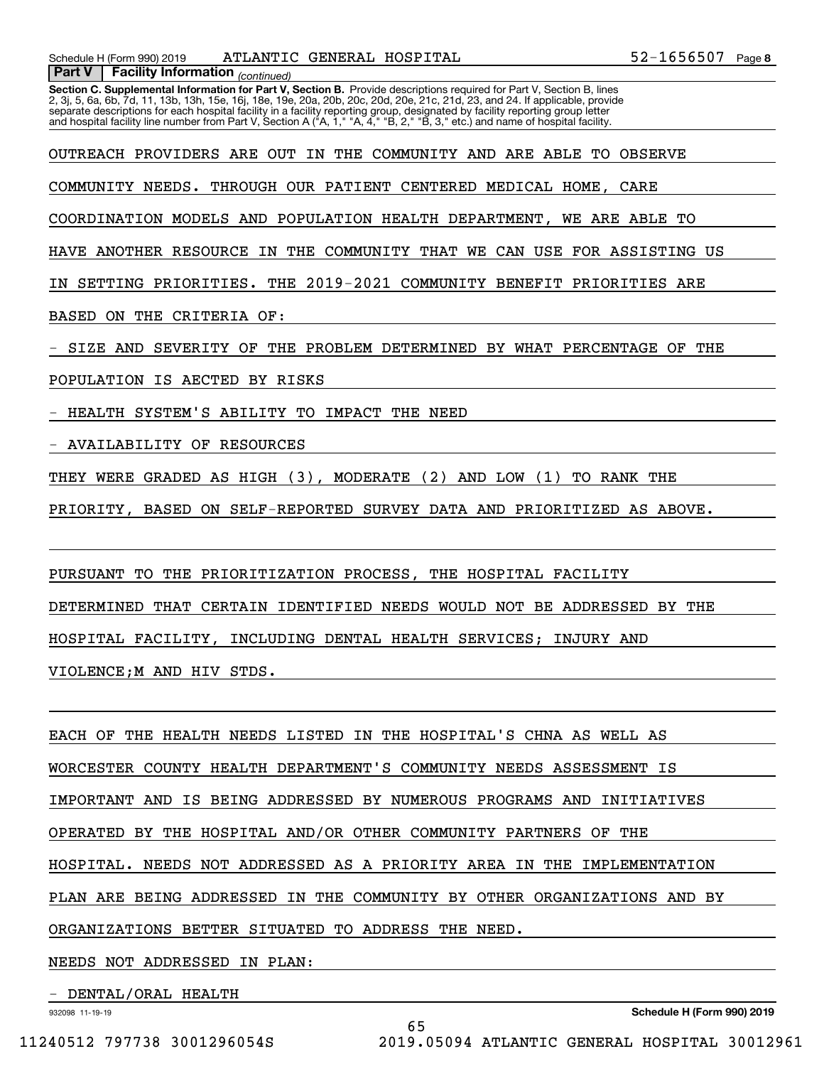**Part V | Facility Information** *(continued)*

**Section C. Supplemental Information for Part V, Section B.** Provide descriptions required for Part V, Section B, lines 2, 3j, 5, 6a, 6b, 7d, 11, 13b, 13h, 15e, 16j, 18e, 19e, 20a, 20b, 20c, 20d, 20e, 21c, 21d, 23, and 24. If applicable, provide separate descriptions for each hospital facility in a facility reporting group, designated by facility reporting group letter and hospital facility line number from Part V, Section A ("A, 1," "A, 4," "B, 2," "B, 3," etc.) and name of hospital facility.

OUTREACH PROVIDERS ARE OUT IN THE COMMUNITY AND ARE ABLE TO OBSERVE COMMUNITY NEEDS. THROUGH OUR PATIENT CENTERED MEDICAL HOME, CARE COORDINATION MODELS AND POPULATION HEALTH DEPARTMENT, WE ARE ABLE TO HAVE ANOTHER RESOURCE IN THE COMMUNITY THAT WE CAN USE FOR ASSISTING US IN SETTING PRIORITIES. THE 2019-2021 COMMUNITY BENEFIT PRIORITIES ARE BASED ON THE CRITERIA OF:

- SIZE AND SEVERITY OF THE PROBLEM DETERMINED BY WHAT PERCENTAGE OF THE POPULATION IS AECTED BY RISKS
- HEALTH SYSTEM'S ABILITY TO IMPACT THE NEED
- AVAILABILITY OF RESOURCES

THEY WERE GRADED AS HIGH (3), MODERATE (2) AND LOW (1) TO RANK THE PRIORITY, BASED ON SELF-REPORTED SURVEY DATA AND PRIORITIZED AS ABOVE.

PURSUANT TO THE PRIORITIZATION PROCESS, THE HOSPITAL FACILITY DETERMINED THAT CERTAIN IDENTIFIED NEEDS WOULD NOT BE ADDRESSED BY THE HOSPITAL FACILITY, INCLUDING DENTAL HEALTH SERVICES; INJURY AND VIOLENCE;M AND HIV STDS.

EACH OF THE HEALTH NEEDS LISTED IN THE HOSPITAL'S CHNA AS WELL AS WORCESTER COUNTY HEALTH DEPARTMENT'S COMMUNITY NEEDS ASSESSMENT IS IMPORTANT AND IS BEING ADDRESSED BY NUMEROUS PROGRAMS AND INITIATIVES OPERATED BY THE HOSPITAL AND/OR OTHER COMMUNITY PARTNERS OF THE HOSPITAL. NEEDS NOT ADDRESSED AS A PRIORITY AREA IN THE IMPLEMENTATION PLAN ARE BEING ADDRESSED IN THE COMMUNITY BY OTHER ORGANIZATIONS AND BY ORGANIZATIONS BETTER SITUATED TO ADDRESS THE NEED.

NEEDS NOT ADDRESSED IN PLAN:

- DENTAL/ORAL HEALTH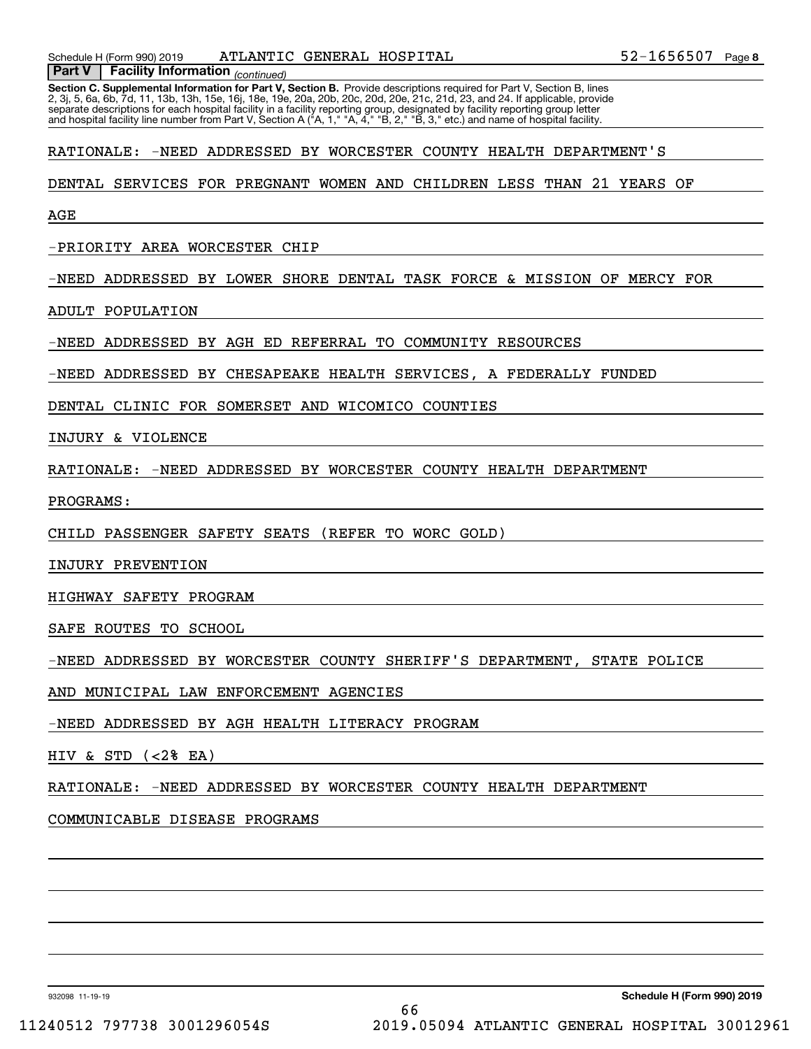**Part V | Facility Information** *(continued)*

**Section C. Supplemental Information for Part V, Section B.** Provide descriptions required for Part V, Section B, lines 2, 3j, 5, 6a, 6b, 7d, 11, 13b, 13h, 15e, 16j, 18e, 19e, 20a, 20b, 20c, 20d, 20e, 21c, 21d, 23, and 24. If applicable, provide separate descriptions for each hospital facility in a facility reporting group, designated by facility reporting group letter and hospital facility line number from Part V, Section A ("A, 1," "A, 4," "B, 2," "B, 3," etc.) and name of hospital facility.

RATIONALE: -NEED ADDRESSED BY WORCESTER COUNTY HEALTH DEPARTMENT'S

DENTAL SERVICES FOR PREGNANT WOMEN AND CHILDREN LESS THAN 21 YEARS OF

AGE

-PRIORITY AREA WORCESTER CHIP

-NEED ADDRESSED BY LOWER SHORE DENTAL TASK FORCE & MISSION OF MERCY FOR

ADULT POPULATION

-NEED ADDRESSED BY AGH ED REFERRAL TO COMMUNITY RESOURCES

-NEED ADDRESSED BY CHESAPEAKE HEALTH SERVICES, A FEDERALLY FUNDED

DENTAL CLINIC FOR SOMERSET AND WICOMICO COUNTIES

INJURY & VIOLENCE

RATIONALE: -NEED ADDRESSED BY WORCESTER COUNTY HEALTH DEPARTMENT

PROGRAMS:

CHILD PASSENGER SAFETY SEATS (REFER TO WORC GOLD)

INJURY PREVENTION

HIGHWAY SAFETY PROGRAM

SAFE ROUTES TO SCHOOL

-NEED ADDRESSED BY WORCESTER COUNTY SHERIFF'S DEPARTMENT, STATE POLICE

AND MUNICIPAL LAW ENFORCEMENT AGENCIES

-NEED ADDRESSED BY AGH HEALTH LITERACY PROGRAM

HIV & STD (<2% EA)

RATIONALE: -NEED ADDRESSED BY WORCESTER COUNTY HEALTH DEPARTMENT

COMMUNICABLE DISEASE PROGRAMS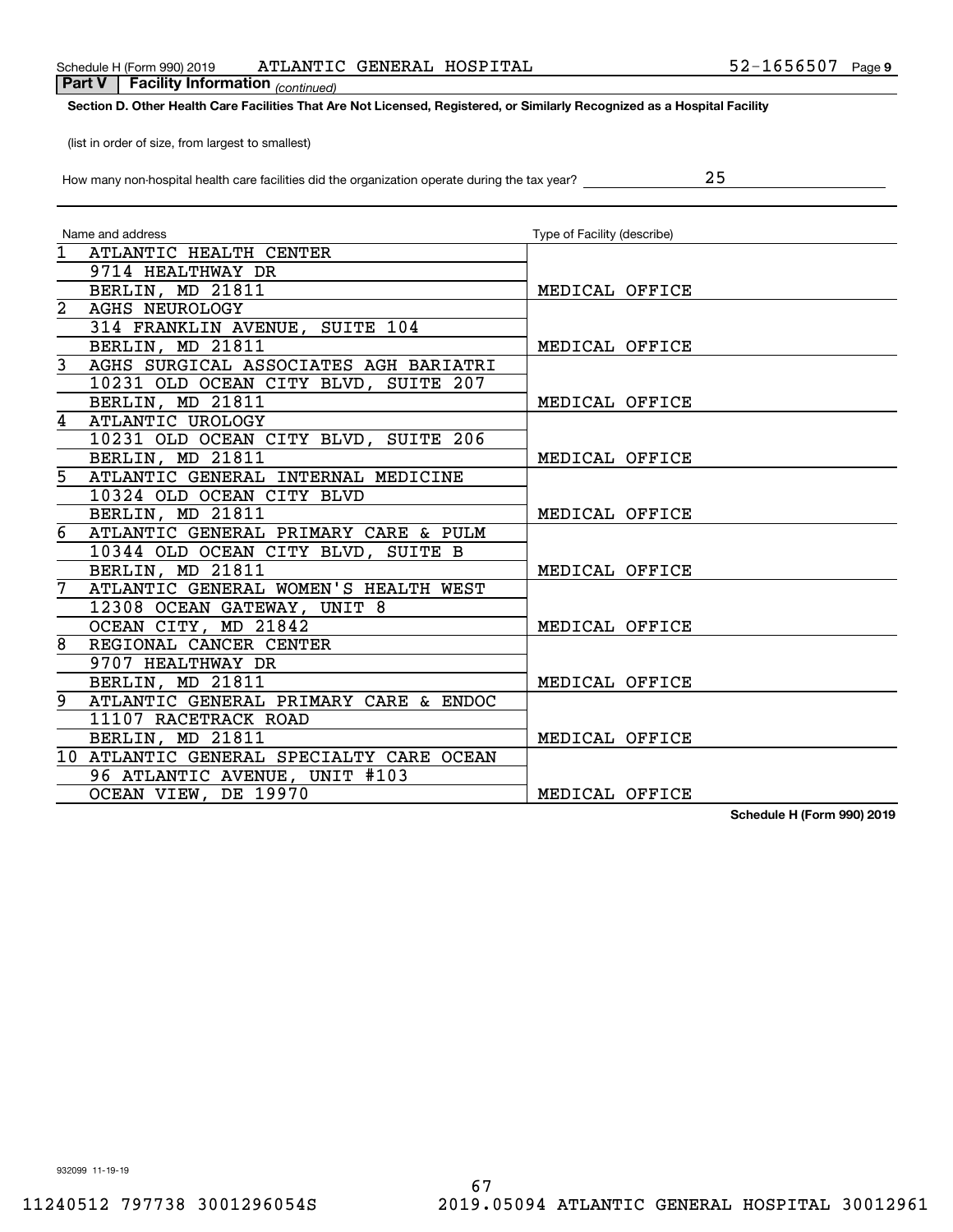Schedule H (Form 990) 2019 ATLANTIC GENERAL HOSPITAL 52-1656507 Page 9

**Part V | Facility Information** *(continued)*

**Section D. Other Health Care Facilities That Are Not Licensed, Registered, or Similarly Recognized as a Hospital Facility**

(list in order of size, from largest to smallest)

How many non-hospital health care facilities did the organization operate during the tax year? 25

| Name and address | Type of Facility (describe) |
|---|---|
| 1 ATLANTIC HEALTH CENTER<br>9714 HEALTHWAY DR<br>BERLIN, MD 21811 | MEDICAL OFFICE |
| 2 AGHS NEUROLOGY<br>314 FRANKLIN AVENUE, SUITE 104<br>BERLIN, MD 21811 | MEDICAL OFFICE |
| 3 AGHS SURGICAL ASSOCIATES AGH BARIATRI<br>10231 OLD OCEAN CITY BLVD, SUITE 207<br>BERLIN, MD 21811 | MEDICAL OFFICE |
| 4 ATLANTIC UROLOGY<br>10231 OLD OCEAN CITY BLVD, SUITE 206<br>BERLIN, MD 21811 | MEDICAL OFFICE |
| 5 ATLANTIC GENERAL INTERNAL MEDICINE<br>10324 OLD OCEAN CITY BLVD<br>BERLIN, MD 21811 | MEDICAL OFFICE |
| 6 ATLANTIC GENERAL PRIMARY CARE & PULM<br>10344 OLD OCEAN CITY BLVD, SUITE B<br>BERLIN, MD 21811 | MEDICAL OFFICE |
| 7 ATLANTIC GENERAL WOMEN'S HEALTH WEST<br>12308 OCEAN GATEWAY, UNIT 8<br>OCEAN CITY, MD 21842 | MEDICAL OFFICE |
| 8 REGIONAL CANCER CENTER<br>9707 HEALTHWAY DR<br>BERLIN, MD 21811 | MEDICAL OFFICE |
| 9 ATLANTIC GENERAL PRIMARY CARE & ENDOC<br>11107 RACETRACK ROAD<br>BERLIN, MD 21811 | MEDICAL OFFICE |
| 10 ATLANTIC GENERAL SPECIALTY CARE OCEAN<br>96 ATLANTIC AVENUE, UNIT #103<br>OCEAN VIEW, DE 19970 | MEDICAL OFFICE |

Schedule H (Form 990) 2019

932099 11-19-19

11240512 797738 3001296054S 2019.05094 ATLANTIC GENERAL HOSPITAL 30012961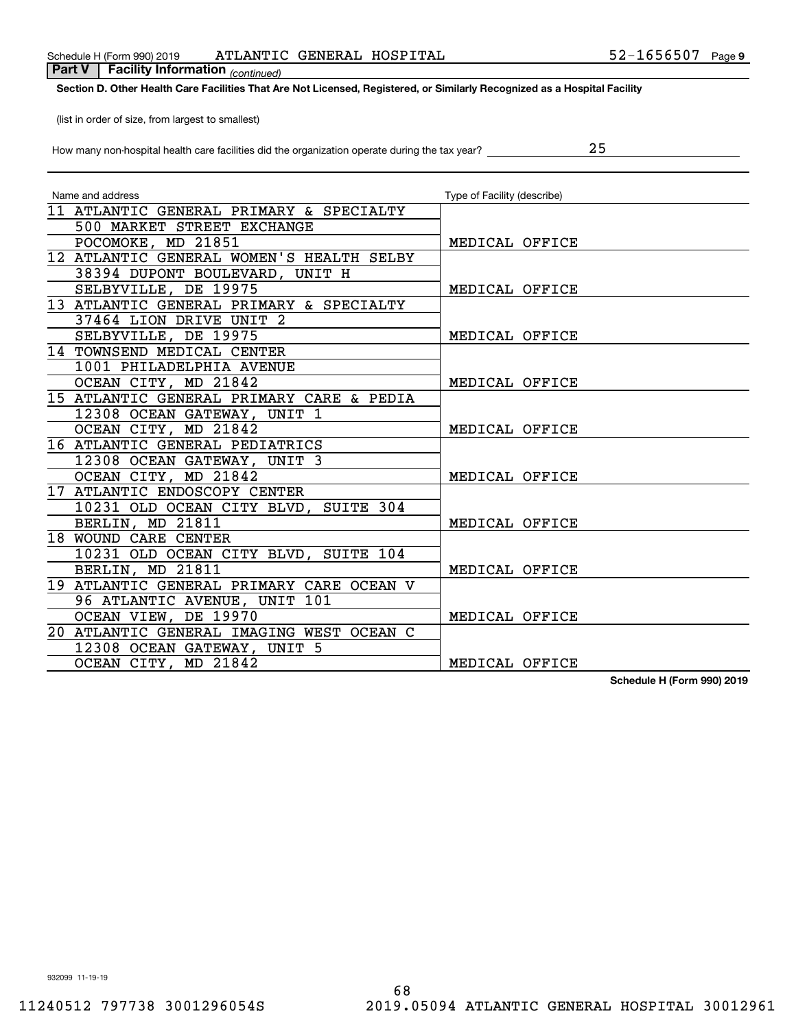**Part V | Facility Information** *(continued)*

**Section D. Other Health Care Facilities That Are Not Licensed, Registered, or Similarly Recognized as a Hospital Facility**

(list in order of size, from largest to smallest)

How many non-hospital health care facilities did the organization operate during the tax year? 25

| Name and address | Type of Facility (describe) |
|---|---|
| 11 ATLANTIC GENERAL PRIMARY & SPECIALTY<br>500 MARKET STREET EXCHANGE<br>POCOMOKE, MD 21851 | MEDICAL OFFICE |
| 12 ATLANTIC GENERAL WOMEN'S HEALTH SELBY<br>38394 DUPONT BOULEVARD, UNIT H<br>SELBYVILLE, DE 19975 | MEDICAL OFFICE |
| 13 ATLANTIC GENERAL PRIMARY & SPECIALTY<br>37464 LION DRIVE UNIT 2<br>SELBYVILLE, DE 19975 | MEDICAL OFFICE |
| 14 TOWNSEND MEDICAL CENTER<br>1001 PHILADELPHIA AVENUE<br>OCEAN CITY, MD 21842 | MEDICAL OFFICE |
| 15 ATLANTIC GENERAL PRIMARY CARE & PEDIA<br>12308 OCEAN GATEWAY, UNIT 1<br>OCEAN CITY, MD 21842 | MEDICAL OFFICE |
| 16 ATLANTIC GENERAL PEDIATRICS<br>12308 OCEAN GATEWAY, UNIT 3<br>OCEAN CITY, MD 21842 | MEDICAL OFFICE |
| 17 ATLANTIC ENDOSCOPY CENTER<br>10231 OLD OCEAN CITY BLVD, SUITE 304<br>BERLIN, MD 21811 | MEDICAL OFFICE |
| 18 WOUND CARE CENTER<br>10231 OLD OCEAN CITY BLVD, SUITE 104<br>BERLIN, MD 21811 | MEDICAL OFFICE |
| 19 ATLANTIC GENERAL PRIMARY CARE OCEAN V<br>96 ATLANTIC AVENUE, UNIT 101<br>OCEAN VIEW, DE 19970 | MEDICAL OFFICE |
| 20 ATLANTIC GENERAL IMAGING WEST OCEAN C<br>12308 OCEAN GATEWAY, UNIT 5<br>OCEAN CITY, MD 21842 | MEDICAL OFFICE |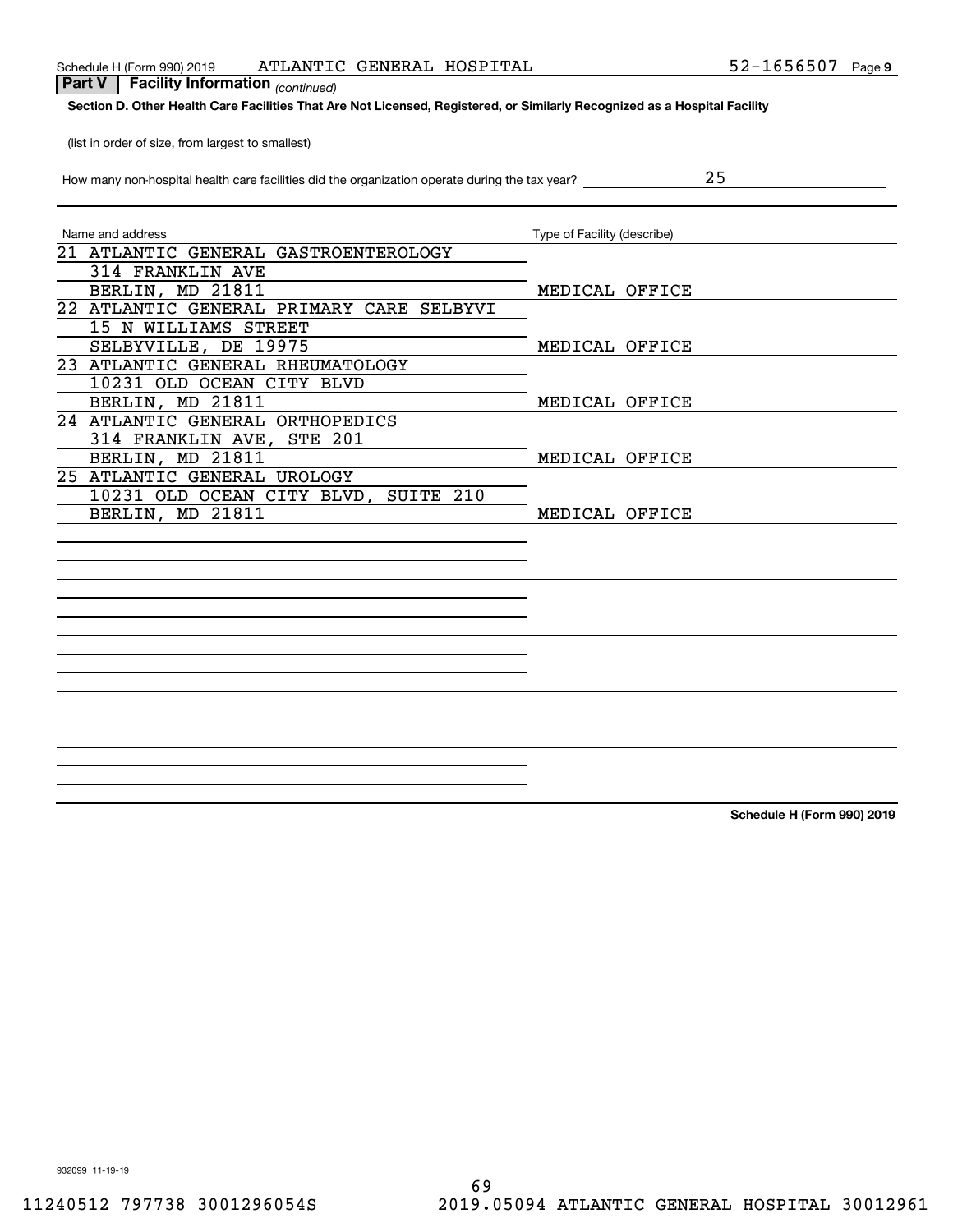Schedule H (Form 990) 2019 ATLANTIC GENERAL HOSPITAL 52-1656507 Page 9

**Part V | Facility Information** *(continued)*

**Section D. Other Health Care Facilities That Are Not Licensed, Registered, or Similarly Recognized as a Hospital Facility**

(list in order of size, from largest to smallest)

How many non-hospital health care facilities did the organization operate during the tax year? 25

| Name and address | Type of Facility (describe) |
|---|---|
| 21 ATLANTIC GENERAL GASTROENTEROLOGY<br>314 FRANKLIN AVE<br>BERLIN, MD 21811 | MEDICAL OFFICE |
| 22 ATLANTIC GENERAL PRIMARY CARE SELBYVI<br>15 N WILLIAMS STREET<br>SELBYVILLE, DE 19975 | MEDICAL OFFICE |
| 23 ATLANTIC GENERAL RHEUMATOLOGY<br>10231 OLD OCEAN CITY BLVD<br>BERLIN, MD 21811 | MEDICAL OFFICE |
| 24 ATLANTIC GENERAL ORTHOPEDICS<br>314 FRANKLIN AVE, STE 201<br>BERLIN, MD 21811 | MEDICAL OFFICE |
| 25 ATLANTIC GENERAL UROLOGY<br>10231 OLD OCEAN CITY BLVD, SUITE 210<br>BERLIN, MD 21811 | MEDICAL OFFICE |
| | |
| | |
| | |
| | |
| | |

**Schedule H (Form 990) 2019**

932099 11-19-19

11240512 797738 3001296054S 2019.05094 ATLANTIC GENERAL HOSPITAL 30012961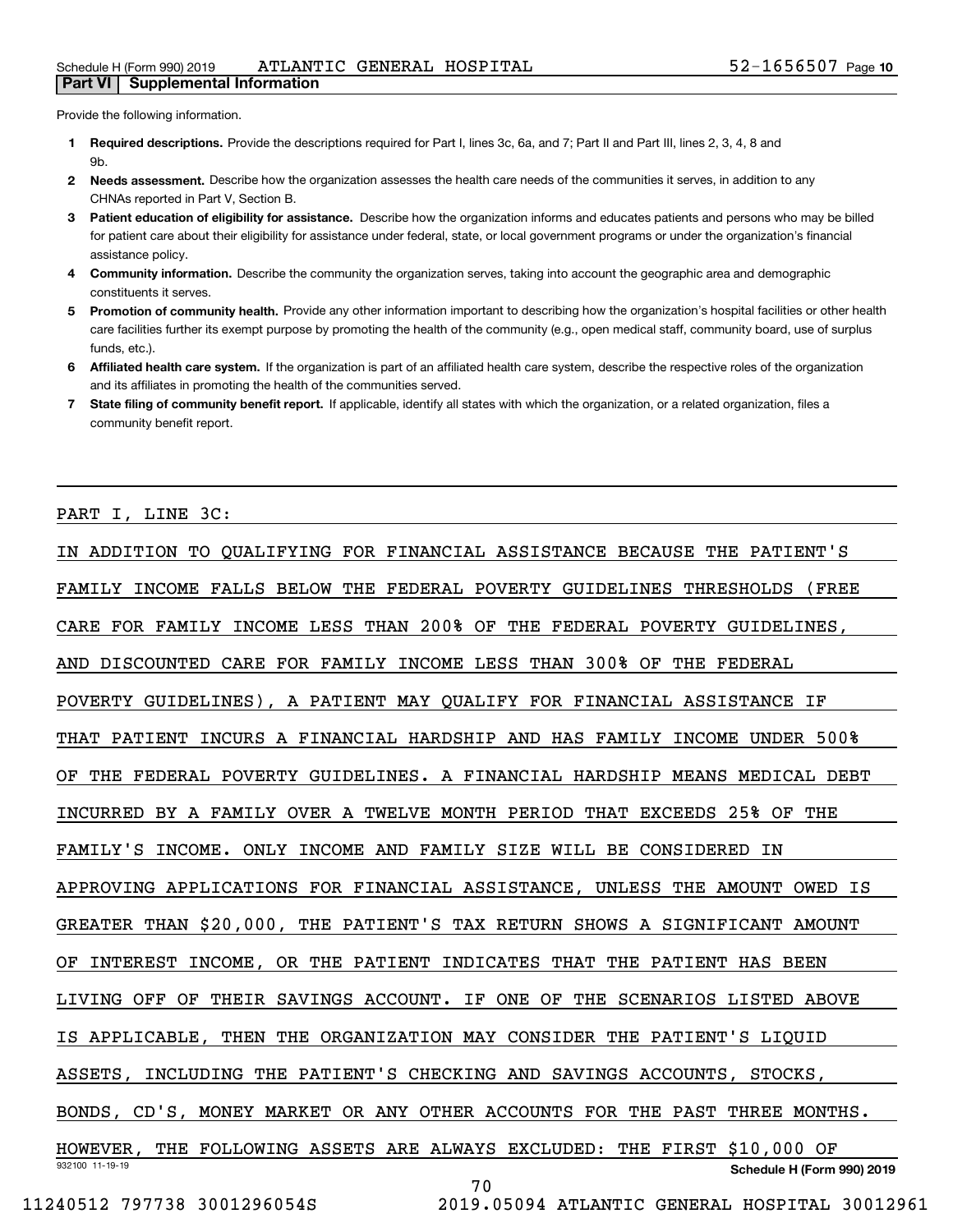**Part VI | Supplemental Information**

Provide the following information.

1. **Required descriptions.** Provide the descriptions required for Part I, lines 3c, 6a, and 7; Part II and Part III, lines 2, 3, 4, 8 and 9b.
2. **Needs assessment.** Describe how the organization assesses the health care needs of the communities it serves, in addition to any CHNAs reported in Part V, Section B.
3. **Patient education of eligibility for assistance.** Describe how the organization informs and educates patients and persons who may be billed for patient care about their eligibility for assistance under federal, state, or local government programs or under the organization's financial assistance policy.
4. **Community information.** Describe the community the organization serves, taking into account the geographic area and demographic constituents it serves.
5. **Promotion of community health.** Provide any other information important to describing how the organization's hospital facilities or other health care facilities further its exempt purpose by promoting the health of the community (e.g., open medical staff, community board, use of surplus funds, etc.).
6. **Affiliated health care system.** If the organization is part of an affiliated health care system, describe the respective roles of the organization and its affiliates in promoting the health of the communities served.
7. **State filing of community benefit report.** If applicable, identify all states with which the organization, or a related organization, files a community benefit report.

PART I, LINE 3C:

IN ADDITION TO QUALIFYING FOR FINANCIAL ASSISTANCE BECAUSE THE PATIENT'S FAMILY INCOME FALLS BELOW THE FEDERAL POVERTY GUIDELINES THRESHOLDS (FREE CARE FOR FAMILY INCOME LESS THAN 200% OF THE FEDERAL POVERTY GUIDELINES, AND DISCOUNTED CARE FOR FAMILY INCOME LESS THAN 300% OF THE FEDERAL POVERTY GUIDELINES), A PATIENT MAY QUALIFY FOR FINANCIAL ASSISTANCE IF THAT PATIENT INCURS A FINANCIAL HARDSHIP AND HAS FAMILY INCOME UNDER 500% OF THE FEDERAL POVERTY GUIDELINES. A FINANCIAL HARDSHIP MEANS MEDICAL DEBT INCURRED BY A FAMILY OVER A TWELVE MONTH PERIOD THAT EXCEEDS 25% OF THE FAMILY'S INCOME. ONLY INCOME AND FAMILY SIZE WILL BE CONSIDERED IN APPROVING APPLICATIONS FOR FINANCIAL ASSISTANCE, UNLESS THE AMOUNT OWED IS GREATER THAN $20,000, THE PATIENT'S TAX RETURN SHOWS A SIGNIFICANT AMOUNT OF INTEREST INCOME, OR THE PATIENT INDICATES THAT THE PATIENT HAS BEEN LIVING OFF OF THEIR SAVINGS ACCOUNT. IF ONE OF THE SCENARIOS LISTED ABOVE IS APPLICABLE, THEN THE ORGANIZATION MAY CONSIDER THE PATIENT'S LIQUID ASSETS, INCLUDING THE PATIENT'S CHECKING AND SAVINGS ACCOUNTS, STOCKS, BONDS, CD'S, MONEY MARKET OR ANY OTHER ACCOUNTS FOR THE PAST THREE MONTHS. HOWEVER, THE FOLLOWING ASSETS ARE ALWAYS EXCLUDED: THE FIRST $10,000 OF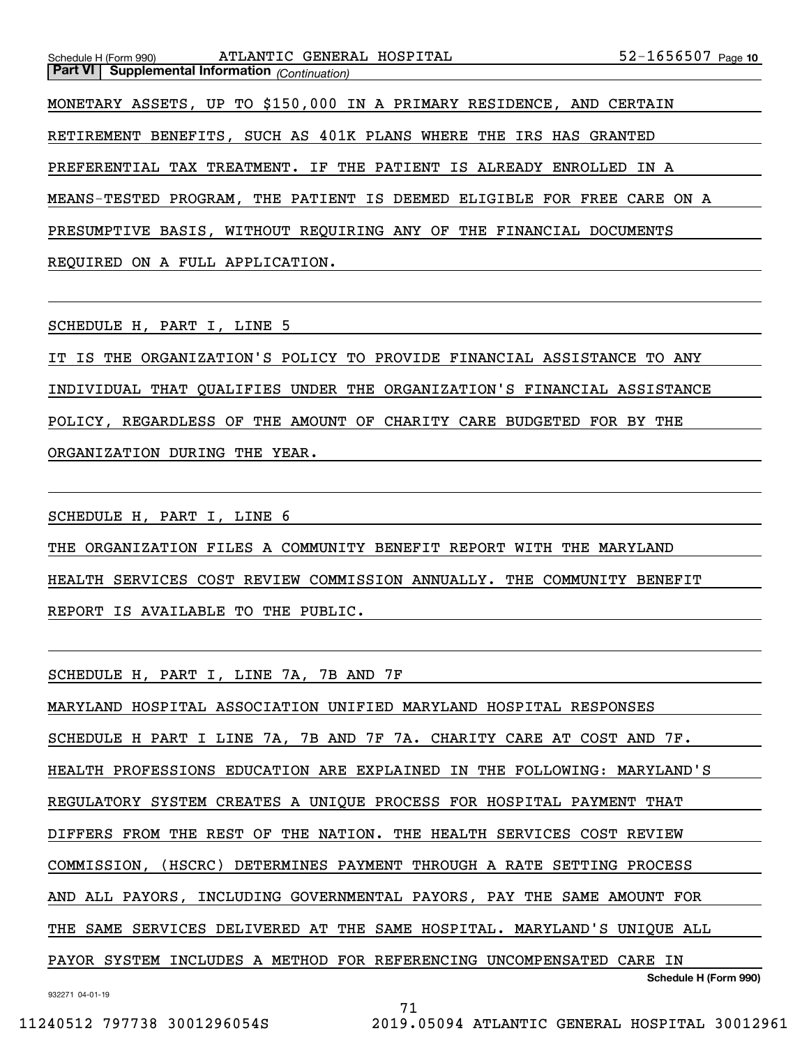**Part VI | Supplemental Information** *(Continuation)*

MONETARY ASSETS, UP TO $150,000 IN A PRIMARY RESIDENCE, AND CERTAIN RETIREMENT BENEFITS, SUCH AS 401K PLANS WHERE THE IRS HAS GRANTED PREFERENTIAL TAX TREATMENT. IF THE PATIENT IS ALREADY ENROLLED IN A MEANS-TESTED PROGRAM, THE PATIENT IS DEEMED ELIGIBLE FOR FREE CARE ON A PRESUMPTIVE BASIS, WITHOUT REQUIRING ANY OF THE FINANCIAL DOCUMENTS REQUIRED ON A FULL APPLICATION.

SCHEDULE H, PART I, LINE 5

IT IS THE ORGANIZATION'S POLICY TO PROVIDE FINANCIAL ASSISTANCE TO ANY INDIVIDUAL THAT QUALIFIES UNDER THE ORGANIZATION'S FINANCIAL ASSISTANCE POLICY, REGARDLESS OF THE AMOUNT OF CHARITY CARE BUDGETED FOR BY THE ORGANIZATION DURING THE YEAR.

SCHEDULE H, PART I, LINE 6

THE ORGANIZATION FILES A COMMUNITY BENEFIT REPORT WITH THE MARYLAND HEALTH SERVICES COST REVIEW COMMISSION ANNUALLY. THE COMMUNITY BENEFIT REPORT IS AVAILABLE TO THE PUBLIC.

SCHEDULE H, PART I, LINE 7A, 7B AND 7F

MARYLAND HOSPITAL ASSOCIATION UNIFIED MARYLAND HOSPITAL RESPONSES SCHEDULE H PART I LINE 7A, 7B AND 7F 7A. CHARITY CARE AT COST AND 7F. HEALTH PROFESSIONS EDUCATION ARE EXPLAINED IN THE FOLLOWING: MARYLAND'S REGULATORY SYSTEM CREATES A UNIQUE PROCESS FOR HOSPITAL PAYMENT THAT DIFFERS FROM THE REST OF THE NATION. THE HEALTH SERVICES COST REVIEW COMMISSION, (HSCRC) DETERMINES PAYMENT THROUGH A RATE SETTING PROCESS AND ALL PAYORS, INCLUDING GOVERNMENTAL PAYORS, PAY THE SAME AMOUNT FOR THE SAME SERVICES DELIVERED AT THE SAME HOSPITAL. MARYLAND'S UNIQUE ALL PAYOR SYSTEM INCLUDES A METHOD FOR REFERENCING UNCOMPENSATED CARE IN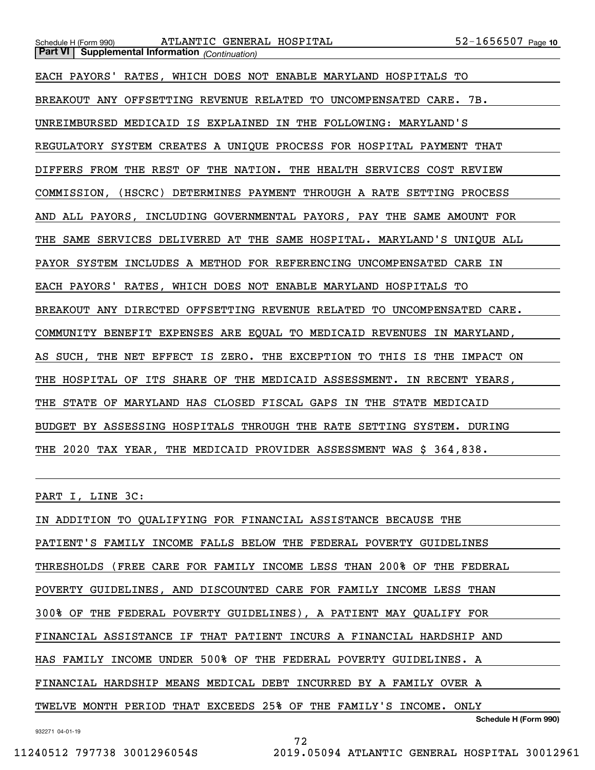**Part VI | Supplemental Information** *(Continuation)*

EACH PAYORS' RATES, WHICH DOES NOT ENABLE MARYLAND HOSPITALS TO BREAKOUT ANY OFFSETTING REVENUE RELATED TO UNCOMPENSATED CARE. 7B. UNREIMBURSED MEDICAID IS EXPLAINED IN THE FOLLOWING: MARYLAND'S REGULATORY SYSTEM CREATES A UNIQUE PROCESS FOR HOSPITAL PAYMENT THAT DIFFERS FROM THE REST OF THE NATION. THE HEALTH SERVICES COST REVIEW COMMISSION, (HSCRC) DETERMINES PAYMENT THROUGH A RATE SETTING PROCESS AND ALL PAYORS, INCLUDING GOVERNMENTAL PAYORS, PAY THE SAME AMOUNT FOR THE SAME SERVICES DELIVERED AT THE SAME HOSPITAL. MARYLAND'S UNIQUE ALL PAYOR SYSTEM INCLUDES A METHOD FOR REFERENCING UNCOMPENSATED CARE IN EACH PAYORS' RATES, WHICH DOES NOT ENABLE MARYLAND HOSPITALS TO BREAKOUT ANY DIRECTED OFFSETTING REVENUE RELATED TO UNCOMPENSATED CARE. COMMUNITY BENEFIT EXPENSES ARE EQUAL TO MEDICAID REVENUES IN MARYLAND, AS SUCH, THE NET EFFECT IS ZERO. THE EXCEPTION TO THIS IS THE IMPACT ON THE HOSPITAL OF ITS SHARE OF THE MEDICAID ASSESSMENT. IN RECENT YEARS, THE STATE OF MARYLAND HAS CLOSED FISCAL GAPS IN THE STATE MEDICAID BUDGET BY ASSESSING HOSPITALS THROUGH THE RATE SETTING SYSTEM. DURING THE 2020 TAX YEAR, THE MEDICAID PROVIDER ASSESSMENT WAS $ 364,838.

PART I, LINE 3C:

IN ADDITION TO QUALIFYING FOR FINANCIAL ASSISTANCE BECAUSE THE PATIENT'S FAMILY INCOME FALLS BELOW THE FEDERAL POVERTY GUIDELINES THRESHOLDS (FREE CARE FOR FAMILY INCOME LESS THAN 200% OF THE FEDERAL POVERTY GUIDELINES, AND DISCOUNTED CARE FOR FAMILY INCOME LESS THAN 300% OF THE FEDERAL POVERTY GUIDELINES), A PATIENT MAY QUALIFY FOR FINANCIAL ASSISTANCE IF THAT PATIENT INCURS A FINANCIAL HARDSHIP AND HAS FAMILY INCOME UNDER 500% OF THE FEDERAL POVERTY GUIDELINES. A FINANCIAL HARDSHIP MEANS MEDICAL DEBT INCURRED BY A FAMILY OVER A TWELVE MONTH PERIOD THAT EXCEEDS 25% OF THE FAMILY'S INCOME. ONLY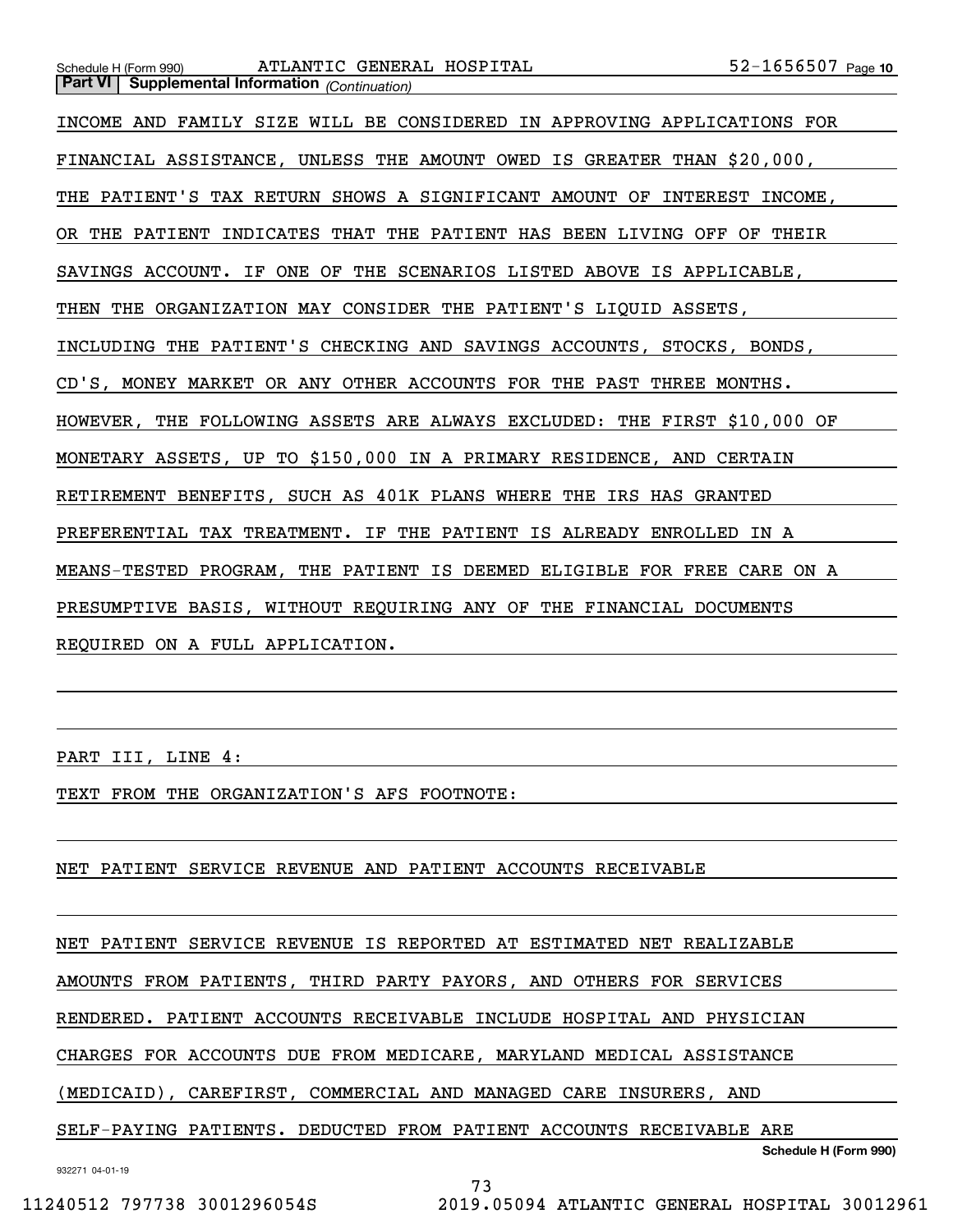**Part VI | Supplemental Information** *(Continuation)*

INCOME AND FAMILY SIZE WILL BE CONSIDERED IN APPROVING APPLICATIONS FOR FINANCIAL ASSISTANCE, UNLESS THE AMOUNT OWED IS GREATER THAN $20,000, THE PATIENT'S TAX RETURN SHOWS A SIGNIFICANT AMOUNT OF INTEREST INCOME, OR THE PATIENT INDICATES THAT THE PATIENT HAS BEEN LIVING OFF OF THEIR SAVINGS ACCOUNT. IF ONE OF THE SCENARIOS LISTED ABOVE IS APPLICABLE, THEN THE ORGANIZATION MAY CONSIDER THE PATIENT'S LIQUID ASSETS, INCLUDING THE PATIENT'S CHECKING AND SAVINGS ACCOUNTS, STOCKS, BONDS, CD'S, MONEY MARKET OR ANY OTHER ACCOUNTS FOR THE PAST THREE MONTHS. HOWEVER, THE FOLLOWING ASSETS ARE ALWAYS EXCLUDED: THE FIRST $10,000 OF MONETARY ASSETS, UP TO $150,000 IN A PRIMARY RESIDENCE, AND CERTAIN RETIREMENT BENEFITS, SUCH AS 401K PLANS WHERE THE IRS HAS GRANTED PREFERENTIAL TAX TREATMENT. IF THE PATIENT IS ALREADY ENROLLED IN A MEANS-TESTED PROGRAM, THE PATIENT IS DEEMED ELIGIBLE FOR FREE CARE ON A PRESUMPTIVE BASIS, WITHOUT REQUIRING ANY OF THE FINANCIAL DOCUMENTS REQUIRED ON A FULL APPLICATION.

PART III, LINE 4:

TEXT FROM THE ORGANIZATION'S AFS FOOTNOTE:

NET PATIENT SERVICE REVENUE AND PATIENT ACCOUNTS RECEIVABLE

NET PATIENT SERVICE REVENUE IS REPORTED AT ESTIMATED NET REALIZABLE AMOUNTS FROM PATIENTS, THIRD PARTY PAYORS, AND OTHERS FOR SERVICES RENDERED. PATIENT ACCOUNTS RECEIVABLE INCLUDE HOSPITAL AND PHYSICIAN CHARGES FOR ACCOUNTS DUE FROM MEDICARE, MARYLAND MEDICAL ASSISTANCE (MEDICAID), CAREFIRST, COMMERCIAL AND MANAGED CARE INSURERS, AND SELF-PAYING PATIENTS. DEDUCTED FROM PATIENT ACCOUNTS RECEIVABLE ARE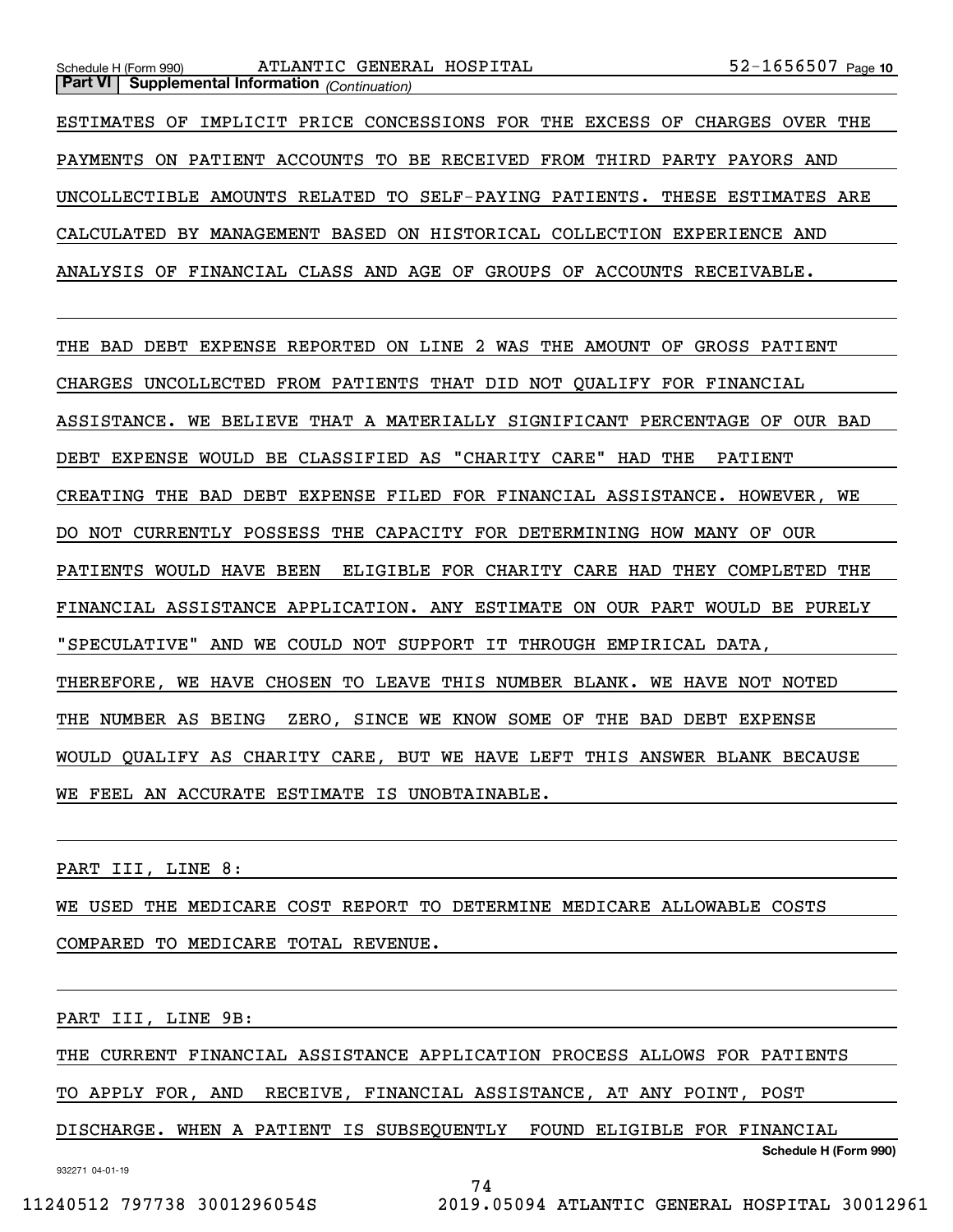**Part VI | Supplemental Information** *(Continuation)*

ESTIMATES OF IMPLICIT PRICE CONCESSIONS FOR THE EXCESS OF CHARGES OVER THE PAYMENTS ON PATIENT ACCOUNTS TO BE RECEIVED FROM THIRD PARTY PAYORS AND UNCOLLECTIBLE AMOUNTS RELATED TO SELF-PAYING PATIENTS. THESE ESTIMATES ARE CALCULATED BY MANAGEMENT BASED ON HISTORICAL COLLECTION EXPERIENCE AND ANALYSIS OF FINANCIAL CLASS AND AGE OF GROUPS OF ACCOUNTS RECEIVABLE.

THE BAD DEBT EXPENSE REPORTED ON LINE 2 WAS THE AMOUNT OF GROSS PATIENT CHARGES UNCOLLECTED FROM PATIENTS THAT DID NOT QUALIFY FOR FINANCIAL ASSISTANCE. WE BELIEVE THAT A MATERIALLY SIGNIFICANT PERCENTAGE OF OUR BAD DEBT EXPENSE WOULD BE CLASSIFIED AS "CHARITY CARE" HAD THE PATIENT CREATING THE BAD DEBT EXPENSE FILED FOR FINANCIAL ASSISTANCE. HOWEVER, WE DO NOT CURRENTLY POSSESS THE CAPACITY FOR DETERMINING HOW MANY OF OUR PATIENTS WOULD HAVE BEEN ELIGIBLE FOR CHARITY CARE HAD THEY COMPLETED THE FINANCIAL ASSISTANCE APPLICATION. ANY ESTIMATE ON OUR PART WOULD BE PURELY "SPECULATIVE" AND WE COULD NOT SUPPORT IT THROUGH EMPIRICAL DATA, THEREFORE, WE HAVE CHOSEN TO LEAVE THIS NUMBER BLANK. WE HAVE NOT NOTED THE NUMBER AS BEING ZERO, SINCE WE KNOW SOME OF THE BAD DEBT EXPENSE WOULD QUALIFY AS CHARITY CARE, BUT WE HAVE LEFT THIS ANSWER BLANK BECAUSE WE FEEL AN ACCURATE ESTIMATE IS UNOBTAINABLE.

PART III, LINE 8:

WE USED THE MEDICARE COST REPORT TO DETERMINE MEDICARE ALLOWABLE COSTS COMPARED TO MEDICARE TOTAL REVENUE.

PART III, LINE 9B:

THE CURRENT FINANCIAL ASSISTANCE APPLICATION PROCESS ALLOWS FOR PATIENTS TO APPLY FOR, AND RECEIVE, FINANCIAL ASSISTANCE, AT ANY POINT, POST DISCHARGE. WHEN A PATIENT IS SUBSEQUENTLY FOUND ELIGIBLE FOR FINANCIAL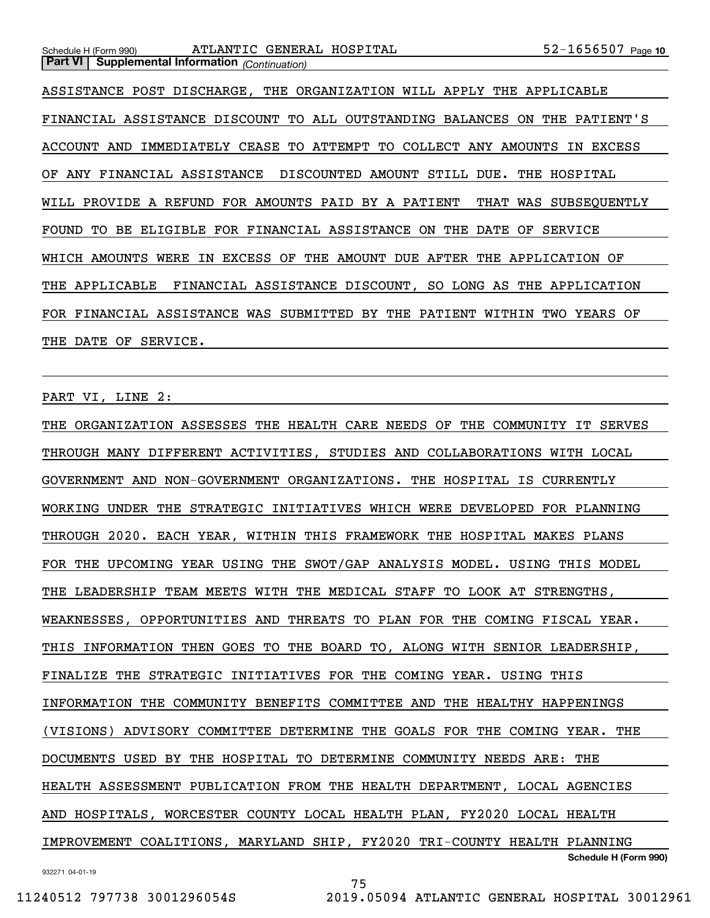ASSISTANCE POST DISCHARGE, THE ORGANIZATION WILL APPLY THE APPLICABLE FINANCIAL ASSISTANCE DISCOUNT TO ALL OUTSTANDING BALANCES ON THE PATIENT'S ACCOUNT AND IMMEDIATELY CEASE TO ATTEMPT TO COLLECT ANY AMOUNTS IN EXCESS OF ANY FINANCIAL ASSISTANCE DISCOUNTED AMOUNT STILL DUE. THE HOSPITAL WILL PROVIDE A REFUND FOR AMOUNTS PAID BY A PATIENT THAT WAS SUBSEQUENTLY FOUND TO BE ELIGIBLE FOR FINANCIAL ASSISTANCE ON THE DATE OF SERVICE WHICH AMOUNTS WERE IN EXCESS OF THE AMOUNT DUE AFTER THE APPLICATION OF THE APPLICABLE FINANCIAL ASSISTANCE DISCOUNT, SO LONG AS THE APPLICATION FOR FINANCIAL ASSISTANCE WAS SUBMITTED BY THE PATIENT WITHIN TWO YEARS OF THE DATE OF SERVICE.

PART VI, LINE 2:

THE ORGANIZATION ASSESSES THE HEALTH CARE NEEDS OF THE COMMUNITY IT SERVES THROUGH MANY DIFFERENT ACTIVITIES, STUDIES AND COLLABORATIONS WITH LOCAL GOVERNMENT AND NON-GOVERNMENT ORGANIZATIONS. THE HOSPITAL IS CURRENTLY WORKING UNDER THE STRATEGIC INITIATIVES WHICH WERE DEVELOPED FOR PLANNING THROUGH 2020. EACH YEAR, WITHIN THIS FRAMEWORK THE HOSPITAL MAKES PLANS FOR THE UPCOMING YEAR USING THE SWOT/GAP ANALYSIS MODEL. USING THIS MODEL THE LEADERSHIP TEAM MEETS WITH THE MEDICAL STAFF TO LOOK AT STRENGTHS, WEAKNESSES, OPPORTUNITIES AND THREATS TO PLAN FOR THE COMING FISCAL YEAR. THIS INFORMATION THEN GOES TO THE BOARD TO, ALONG WITH SENIOR LEADERSHIP, FINALIZE THE STRATEGIC INITIATIVES FOR THE COMING YEAR. USING THIS INFORMATION THE COMMUNITY BENEFITS COMMITTEE AND THE HEALTHY HAPPENINGS (VISIONS) ADVISORY COMMITTEE DETERMINE THE GOALS FOR THE COMING YEAR. THE DOCUMENTS USED BY THE HOSPITAL TO DETERMINE COMMUNITY NEEDS ARE: THE HEALTH ASSESSMENT PUBLICATION FROM THE HEALTH DEPARTMENT, LOCAL AGENCIES AND HOSPITALS, WORCESTER COUNTY LOCAL HEALTH PLAN, FY2020 LOCAL HEALTH IMPROVEMENT COALITIONS, MARYLAND SHIP, FY2020 TRI-COUNTY HEALTH PLANNING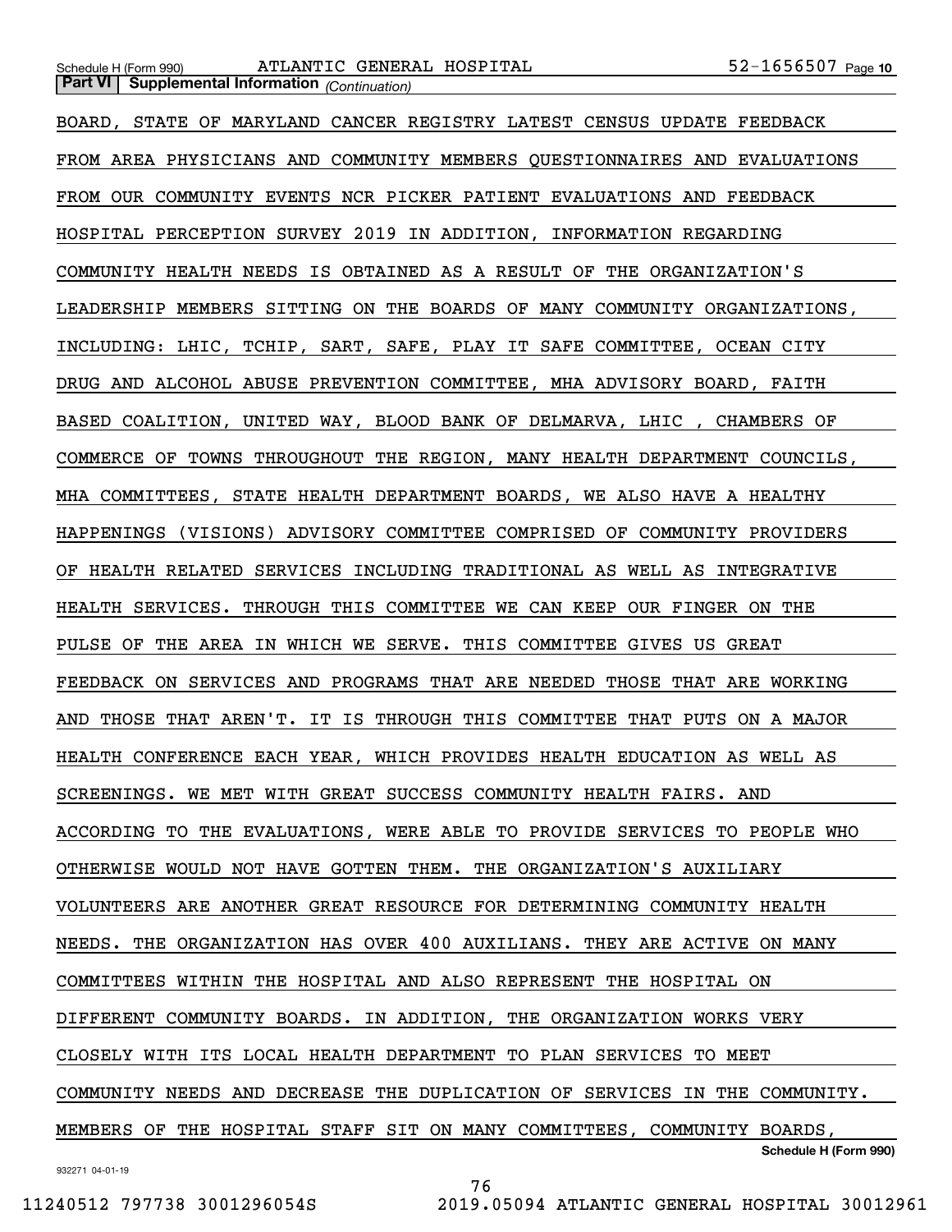**Part VI | Supplemental Information** *(Continuation)*

BOARD, STATE OF MARYLAND CANCER REGISTRY LATEST CENSUS UPDATE FEEDBACK FROM AREA PHYSICIANS AND COMMUNITY MEMBERS QUESTIONNAIRES AND EVALUATIONS FROM OUR COMMUNITY EVENTS NCR PICKER PATIENT EVALUATIONS AND FEEDBACK HOSPITAL PERCEPTION SURVEY 2019 IN ADDITION, INFORMATION REGARDING COMMUNITY HEALTH NEEDS IS OBTAINED AS A RESULT OF THE ORGANIZATION'S LEADERSHIP MEMBERS SITTING ON THE BOARDS OF MANY COMMUNITY ORGANIZATIONS, INCLUDING: LHIC, TCHIP, SART, SAFE, PLAY IT SAFE COMMITTEE, OCEAN CITY DRUG AND ALCOHOL ABUSE PREVENTION COMMITTEE, MHA ADVISORY BOARD, FAITH BASED COALITION, UNITED WAY, BLOOD BANK OF DELMARVA, LHIC , CHAMBERS OF COMMERCE OF TOWNS THROUGHOUT THE REGION, MANY HEALTH DEPARTMENT COUNCILS, MHA COMMITTEES, STATE HEALTH DEPARTMENT BOARDS, WE ALSO HAVE A HEALTHY HAPPENINGS (VISIONS) ADVISORY COMMITTEE COMPRISED OF COMMUNITY PROVIDERS OF HEALTH RELATED SERVICES INCLUDING TRADITIONAL AS WELL AS INTEGRATIVE HEALTH SERVICES. THROUGH THIS COMMITTEE WE CAN KEEP OUR FINGER ON THE PULSE OF THE AREA IN WHICH WE SERVE. THIS COMMITTEE GIVES US GREAT FEEDBACK ON SERVICES AND PROGRAMS THAT ARE NEEDED THOSE THAT ARE WORKING AND THOSE THAT AREN'T. IT IS THROUGH THIS COMMITTEE THAT PUTS ON A MAJOR HEALTH CONFERENCE EACH YEAR, WHICH PROVIDES HEALTH EDUCATION AS WELL AS SCREENINGS. WE MET WITH GREAT SUCCESS COMMUNITY HEALTH FAIRS. AND ACCORDING TO THE EVALUATIONS, WERE ABLE TO PROVIDE SERVICES TO PEOPLE WHO OTHERWISE WOULD NOT HAVE GOTTEN THEM. THE ORGANIZATION'S AUXILIARY VOLUNTEERS ARE ANOTHER GREAT RESOURCE FOR DETERMINING COMMUNITY HEALTH NEEDS. THE ORGANIZATION HAS OVER 400 AUXILIANS. THEY ARE ACTIVE ON MANY COMMITTEES WITHIN THE HOSPITAL AND ALSO REPRESENT THE HOSPITAL ON DIFFERENT COMMUNITY BOARDS. IN ADDITION, THE ORGANIZATION WORKS VERY CLOSELY WITH ITS LOCAL HEALTH DEPARTMENT TO PLAN SERVICES TO MEET COMMUNITY NEEDS AND DECREASE THE DUPLICATION OF SERVICES IN THE COMMUNITY. MEMBERS OF THE HOSPITAL STAFF SIT ON MANY COMMITTEES, COMMUNITY BOARDS,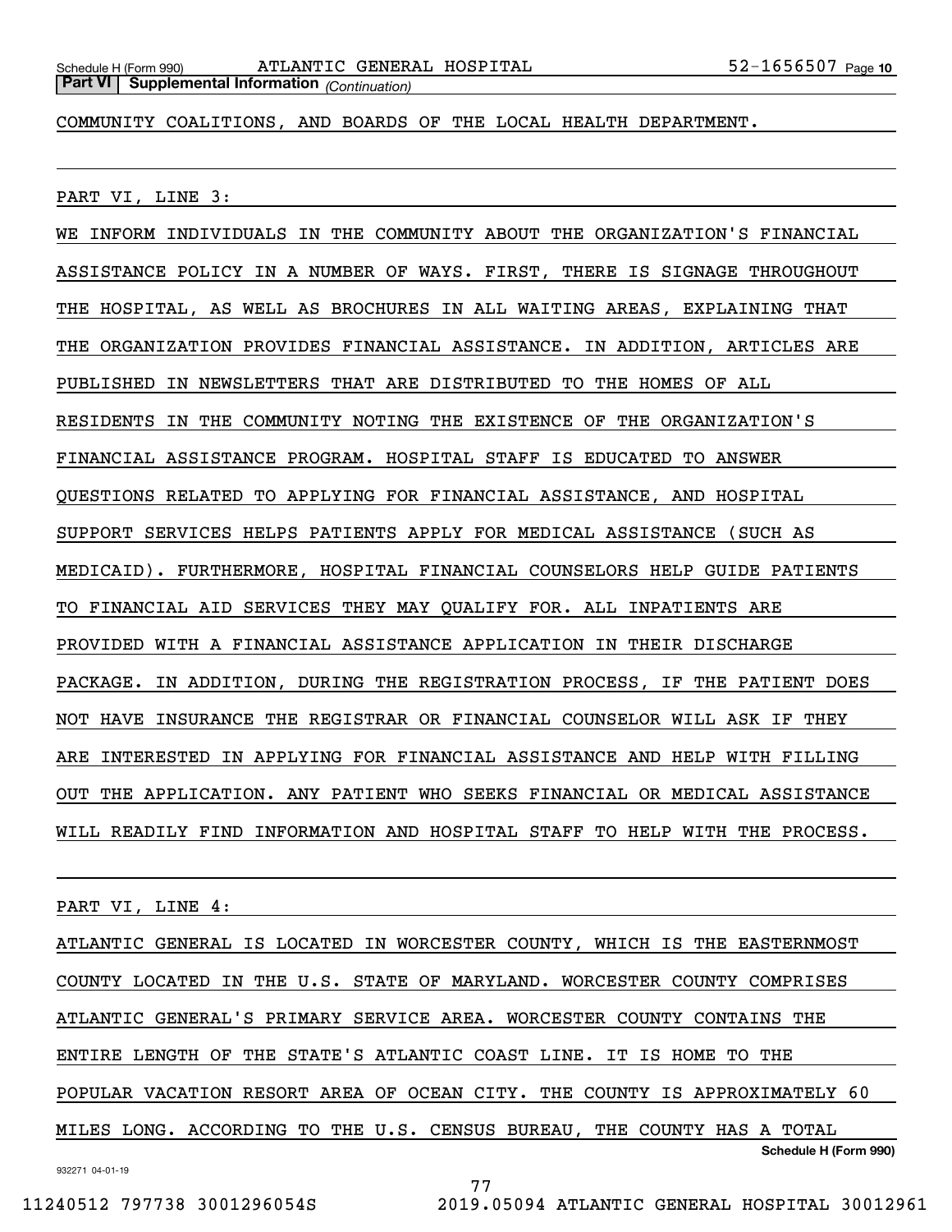COMMUNITY COALITIONS, AND BOARDS OF THE LOCAL HEALTH DEPARTMENT.

PART VI, LINE 3:

WE INFORM INDIVIDUALS IN THE COMMUNITY ABOUT THE ORGANIZATION'S FINANCIAL ASSISTANCE POLICY IN A NUMBER OF WAYS. FIRST, THERE IS SIGNAGE THROUGHOUT THE HOSPITAL, AS WELL AS BROCHURES IN ALL WAITING AREAS, EXPLAINING THAT THE ORGANIZATION PROVIDES FINANCIAL ASSISTANCE. IN ADDITION, ARTICLES ARE PUBLISHED IN NEWSLETTERS THAT ARE DISTRIBUTED TO THE HOMES OF ALL RESIDENTS IN THE COMMUNITY NOTING THE EXISTENCE OF THE ORGANIZATION'S FINANCIAL ASSISTANCE PROGRAM. HOSPITAL STAFF IS EDUCATED TO ANSWER QUESTIONS RELATED TO APPLYING FOR FINANCIAL ASSISTANCE, AND HOSPITAL SUPPORT SERVICES HELPS PATIENTS APPLY FOR MEDICAL ASSISTANCE (SUCH AS MEDICAID). FURTHERMORE, HOSPITAL FINANCIAL COUNSELORS HELP GUIDE PATIENTS TO FINANCIAL AID SERVICES THEY MAY QUALIFY FOR. ALL INPATIENTS ARE PROVIDED WITH A FINANCIAL ASSISTANCE APPLICATION IN THEIR DISCHARGE PACKAGE. IN ADDITION, DURING THE REGISTRATION PROCESS, IF THE PATIENT DOES NOT HAVE INSURANCE THE REGISTRAR OR FINANCIAL COUNSELOR WILL ASK IF THEY ARE INTERESTED IN APPLYING FOR FINANCIAL ASSISTANCE AND HELP WITH FILLING OUT THE APPLICATION. ANY PATIENT WHO SEEKS FINANCIAL OR MEDICAL ASSISTANCE WILL READILY FIND INFORMATION AND HOSPITAL STAFF TO HELP WITH THE PROCESS.

PART VI, LINE 4:

ATLANTIC GENERAL IS LOCATED IN WORCESTER COUNTY, WHICH IS THE EASTERNMOST COUNTY LOCATED IN THE U.S. STATE OF MARYLAND. WORCESTER COUNTY COMPRISES ATLANTIC GENERAL'S PRIMARY SERVICE AREA. WORCESTER COUNTY CONTAINS THE ENTIRE LENGTH OF THE STATE'S ATLANTIC COAST LINE. IT IS HOME TO THE POPULAR VACATION RESORT AREA OF OCEAN CITY. THE COUNTY IS APPROXIMATELY 60 MILES LONG. ACCORDING TO THE U.S. CENSUS BUREAU, THE COUNTY HAS A TOTAL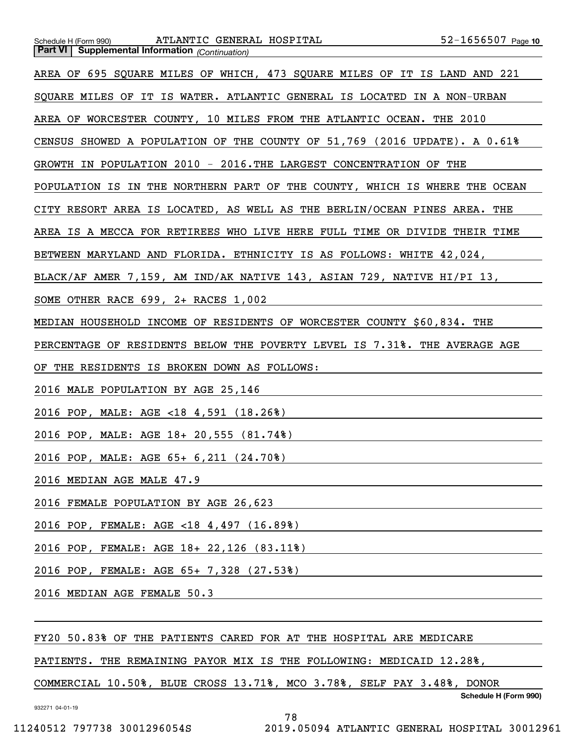**Part VI | Supplemental Information** *(Continuation)*

AREA OF 695 SQUARE MILES OF WHICH, 473 SQUARE MILES OF IT IS LAND AND 221 SQUARE MILES OF IT IS WATER. ATLANTIC GENERAL IS LOCATED IN A NON-URBAN AREA OF WORCESTER COUNTY, 10 MILES FROM THE ATLANTIC OCEAN. THE 2010 CENSUS SHOWED A POPULATION OF THE COUNTY OF 51,769 (2016 UPDATE). A 0.61% GROWTH IN POPULATION 2010 - 2016.THE LARGEST CONCENTRATION OF THE POPULATION IS IN THE NORTHERN PART OF THE COUNTY, WHICH IS WHERE THE OCEAN CITY RESORT AREA IS LOCATED, AS WELL AS THE BERLIN/OCEAN PINES AREA. THE AREA IS A MECCA FOR RETIREES WHO LIVE HERE FULL TIME OR DIVIDE THEIR TIME BETWEEN MARYLAND AND FLORIDA. ETHNICITY IS AS FOLLOWS: WHITE 42,024, BLACK/AF AMER 7,159, AM IND/AK NATIVE 143, ASIAN 729, NATIVE HI/PI 13, SOME OTHER RACE 699, 2+ RACES 1,002

MEDIAN HOUSEHOLD INCOME OF RESIDENTS OF WORCESTER COUNTY $60,834. THE PERCENTAGE OF RESIDENTS BELOW THE POVERTY LEVEL IS 7.31%. THE AVERAGE AGE OF THE RESIDENTS IS BROKEN DOWN AS FOLLOWS:

2016 MALE POPULATION BY AGE 25,146

2016 POP, MALE: AGE <18 4,591 (18.26%)

2016 POP, MALE: AGE 18+ 20,555 (81.74%)

2016 POP, MALE: AGE 65+ 6,211 (24.70%)

2016 MEDIAN AGE MALE 47.9

2016 FEMALE POPULATION BY AGE 26,623

2016 POP, FEMALE: AGE <18 4,497 (16.89%)

2016 POP, FEMALE: AGE 18+ 22,126 (83.11%)

2016 POP, FEMALE: AGE 65+ 7,328 (27.53%)

2016 MEDIAN AGE FEMALE 50.3

FY20 50.83% OF THE PATIENTS CARED FOR AT THE HOSPITAL ARE MEDICARE PATIENTS. THE REMAINING PAYOR MIX IS THE FOLLOWING: MEDICAID 12.28%, COMMERCIAL 10.50%, BLUE CROSS 13.71%, MCO 3.78%, SELF PAY 3.48%, DONOR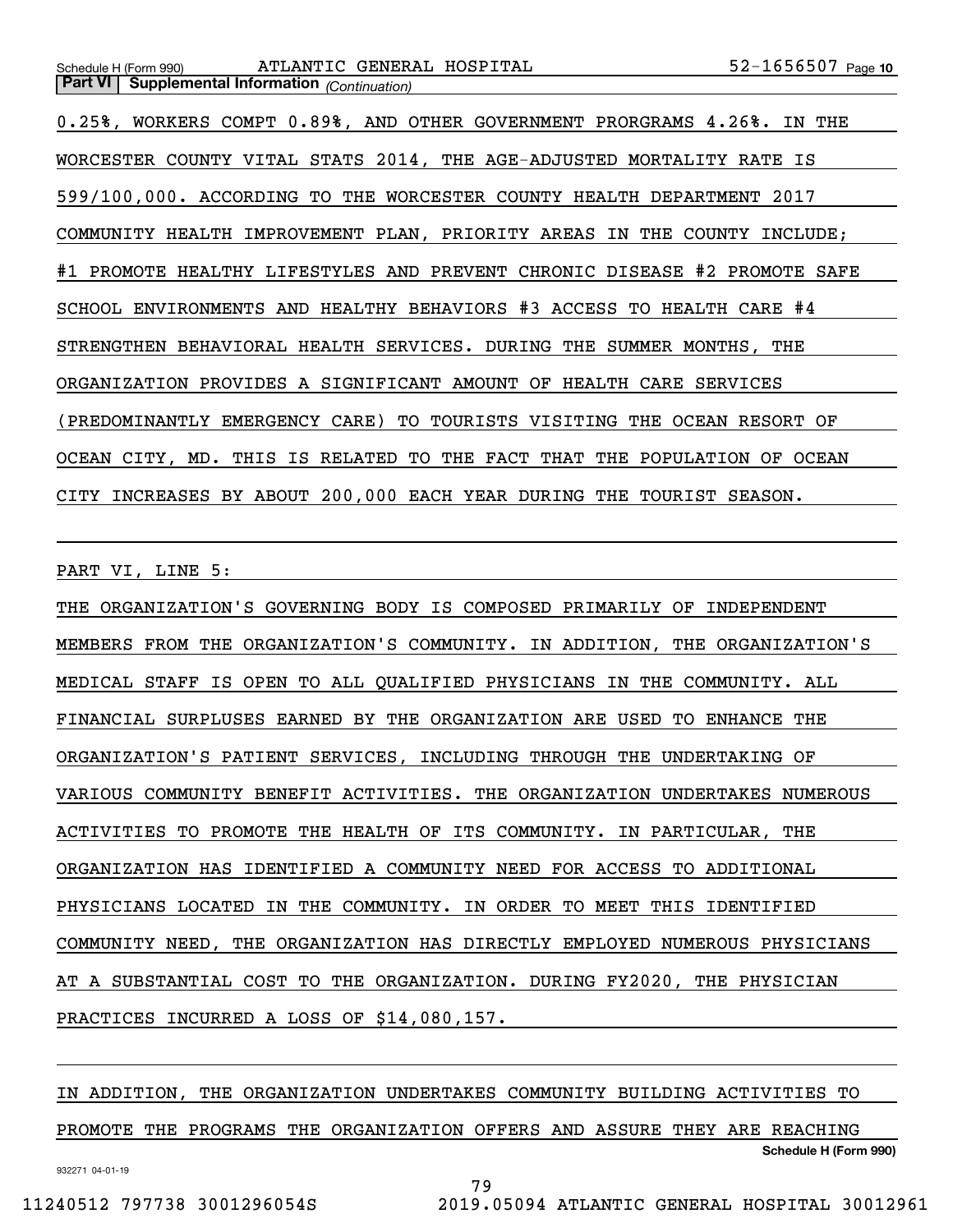0.25%, WORKERS COMPT 0.89%, AND OTHER GOVERNMENT PRORGRAMS 4.26%. IN THE WORCESTER COUNTY VITAL STATS 2014, THE AGE-ADJUSTED MORTALITY RATE IS 599/100,000. ACCORDING TO THE WORCESTER COUNTY HEALTH DEPARTMENT 2017 COMMUNITY HEALTH IMPROVEMENT PLAN, PRIORITY AREAS IN THE COUNTY INCLUDE; #1 PROMOTE HEALTHY LIFESTYLES AND PREVENT CHRONIC DISEASE #2 PROMOTE SAFE SCHOOL ENVIRONMENTS AND HEALTHY BEHAVIORS #3 ACCESS TO HEALTH CARE #4 STRENGTHEN BEHAVIORAL HEALTH SERVICES. DURING THE SUMMER MONTHS, THE ORGANIZATION PROVIDES A SIGNIFICANT AMOUNT OF HEALTH CARE SERVICES (PREDOMINANTLY EMERGENCY CARE) TO TOURISTS VISITING THE OCEAN RESORT OF OCEAN CITY, MD. THIS IS RELATED TO THE FACT THAT THE POPULATION OF OCEAN CITY INCREASES BY ABOUT 200,000 EACH YEAR DURING THE TOURIST SEASON.

PART VI, LINE 5:

THE ORGANIZATION'S GOVERNING BODY IS COMPOSED PRIMARILY OF INDEPENDENT MEMBERS FROM THE ORGANIZATION'S COMMUNITY. IN ADDITION, THE ORGANIZATION'S MEDICAL STAFF IS OPEN TO ALL QUALIFIED PHYSICIANS IN THE COMMUNITY. ALL FINANCIAL SURPLUSES EARNED BY THE ORGANIZATION ARE USED TO ENHANCE THE ORGANIZATION'S PATIENT SERVICES, INCLUDING THROUGH THE UNDERTAKING OF VARIOUS COMMUNITY BENEFIT ACTIVITIES. THE ORGANIZATION UNDERTAKES NUMEROUS ACTIVITIES TO PROMOTE THE HEALTH OF ITS COMMUNITY. IN PARTICULAR, THE ORGANIZATION HAS IDENTIFIED A COMMUNITY NEED FOR ACCESS TO ADDITIONAL PHYSICIANS LOCATED IN THE COMMUNITY. IN ORDER TO MEET THIS IDENTIFIED COMMUNITY NEED, THE ORGANIZATION HAS DIRECTLY EMPLOYED NUMEROUS PHYSICIANS AT A SUBSTANTIAL COST TO THE ORGANIZATION. DURING FY2020, THE PHYSICIAN PRACTICES INCURRED A LOSS OF $14,080,157.

IN ADDITION, THE ORGANIZATION UNDERTAKES COMMUNITY BUILDING ACTIVITIES TO PROMOTE THE PROGRAMS THE ORGANIZATION OFFERS AND ASSURE THEY ARE REACHING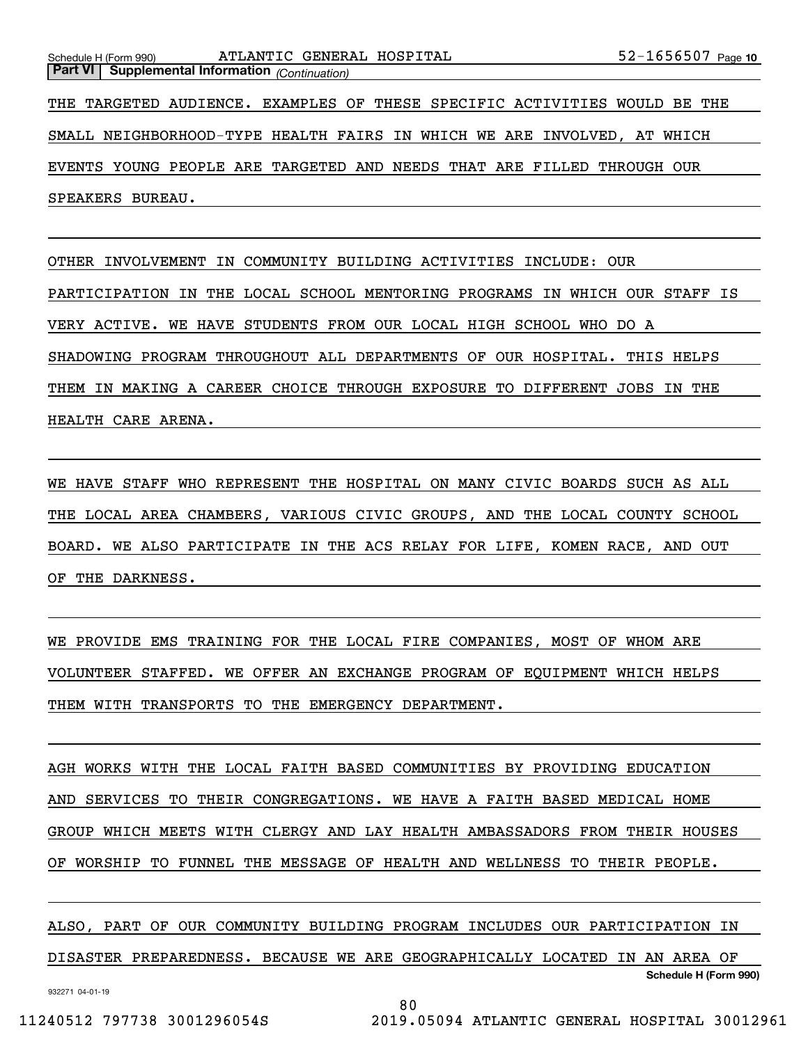**Part VI | Supplemental Information** *(Continuation)*

THE TARGETED AUDIENCE. EXAMPLES OF THESE SPECIFIC ACTIVITIES WOULD BE THE SMALL NEIGHBORHOOD-TYPE HEALTH FAIRS IN WHICH WE ARE INVOLVED, AT WHICH EVENTS YOUNG PEOPLE ARE TARGETED AND NEEDS THAT ARE FILLED THROUGH OUR SPEAKERS BUREAU.

OTHER INVOLVEMENT IN COMMUNITY BUILDING ACTIVITIES INCLUDE: OUR PARTICIPATION IN THE LOCAL SCHOOL MENTORING PROGRAMS IN WHICH OUR STAFF IS VERY ACTIVE. WE HAVE STUDENTS FROM OUR LOCAL HIGH SCHOOL WHO DO A SHADOWING PROGRAM THROUGHOUT ALL DEPARTMENTS OF OUR HOSPITAL. THIS HELPS THEM IN MAKING A CAREER CHOICE THROUGH EXPOSURE TO DIFFERENT JOBS IN THE HEALTH CARE ARENA.

WE HAVE STAFF WHO REPRESENT THE HOSPITAL ON MANY CIVIC BOARDS SUCH AS ALL THE LOCAL AREA CHAMBERS, VARIOUS CIVIC GROUPS, AND THE LOCAL COUNTY SCHOOL BOARD. WE ALSO PARTICIPATE IN THE ACS RELAY FOR LIFE, KOMEN RACE, AND OUT OF THE DARKNESS.

WE PROVIDE EMS TRAINING FOR THE LOCAL FIRE COMPANIES, MOST OF WHOM ARE VOLUNTEER STAFFED. WE OFFER AN EXCHANGE PROGRAM OF EQUIPMENT WHICH HELPS THEM WITH TRANSPORTS TO THE EMERGENCY DEPARTMENT.

AGH WORKS WITH THE LOCAL FAITH BASED COMMUNITIES BY PROVIDING EDUCATION AND SERVICES TO THEIR CONGREGATIONS. WE HAVE A FAITH BASED MEDICAL HOME GROUP WHICH MEETS WITH CLERGY AND LAY HEALTH AMBASSADORS FROM THEIR HOUSES OF WORSHIP TO FUNNEL THE MESSAGE OF HEALTH AND WELLNESS TO THEIR PEOPLE.

ALSO, PART OF OUR COMMUNITY BUILDING PROGRAM INCLUDES OUR PARTICIPATION IN DISASTER PREPAREDNESS. BECAUSE WE ARE GEOGRAPHICALLY LOCATED IN AN AREA OF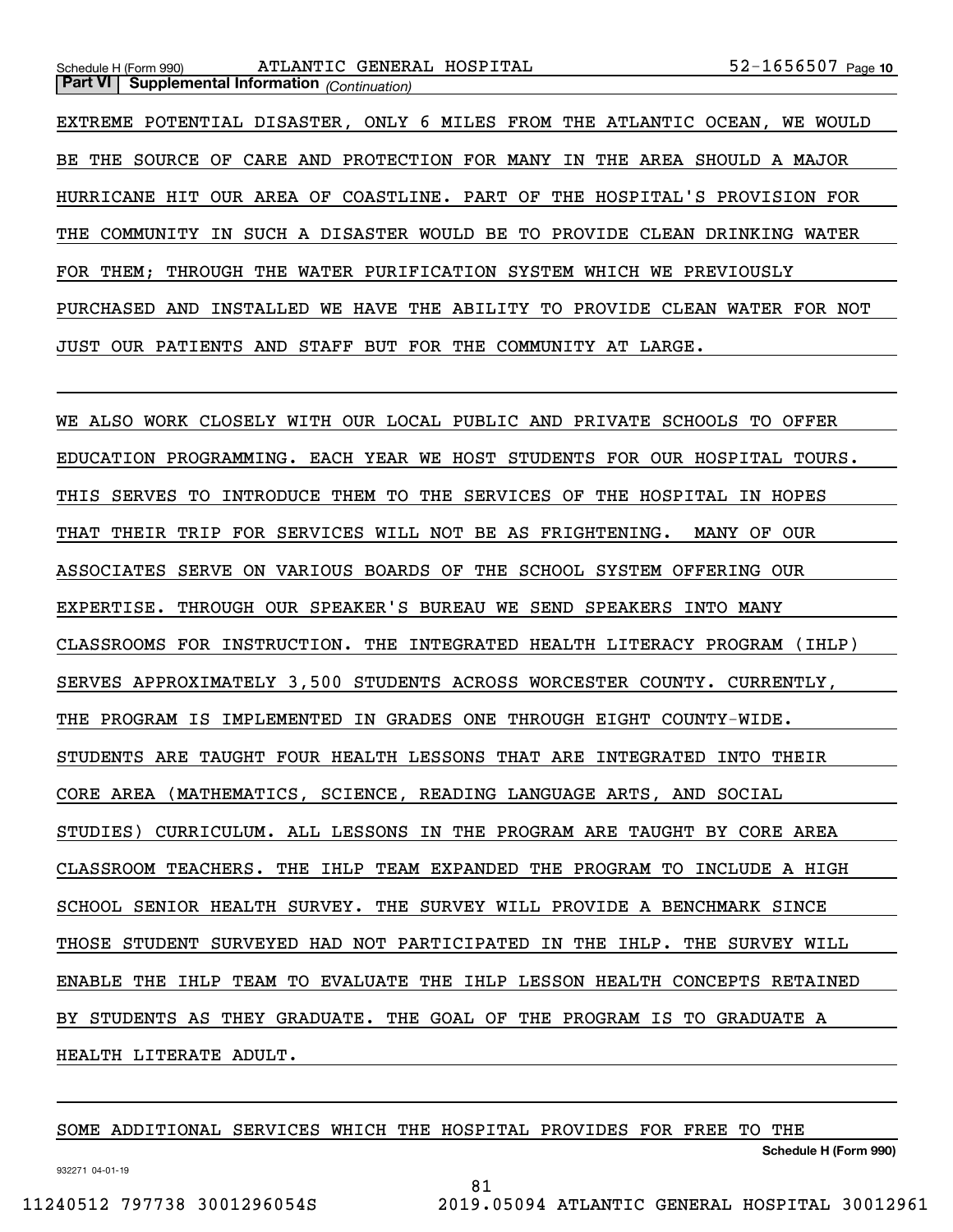**Part VI | Supplemental Information** *(Continuation)*

EXTREME POTENTIAL DISASTER, ONLY 6 MILES FROM THE ATLANTIC OCEAN, WE WOULD BE THE SOURCE OF CARE AND PROTECTION FOR MANY IN THE AREA SHOULD A MAJOR HURRICANE HIT OUR AREA OF COASTLINE. PART OF THE HOSPITAL'S PROVISION FOR THE COMMUNITY IN SUCH A DISASTER WOULD BE TO PROVIDE CLEAN DRINKING WATER FOR THEM; THROUGH THE WATER PURIFICATION SYSTEM WHICH WE PREVIOUSLY PURCHASED AND INSTALLED WE HAVE THE ABILITY TO PROVIDE CLEAN WATER FOR NOT JUST OUR PATIENTS AND STAFF BUT FOR THE COMMUNITY AT LARGE.

WE ALSO WORK CLOSELY WITH OUR LOCAL PUBLIC AND PRIVATE SCHOOLS TO OFFER EDUCATION PROGRAMMING. EACH YEAR WE HOST STUDENTS FOR OUR HOSPITAL TOURS. THIS SERVES TO INTRODUCE THEM TO THE SERVICES OF THE HOSPITAL IN HOPES THAT THEIR TRIP FOR SERVICES WILL NOT BE AS FRIGHTENING. MANY OF OUR ASSOCIATES SERVE ON VARIOUS BOARDS OF THE SCHOOL SYSTEM OFFERING OUR EXPERTISE. THROUGH OUR SPEAKER'S BUREAU WE SEND SPEAKERS INTO MANY CLASSROOMS FOR INSTRUCTION. THE INTEGRATED HEALTH LITERACY PROGRAM (IHLP) SERVES APPROXIMATELY 3,500 STUDENTS ACROSS WORCESTER COUNTY. CURRENTLY, THE PROGRAM IS IMPLEMENTED IN GRADES ONE THROUGH EIGHT COUNTY-WIDE. STUDENTS ARE TAUGHT FOUR HEALTH LESSONS THAT ARE INTEGRATED INTO THEIR CORE AREA (MATHEMATICS, SCIENCE, READING LANGUAGE ARTS, AND SOCIAL STUDIES) CURRICULUM. ALL LESSONS IN THE PROGRAM ARE TAUGHT BY CORE AREA CLASSROOM TEACHERS. THE IHLP TEAM EXPANDED THE PROGRAM TO INCLUDE A HIGH SCHOOL SENIOR HEALTH SURVEY. THE SURVEY WILL PROVIDE A BENCHMARK SINCE THOSE STUDENT SURVEYED HAD NOT PARTICIPATED IN THE IHLP. THE SURVEY WILL ENABLE THE IHLP TEAM TO EVALUATE THE IHLP LESSON HEALTH CONCEPTS RETAINED BY STUDENTS AS THEY GRADUATE. THE GOAL OF THE PROGRAM IS TO GRADUATE A HEALTH LITERATE ADULT.

SOME ADDITIONAL SERVICES WHICH THE HOSPITAL PROVIDES FOR FREE TO THE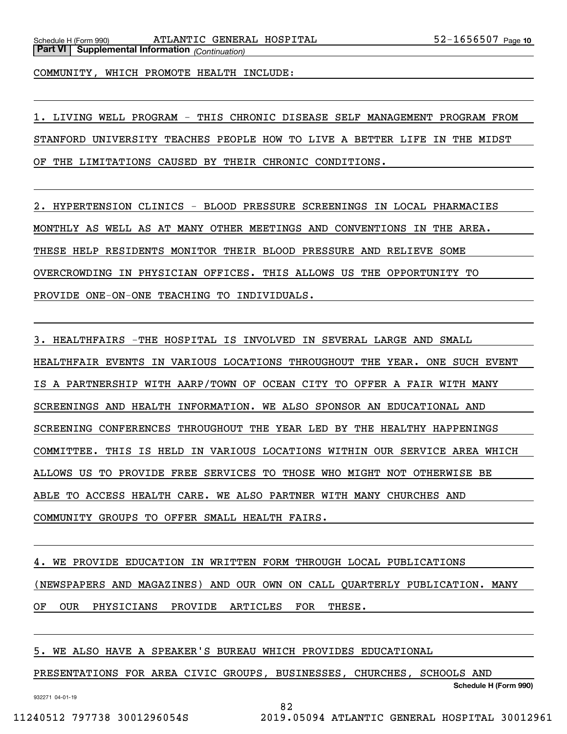**Part VI | Supplemental Information** *(Continuation)*

COMMUNITY, WHICH PROMOTE HEALTH INCLUDE:

1. LIVING WELL PROGRAM - THIS CHRONIC DISEASE SELF MANAGEMENT PROGRAM FROM STANFORD UNIVERSITY TEACHES PEOPLE HOW TO LIVE A BETTER LIFE IN THE MIDST OF THE LIMITATIONS CAUSED BY THEIR CHRONIC CONDITIONS.

2. HYPERTENSION CLINICS - BLOOD PRESSURE SCREENINGS IN LOCAL PHARMACIES MONTHLY AS WELL AS AT MANY OTHER MEETINGS AND CONVENTIONS IN THE AREA. THESE HELP RESIDENTS MONITOR THEIR BLOOD PRESSURE AND RELIEVE SOME OVERCROWDING IN PHYSICIAN OFFICES. THIS ALLOWS US THE OPPORTUNITY TO PROVIDE ONE-ON-ONE TEACHING TO INDIVIDUALS.

3. HEALTHFAIRS -THE HOSPITAL IS INVOLVED IN SEVERAL LARGE AND SMALL HEALTHFAIR EVENTS IN VARIOUS LOCATIONS THROUGHOUT THE YEAR. ONE SUCH EVENT IS A PARTNERSHIP WITH AARP/TOWN OF OCEAN CITY TO OFFER A FAIR WITH MANY SCREENINGS AND HEALTH INFORMATION. WE ALSO SPONSOR AN EDUCATIONAL AND SCREENING CONFERENCES THROUGHOUT THE YEAR LED BY THE HEALTHY HAPPENINGS COMMITTEE. THIS IS HELD IN VARIOUS LOCATIONS WITHIN OUR SERVICE AREA WHICH ALLOWS US TO PROVIDE FREE SERVICES TO THOSE WHO MIGHT NOT OTHERWISE BE ABLE TO ACCESS HEALTH CARE. WE ALSO PARTNER WITH MANY CHURCHES AND COMMUNITY GROUPS TO OFFER SMALL HEALTH FAIRS.

4. WE PROVIDE EDUCATION IN WRITTEN FORM THROUGH LOCAL PUBLICATIONS (NEWSPAPERS AND MAGAZINES) AND OUR OWN ON CALL QUARTERLY PUBLICATION. MANY OF OUR PHYSICIANS PROVIDE ARTICLES FOR THESE.

5. WE ALSO HAVE A SPEAKER'S BUREAU WHICH PROVIDES EDUCATIONAL PRESENTATIONS FOR AREA CIVIC GROUPS, BUSINESSES, CHURCHES, SCHOOLS AND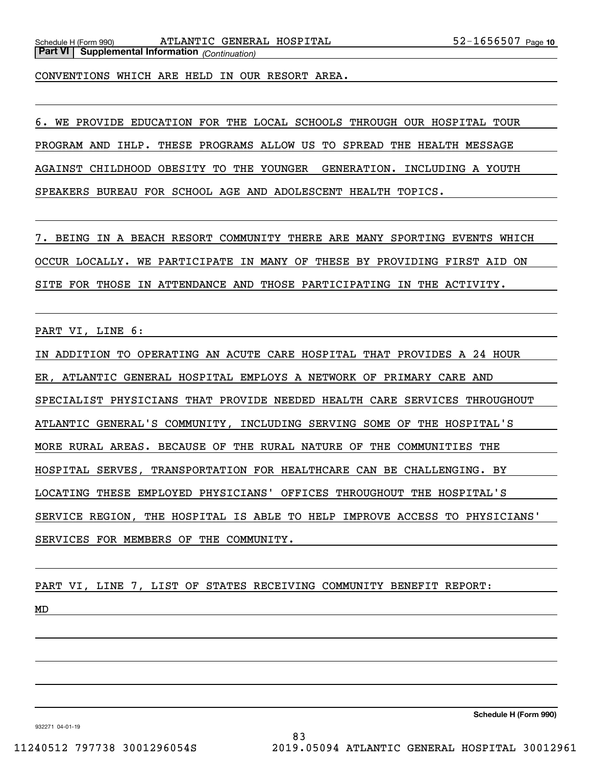CONVENTIONS WHICH ARE HELD IN OUR RESORT AREA.

6. WE PROVIDE EDUCATION FOR THE LOCAL SCHOOLS THROUGH OUR HOSPITAL TOUR PROGRAM AND IHLP. THESE PROGRAMS ALLOW US TO SPREAD THE HEALTH MESSAGE AGAINST CHILDHOOD OBESITY TO THE YOUNGER GENERATION. INCLUDING A YOUTH SPEAKERS BUREAU FOR SCHOOL AGE AND ADOLESCENT HEALTH TOPICS.

7. BEING IN A BEACH RESORT COMMUNITY THERE ARE MANY SPORTING EVENTS WHICH OCCUR LOCALLY. WE PARTICIPATE IN MANY OF THESE BY PROVIDING FIRST AID ON SITE FOR THOSE IN ATTENDANCE AND THOSE PARTICIPATING IN THE ACTIVITY.

PART VI, LINE 6:

IN ADDITION TO OPERATING AN ACUTE CARE HOSPITAL THAT PROVIDES A 24 HOUR ER, ATLANTIC GENERAL HOSPITAL EMPLOYS A NETWORK OF PRIMARY CARE AND SPECIALIST PHYSICIANS THAT PROVIDE NEEDED HEALTH CARE SERVICES THROUGHOUT ATLANTIC GENERAL'S COMMUNITY, INCLUDING SERVING SOME OF THE HOSPITAL'S MORE RURAL AREAS. BECAUSE OF THE RURAL NATURE OF THE COMMUNITIES THE HOSPITAL SERVES, TRANSPORTATION FOR HEALTHCARE CAN BE CHALLENGING. BY LOCATING THESE EMPLOYED PHYSICIANS' OFFICES THROUGHOUT THE HOSPITAL'S SERVICE REGION, THE HOSPITAL IS ABLE TO HELP IMPROVE ACCESS TO PHYSICIANS' SERVICES FOR MEMBERS OF THE COMMUNITY.

PART VI, LINE 7, LIST OF STATES RECEIVING COMMUNITY BENEFIT REPORT:

MD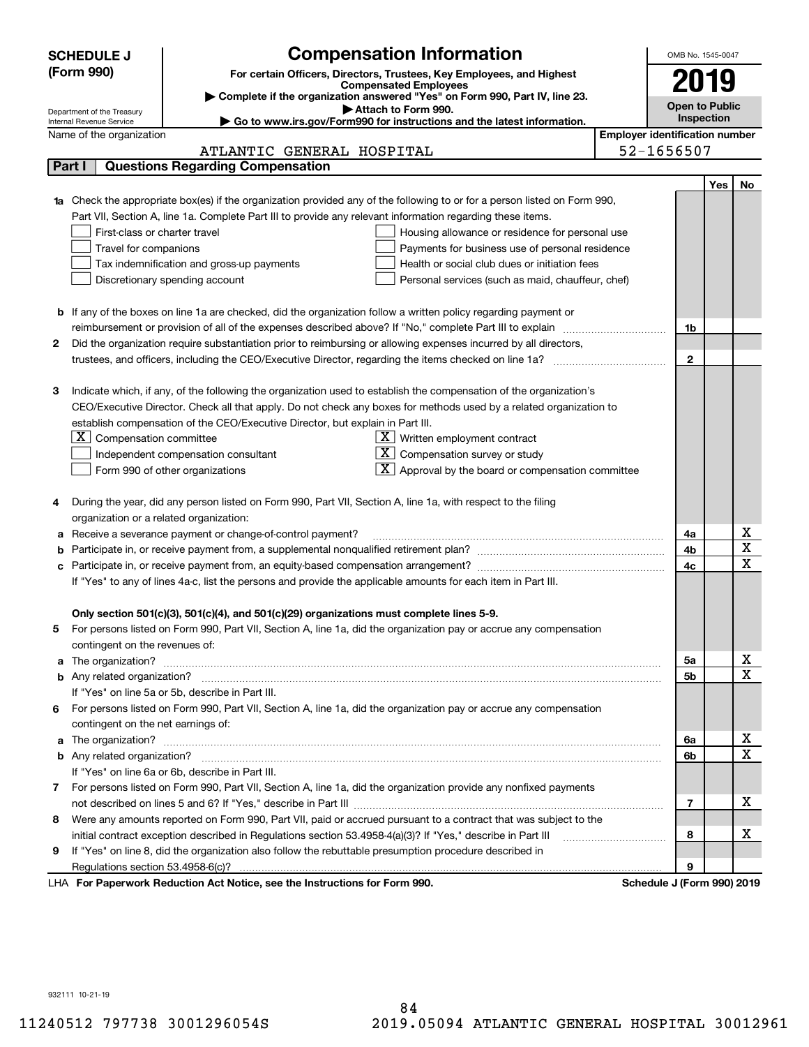**SCHEDULE J (Form 990)**

Department of the Treasury
Internal Revenue Service

# Compensation Information

**For certain Officers, Directors, Trustees, Key Employees, and Highest Compensated Employees**

▶ Complete if the organization answered "Yes" on Form 990, Part IV, line 23.
▶ Attach to Form 990.
▶ Go to www.irs.gov/Form990 for instructions and the latest information.

OMB No. 1545-0047

**2019**

**Open to Public Inspection**

Name of the organization: ATLANTIC GENERAL HOSPITAL

Employer identification number: 52-1656507

## Part I Questions Regarding Compensation

| | | | Yes | No |
|---|---|---|---|---|
| **1a** | Check the appropriate box(es) if the organization provided any of the following to or for a person listed on Form 990, Part VII, Section A, line 1a. Complete Part III to provide any relevant information regarding these items.<br>☐ First-class or charter travel ☐ Housing allowance or residence for personal use<br>☐ Travel for companions ☐ Payments for business use of personal residence<br>☐ Tax indemnification and gross-up payments ☐ Health or social club dues or initiation fees<br>☐ Discretionary spending account ☐ Personal services (such as maid, chauffeur, chef) | | | |
| **b** | If any of the boxes on line 1a are checked, did the organization follow a written policy regarding payment or reimbursement or provision of all of the expenses described above? If "No," complete Part III to explain | 1b | | |
| **2** | Did the organization require substantiation prior to reimbursing or allowing expenses incurred by all directors, trustees, and officers, including the CEO/Executive Director, regarding the items checked on line 1a? | 2 | | |
| **3** | Indicate which, if any, of the following the organization used to establish the compensation of the organization's CEO/Executive Director. Check all that apply. Do not check any boxes for methods used by a related organization to establish compensation of the CEO/Executive Director, but explain in Part III.<br>☒ Compensation committee ☒ Written employment contract<br>☐ Independent compensation consultant ☒ Compensation survey or study<br>☐ Form 990 of other organizations ☒ Approval by the board or compensation committee | | | |
| **4** | During the year, did any person listed on Form 990, Part VII, Section A, line 1a, with respect to the filing organization or a related organization: | | | |
| **a** | Receive a severance payment or change-of-control payment? | 4a | | X |
| **b** | Participate in, or receive payment from, a supplemental nonqualified retirement plan? | 4b | | X |
| **c** | Participate in, or receive payment from, an equity-based compensation arrangement? | 4c | | X |
| | If "Yes" to any of lines 4a-c, list the persons and provide the applicable amounts for each item in Part III. | | | |
| | **Only section 501(c)(3), 501(c)(4), and 501(c)(29) organizations must complete lines 5-9.** | | | |
| **5** | For persons listed on Form 990, Part VII, Section A, line 1a, did the organization pay or accrue any compensation contingent on the revenues of: | | | |
| **a** | The organization? | 5a | | X |
| **b** | Any related organization? | 5b | | X |
| | If "Yes" on line 5a or 5b, describe in Part III. | | | |
| **6** | For persons listed on Form 990, Part VII, Section A, line 1a, did the organization pay or accrue any compensation contingent on the net earnings of: | | | |
| **a** | The organization? | 6a | | X |
| **b** | Any related organization? | 6b | | X |
| | If "Yes" on line 6a or 6b, describe in Part III. | | | |
| **7** | For persons listed on Form 990, Part VII, Section A, line 1a, did the organization provide any nonfixed payments not described on lines 5 and 6? If "Yes," describe in Part III | 7 | | X |
| **8** | Were any amounts reported on Form 990, Part VII, paid or accrued pursuant to a contract that was subject to the initial contract exception described in Regulations section 53.4958-4(a)(3)? If "Yes," describe in Part III | 8 | | X |
| **9** | If "Yes" on line 8, did the organization also follow the rebuttable presumption procedure described in Regulations section 53.4958-6(c)? | 9 | | |

LHA **For Paperwork Reduction Act Notice, see the Instructions for Form 990.** **Schedule J (Form 990) 2019**

932111 10-21-19

11240512 797738 3001296054S 2019.05094 ATLANTIC GENERAL HOSPITAL 30012961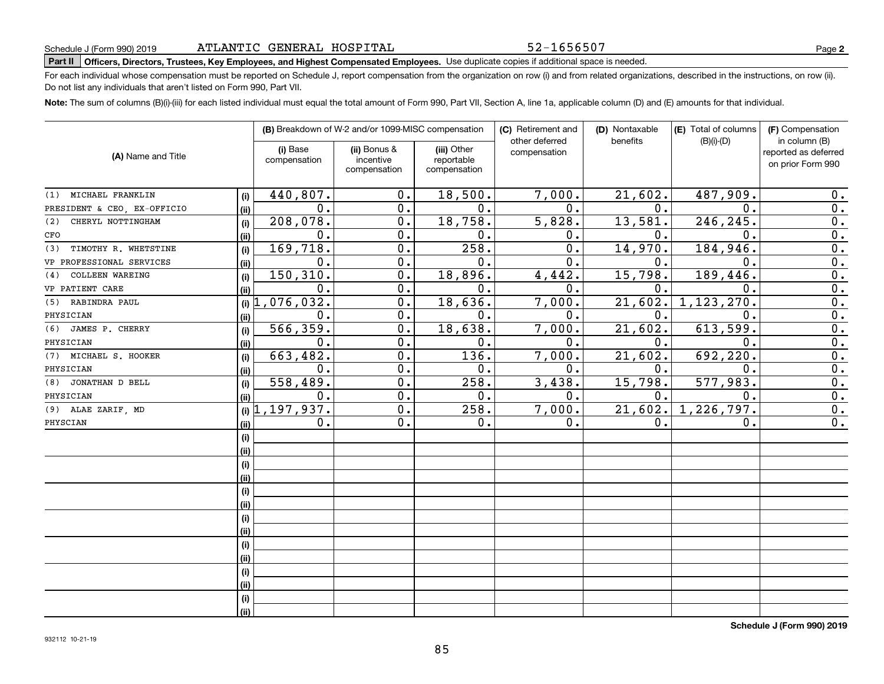Schedule J (Form 990) 2019 ATLANTIC GENERAL HOSPITAL 52-1656507 Page **2**

**Part II Officers, Directors, Trustees, Key Employees, and Highest Compensated Employees.** Use duplicate copies if additional space is needed.

For each individual whose compensation must be reported on Schedule J, report compensation from the organization on row (i) and from related organizations, described in the instructions, on row (ii). Do not list any individuals that aren't listed on Form 990, Part VII.

**Note:** The sum of columns (B)(i)-(iii) for each listed individual must equal the total amount of Form 990, Part VII, Section A, line 1a, applicable column (D) and (E) amounts for that individual.

| (A) Name and Title | | (B) Breakdown of W-2 and/or 1099-MISC compensation | | | (C) Retirement and other deferred compensation | (D) Nontaxable benefits | (E) Total of columns (B)(i)-(D) | (F) Compensation in column (B) reported as deferred on prior Form 990 |
|---|---|---|---|---|---|---|---|---|
| | | (i) Base compensation | (ii) Bonus & incentive compensation | (iii) Other reportable compensation | | | | |
| (1) MICHAEL FRANKLIN | (i) | 440,807. | 0. | 18,500. | 7,000. | 21,602. | 487,909. | 0. |
| PRESIDENT & CEO, EX-OFFICIO | (ii) | 0. | 0. | 0. | 0. | 0. | 0. | 0. |
| (2) CHERYL NOTTINGHAM | (i) | 208,078. | 0. | 18,758. | 5,828. | 13,581. | 246,245. | 0. |
| CFO | (ii) | 0. | 0. | 0. | 0. | 0. | 0. | 0. |
| (3) TIMOTHY R. WHETSTINE | (i) | 169,718. | 0. | 258. | 0. | 14,970. | 184,946. | 0. |
| VP PROFESSIONAL SERVICES | (ii) | 0. | 0. | 0. | 0. | 0. | 0. | 0. |
| (4) COLLEEN WAREING | (i) | 150,310. | 0. | 18,896. | 4,442. | 15,798. | 189,446. | 0. |
| VP PATIENT CARE | (ii) | 0. | 0. | 0. | 0. | 0. | 0. | 0. |
| (5) RABINDRA PAUL | (i) | 1,076,032. | 0. | 18,636. | 7,000. | 21,602. | 1,123,270. | 0. |
| PHYSICIAN | (ii) | 0. | 0. | 0. | 0. | 0. | 0. | 0. |
| (6) JAMES P. CHERRY | (i) | 566,359. | 0. | 18,638. | 7,000. | 21,602. | 613,599. | 0. |
| PHYSICIAN | (ii) | 0. | 0. | 0. | 0. | 0. | 0. | 0. |
| (7) MICHAEL S. HOOKER | (i) | 663,482. | 0. | 136. | 7,000. | 21,602. | 692,220. | 0. |
| PHYSICIAN | (ii) | 0. | 0. | 0. | 0. | 0. | 0. | 0. |
| (8) JONATHAN D BELL | (i) | 558,489. | 0. | 258. | 3,438. | 15,798. | 577,983. | 0. |
| PHYSICIAN | (ii) | 0. | 0. | 0. | 0. | 0. | 0. | 0. |
| (9) ALAE ZARIF, MD | (i) | 1,197,937. | 0. | 258. | 7,000. | 21,602. | 1,226,797. | 0. |
| PHYSCIAN | (ii) | 0. | 0. | 0. | 0. | 0. | 0. | 0. |
| | (i) | | | | | | | |
| | (ii) | | | | | | | |
| | (i) | | | | | | | |
| | (ii) | | | | | | | |
| | (i) | | | | | | | |
| | (ii) | | | | | | | |
| | (i) | | | | | | | |
| | (ii) | | | | | | | |
| | (i) | | | | | | | |
| | (ii) | | | | | | | |
| | (i) | | | | | | | |
| | (ii) | | | | | | | |
| | (i) | | | | | | | |
| | (ii) | | | | | | | |

**Schedule J (Form 990) 2019**

932112 10-21-19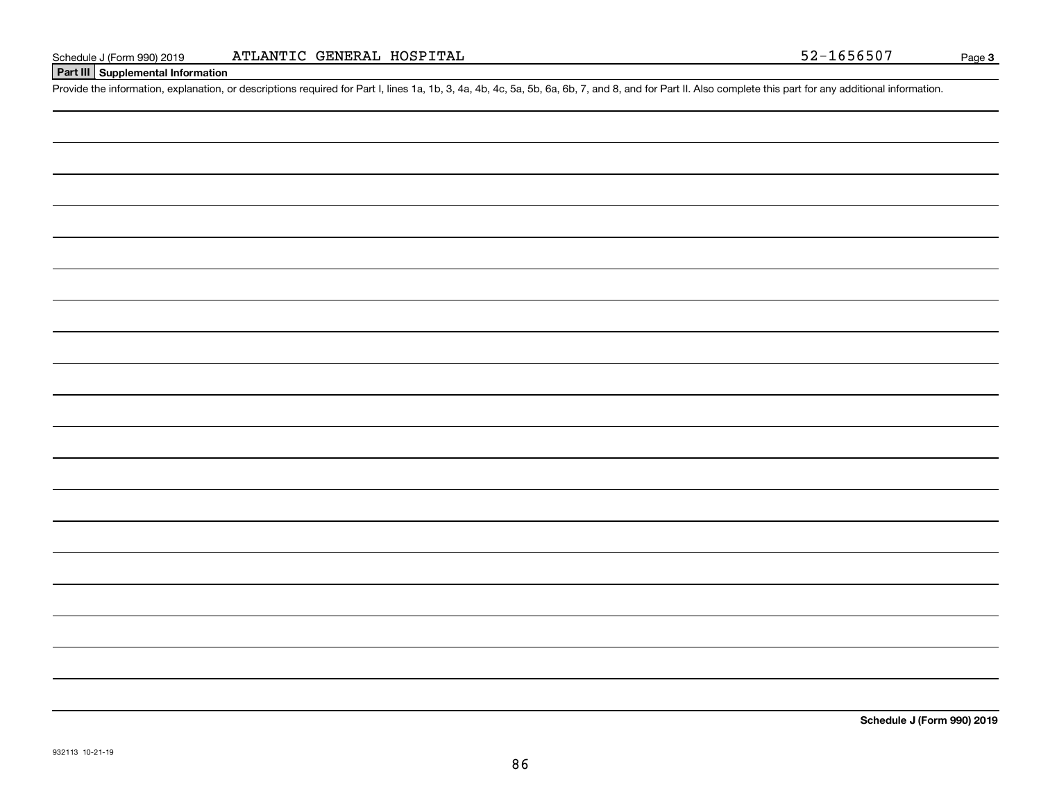Schedule J (Form 990) 2019 ATLANTIC GENERAL HOSPITAL 52-1656507 Page **3**

## Part III Supplemental Information

Provide the information, explanation, or descriptions required for Part I, lines 1a, 1b, 3, 4a, 4b, 4c, 5a, 5b, 6a, 6b, 7, and 8, and for Part II. Also complete this part for any additional information.

**Schedule J (Form 990) 2019**

932113 10-21-19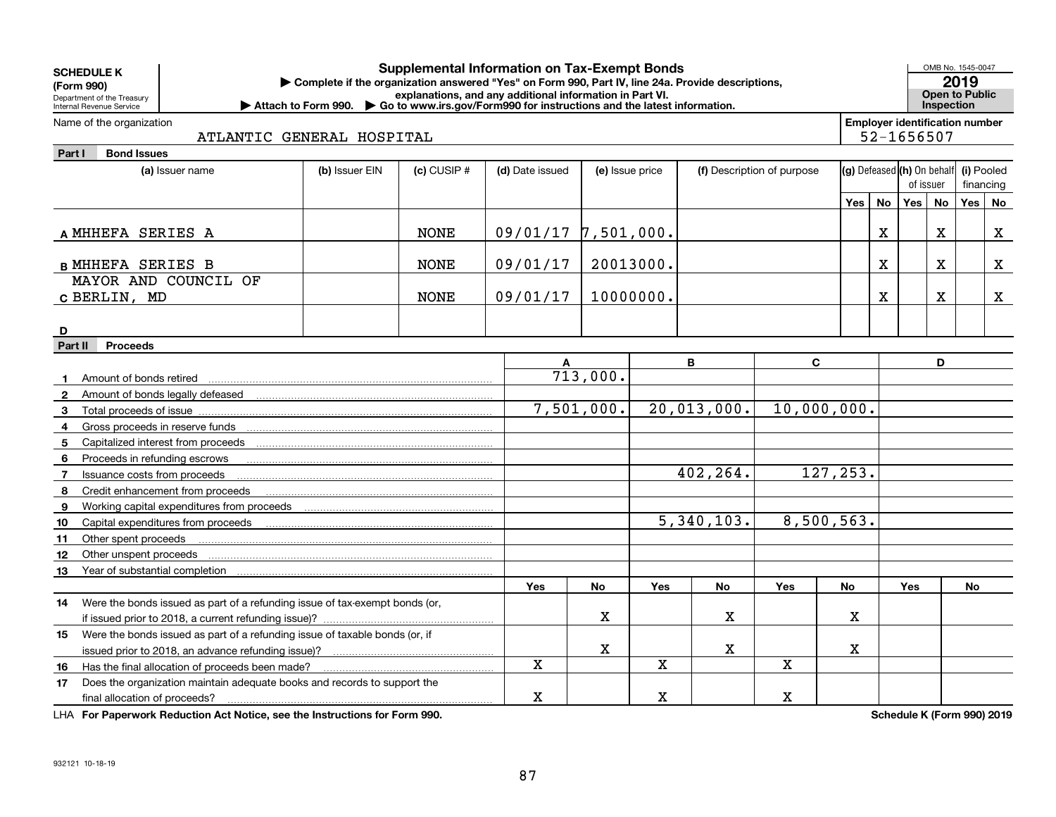**SCHEDULE K**
**(Form 990)**
Department of the Treasury
Internal Revenue Service

# Supplemental Information on Tax-Exempt Bonds

▶ Complete if the organization answered "Yes" on Form 990, Part IV, line 24a. Provide descriptions, explanations, and any additional information in Part VI.
▶ Attach to Form 990. ▶ Go to www.irs.gov/Form990 for instructions and the latest information.

OMB No. 1545-0047
**2019**
**Open to Public Inspection**

Name of the organization: ATLANTIC GENERAL HOSPITAL

Employer identification number: 52-1656507

## Part I Bond Issues

| | (a) Issuer name | (b) Issuer EIN | (c) CUSIP # | (d) Date issued | (e) Issue price | (f) Description of purpose | (g) Defeased Yes | (g) Defeased No | (h) On behalf of issuer Yes | (h) On behalf of issuer No | (i) Pooled financing Yes | (i) Pooled financing No |
|---|---|---|---|---|---|---|---|---|---|---|---|---|
| A | MHHEFA SERIES A | | NONE | 09/01/17 | 7,501,000. | | | X | | X | | X |
| B | MHHEFA SERIES B | | NONE | 09/01/17 | 20013000. | | | X | | X | | X |
| C | MAYOR AND COUNCIL OF BERLIN, MD | | NONE | 09/01/17 | 10000000. | | | X | | X | | X |
| D | | | | | | | | | | | | |

## Part II Proceeds

| | | A | | B | | C | | D | |
|---|---|---|---|---|---|---|---|---|---|
| 1 | Amount of bonds retired | 713,000. | | | | | | | |
| 2 | Amount of bonds legally defeased | | | | | | | | |
| 3 | Total proceeds of issue | 7,501,000. | | 20,013,000. | | 10,000,000. | | | |
| 4 | Gross proceeds in reserve funds | | | | | | | | |
| 5 | Capitalized interest from proceeds | | | | | | | | |
| 6 | Proceeds in refunding escrows | | | | | | | | |
| 7 | Issuance costs from proceeds | | | 402,264. | | 127,253. | | | |
| 8 | Credit enhancement from proceeds | | | | | | | | |
| 9 | Working capital expenditures from proceeds | | | | | | | | |
| 10 | Capital expenditures from proceeds | | | 5,340,103. | | 8,500,563. | | | |
| 11 | Other spent proceeds | | | | | | | | |
| 12 | Other unspent proceeds | | | | | | | | |
| 13 | Year of substantial completion | | | | | | | | |
| | | Yes | No | Yes | No | Yes | No | Yes | No |
| 14 | Were the bonds issued as part of a refunding issue of tax-exempt bonds (or, if issued prior to 2018, a current refunding issue)? | | X | | X | | X | | |
| 15 | Were the bonds issued as part of a refunding issue of taxable bonds (or, if issued prior to 2018, an advance refunding issue)? | | X | | X | | X | | |
| 16 | Has the final allocation of proceeds been made? | X | | X | | X | | | |
| 17 | Does the organization maintain adequate books and records to support the final allocation of proceeds? | X | | X | | X | | | |

LHA **For Paperwork Reduction Act Notice, see the Instructions for Form 990.** **Schedule K (Form 990) 2019**

932121 10-18-19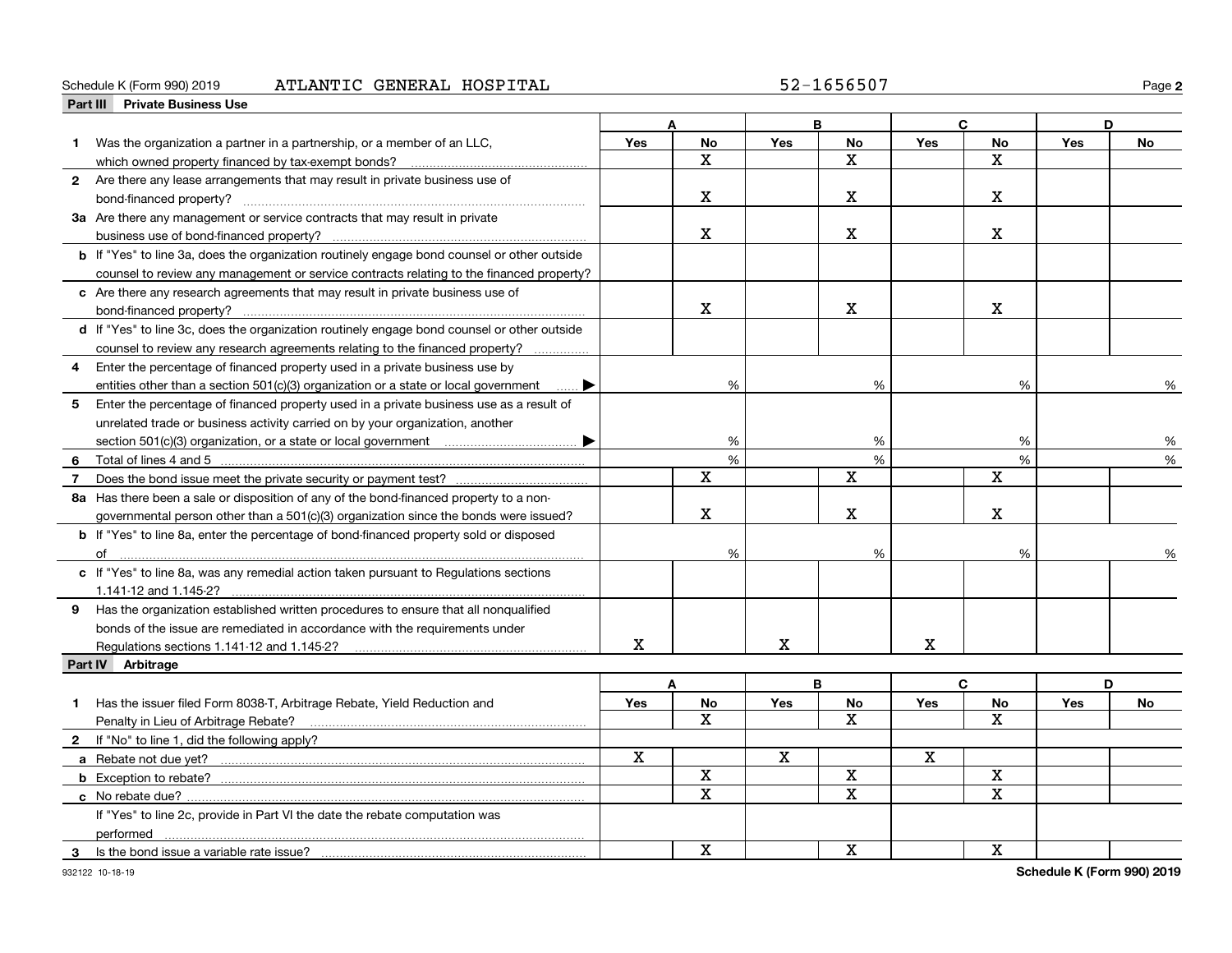Schedule K (Form 990) 2019 ATLANTIC GENERAL HOSPITAL 52-1656507

## Part III Private Business Use

| | A | | B | | C | | D | |
|---|---|---|---|---|---|---|---|---|
| | Yes | No | Yes | No | Yes | No | Yes | No |
| **1** Was the organization a partner in a partnership, or a member of an LLC, which owned property financed by tax-exempt bonds? | | X | | X | | X | | |
| **2** Are there any lease arrangements that may result in private business use of bond-financed property? | | X | | X | | X | | |
| **3a** Are there any management or service contracts that may result in private business use of bond-financed property? | | X | | X | | X | | |
| **b** If "Yes" to line 3a, does the organization routinely engage bond counsel or other outside counsel to review any management or service contracts relating to the financed property? | | | | | | | | |
| **c** Are there any research agreements that may result in private business use of bond-financed property? | | X | | X | | X | | |
| **d** If "Yes" to line 3c, does the organization routinely engage bond counsel or other outside counsel to review any research agreements relating to the financed property? | | | | | | | | |
| **4** Enter the percentage of financed property used in a private business use by entities other than a section 501(c)(3) organization or a state or local government ▶ | | % | | % | | % | | % |
| **5** Enter the percentage of financed property used in a private business use as a result of unrelated trade or business activity carried on by your organization, another section 501(c)(3) organization, or a state or local government ▶ | | % | | % | | % | | % |
| **6** Total of lines 4 and 5 | | % | | % | | % | | % |
| **7** Does the bond issue meet the private security or payment test? | | X | | X | | X | | |
| **8a** Has there been a sale or disposition of any of the bond-financed property to a non-governmental person other than a 501(c)(3) organization since the bonds were issued? | | X | | X | | X | | |
| **b** If "Yes" to line 8a, enter the percentage of bond-financed property sold or disposed of | | % | | % | | % | | % |
| **c** If "Yes" to line 8a, was any remedial action taken pursuant to Regulations sections 1.141-12 and 1.145-2? | | | | | | | | |
| **9** Has the organization established written procedures to ensure that all nonqualified bonds of the issue are remediated in accordance with the requirements under Regulations sections 1.141-12 and 1.145-2? | X | | X | | X | | | |

## Part IV Arbitrage

| | A | | B | | C | | D | |
|---|---|---|---|---|---|---|---|---|
| | Yes | No | Yes | No | Yes | No | Yes | No |
| **1** Has the issuer filed Form 8038-T, Arbitrage Rebate, Yield Reduction and Penalty in Lieu of Arbitrage Rebate? | | X | | X | | X | | |
| **2** If "No" to line 1, did the following apply? | | | | | | | | |
| **a** Rebate not due yet? | X | | X | | X | | | |
| **b** Exception to rebate? | | X | | X | | X | | |
| **c** No rebate due? | | X | | X | | X | | |
| If "Yes" to line 2c, provide in Part VI the date the rebate computation was performed | | | | | | | | |
| **3** Is the bond issue a variable rate issue? | | X | | X | | X | | |

932122 10-18-19

Schedule K (Form 990) 2019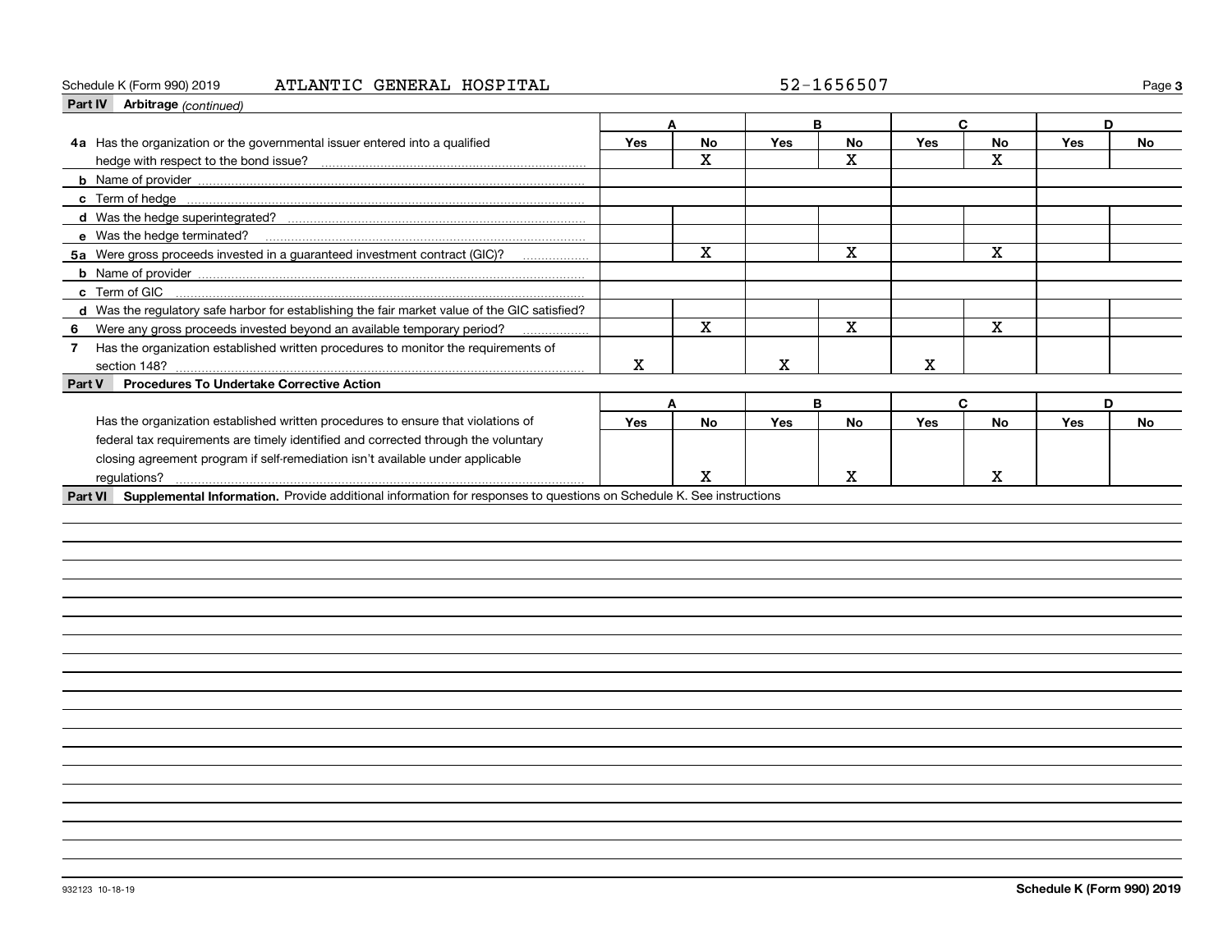Schedule K (Form 990) 2019 ATLANTIC GENERAL HOSPITAL 52-1656507

**Part IV Arbitrage** *(continued)*

| | A | | B | | C | | D | |
|---|---|---|---|---|---|---|---|---|
| | Yes | No | Yes | No | Yes | No | Yes | No |
| **4a** Has the organization or the governmental issuer entered into a qualified hedge with respect to the bond issue? | | X | | X | | X | | |
| **b** Name of provider | | | | | | | | |
| **c** Term of hedge | | | | | | | | |
| **d** Was the hedge superintegrated? | | | | | | | | |
| **e** Was the hedge terminated? | | | | | | | | |
| **5a** Were gross proceeds invested in a guaranteed investment contract (GIC)? | | X | | X | | X | | |
| **b** Name of provider | | | | | | | | |
| **c** Term of GIC | | | | | | | | |
| **d** Was the regulatory safe harbor for establishing the fair market value of the GIC satisfied? | | | | | | | | |
| **6** Were any gross proceeds invested beyond an available temporary period? | | X | | X | | X | | |
| **7** Has the organization established written procedures to monitor the requirements of section 148? | X | | X | | X | | | |

**Part V Procedures To Undertake Corrective Action**

| | A | | B | | C | | D | |
|---|---|---|---|---|---|---|---|---|
| | Yes | No | Yes | No | Yes | No | Yes | No |
| Has the organization established written procedures to ensure that violations of federal tax requirements are timely identified and corrected through the voluntary closing agreement program if self-remediation isn't available under applicable regulations? | | X | | X | | X | | |

**Part VI Supplemental Information.** Provide additional information for responses to questions on Schedule K. See instructions

932123 10-18-19

**Schedule K (Form 990) 2019**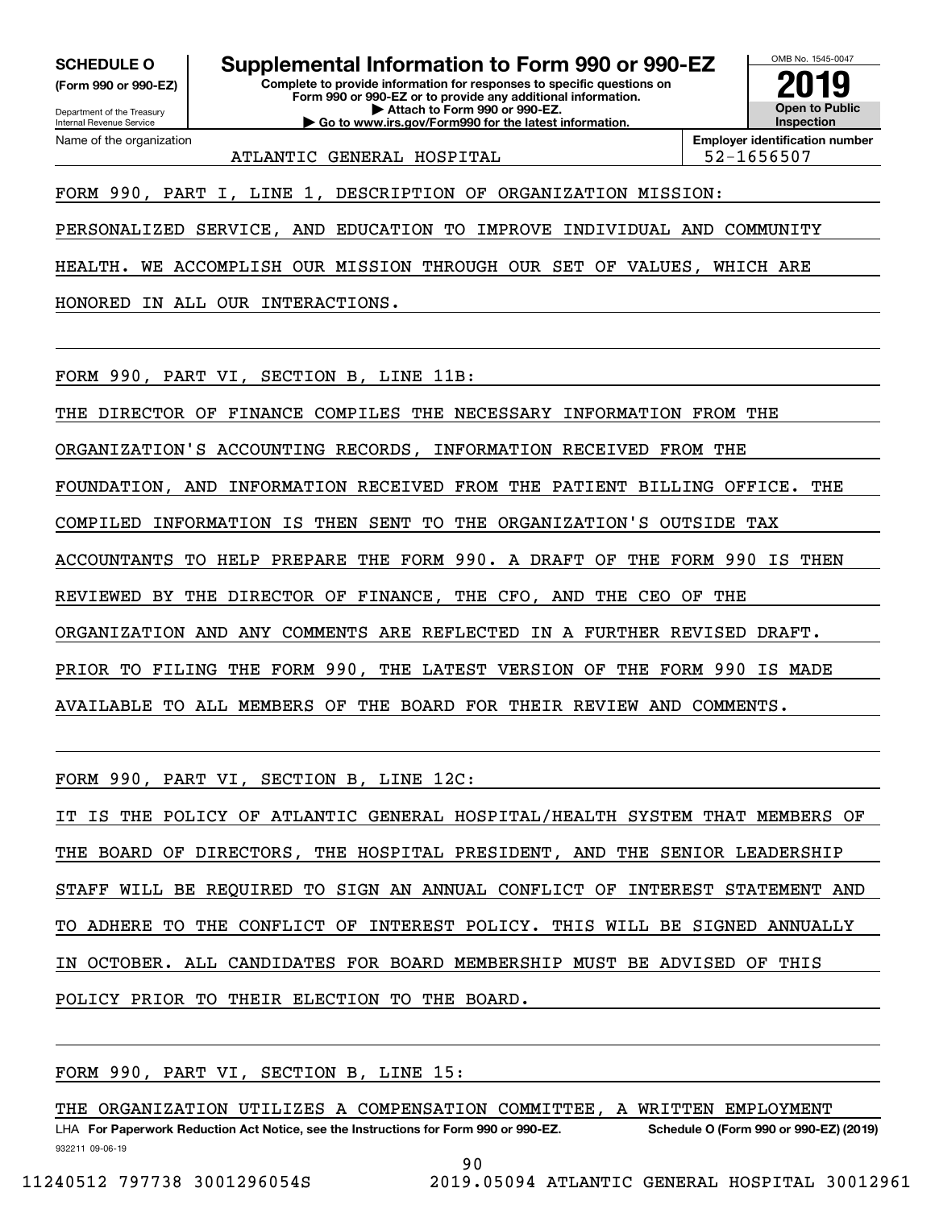**SCHEDULE O**
**(Form 990 or 990-EZ)**

Department of the Treasury
Internal Revenue Service

# Supplemental Information to Form 990 or 990-EZ

**Complete to provide information for responses to specific questions on Form 990 or 990-EZ or to provide any additional information.**
**▶ Attach to Form 990 or 990-EZ.**
**▶ Go to www.irs.gov/Form990 for the latest information.**

OMB No. 1545-0047
**2019**
**Open to Public Inspection**

Name of the organization: ATLANTIC GENERAL HOSPITAL
**Employer identification number:** 52-1656507

FORM 990, PART I, LINE 1, DESCRIPTION OF ORGANIZATION MISSION:

PERSONALIZED SERVICE, AND EDUCATION TO IMPROVE INDIVIDUAL AND COMMUNITY HEALTH. WE ACCOMPLISH OUR MISSION THROUGH OUR SET OF VALUES, WHICH ARE HONORED IN ALL OUR INTERACTIONS.

FORM 990, PART VI, SECTION B, LINE 11B:

THE DIRECTOR OF FINANCE COMPILES THE NECESSARY INFORMATION FROM THE ORGANIZATION'S ACCOUNTING RECORDS, INFORMATION RECEIVED FROM THE FOUNDATION, AND INFORMATION RECEIVED FROM THE PATIENT BILLING OFFICE. THE COMPILED INFORMATION IS THEN SENT TO THE ORGANIZATION'S OUTSIDE TAX ACCOUNTANTS TO HELP PREPARE THE FORM 990. A DRAFT OF THE FORM 990 IS THEN REVIEWED BY THE DIRECTOR OF FINANCE, THE CFO, AND THE CEO OF THE ORGANIZATION AND ANY COMMENTS ARE REFLECTED IN A FURTHER REVISED DRAFT. PRIOR TO FILING THE FORM 990, THE LATEST VERSION OF THE FORM 990 IS MADE AVAILABLE TO ALL MEMBERS OF THE BOARD FOR THEIR REVIEW AND COMMENTS.

FORM 990, PART VI, SECTION B, LINE 12C:

IT IS THE POLICY OF ATLANTIC GENERAL HOSPITAL/HEALTH SYSTEM THAT MEMBERS OF THE BOARD OF DIRECTORS, THE HOSPITAL PRESIDENT, AND THE SENIOR LEADERSHIP STAFF WILL BE REQUIRED TO SIGN AN ANNUAL CONFLICT OF INTEREST STATEMENT AND TO ADHERE TO THE CONFLICT OF INTEREST POLICY. THIS WILL BE SIGNED ANNUALLY IN OCTOBER. ALL CANDIDATES FOR BOARD MEMBERSHIP MUST BE ADVISED OF THIS POLICY PRIOR TO THEIR ELECTION TO THE BOARD.

FORM 990, PART VI, SECTION B, LINE 15:

THE ORGANIZATION UTILIZES A COMPENSATION COMMITTEE, A WRITTEN EMPLOYMENT

LHA **For Paperwork Reduction Act Notice, see the Instructions for Form 990 or 990-EZ.** **Schedule O (Form 990 or 990-EZ) (2019)**
932211 09-06-19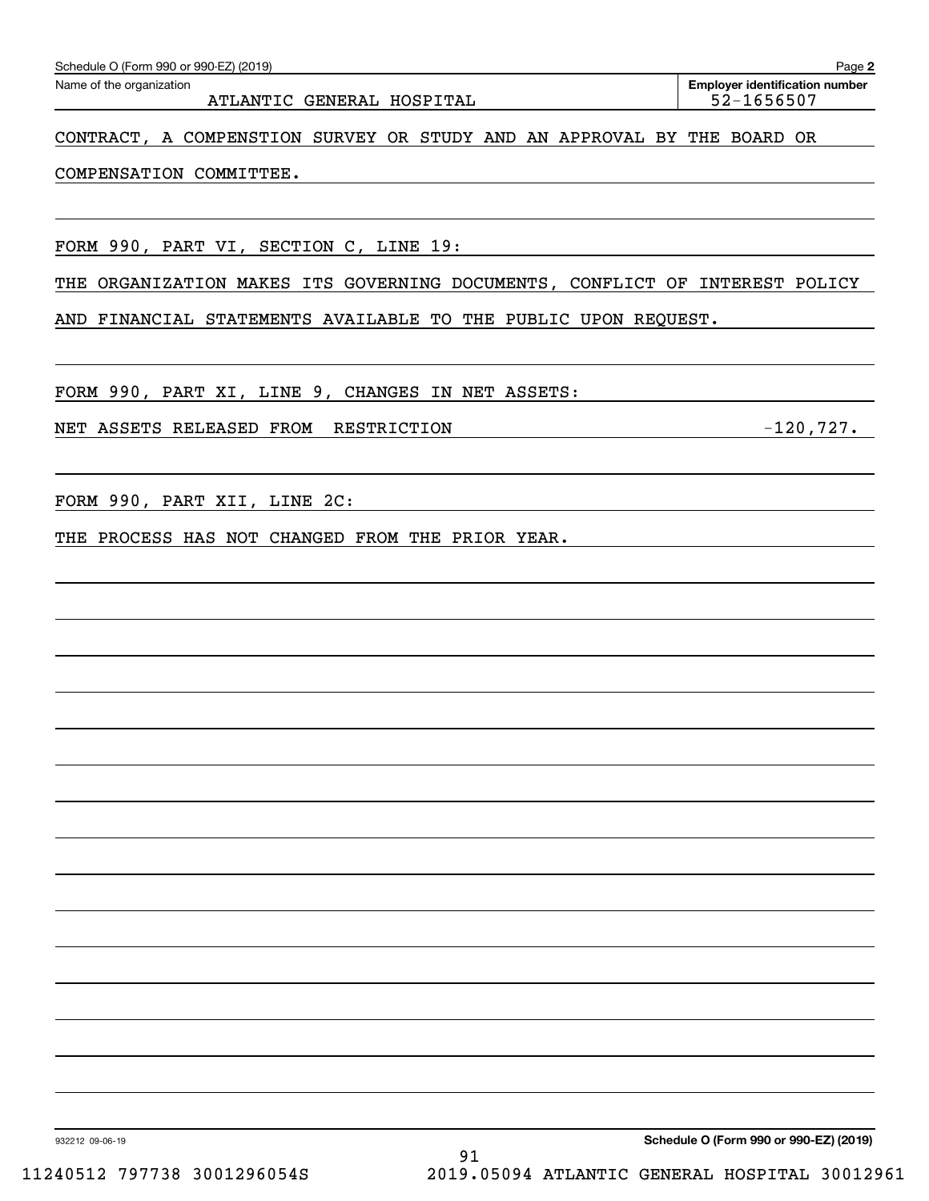Schedule O (Form 990 or 990-EZ) (2019) Page **2**

Name of the organization: ATLANTIC GENERAL HOSPITAL

**Employer identification number** 52-1656507

CONTRACT, A COMPENSTION SURVEY OR STUDY AND AN APPROVAL BY THE BOARD OR COMPENSATION COMMITTEE.

FORM 990, PART VI, SECTION C, LINE 19:

THE ORGANIZATION MAKES ITS GOVERNING DOCUMENTS, CONFLICT OF INTEREST POLICY AND FINANCIAL STATEMENTS AVAILABLE TO THE PUBLIC UPON REQUEST.

FORM 990, PART XI, LINE 9, CHANGES IN NET ASSETS:

NET ASSETS RELEASED FROM RESTRICTION -120,727.

FORM 990, PART XII, LINE 2C:

THE PROCESS HAS NOT CHANGED FROM THE PRIOR YEAR.

932212 09-06-19 **Schedule O (Form 990 or 990-EZ) (2019)**

11240512 797738 3001296054S 2019.05094 ATLANTIC GENERAL HOSPITAL 30012961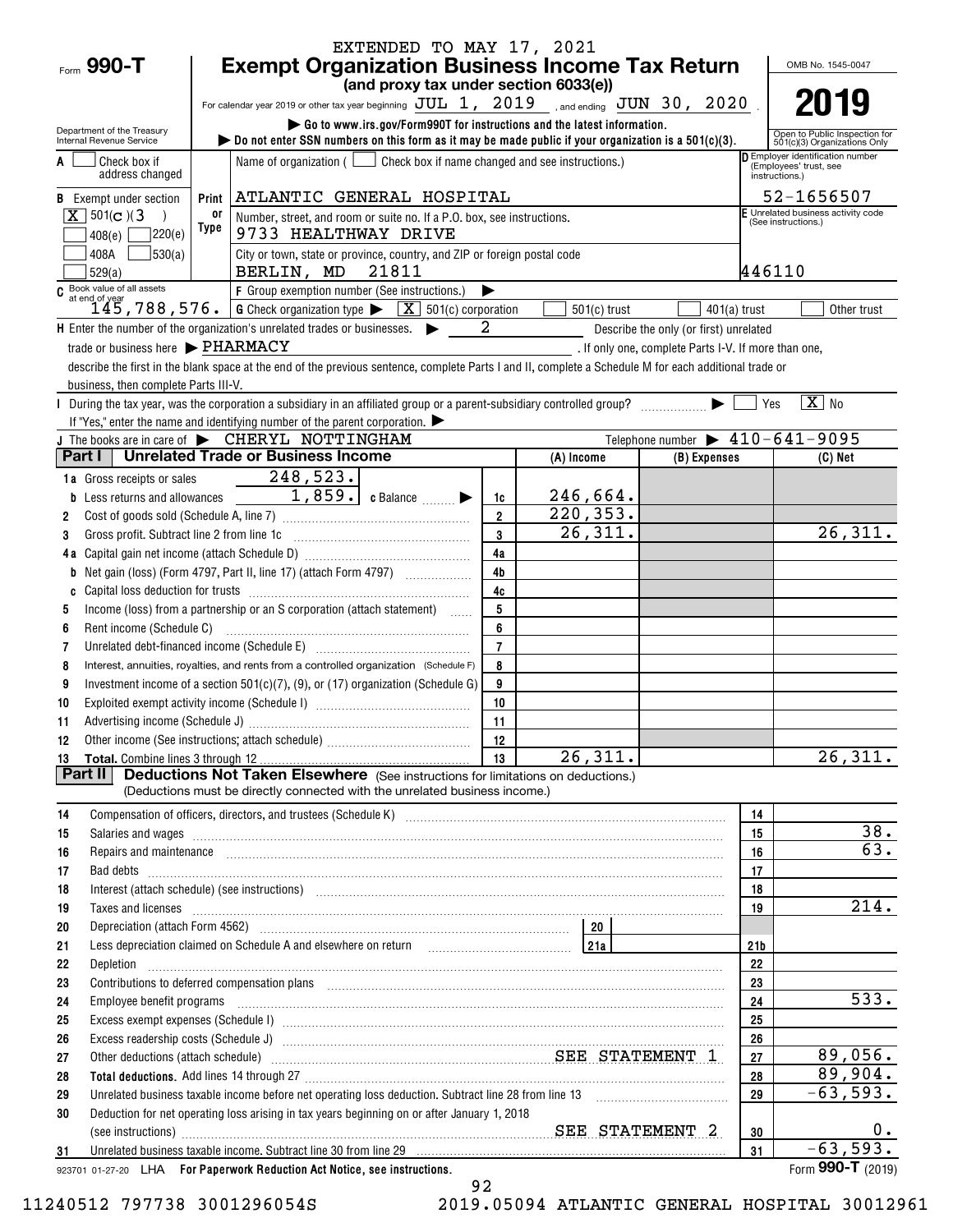EXTENDED TO MAY 17, 2021

Form **990-T**

# Exempt Organization Business Income Tax Return

**(and proxy tax under section 6033(e))**

For calendar year 2019 or other tax year beginning JUL 1, 2019, and ending JUN 30, 2020.

▶ Go to www.irs.gov/Form990T for instructions and the latest information.

▶ Do not enter SSN numbers on this form as it may be made public if your organization is a 501(c)(3).

Department of the Treasury
Internal Revenue Service

OMB No. 1545-0047

**2019**

Open to Public Inspection for 501(c)(3) Organizations Only

| | | |
|---|---|---|
| **A** [ ] Check box if address changed | Name of organization ( [ ] Check box if name changed and see instructions.) | **D** Employer identification number (Employees' trust, see instructions.) |
| **B** Exempt under section [X] 501(C)(3) [ ] 408(e) [ ] 220(e) [ ] 408A [ ] 530(a) [ ] 529(a) | Print or Type: ATLANTIC GENERAL HOSPITAL | 52-1656507 |
| | Number, street, and room or suite no. If a P.O. box, see instructions. 9733 HEALTHWAY DRIVE | **E** Unrelated business activity code (See instructions.) |
| | City or town, state or province, country, and ZIP or foreign postal code BERLIN, MD 21811 | 446110 |
| **C** Book value of all assets at end of year 145,788,576. | **F** Group exemption number (See instructions.) ▶ | |
| | **G** Check organization type ▶ [X] 501(c) corporation [ ] 501(c) trust [ ] 401(a) trust [ ] Other trust | |

**H** Enter the number of the organization's unrelated trades or businesses. ▶ 2 Describe the only (or first) unrelated trade or business here ▶ PHARMACY. If only one, complete Parts I-V. If more than one, describe the first in the blank space at the end of the previous sentence, complete Parts I and II, complete a Schedule M for each additional trade or business, then complete Parts III-V.

**I** During the tax year, was the corporation a subsidiary in an affiliated group or a parent-subsidiary controlled group? ▶ [ ] Yes [X] No

If "Yes," enter the name and identifying number of the parent corporation. ▶

**J** The books are in care of ▶ CHERYL NOTTINGHAM Telephone number ▶ 410-641-9095

## Part I Unrelated Trade or Business Income

| | | | (A) Income | (B) Expenses | (C) Net |
|---|---|---|---|---|---|
| **1a** | Gross receipts or sales 248,523. | | | | |
| **b** | Less returns and allowances 1,859. **c** Balance ▶ | 1c | 246,664. | | |
| **2** | Cost of goods sold (Schedule A, line 7) | 2 | 220,353. | | |
| **3** | Gross profit. Subtract line 2 from line 1c | 3 | 26,311. | | 26,311. |
| **4a** | Capital gain net income (attach Schedule D) | 4a | | | |
| **b** | Net gain (loss) (Form 4797, Part II, line 17) (attach Form 4797) | 4b | | | |
| **c** | Capital loss deduction for trusts | 4c | | | |
| **5** | Income (loss) from a partnership or an S corporation (attach statement) | 5 | | | |
| **6** | Rent income (Schedule C) | 6 | | | |
| **7** | Unrelated debt-financed income (Schedule E) | 7 | | | |
| **8** | Interest, annuities, royalties, and rents from a controlled organization (Schedule F) | 8 | | | |
| **9** | Investment income of a section 501(c)(7), (9), or (17) organization (Schedule G) | 9 | | | |
| **10** | Exploited exempt activity income (Schedule I) | 10 | | | |
| **11** | Advertising income (Schedule J) | 11 | | | |
| **12** | Other income (See instructions; attach schedule) | 12 | | | |
| **13** | **Total.** Combine lines 3 through 12 | 13 | 26,311. | | 26,311. |

## Part II Deductions Not Taken Elsewhere (See instructions for limitations on deductions.)

(Deductions must be directly connected with the unrelated business income.)

| | | | |
|---|---|---|---|
| **14** | Compensation of officers, directors, and trustees (Schedule K) | 14 | |
| **15** | Salaries and wages | 15 | 38. |
| **16** | Repairs and maintenance | 16 | 63. |
| **17** | Bad debts | 17 | |
| **18** | Interest (attach schedule) (see instructions) | 18 | |
| **19** | Taxes and licenses | 19 | 214. |
| **20** | Depreciation (attach Form 4562) 20 | | |
| **21** | Less depreciation claimed on Schedule A and elsewhere on return 21a | 21b | |
| **22** | Depletion | 22 | |
| **23** | Contributions to deferred compensation plans | 23 | |
| **24** | Employee benefit programs | 24 | 533. |
| **25** | Excess exempt expenses (Schedule I) | 25 | |
| **26** | Excess readership costs (Schedule J) | 26 | |
| **27** | Other deductions (attach schedule) SEE STATEMENT 1 | 27 | 89,056. |
| **28** | **Total deductions.** Add lines 14 through 27 | 28 | 89,904. |
| **29** | Unrelated business taxable income before net operating loss deduction. Subtract line 28 from line 13 | 29 | -63,593. |
| **30** | Deduction for net operating loss arising in tax years beginning on or after January 1, 2018 (see instructions) SEE STATEMENT 2 | 30 | 0. |
| **31** | Unrelated business taxable income. Subtract line 30 from line 29 | 31 | -63,593. |

923701 01-27-20 LHA **For Paperwork Reduction Act Notice, see instructions.** Form **990-T** (2019)

11240512 797738 3001296054S 2019.05094 ATLANTIC GENERAL HOSPITAL 30012961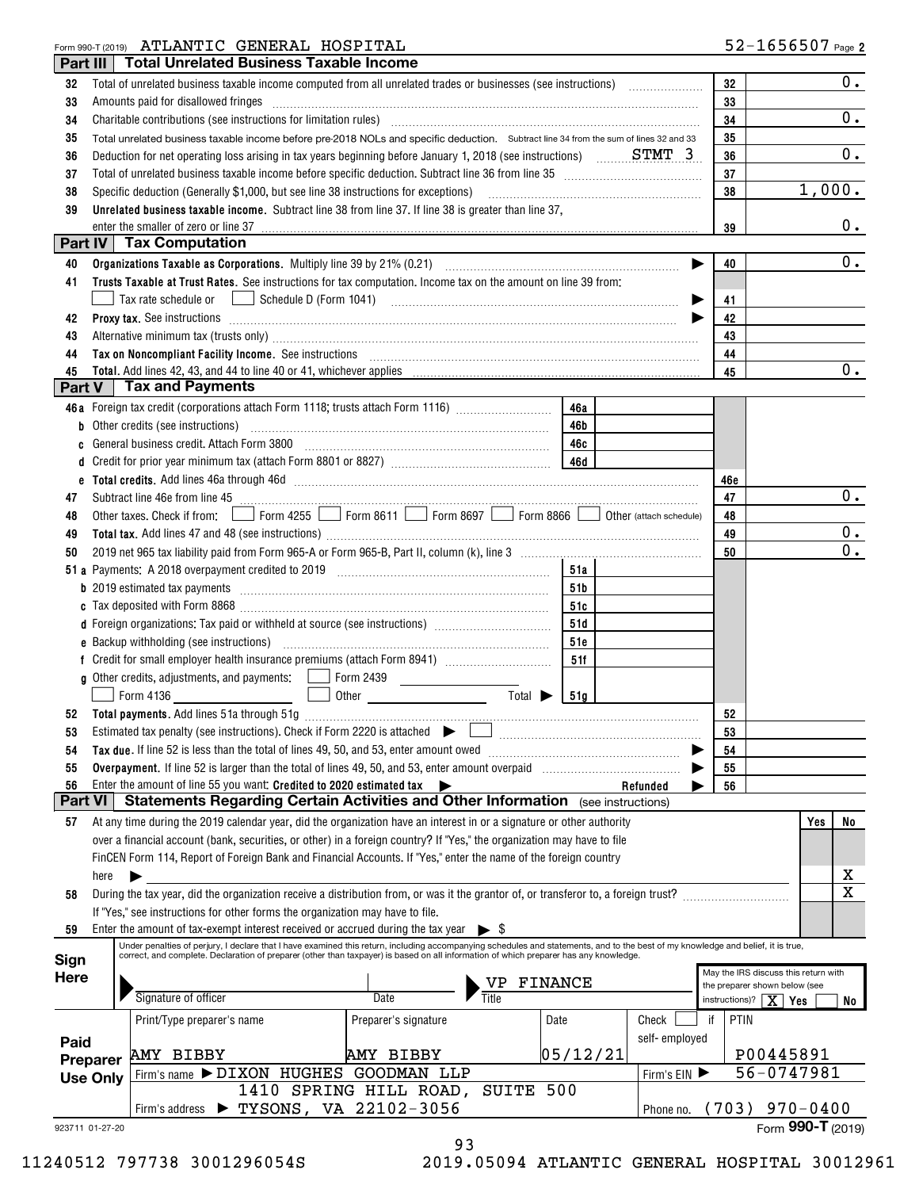Form 990-T (2019) ATLANTIC GENERAL HOSPITAL 52-1656507 Page 2

## Part III Total Unrelated Business Taxable Income

| Line | Description | Line | Amount |
|---|---|---|---|
| 32 | Total of unrelated business taxable income computed from all unrelated trades or businesses (see instructions) | 32 | 0. |
| 33 | Amounts paid for disallowed fringes | 33 | |
| 34 | Charitable contributions (see instructions for limitation rules) | 34 | 0. |
| 35 | Total unrelated business taxable income before pre-2018 NOLs and specific deduction. Subtract line 34 from the sum of lines 32 and 33 | 35 | |
| 36 | Deduction for net operating loss arising in tax years beginning before January 1, 2018 (see instructions) STMT 3 | 36 | 0. |
| 37 | Total of unrelated business taxable income before specific deduction. Subtract line 36 from line 35 | 37 | |
| 38 | Specific deduction (Generally $1,000, but see line 38 instructions for exceptions) | 38 | 1,000. |
| 39 | **Unrelated business taxable income.** Subtract line 38 from line 37. If line 38 is greater than line 37, enter the smaller of zero or line 37 | 39 | 0. |

## Part IV Tax Computation

| Line | Description | Line | Amount |
|---|---|---|---|
| 40 | **Organizations Taxable as Corporations.** Multiply line 39 by 21% (0.21) | 40 | 0. |
| 41 | **Trusts Taxable at Trust Rates.** See instructions for tax computation. Income tax on the amount on line 39 from: ☐ Tax rate schedule or ☐ Schedule D (Form 1041) | 41 | |
| 42 | **Proxy tax.** See instructions | 42 | |
| 43 | Alternative minimum tax (trusts only) | 43 | |
| 44 | **Tax on Noncompliant Facility Income.** See instructions | 44 | |
| 45 | **Total.** Add lines 42, 43, and 44 to line 40 or 41, whichever applies | 45 | 0. |

## Part V Tax and Payments

| Line | Description | Sub-line | Sub-amount | Line | Amount |
|---|---|---|---|---|---|
| 46a | Foreign tax credit (corporations attach Form 1118; trusts attach Form 1116) | 46a | | | |
| b | Other credits (see instructions) | 46b | | | |
| c | General business credit. Attach Form 3800 | 46c | | | |
| d | Credit for prior year minimum tax (attach Form 8801 or 8827) | 46d | | | |
| e | **Total credits.** Add lines 46a through 46d | | | 46e | |
| 47 | Subtract line 46e from line 45 | | | 47 | 0. |
| 48 | Other taxes. Check if from: ☐ Form 4255 ☐ Form 8611 ☐ Form 8697 ☐ Form 8866 ☐ Other (attach schedule) | | | 48 | |
| 49 | **Total tax.** Add lines 47 and 48 (see instructions) | | | 49 | 0. |
| 50 | 2019 net 965 tax liability paid from Form 965-A or Form 965-B, Part II, column (k), line 3 | | | 50 | 0. |
| 51a | Payments: A 2018 overpayment credited to 2019 | 51a | | | |
| b | 2019 estimated tax payments | 51b | | | |
| c | Tax deposited with Form 8868 | 51c | | | |
| d | Foreign organizations: Tax paid or withheld at source (see instructions) | 51d | | | |
| e | Backup withholding (see instructions) | 51e | | | |
| f | Credit for small employer health insurance premiums (attach Form 8941) | 51f | | | |
| g | Other credits, adjustments, and payments: ☐ Form 2439 ☐ Form 4136 ☐ Other Total ▶ | 51g | | | |
| 52 | **Total payments.** Add lines 51a through 51g | | | 52 | |
| 53 | Estimated tax penalty (see instructions). Check if Form 2220 is attached ▶ ☐ | | | 53 | |
| 54 | **Tax due.** If line 52 is less than the total of lines 49, 50, and 53, enter amount owed | | | 54 | |
| 55 | **Overpayment.** If line 52 is larger than the total of lines 49, 50, and 53, enter amount overpaid | | | 55 | |
| 56 | Enter the amount of line 55 you want: **Credited to 2020 estimated tax** ▶ Refunded ▶ | | | 56 | |

## Part VI Statements Regarding Certain Activities and Other Information (see instructions)

| Line | Question | Yes | No |
|---|---|---|---|
| 57 | At any time during the 2019 calendar year, did the organization have an interest in or a signature or other authority over a financial account (bank, securities, or other) in a foreign country? If "Yes," the organization may have to file FinCEN Form 114, Report of Foreign Bank and Financial Accounts. If "Yes," enter the name of the foreign country here ▶ | | X |
| 58 | During the tax year, did the organization receive a distribution from, or was it the grantor of, or transferor to, a foreign trust? If "Yes," see instructions for other forms the organization may have to file. | | X |
| 59 | Enter the amount of tax-exempt interest received or accrued during the tax year ▶ $ | | |

**Sign Here**

Under penalties of perjury, I declare that I have examined this return, including accompanying schedules and statements, and to the best of my knowledge and belief, it is true, correct, and complete. Declaration of preparer (other than taxpayer) is based on all information of which preparer has any knowledge.

Signature of officer | Date | Title: VP FINANCE

May the IRS discuss this return with the preparer shown below (see instructions)? ☒ Yes ☐ No

**Paid Preparer Use Only**

| Print/Type preparer's name | Preparer's signature | Date | Check ☐ if self-employed | PTIN |
|---|---|---|---|---|
| AMY BIBBY | AMY BIBBY | 05/12/21 | | P00445891 |

Firm's name ▶ DIXON HUGHES GOODMAN LLP — Firm's EIN ▶ 56-0747981

Firm's address ▶ 1410 SPRING HILL ROAD, SUITE 500, TYSONS, VA 22102-3056 — Phone no. (703) 970-0400

923711 01-27-20 Form **990-T** (2019)

11240512 797738 3001296054S 2019.05094 ATLANTIC GENERAL HOSPITAL 30012961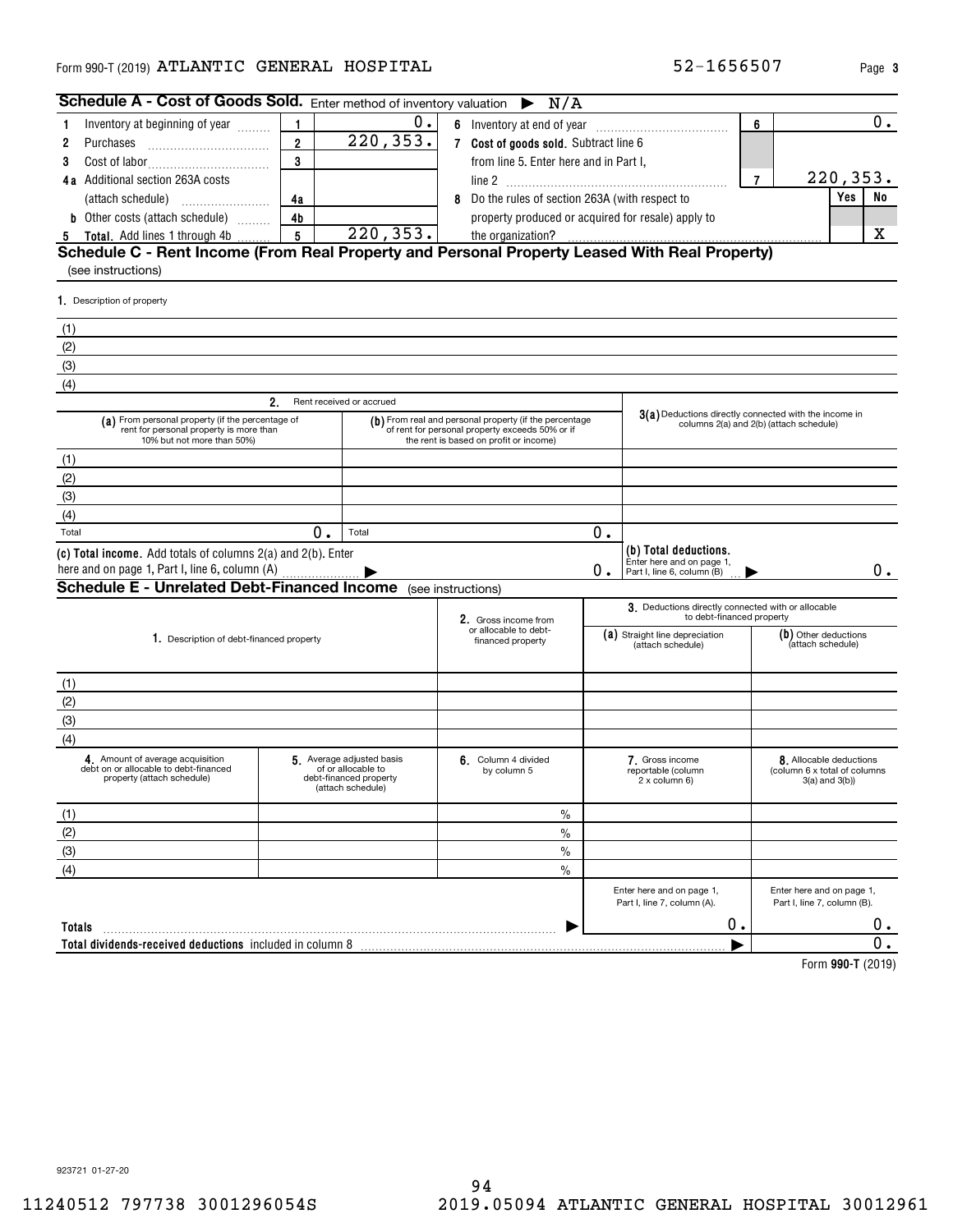Form 990-T (2019) ATLANTIC GENERAL HOSPITAL 52-1656507 Page 3

## Schedule A - Cost of Goods Sold. Enter method of inventory valuation ▶ N/A

| | | | | | | |
|---|---|---|---|---|---|---|
| 1 Inventory at beginning of year | 1 | 0. | 6 Inventory at end of year | 6 | | 0. |
| 2 Purchases | 2 | 220,353. | 7 **Cost of goods sold.** Subtract line 6 from line 5. Enter here and in Part I, line 2 | 7 | | 220,353. |
| 3 Cost of labor | 3 | | | | | |
| 4a Additional section 263A costs (attach schedule) | 4a | | 8 Do the rules of section 263A (with respect to property produced or acquired for resale) apply to the organization? | | Yes | No X |
| b Other costs (attach schedule) | 4b | | | | | |
| 5 **Total.** Add lines 1 through 4b | 5 | 220,353. | | | | |

## Schedule C - Rent Income (From Real Property and Personal Property Leased With Real Property)

(see instructions)

1. Description of property

(1)
(2)
(3)
(4)

| | 2. Rent received or accrued (a) From personal property (if the percentage of rent for personal property is more than 10% but not more than 50%) | (b) From real and personal property (if the percentage of rent for personal property exceeds 50% or if the rent is based on profit or income) | 3(a) Deductions directly connected with the income in columns 2(a) and 2(b) (attach schedule) |
|---|---|---|---|
| (1) | | | |
| (2) | | | |
| (3) | | | |
| (4) | | | |
| Total | 0. | 0. | |

**(c) Total income.** Add totals of columns 2(a) and 2(b). Enter here and on page 1, Part I, line 6, column (A) ▶ 0.

**(b) Total deductions.** Enter here and on page 1, Part I, line 6, column (B) ▶ 0.

## Schedule E - Unrelated Debt-Financed Income (see instructions)

| 1. Description of debt-financed property | 2. Gross income from or allocable to debt-financed property | 3. Deductions directly connected with or allocable to debt-financed property (a) Straight line depreciation (attach schedule) | (b) Other deductions (attach schedule) |
|---|---|---|---|
| (1) | | | |
| (2) | | | |
| (3) | | | |
| (4) | | | |

| | 4. Amount of average acquisition debt on or allocable to debt-financed property (attach schedule) | 5. Average adjusted basis of or allocable to debt-financed property (attach schedule) | 6. Column 4 divided by column 5 | 7. Gross income reportable (column 2 x column 6) | 8. Allocable deductions (column 6 x total of columns 3(a) and 3(b)) |
|---|---|---|---|---|---|
| (1) | | | % | | |
| (2) | | | % | | |
| (3) | | | % | | |
| (4) | | | % | | |
| | | | | Enter here and on page 1, Part I, line 7, column (A). | Enter here and on page 1, Part I, line 7, column (B). |
| **Totals** ▶ | | | | 0. | 0. |
| **Total dividends-received deductions** included in column 8 ▶ | | | | | 0. |

Form **990-T** (2019)

923721 01-27-20

11240512 797738 3001296054S 2019.05094 ATLANTIC GENERAL HOSPITAL 30012961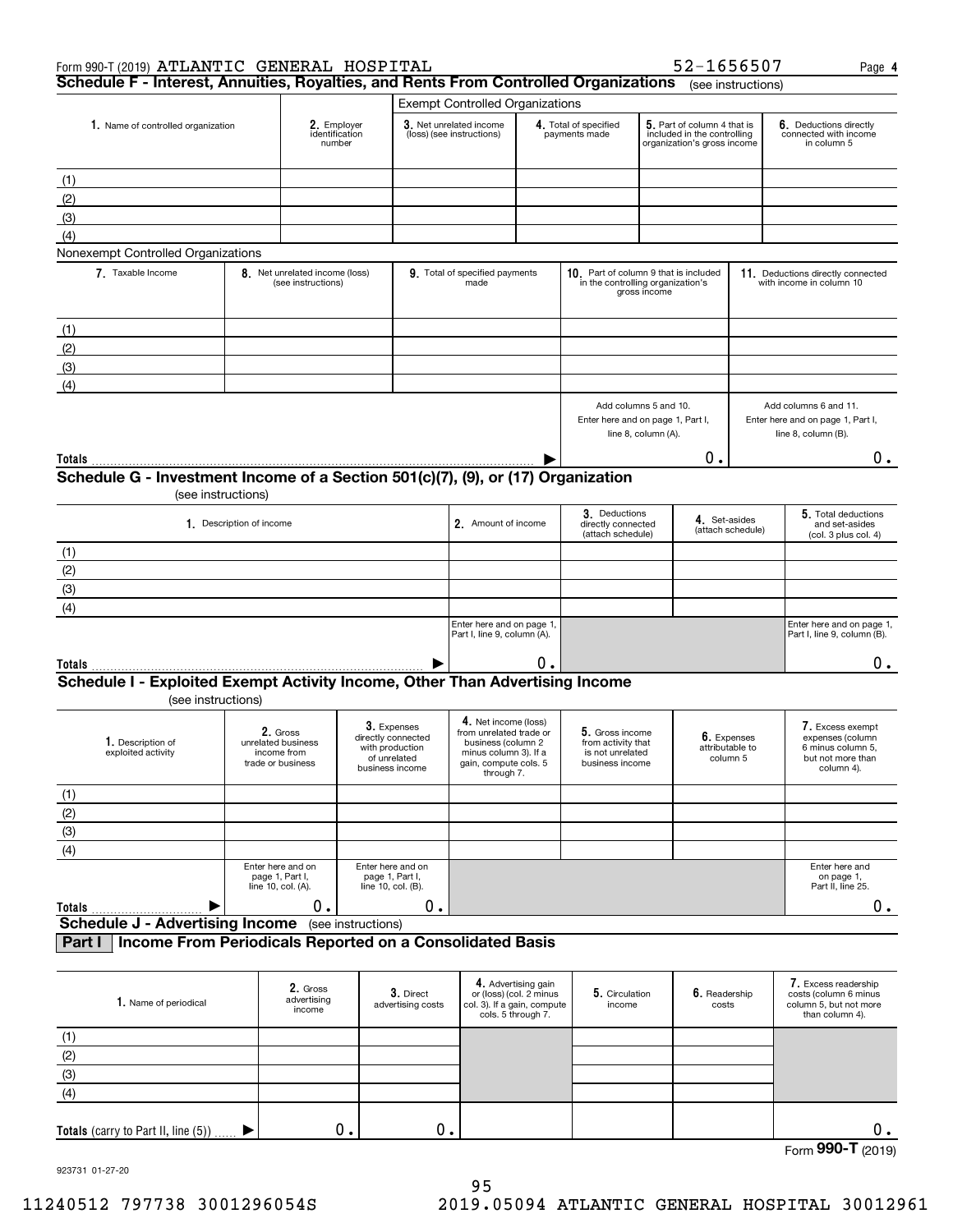Form 990-T (2019) ATLANTIC GENERAL HOSPITAL 52-1656507 Page 4

## Schedule F - Interest, Annuities, Royalties, and Rents From Controlled Organizations (see instructions)

| 1. Name of controlled organization | 2. Employer identification number | Exempt Controlled Organizations: 3. Net unrelated income (loss) (see instructions) | 4. Total of specified payments made | 5. Part of column 4 that is included in the controlling organization's gross income | 6. Deductions directly connected with income in column 5 |
|---|---|---|---|---|---|
| (1) | | | | | |
| (2) | | | | | |
| (3) | | | | | |
| (4) | | | | | |

Nonexempt Controlled Organizations

| 7. Taxable Income | 8. Net unrelated income (loss) (see instructions) | 9. Total of specified payments made | 10. Part of column 9 that is included in the controlling organization's gross income | 11. Deductions directly connected with income in column 10 |
|---|---|---|---|---|
| (1) | | | | |
| (2) | | | | |
| (3) | | | | |
| (4) | | | | |
| | | | Add columns 5 and 10. Enter here and on page 1, Part I, line 8, column (A). | Add columns 6 and 11. Enter here and on page 1, Part I, line 8, column (B). |
| **Totals** | | | 0. | 0. |

## Schedule G - Investment Income of a Section 501(c)(7), (9), or (17) Organization

(see instructions)

| 1. Description of income | 2. Amount of income | 3. Deductions directly connected (attach schedule) | 4. Set-asides (attach schedule) | 5. Total deductions and set-asides (col. 3 plus col. 4) |
|---|---|---|---|---|
| (1) | | | | |
| (2) | | | | |
| (3) | | | | |
| (4) | | | | |
| | Enter here and on page 1, Part I, line 9, column (A). | | | Enter here and on page 1, Part I, line 9, column (B). |
| **Totals** | 0. | | | 0. |

## Schedule I - Exploited Exempt Activity Income, Other Than Advertising Income

(see instructions)

| 1. Description of exploited activity | 2. Gross unrelated business income from trade or business | 3. Expenses directly connected with production of unrelated business income | 4. Net income (loss) from unrelated trade or business (column 2 minus column 3). If a gain, compute cols. 5 through 7. | 5. Gross income from activity that is not unrelated business income | 6. Expenses attributable to column 5 | 7. Excess exempt expenses (column 6 minus column 5, but not more than column 4). |
|---|---|---|---|---|---|---|
| (1) | | | | | | |
| (2) | | | | | | |
| (3) | | | | | | |
| (4) | | | | | | |
| | Enter here and on page 1, Part I, line 10, col. (A). | Enter here and on page 1, Part I, line 10, col. (B). | | | | Enter here and on page 1, Part II, line 25. |
| **Totals** | 0. | 0. | | | | 0. |

## Schedule J - Advertising Income (see instructions)

### Part I Income From Periodicals Reported on a Consolidated Basis

| 1. Name of periodical | 2. Gross advertising income | 3. Direct advertising costs | 4. Advertising gain or (loss) (col. 2 minus col. 3). If a gain, compute cols. 5 through 7. | 5. Circulation income | 6. Readership costs | 7. Excess readership costs (column 6 minus column 5, but not more than column 4). |
|---|---|---|---|---|---|---|
| (1) | | | | | | |
| (2) | | | | | | |
| (3) | | | | | | |
| (4) | | | | | | |
| **Totals** (carry to Part II, line (5)) | 0. | 0. | | | | 0. |

Form **990-T** (2019)

923731 01-27-20

11240512 797738 3001296054S 2019.05094 ATLANTIC GENERAL HOSPITAL 30012961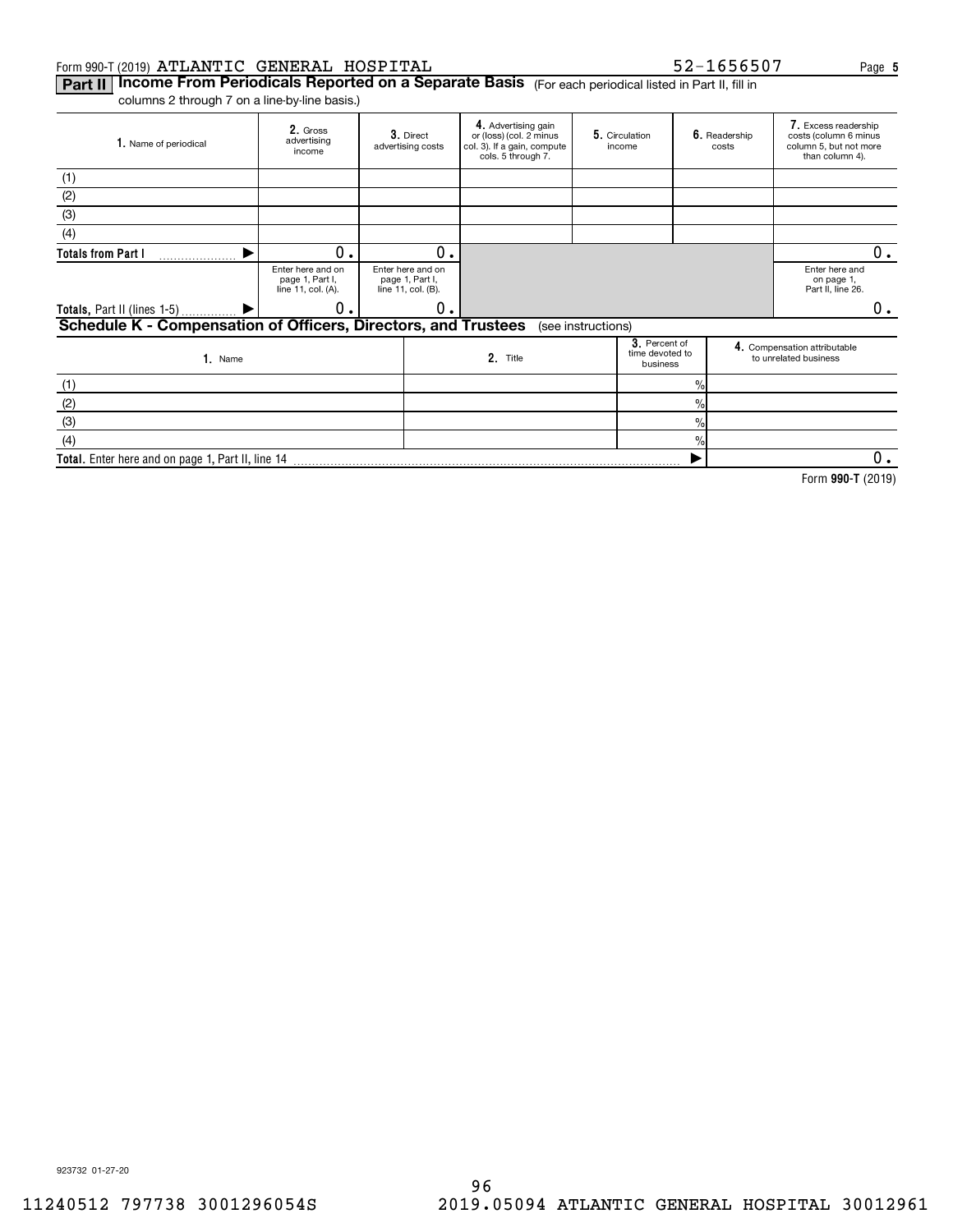Form 990-T (2019) ATLANTIC GENERAL HOSPITAL 52-1656507 Page **5**

**Part II** **Income From Periodicals Reported on a Separate Basis** (For each periodical listed in Part II, fill in columns 2 through 7 on a line-by-line basis.)

| 1. Name of periodical | 2. Gross advertising income | 3. Direct advertising costs | 4. Advertising gain or (loss) (col. 2 minus col. 3). If a gain, compute cols. 5 through 7. | 5. Circulation income | 6. Readership costs | 7. Excess readership costs (column 6 minus column 5, but not more than column 4). |
|---|---|---|---|---|---|---|
| (1) | | | | | | |
| (2) | | | | | | |
| (3) | | | | | | |
| (4) | | | | | | |
| **Totals from Part I** ▶ | 0. | 0. | | | | 0. |
| | Enter here and on page 1, Part I, line 11, col. (A). | Enter here and on page 1, Part I, line 11, col. (B). | | | | Enter here and on page 1, Part II, line 26. |
| **Totals,** Part II (lines 1-5) ▶ | 0. | 0. | | | | 0. |

**Schedule K - Compensation of Officers, Directors, and Trustees** (see instructions)

| 1. Name | 2. Title | 3. Percent of time devoted to business | 4. Compensation attributable to unrelated business |
|---|---|---|---|
| (1) | | % | |
| (2) | | % | |
| (3) | | % | |
| (4) | | % | |
| **Total.** Enter here and on page 1, Part II, line 14 | | ▶ | 0. |

Form **990-T** (2019)

923732 01-27-20

11240512 797738 3001296054S 2019.05094 ATLANTIC GENERAL HOSPITAL 30012961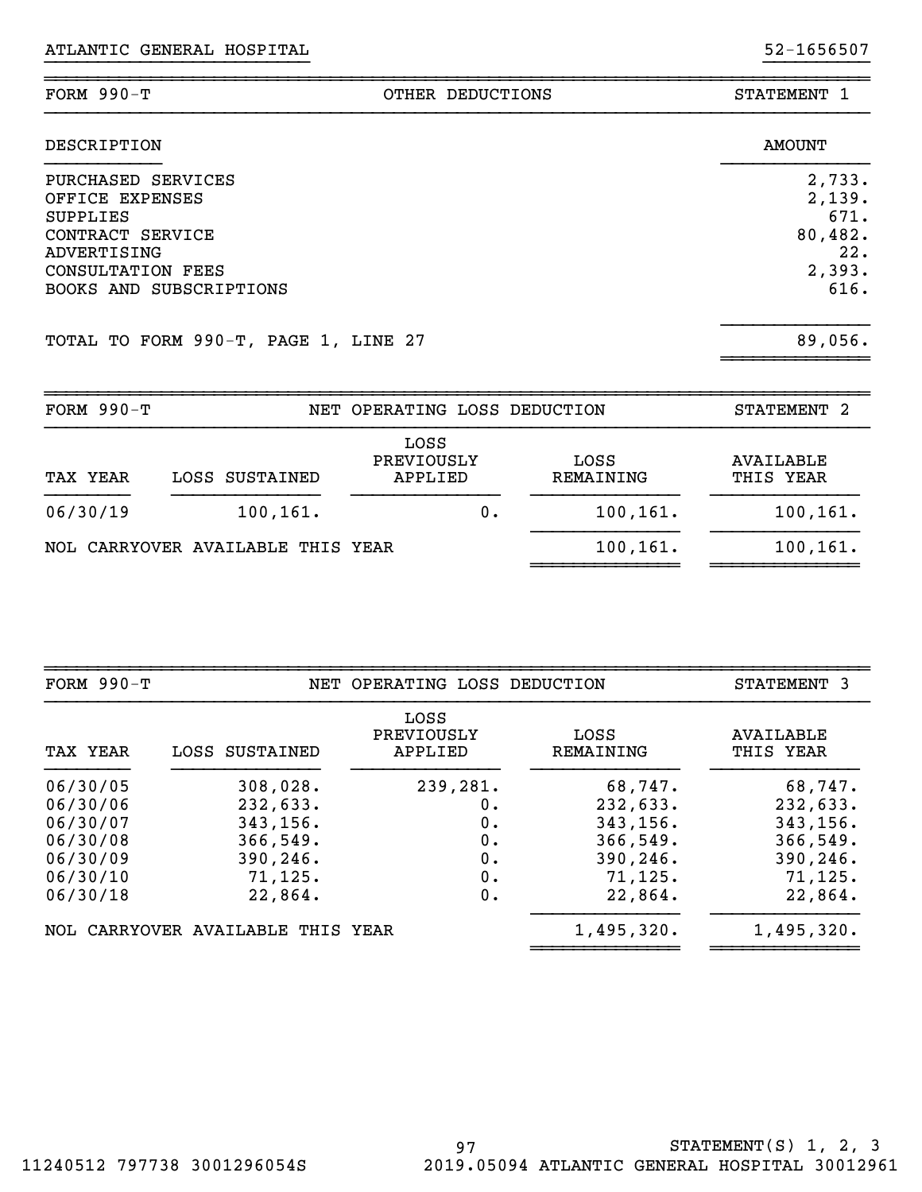ATLANTIC GENERAL HOSPITAL 52-1656507

## FORM 990-T — OTHER DEDUCTIONS — STATEMENT 1

| DESCRIPTION | AMOUNT |
|---|---|
| PURCHASED SERVICES | 2,733. |
| OFFICE EXPENSES | 2,139. |
| SUPPLIES | 671. |
| CONTRACT SERVICE | 80,482. |
| ADVERTISING | 22. |
| CONSULTATION FEES | 2,393. |
| BOOKS AND SUBSCRIPTIONS | 616. |
| TOTAL TO FORM 990-T, PAGE 1, LINE 27 | 89,056. |

## FORM 990-T — NET OPERATING LOSS DEDUCTION — STATEMENT 2

| TAX YEAR | LOSS SUSTAINED | LOSS PREVIOUSLY APPLIED | LOSS REMAINING | AVAILABLE THIS YEAR |
|---|---|---|---|---|
| 06/30/19 | 100,161. | 0. | 100,161. | 100,161. |
| NOL CARRYOVER AVAILABLE THIS YEAR | | | 100,161. | 100,161. |

## FORM 990-T — NET OPERATING LOSS DEDUCTION — STATEMENT 3

| TAX YEAR | LOSS SUSTAINED | LOSS PREVIOUSLY APPLIED | LOSS REMAINING | AVAILABLE THIS YEAR |
|---|---|---|---|---|
| 06/30/05 | 308,028. | 239,281. | 68,747. | 68,747. |
| 06/30/06 | 232,633. | 0. | 232,633. | 232,633. |
| 06/30/07 | 343,156. | 0. | 343,156. | 343,156. |
| 06/30/08 | 366,549. | 0. | 366,549. | 366,549. |
| 06/30/09 | 390,246. | 0. | 390,246. | 390,246. |
| 06/30/10 | 71,125. | 0. | 71,125. | 71,125. |
| 06/30/18 | 22,864. | 0. | 22,864. | 22,864. |
| NOL CARRYOVER AVAILABLE THIS YEAR | | | 1,495,320. | 1,495,320. |

STATEMENT(S) 1, 2, 3

11240512 797738 3001296054S 2019.05094 ATLANTIC GENERAL HOSPITAL 30012961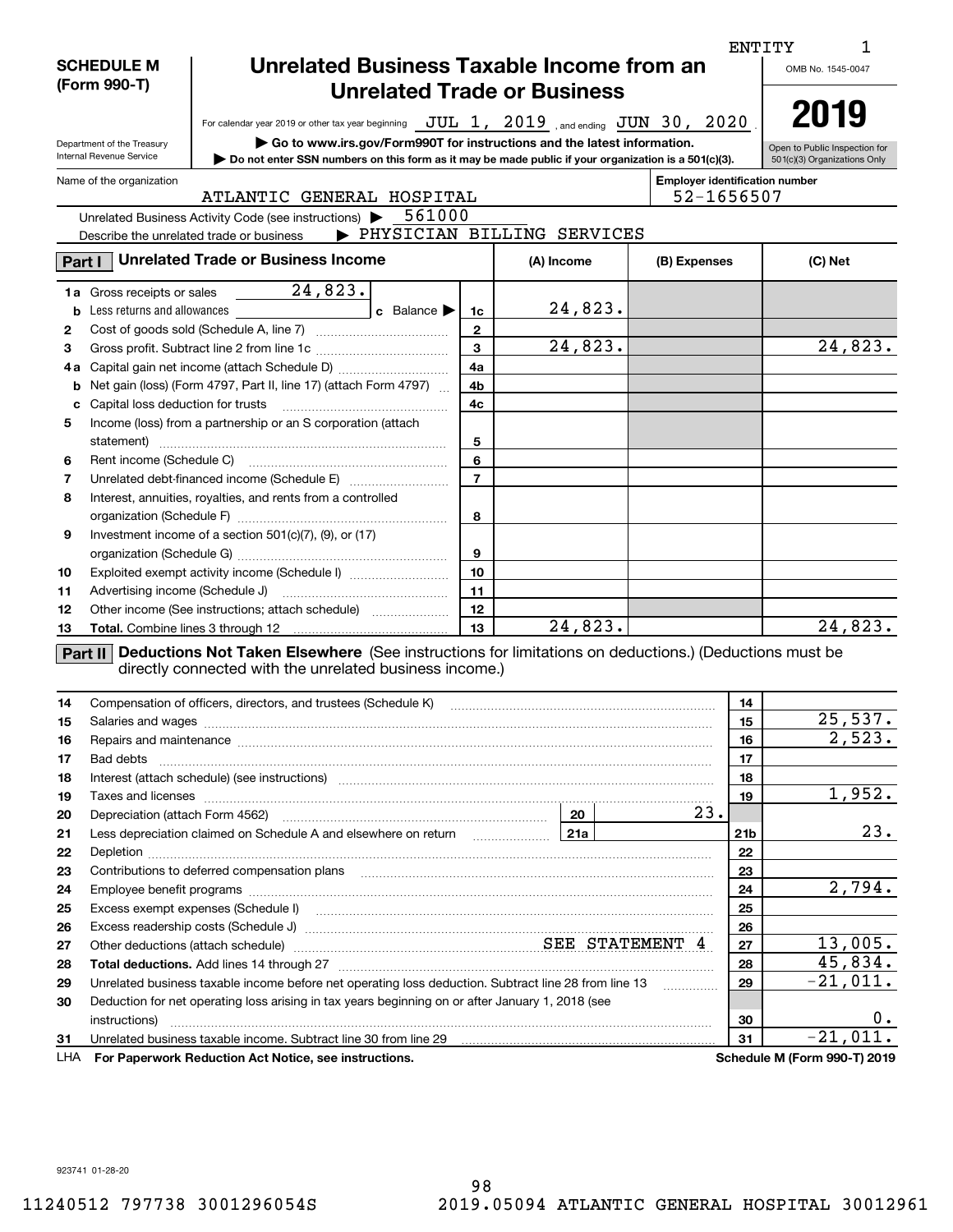ENTITY 1

**SCHEDULE M (Form 990-T)**

Department of the Treasury
Internal Revenue Service

# Unrelated Business Taxable Income from an Unrelated Trade or Business

For calendar year 2019 or other tax year beginning JUL 1, 2019 , and ending JUN 30, 2020 .

▶ Go to www.irs.gov/Form990T for instructions and the latest information.

▶ Do not enter SSN numbers on this form as it may be made public if your organization is a 501(c)(3).

OMB No. 1545-0047

**2019**

Open to Public Inspection for 501(c)(3) Organizations Only

Name of the organization: ATLANTIC GENERAL HOSPITAL

Employer identification number: 52-1656507

Unrelated Business Activity Code (see instructions) ▶ 561000

Describe the unrelated trade or business ▶ PHYSICIAN BILLING SERVICES

## Part I Unrelated Trade or Business Income

| | | Line | (A) Income | (B) Expenses | (C) Net |
|---|---|---|---|---|---|
| 1a | Gross receipts or sales 24,823. | | | | |
| b | Less returns and allowances ___ c Balance ▶ | 1c | 24,823. | | |
| 2 | Cost of goods sold (Schedule A, line 7) | 2 | | | |
| 3 | Gross profit. Subtract line 2 from line 1c | 3 | 24,823. | | 24,823. |
| 4a | Capital gain net income (attach Schedule D) | 4a | | | |
| b | Net gain (loss) (Form 4797, Part II, line 17) (attach Form 4797) | 4b | | | |
| c | Capital loss deduction for trusts | 4c | | | |
| 5 | Income (loss) from a partnership or an S corporation (attach statement) | 5 | | | |
| 6 | Rent income (Schedule C) | 6 | | | |
| 7 | Unrelated debt-financed income (Schedule E) | 7 | | | |
| 8 | Interest, annuities, royalties, and rents from a controlled organization (Schedule F) | 8 | | | |
| 9 | Investment income of a section 501(c)(7), (9), or (17) organization (Schedule G) | 9 | | | |
| 10 | Exploited exempt activity income (Schedule I) | 10 | | | |
| 11 | Advertising income (Schedule J) | 11 | | | |
| 12 | Other income (See instructions; attach schedule) | 12 | | | |
| 13 | **Total.** Combine lines 3 through 12 | 13 | 24,823. | | 24,823. |

## Part II Deductions Not Taken Elsewhere (See instructions for limitations on deductions.) (Deductions must be directly connected with the unrelated business income.)

| | | | | Line | Amount |
|---|---|---|---|---|---|
| 14 | Compensation of officers, directors, and trustees (Schedule K) | | | 14 | |
| 15 | Salaries and wages | | | 15 | 25,537. |
| 16 | Repairs and maintenance | | | 16 | 2,523. |
| 17 | Bad debts | | | 17 | |
| 18 | Interest (attach schedule) (see instructions) | | | 18 | |
| 19 | Taxes and licenses | | | 19 | 1,952. |
| 20 | Depreciation (attach Form 4562) | 20 | 23. | | |
| 21 | Less depreciation claimed on Schedule A and elsewhere on return | 21a | | 21b | 23. |
| 22 | Depletion | | | 22 | |
| 23 | Contributions to deferred compensation plans | | | 23 | |
| 24 | Employee benefit programs | | | 24 | 2,794. |
| 25 | Excess exempt expenses (Schedule I) | | | 25 | |
| 26 | Excess readership costs (Schedule J) | | | 26 | |
| 27 | Other deductions (attach schedule) SEE STATEMENT 4 | | | 27 | 13,005. |
| 28 | **Total deductions.** Add lines 14 through 27 | | | 28 | 45,834. |
| 29 | Unrelated business taxable income before net operating loss deduction. Subtract line 28 from line 13 | | | 29 | -21,011. |
| 30 | Deduction for net operating loss arising in tax years beginning on or after January 1, 2018 (see instructions) | | | 30 | 0. |
| 31 | Unrelated business taxable income. Subtract line 30 from line 29 | | | 31 | -21,011. |

LHA **For Paperwork Reduction Act Notice, see instructions.** **Schedule M (Form 990-T) 2019**

923741 01-28-20

11240512 797738 3001296054S 2019.05094 ATLANTIC GENERAL HOSPITAL 30012961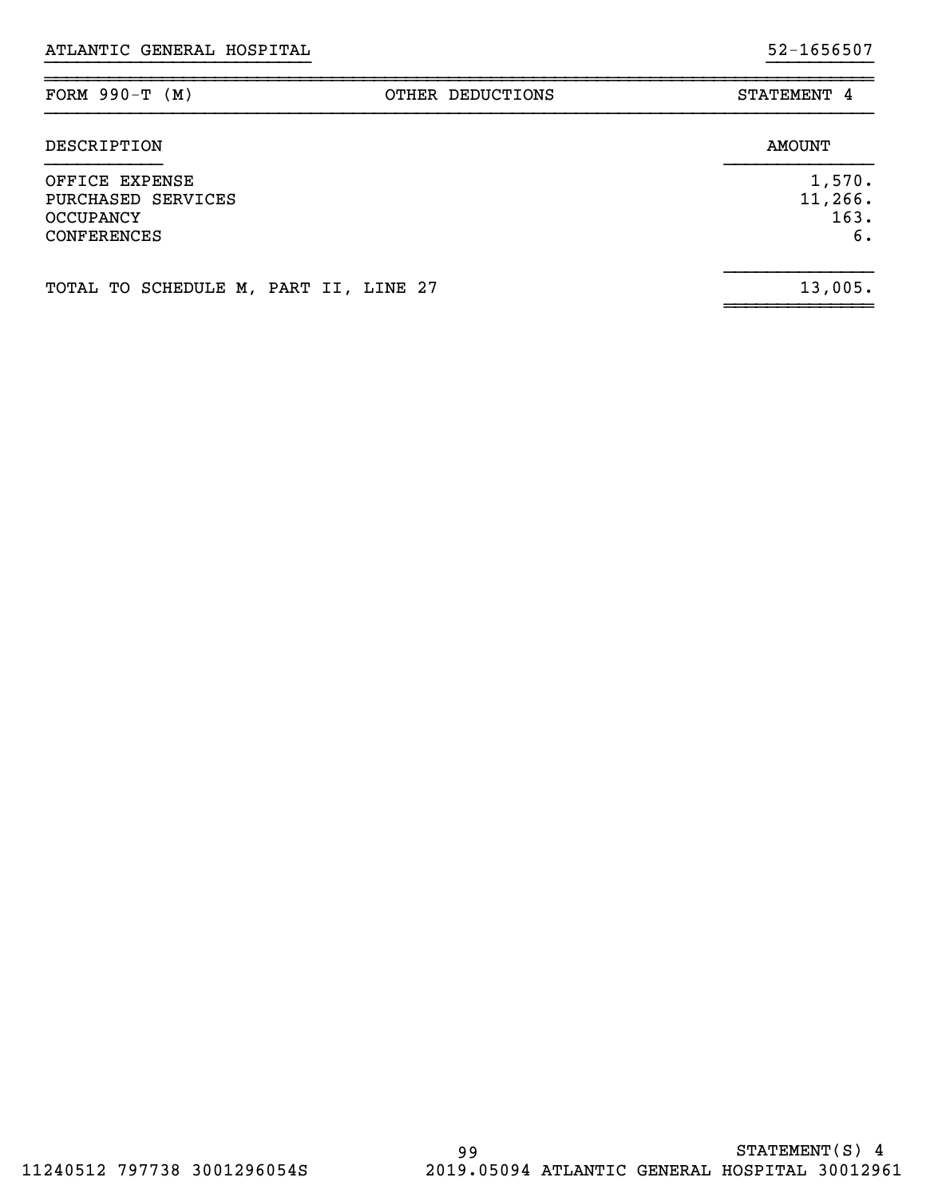ATLANTIC GENERAL HOSPITAL 52-1656507

| FORM 990-T (M) | OTHER DEDUCTIONS | STATEMENT 4 |
|---|---|---|

| DESCRIPTION | AMOUNT |
|---|---|
| OFFICE EXPENSE | 1,570. |
| PURCHASED SERVICES | 11,266. |
| OCCUPANCY | 163. |
| CONFERENCES | 6. |
| TOTAL TO SCHEDULE M, PART II, LINE 27 | 13,005. |

STATEMENT(S) 4

11240512 797738 3001296054S 2019.05094 ATLANTIC GENERAL HOSPITAL 30012961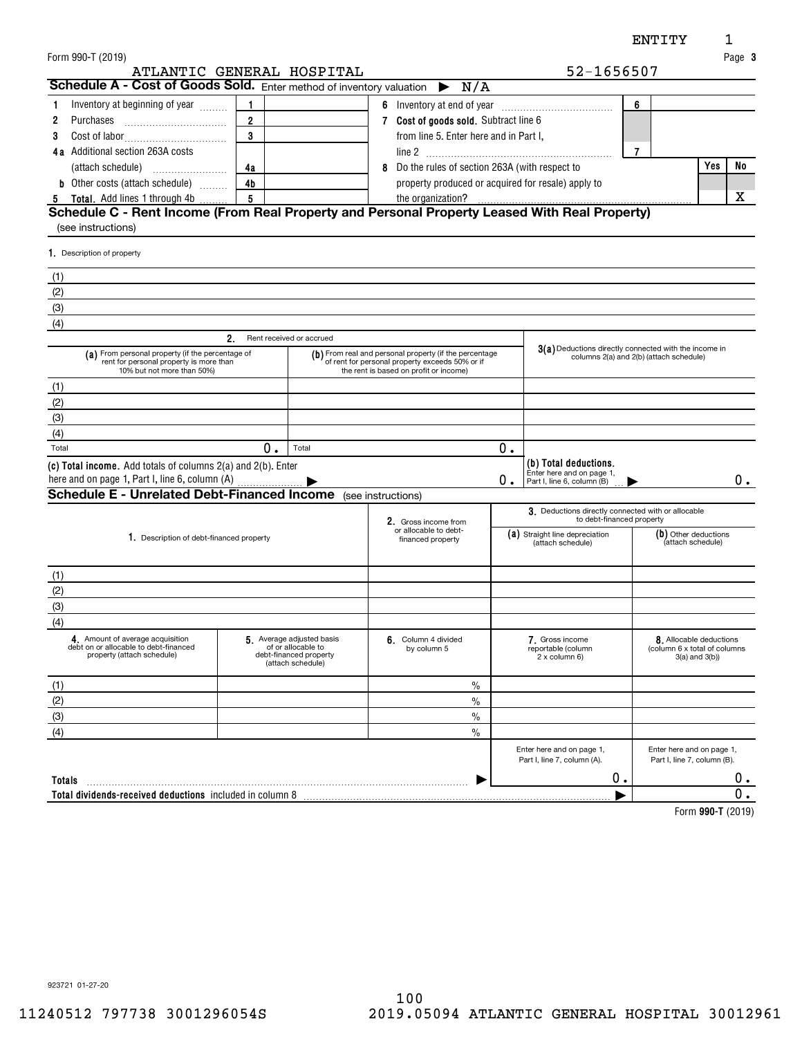ENTITY 1

Form 990-T (2019) Page **3**

ATLANTIC GENERAL HOSPITAL 52-1656507

## Schedule A - Cost of Goods Sold. Enter method of inventory valuation ▶ N/A

| | | | | | | | |
|---|---|---|---|---|---|---|---|
| **1** Inventory at beginning of year | 1 | | **6** Inventory at end of year | 6 | | | |
| **2** Purchases | 2 | | **7** **Cost of goods sold.** Subtract line 6 from line 5. Enter here and in Part I, line 2 | 7 | | | |
| **3** Cost of labor | 3 | | | | | | |
| **4a** Additional section 263A costs (attach schedule) | 4a | | **8** Do the rules of section 263A (with respect to property produced or acquired for resale) apply to the organization? | | | Yes | No |
| **b** Other costs (attach schedule) | 4b | | | | | | |
| **5** **Total.** Add lines 1 through 4b | 5 | | | | | | X |

## Schedule C - Rent Income (From Real Property and Personal Property Leased With Real Property)

(see instructions)

**1.** Description of property

(1)
(2)
(3)
(4)

| | 2. Rent received or accrued | | |
|---|---|---|---|
| | **(a)** From personal property (if the percentage of rent for personal property is more than 10% but not more than 50%) | **(b)** From real and personal property (if the percentage of rent for personal property exceeds 50% or if the rent is based on profit or income) | **3(a)** Deductions directly connected with the income in columns 2(a) and 2(b) (attach schedule) |
| (1) | | | |
| (2) | | | |
| (3) | | | |
| (4) | | | |
| Total | 0. | Total 0. | |

**(c) Total income.** Add totals of columns 2(a) and 2(b). Enter here and on page 1, Part I, line 6, column (A) ▶ 0.

**(b) Total deductions.** Enter here and on page 1, Part I, line 6, column (B) ▶ 0.

## Schedule E - Unrelated Debt-Financed Income (see instructions)

| **1.** Description of debt-financed property | **2.** Gross income from or allocable to debt-financed property | **3.** Deductions directly connected with or allocable to debt-financed property: **(a)** Straight line depreciation (attach schedule) | **(b)** Other deductions (attach schedule) |
|---|---|---|---|
| (1) | | | |
| (2) | | | |
| (3) | | | |
| (4) | | | |

| | **4.** Amount of average acquisition debt on or allocable to debt-financed property (attach schedule) | **5.** Average adjusted basis of or allocable to debt-financed property (attach schedule) | **6.** Column 4 divided by column 5 | **7.** Gross income reportable (column 2 x column 6) | **8.** Allocable deductions (column 6 x total of columns 3(a) and 3(b)) |
|---|---|---|---|---|---|
| (1) | | | % | | |
| (2) | | | % | | |
| (3) | | | % | | |
| (4) | | | % | | |
| | | | | Enter here and on page 1, Part I, line 7, column (A). | Enter here and on page 1, Part I, line 7, column (B). |
| **Totals** ▶ | | | | 0. | 0. |
| **Total dividends-received deductions** included in column 8 ▶ | | | | | 0. |

Form **990-T** (2019)

923721 01-27-20

11240512 797738 3001296054S 2019.05094 ATLANTIC GENERAL HOSPITAL 30012961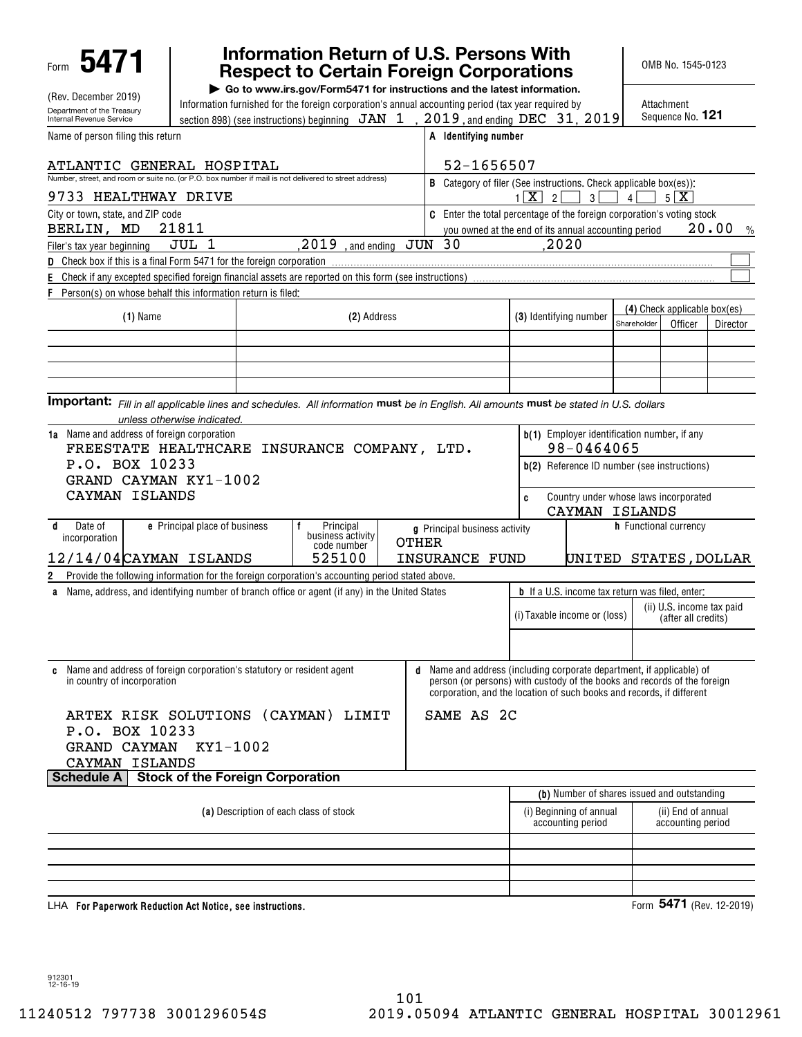# Form 5471

**Information Return of U.S. Persons With Respect to Certain Foreign Corporations**

(Rev. December 2019)
Department of the Treasury
Internal Revenue Service

▶ Go to www.irs.gov/Form5471 for instructions and the latest information.

Information furnished for the foreign corporation's annual accounting period (tax year required by section 898) (see instructions) beginning JAN 1, 2019, and ending DEC 31, 2019

OMB No. 1545-0123

Attachment Sequence No. **121**

| Name of person filing this return | A Identifying number |
|---|---|
| ATLANTIC GENERAL HOSPITAL | 52-1656507 |
| Number, street, and room or suite no. (or P.O. box number if mail is not delivered to street address): 9733 HEALTHWAY DRIVE | B Category of filer (See instructions. Check applicable box(es)): 1 [X] 2 [ ] 3 [ ] 4 [ ] 5 [X] |
| City or town, state, and ZIP code: BERLIN, MD 21811 | C Enter the total percentage of the foreign corporation's voting stock you owned at the end of its annual accounting period 20.00 % |

Filer's tax year beginning JUL 1, 2019, and ending JUN 30, 2020

**D** Check box if this is a final Form 5471 for the foreign corporation [ ]

**E** Check if any excepted specified foreign financial assets are reported on this form (see instructions) [ ]

**F** Person(s) on whose behalf this information return is filed:

| (1) Name | (2) Address | (3) Identifying number | (4) Shareholder | Officer | Director |
|---|---|---|---|---|---|
| | | | | | |
| | | | | | |
| | | | | | |
| | | | | | |

**Important:** *Fill in all applicable lines and schedules. All information* **must** *be in English. All amounts* **must** *be stated in U.S. dollars unless otherwise indicated.*

**1a** Name and address of foreign corporation
FREESTATE HEALTHCARE INSURANCE COMPANY, LTD.
P.O. BOX 10233
GRAND CAYMAN KY1-1002
CAYMAN ISLANDS

**b(1)** Employer identification number, if any: 98-0464065

**b(2)** Reference ID number (see instructions):

**c** Country under whose laws incorporated: CAYMAN ISLANDS

| d Date of incorporation | e Principal place of business | f Principal business activity code number | g Principal business activity | h Functional currency |
|---|---|---|---|---|
| 12/14/04 | CAYMAN ISLANDS | 525100 | OTHER INSURANCE FUND | UNITED STATES,DOLLAR |

**2** Provide the following information for the foreign corporation's accounting period stated above.

**a** Name, address, and identifying number of branch office or agent (if any) in the United States

**b** If a U.S. income tax return was filed, enter:

| (i) Taxable income or (loss) | (ii) U.S. income tax paid (after all credits) |
|---|---|
| | |

**c** Name and address of foreign corporation's statutory or resident agent in country of incorporation
ARTEX RISK SOLUTIONS (CAYMAN) LIMIT
P.O. BOX 10233
GRAND CAYMAN KY1-1002
CAYMAN ISLANDS

**d** Name and address (including corporate department, if applicable) of person (or persons) with custody of the books and records of the foreign corporation, and the location of such books and records, if different
SAME AS 2C

## Schedule A Stock of the Foreign Corporation

| (a) Description of each class of stock | (b) Number of shares issued and outstanding (i) Beginning of annual accounting period | (ii) End of annual accounting period |
|---|---|---|
| | | |
| | | |
| | | |
| | | |

LHA For Paperwork Reduction Act Notice, see instructions.

Form **5471** (Rev. 12-2019)

912301 12-16-19

11240512 797738 3001296054S 2019.05094 ATLANTIC GENERAL HOSPITAL 30012961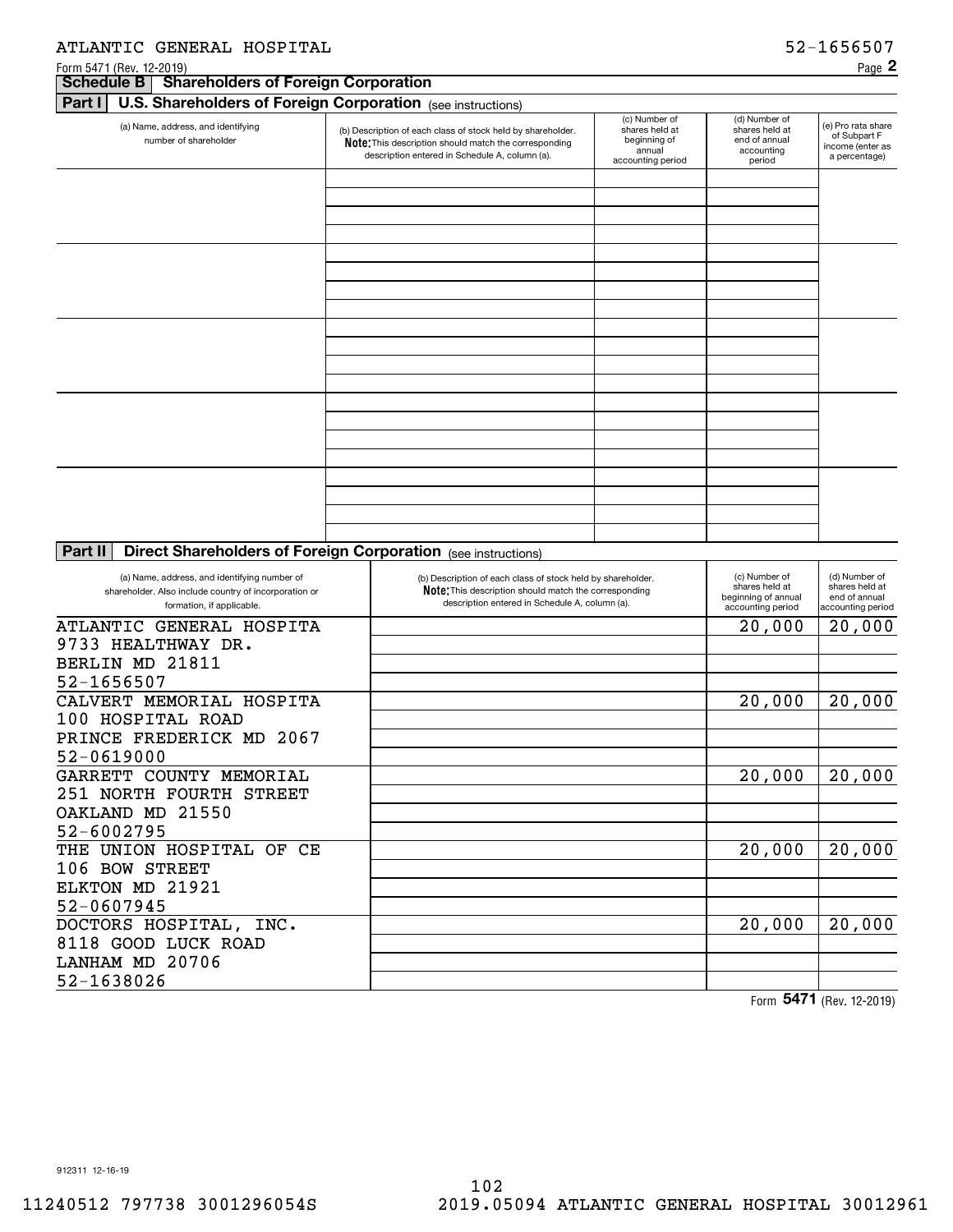ATLANTIC GENERAL HOSPITAL 52-1656507

Form 5471 (Rev. 12-2019) Page **2**

## Schedule B Shareholders of Foreign Corporation

### Part I U.S. Shareholders of Foreign Corporation (see instructions)

| (a) Name, address, and identifying number of shareholder | (b) Description of each class of stock held by shareholder. **Note:** This description should match the corresponding description entered in Schedule A, column (a). | (c) Number of shares held at beginning of annual accounting period | (d) Number of shares held at end of annual accounting period | (e) Pro rata share of Subpart F income (enter as a percentage) |
|---|---|---|---|---|
| | | | | |

### Part II Direct Shareholders of Foreign Corporation (see instructions)

| (a) Name, address, and identifying number of shareholder. Also include country of incorporation or formation, if applicable. | (b) Description of each class of stock held by shareholder. **Note:** This description should match the corresponding description entered in Schedule A, column (a). | (c) Number of shares held at beginning of annual accounting period | (d) Number of shares held at end of annual accounting period |
|---|---|---|---|
| ATLANTIC GENERAL HOSPITA<br>9733 HEALTHWAY DR.<br>BERLIN MD 21811<br>52-1656507 | | 20,000 | 20,000 |
| CALVERT MEMORIAL HOSPITA<br>100 HOSPITAL ROAD<br>PRINCE FREDERICK MD 2067<br>52-0619000 | | 20,000 | 20,000 |
| GARRETT COUNTY MEMORIAL<br>251 NORTH FOURTH STREET<br>OAKLAND MD 21550<br>52-6002795 | | 20,000 | 20,000 |
| THE UNION HOSPITAL OF CE<br>106 BOW STREET<br>ELKTON MD 21921<br>52-0607945 | | 20,000 | 20,000 |
| DOCTORS HOSPITAL, INC.<br>8118 GOOD LUCK ROAD<br>LANHAM MD 20706<br>52-1638026 | | 20,000 | 20,000 |

Form **5471** (Rev. 12-2019)

912311 12-16-19

11240512 797738 3001296054S 2019.05094 ATLANTIC GENERAL HOSPITAL 30012961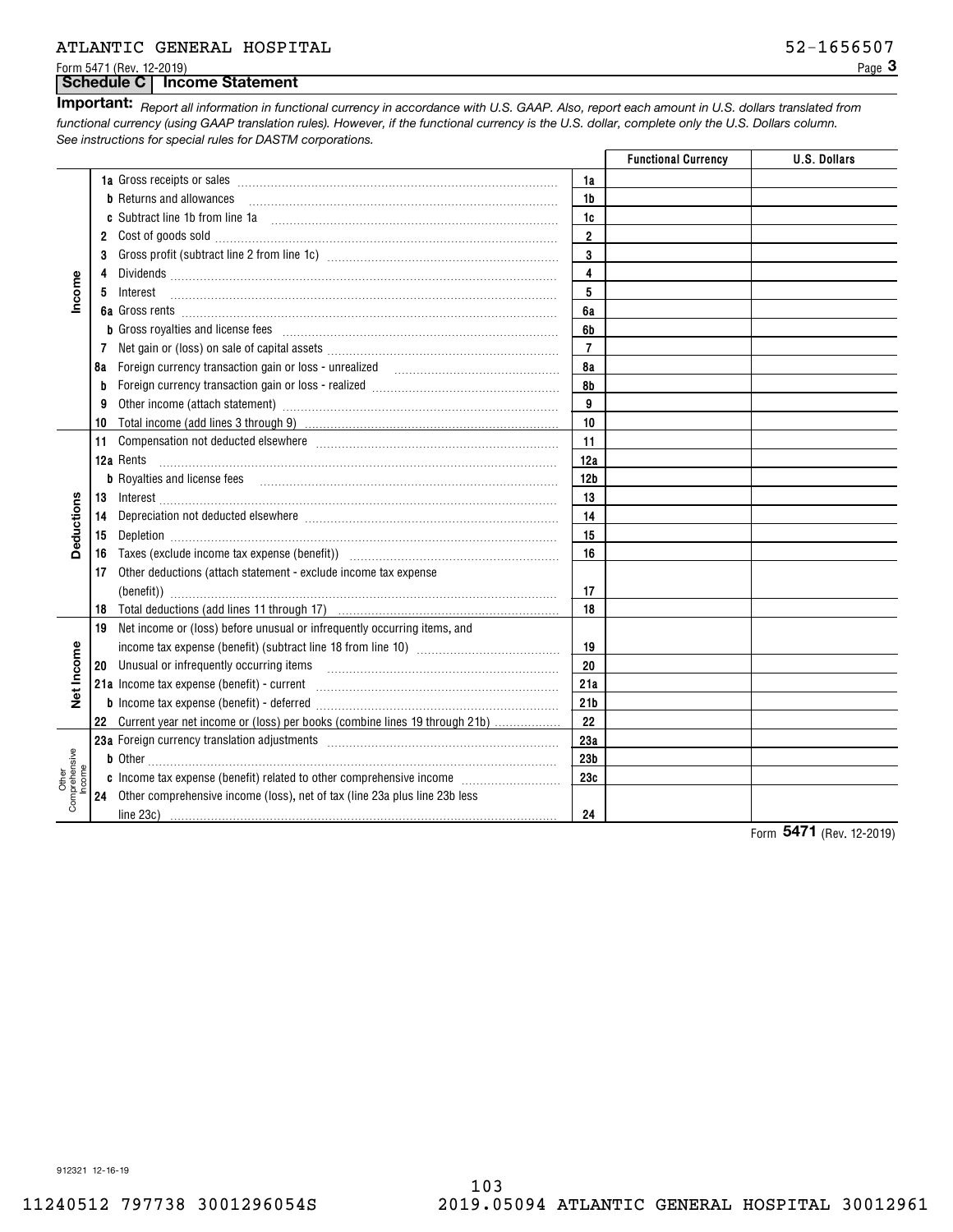ATLANTIC GENERAL HOSPITAL 52-1656507

Form 5471 (Rev. 12-2019) Page **3**

## Schedule C Income Statement

**Important:** *Report all information in functional currency in accordance with U.S. GAAP. Also, report each amount in U.S. dollars translated from functional currency (using GAAP translation rules). However, if the functional currency is the U.S. dollar, complete only the U.S. Dollars column. See instructions for special rules for DASTM corporations.*

| | | Line | Functional Currency | U.S. Dollars |
|---|---|---|---|---|
| Income | **1a** Gross receipts or sales | 1a | | |
| | **b** Returns and allowances | 1b | | |
| | **c** Subtract line 1b from line 1a | 1c | | |
| | **2** Cost of goods sold | 2 | | |
| | **3** Gross profit (subtract line 2 from line 1c) | 3 | | |
| | **4** Dividends | 4 | | |
| | **5** Interest | 5 | | |
| | **6a** Gross rents | 6a | | |
| | **b** Gross royalties and license fees | 6b | | |
| | **7** Net gain or (loss) on sale of capital assets | 7 | | |
| | **8a** Foreign currency transaction gain or loss - unrealized | 8a | | |
| | **b** Foreign currency transaction gain or loss - realized | 8b | | |
| | **9** Other income (attach statement) | 9 | | |
| | **10** Total income (add lines 3 through 9) | 10 | | |
| Deductions | **11** Compensation not deducted elsewhere | 11 | | |
| | **12a** Rents | 12a | | |
| | **b** Royalties and license fees | 12b | | |
| | **13** Interest | 13 | | |
| | **14** Depreciation not deducted elsewhere | 14 | | |
| | **15** Depletion | 15 | | |
| | **16** Taxes (exclude income tax expense (benefit)) | 16 | | |
| | **17** Other deductions (attach statement - exclude income tax expense (benefit)) | 17 | | |
| | **18** Total deductions (add lines 11 through 17) | 18 | | |
| Net Income | **19** Net income or (loss) before unusual or infrequently occurring items, and income tax expense (benefit) (subtract line 18 from line 10) | 19 | | |
| | **20** Unusual or infrequently occurring items | 20 | | |
| | **21a** Income tax expense (benefit) - current | 21a | | |
| | **b** Income tax expense (benefit) - deferred | 21b | | |
| | **22** Current year net income or (loss) per books (combine lines 19 through 21b) | 22 | | |
| Other Comprehensive Income | **23a** Foreign currency translation adjustments | 23a | | |
| | **b** Other | 23b | | |
| | **c** Income tax expense (benefit) related to other comprehensive income | 23c | | |
| | **24** Other comprehensive income (loss), net of tax (line 23a plus line 23b less line 23c) | 24 | | |

Form **5471** (Rev. 12-2019)

912321 12-16-19

11240512 797738 3001296054S 2019.05094 ATLANTIC GENERAL HOSPITAL 30012961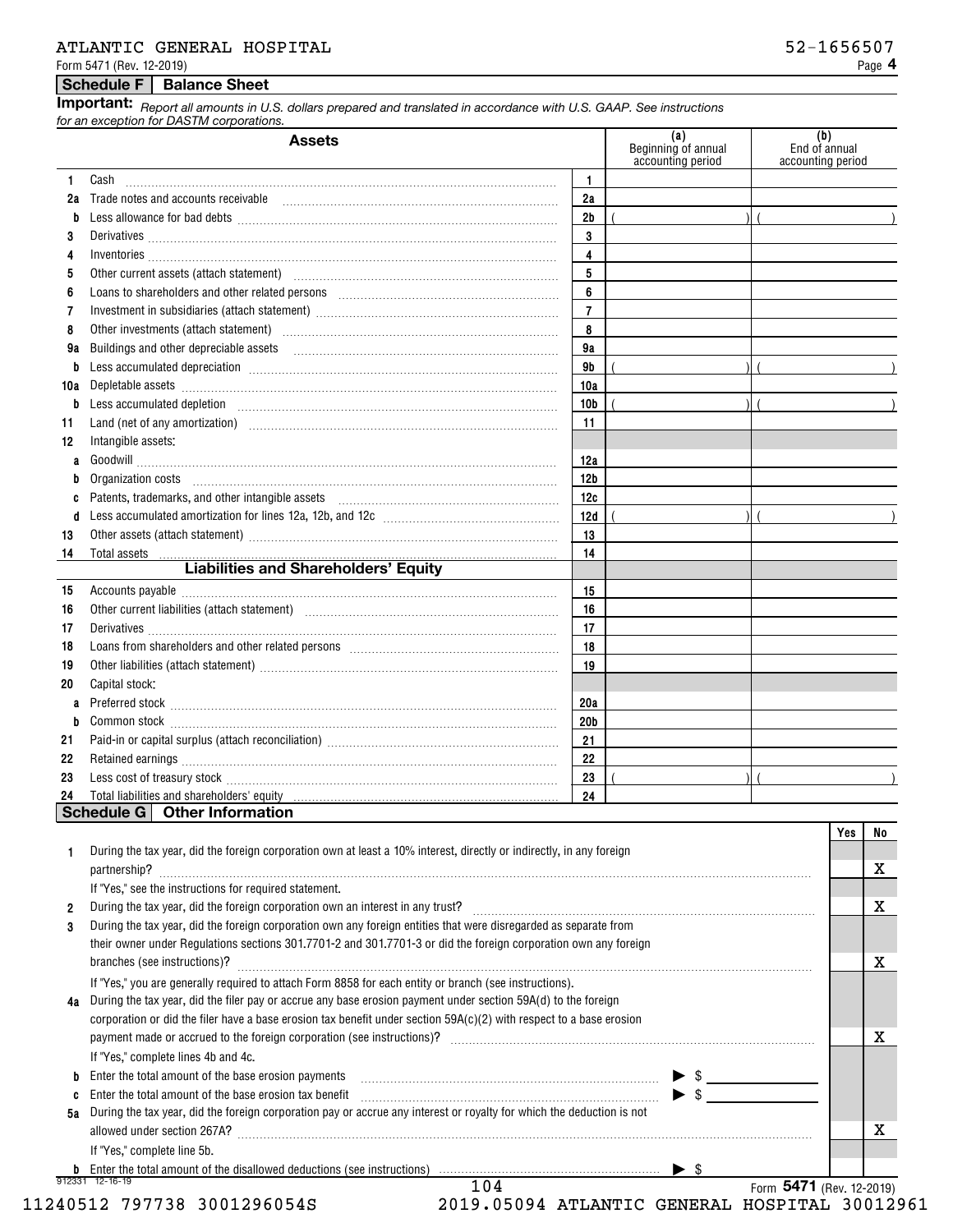ATLANTIC GENERAL HOSPITAL 52-1656507

Form 5471 (Rev. 12-2019) Page **4**

## Schedule F | Balance Sheet

**Important:** *Report all amounts in U.S. dollars prepared and translated in accordance with U.S. GAAP. See instructions for an exception for DASTM corporations.*

| | Assets | | (a) Beginning of annual accounting period | (b) End of annual accounting period |
|---|---|---|---|---|
| 1 | Cash | 1 | | |
| 2a | Trade notes and accounts receivable | 2a | | |
| b | Less allowance for bad debts | 2b | ( ) | ( ) |
| 3 | Derivatives | 3 | | |
| 4 | Inventories | 4 | | |
| 5 | Other current assets (attach statement) | 5 | | |
| 6 | Loans to shareholders and other related persons | 6 | | |
| 7 | Investment in subsidiaries (attach statement) | 7 | | |
| 8 | Other investments (attach statement) | 8 | | |
| 9a | Buildings and other depreciable assets | 9a | | |
| b | Less accumulated depreciation | 9b | ( ) | ( ) |
| 10a | Depletable assets | 10a | | |
| b | Less accumulated depletion | 10b | ( ) | ( ) |
| 11 | Land (net of any amortization) | 11 | | |
| 12 | Intangible assets: | | | |
| a | Goodwill | 12a | | |
| b | Organization costs | 12b | | |
| c | Patents, trademarks, and other intangible assets | 12c | | |
| d | Less accumulated amortization for lines 12a, 12b, and 12c | 12d | ( ) | ( ) |
| 13 | Other assets (attach statement) | 13 | | |
| 14 | Total assets | 14 | | |
| | **Liabilities and Shareholders' Equity** | | | |
| 15 | Accounts payable | 15 | | |
| 16 | Other current liabilities (attach statement) | 16 | | |
| 17 | Derivatives | 17 | | |
| 18 | Loans from shareholders and other related persons | 18 | | |
| 19 | Other liabilities (attach statement) | 19 | | |
| 20 | Capital stock: | | | |
| a | Preferred stock | 20a | | |
| b | Common stock | 20b | | |
| 21 | Paid-in or capital surplus (attach reconciliation) | 21 | | |
| 22 | Retained earnings | 22 | | |
| 23 | Less cost of treasury stock | 23 | ( ) | ( ) |
| 24 | Total liabilities and shareholders' equity | 24 | | |

## Schedule G | Other Information

| | | Yes | No |
|---|---|---|---|
| 1 | During the tax year, did the foreign corporation own at least a 10% interest, directly or indirectly, in any foreign partnership? | | X |
| | If "Yes," see the instructions for required statement. | | |
| 2 | During the tax year, did the foreign corporation own an interest in any trust? | | X |
| 3 | During the tax year, did the foreign corporation own any foreign entities that were disregarded as separate from their owner under Regulations sections 301.7701-2 and 301.7701-3 or did the foreign corporation own any foreign branches (see instructions)? | | X |
| | If "Yes," you are generally required to attach Form 8858 for each entity or branch (see instructions). | | |
| 4a | During the tax year, did the filer pay or accrue any base erosion payment under section 59A(d) to the foreign corporation or did the filer have a base erosion tax benefit under section 59A(c)(2) with respect to a base erosion payment made or accrued to the foreign corporation (see instructions)? | | X |
| | If "Yes," complete lines 4b and 4c. | | |
| b | Enter the total amount of the base erosion payments ▶ $ | | |
| c | Enter the total amount of the base erosion tax benefit ▶ $ | | |
| 5a | During the tax year, did the foreign corporation pay or accrue any interest or royalty for which the deduction is not allowed under section 267A? | | X |
| | If "Yes," complete line 5b. | | |
| b | Enter the total amount of the disallowed deductions (see instructions) ▶ $ | | |

Form **5471** (Rev. 12-2019)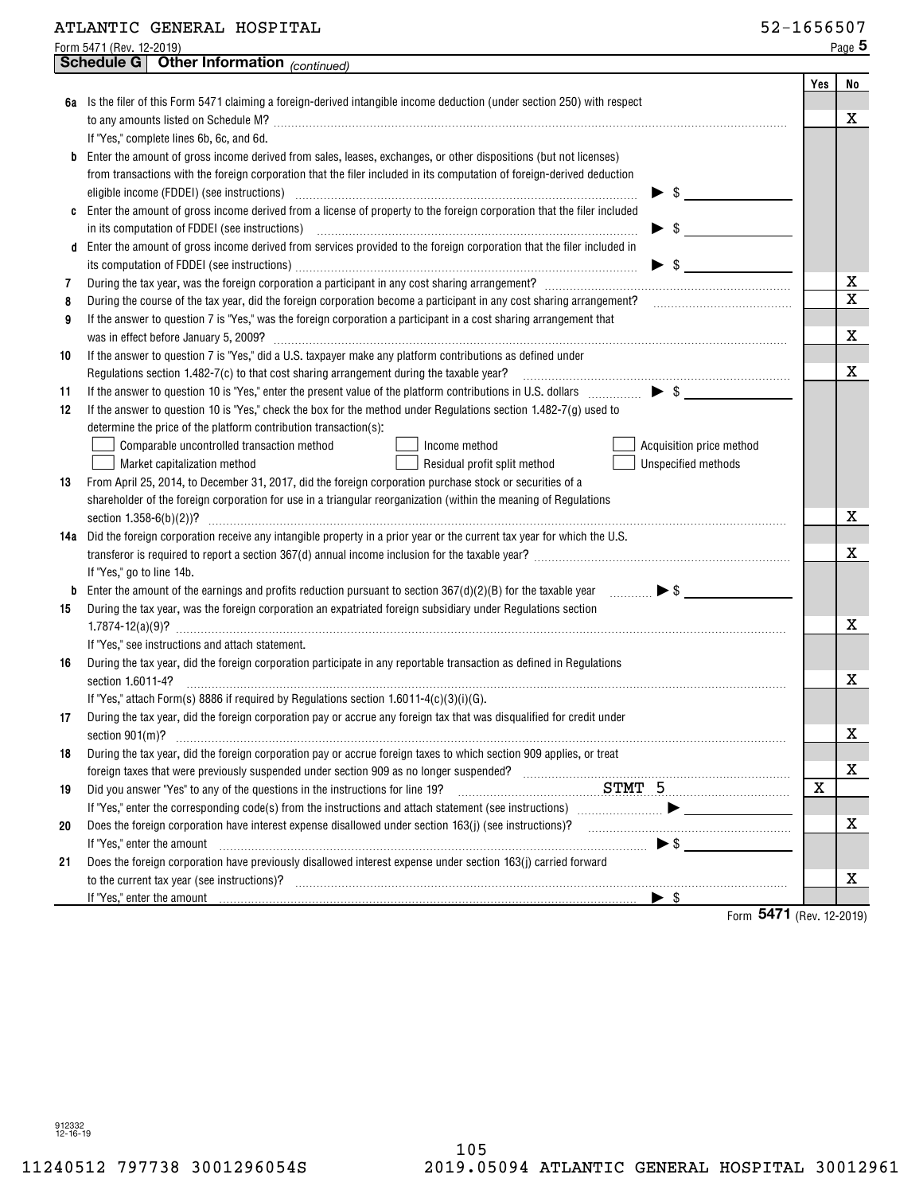ATLANTIC GENERAL HOSPITAL 52-1656507

Form 5471 (Rev. 12-2019) Page **5**

## Schedule G Other Information *(continued)*

| | | Yes | No |
|---|---|---|---|
| **6a** | Is the filer of this Form 5471 claiming a foreign-derived intangible income deduction (under section 250) with respect to any amounts listed on Schedule M? | | X |
| | If "Yes," complete lines 6b, 6c, and 6d. | | |
| **b** | Enter the amount of gross income derived from sales, leases, exchanges, or other dispositions (but not licenses) from transactions with the foreign corporation that the filer included in its computation of foreign-derived deduction eligible income (FDDEI) (see instructions) ▶ $ | | |
| **c** | Enter the amount of gross income derived from a license of property to the foreign corporation that the filer included in its computation of FDDEI (see instructions) ▶ $ | | |
| **d** | Enter the amount of gross income derived from services provided to the foreign corporation that the filer included in its computation of FDDEI (see instructions) ▶ $ | | |
| **7** | During the tax year, was the foreign corporation a participant in any cost sharing arrangement? | | X |
| **8** | During the course of the tax year, did the foreign corporation become a participant in any cost sharing arrangement? | | X |
| **9** | If the answer to question 7 is "Yes," was the foreign corporation a participant in a cost sharing arrangement that was in effect before January 5, 2009? | | X |
| **10** | If the answer to question 7 is "Yes," did a U.S. taxpayer make any platform contributions as defined under Regulations section 1.482-7(c) to that cost sharing arrangement during the taxable year? | | X |
| **11** | If the answer to question 10 is "Yes," enter the present value of the platform contributions in U.S. dollars ▶ $ | | |
| **12** | If the answer to question 10 is "Yes," check the box for the method under Regulations section 1.482-7(g) used to determine the price of the platform contribution transaction(s):<br>☐ Comparable uncontrolled transaction method ☐ Income method ☐ Acquisition price method<br>☐ Market capitalization method ☐ Residual profit split method ☐ Unspecified methods | | |
| **13** | From April 25, 2014, to December 31, 2017, did the foreign corporation purchase stock or securities of a shareholder of the foreign corporation for use in a triangular reorganization (within the meaning of Regulations section 1.358-6(b)(2))? | | X |
| **14a** | Did the foreign corporation receive any intangible property in a prior year or the current tax year for which the U.S. transferor is required to report a section 367(d) annual income inclusion for the taxable year? | | X |
| | If "Yes," go to line 14b. | | |
| **b** | Enter the amount of the earnings and profits reduction pursuant to section 367(d)(2)(B) for the taxable year ▶ $ | | |
| **15** | During the tax year, was the foreign corporation an expatriated foreign subsidiary under Regulations section 1.7874-12(a)(9)? | | X |
| | If "Yes," see instructions and attach statement. | | |
| **16** | During the tax year, did the foreign corporation participate in any reportable transaction as defined in Regulations section 1.6011-4? | | X |
| | If "Yes," attach Form(s) 8886 if required by Regulations section 1.6011-4(c)(3)(i)(G). | | |
| **17** | During the tax year, did the foreign corporation pay or accrue any foreign tax that was disqualified for credit under section 901(m)? | | X |
| **18** | During the tax year, did the foreign corporation pay or accrue foreign taxes to which section 909 applies, or treat foreign taxes that were previously suspended under section 909 as no longer suspended? | | X |
| **19** | Did you answer "Yes" to any of the questions in the instructions for line 19? STMT 5 | X | |
| | If "Yes," enter the corresponding code(s) from the instructions and attach statement (see instructions) ▶ | | |
| **20** | Does the foreign corporation have interest expense disallowed under section 163(j) (see instructions)? | | X |
| | If "Yes," enter the amount ▶ $ | | |
| **21** | Does the foreign corporation have previously disallowed interest expense under section 163(j) carried forward to the current tax year (see instructions)? | | X |
| | If "Yes," enter the amount ▶ $ | | |

Form **5471** (Rev. 12-2019)

912332 12-16-19

11240512 797738 3001296054S 2019.05094 ATLANTIC GENERAL HOSPITAL 30012961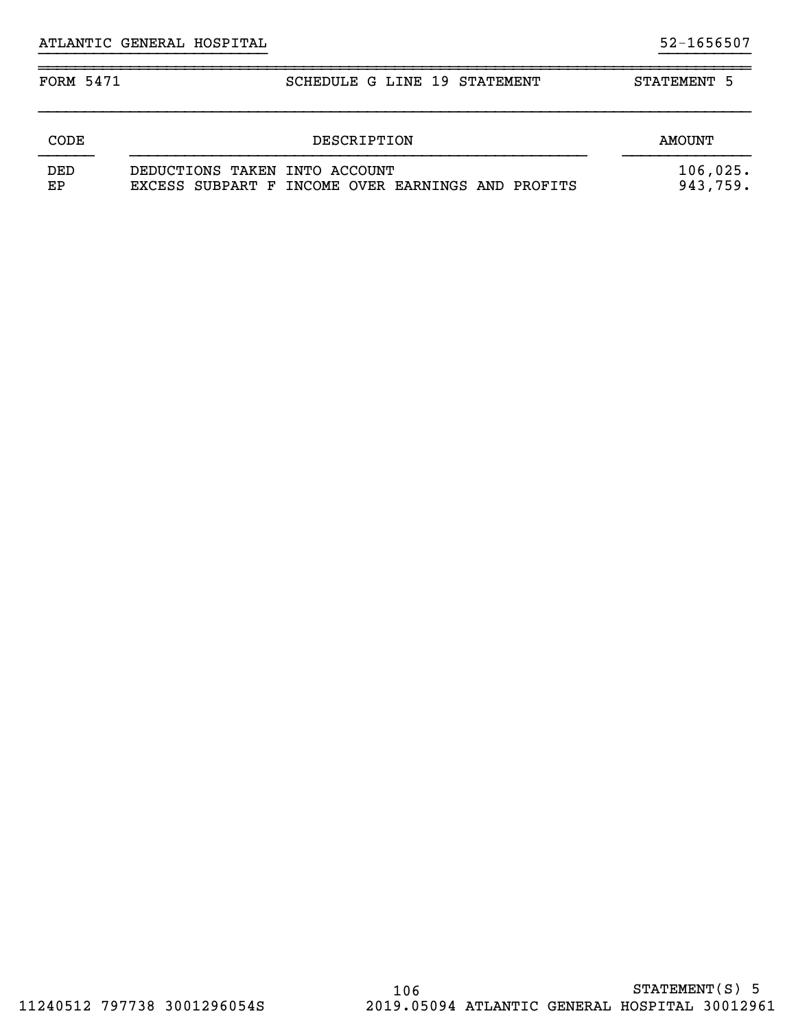ATLANTIC GENERAL HOSPITAL 52-1656507

| FORM 5471 | SCHEDULE G LINE 19 STATEMENT | STATEMENT 5 |
|---|---|---|

| CODE | DESCRIPTION | AMOUNT |
|---|---|---|
| DED | DEDUCTIONS TAKEN INTO ACCOUNT | 106,025. |
| EP | EXCESS SUBPART F INCOME OVER EARNINGS AND PROFITS | 943,759. |

STATEMENT(S) 5

11240512 797738 3001296054S 2019.05094 ATLANTIC GENERAL HOSPITAL 30012961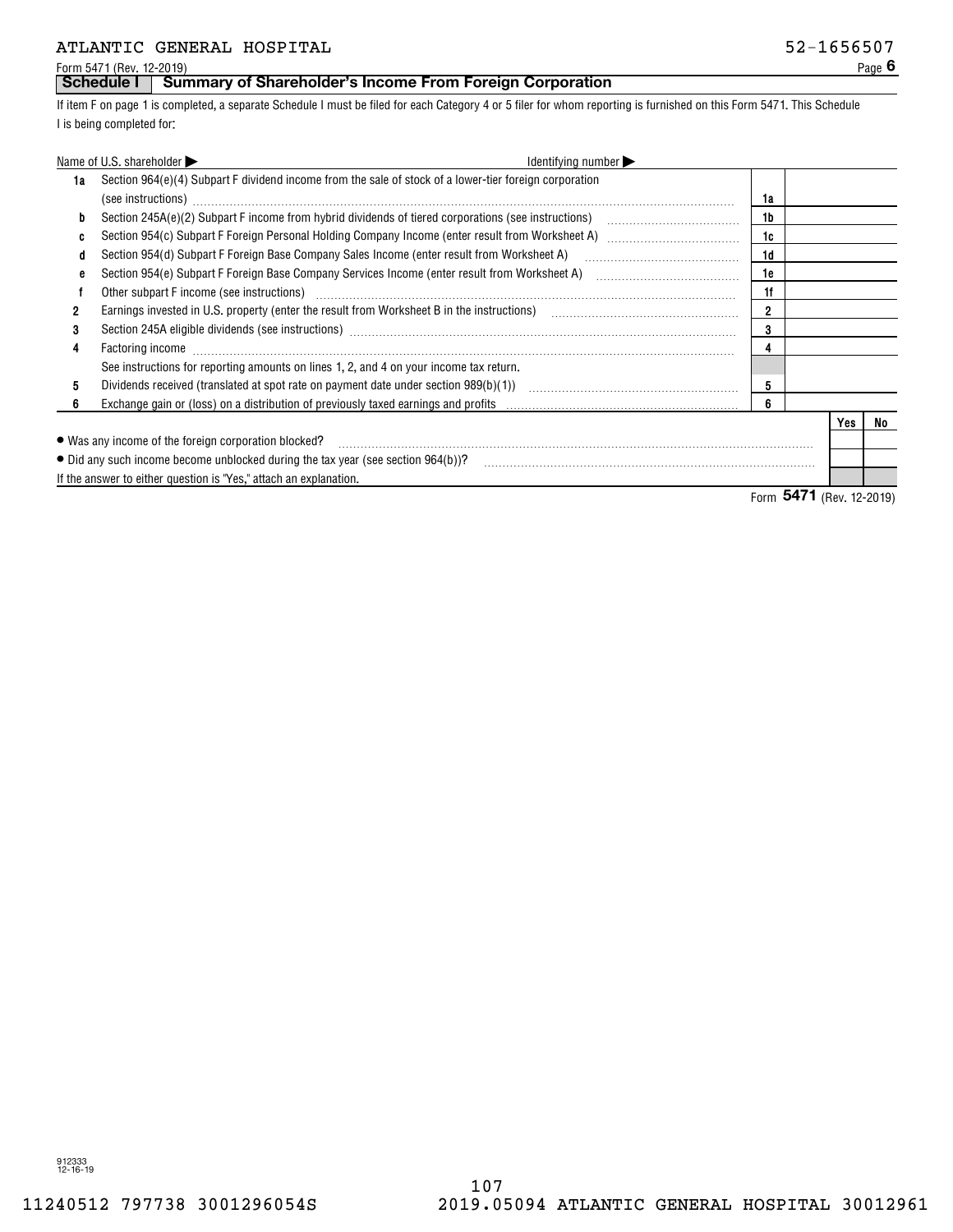ATLANTIC GENERAL HOSPITAL 52-1656507

Form 5471 (Rev. 12-2019) Page **6**

## Schedule I — Summary of Shareholder's Income From Foreign Corporation

If item F on page 1 is completed, a separate Schedule I must be filed for each Category 4 or 5 filer for whom reporting is furnished on this Form 5471. This Schedule I is being completed for:

Name of U.S. shareholder ▶ Identifying number ▶

| | | | |
|---|---|---|---|
| 1a | Section 964(e)(4) Subpart F dividend income from the sale of stock of a lower-tier foreign corporation (see instructions) | 1a | |
| b | Section 245A(e)(2) Subpart F income from hybrid dividends of tiered corporations (see instructions) | 1b | |
| c | Section 954(c) Subpart F Foreign Personal Holding Company Income (enter result from Worksheet A) | 1c | |
| d | Section 954(d) Subpart F Foreign Base Company Sales Income (enter result from Worksheet A) | 1d | |
| e | Section 954(e) Subpart F Foreign Base Company Services Income (enter result from Worksheet A) | 1e | |
| f | Other subpart F income (see instructions) | 1f | |
| 2 | Earnings invested in U.S. property (enter the result from Worksheet B in the instructions) | 2 | |
| 3 | Section 245A eligible dividends (see instructions) | 3 | |
| 4 | Factoring income | 4 | |
| | See instructions for reporting amounts on lines 1, 2, and 4 on your income tax return. | | |
| 5 | Dividends received (translated at spot rate on payment date under section 989(b)(1)) | 5 | |
| 6 | Exchange gain or (loss) on a distribution of previously taxed earnings and profits | 6 | |

| | Yes | No |
|---|---|---|
| • Was any income of the foreign corporation blocked? | | |
| • Did any such income become unblocked during the tax year (see section 964(b))? | | |

If the answer to either question is "Yes," attach an explanation.

Form **5471** (Rev. 12-2019)

912333 12-16-19

11240512 797738 3001296054S 2019.05094 ATLANTIC GENERAL HOSPITAL 30012961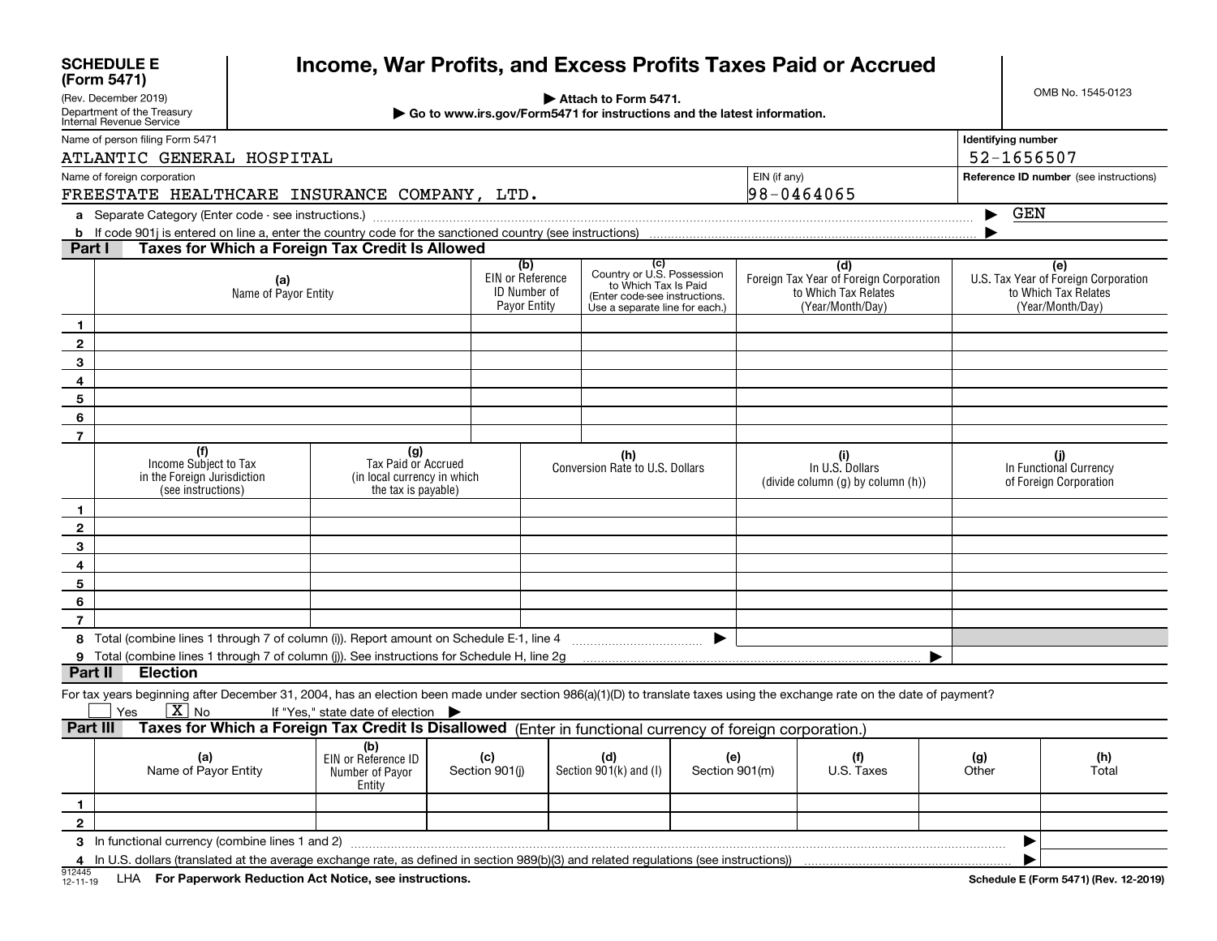**SCHEDULE E (Form 5471)**
(Rev. December 2019)
Department of the Treasury
Internal Revenue Service

# Income, War Profits, and Excess Profits Taxes Paid or Accrued

▶ Attach to Form 5471.
▶ Go to www.irs.gov/Form5471 for instructions and the latest information.

OMB No. 1545-0123

Name of person filing Form 5471: ATLANTIC GENERAL HOSPITAL

Identifying number: 52-1656507

Name of foreign corporation: FREESTATE HEALTHCARE INSURANCE COMPANY, LTD.

EIN (if any): 98-0464065

Reference ID number (see instructions):

**a** Separate Category (Enter code - see instructions.) ▶ GEN

**b** If code 901j is entered on line a, enter the country code for the sanctioned country (see instructions) ▶

## Part I Taxes for Which a Foreign Tax Credit Is Allowed

| | (a) Name of Payor Entity | (b) EIN or Reference ID Number of Payor Entity | (c) Country or U.S. Possession to Which Tax Is Paid (Enter code-see instructions. Use a separate line for each.) | (d) Foreign Tax Year of Foreign Corporation to Which Tax Relates (Year/Month/Day) | (e) U.S. Tax Year of Foreign Corporation to Which Tax Relates (Year/Month/Day) |
|---|---|---|---|---|---|
| 1 | | | | | |
| 2 | | | | | |
| 3 | | | | | |
| 4 | | | | | |
| 5 | | | | | |
| 6 | | | | | |
| 7 | | | | | |

| | (f) Income Subject to Tax in the Foreign Jurisdiction (see instructions) | (g) Tax Paid or Accrued (in local currency in which the tax is payable) | (h) Conversion Rate to U.S. Dollars | (i) In U.S. Dollars (divide column (g) by column (h)) | (j) In Functional Currency of Foreign Corporation |
|---|---|---|---|---|---|
| 1 | | | | | |
| 2 | | | | | |
| 3 | | | | | |
| 4 | | | | | |
| 5 | | | | | |
| 6 | | | | | |
| 7 | | | | | |

**8** Total (combine lines 1 through 7 of column (i)). Report amount on Schedule E-1, line 4 ▶

**9** Total (combine lines 1 through 7 of column (j)). See instructions for Schedule H, line 2g ▶

## Part II Election

For tax years beginning after December 31, 2004, has an election been made under section 986(a)(1)(D) to translate taxes using the exchange rate on the date of payment?

☐ Yes ☒ No If "Yes," state date of election ▶

## Part III Taxes for Which a Foreign Tax Credit Is Disallowed (Enter in functional currency of foreign corporation.)

| | (a) Name of Payor Entity | (b) EIN or Reference ID Number of Payor Entity | (c) Section 901(j) | (d) Section 901(k) and (l) | (e) Section 901(m) | (f) U.S. Taxes | (g) Other | (h) Total |
|---|---|---|---|---|---|---|---|---|
| 1 | | | | | | | | |
| 2 | | | | | | | | |

**3** In functional currency (combine lines 1 and 2) ▶

**4** In U.S. dollars (translated at the average exchange rate, as defined in section 989(b)(3) and related regulations (see instructions)) ▶

912445 12-11-19 LHA **For Paperwork Reduction Act Notice, see instructions.** **Schedule E (Form 5471) (Rev. 12-2019)**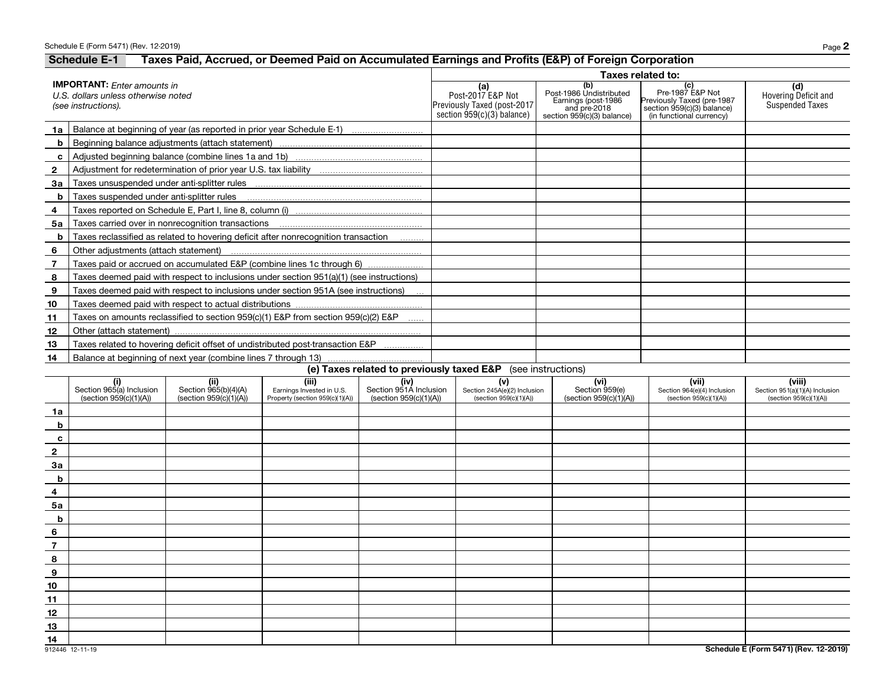## Schedule E-1 Taxes Paid, Accrued, or Deemed Paid on Accumulated Earnings and Profits (E&P) of Foreign Corporation

| **IMPORTANT:** *Enter amounts in U.S. dollars unless otherwise noted (see instructions).* | | Taxes related to: | | | |
|---|---|---|---|---|---|
| | | **(a)** Post-2017 E&P Not Previously Taxed (post-2017 section 959(c)(3) balance) | **(b)** Post-1986 Undistributed Earnings (post-1986 and pre-2018 section 959(c)(3) balance) | **(c)** Pre-1987 E&P Not Previously Taxed (pre-1987 section 959(c)(3) balance) (in functional currency) | **(d)** Hovering Deficit and Suspended Taxes |
| **1a** | Balance at beginning of year (as reported in prior year Schedule E-1) | | | | |
| **b** | Beginning balance adjustments (attach statement) | | | | |
| **c** | Adjusted beginning balance (combine lines 1a and 1b) | | | | |
| **2** | Adjustment for redetermination of prior year U.S. tax liability | | | | |
| **3a** | Taxes unsuspended under anti-splitter rules | | | | |
| **b** | Taxes suspended under anti-splitter rules | | | | |
| **4** | Taxes reported on Schedule E, Part I, line 8, column (i) | | | | |
| **5a** | Taxes carried over in nonrecognition transactions | | | | |
| **b** | Taxes reclassified as related to hovering deficit after nonrecognition transaction | | | | |
| **6** | Other adjustments (attach statement) | | | | |
| **7** | Taxes paid or accrued on accumulated E&P (combine lines 1c through 6) | | | | |
| **8** | Taxes deemed paid with respect to inclusions under section 951(a)(1) (see instructions) | | | | |
| **9** | Taxes deemed paid with respect to inclusions under section 951A (see instructions) | | | | |
| **10** | Taxes deemed paid with respect to actual distributions | | | | |
| **11** | Taxes on amounts reclassified to section 959(c)(1) E&P from section 959(c)(2) E&P | | | | |
| **12** | Other (attach statement) | | | | |
| **13** | Taxes related to hovering deficit offset of undistributed post-transaction E&P | | | | |
| **14** | Balance at beginning of next year (combine lines 7 through 13) | | | | |

**(e) Taxes related to previously taxed E&P** (see instructions)

| | (i) Section 965(a) Inclusion (section 959(c)(1)(A)) | (ii) Section 965(b)(4)(A) (section 959(c)(1)(A)) | (iii) Earnings Invested in U.S. Property (section 959(c)(1)(A)) | (iv) Section 951A Inclusion (section 959(c)(1)(A)) | (v) Section 245A(e)(2) Inclusion (section 959(c)(1)(A)) | (vi) Section 959(e) (section 959(c)(1)(A)) | (vii) Section 964(e)(4) Inclusion (section 959(c)(1)(A)) | (viii) Section 951(a)(1)(A) Inclusion (section 959(c)(1)(A)) |
|---|---|---|---|---|---|---|---|---|
| **1a** | | | | | | | | |
| **b** | | | | | | | | |
| **c** | | | | | | | | |
| **2** | | | | | | | | |
| **3a** | | | | | | | | |
| **b** | | | | | | | | |
| **4** | | | | | | | | |
| **5a** | | | | | | | | |
| **b** | | | | | | | | |
| **6** | | | | | | | | |
| **7** | | | | | | | | |
| **8** | | | | | | | | |
| **9** | | | | | | | | |
| **10** | | | | | | | | |
| **11** | | | | | | | | |
| **12** | | | | | | | | |
| **13** | | | | | | | | |
| **14** | | | | | | | | |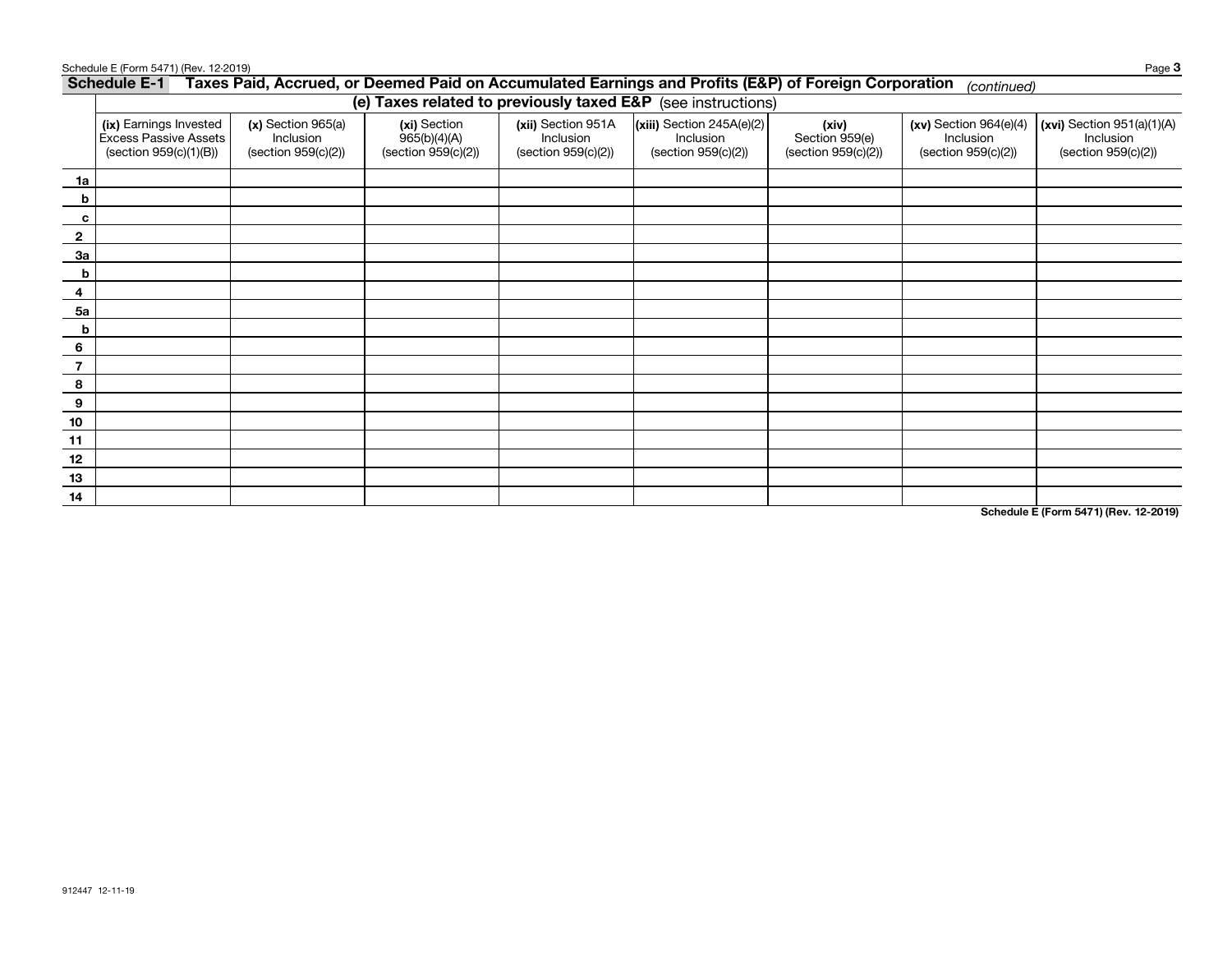## Schedule E-1 Taxes Paid, Accrued, or Deemed Paid on Accumulated Earnings and Profits (E&P) of Foreign Corporation *(continued)*

| | (e) Taxes related to previously taxed E&P (see instructions) | | | | | | | |
|---|---|---|---|---|---|---|---|---|
| | **(ix)** Earnings Invested Excess Passive Assets (section 959(c)(1)(B)) | **(x)** Section 965(a) Inclusion (section 959(c)(2)) | **(xi)** Section 965(b)(4)(A) (section 959(c)(2)) | **(xii)** Section 951A Inclusion (section 959(c)(2)) | **(xiii)** Section 245A(e)(2) Inclusion (section 959(c)(2)) | **(xiv)** Section 959(e) (section 959(c)(2)) | **(xv)** Section 964(e)(4) Inclusion (section 959(c)(2)) | **(xvi)** Section 951(a)(1)(A) Inclusion (section 959(c)(2)) |
| **1a** | | | | | | | | |
| **b** | | | | | | | | |
| **c** | | | | | | | | |
| **2** | | | | | | | | |
| **3a** | | | | | | | | |
| **b** | | | | | | | | |
| **4** | | | | | | | | |
| **5a** | | | | | | | | |
| **b** | | | | | | | | |
| **6** | | | | | | | | |
| **7** | | | | | | | | |
| **8** | | | | | | | | |
| **9** | | | | | | | | |
| **10** | | | | | | | | |
| **11** | | | | | | | | |
| **12** | | | | | | | | |
| **13** | | | | | | | | |
| **14** | | | | | | | | |

912447 12-11-19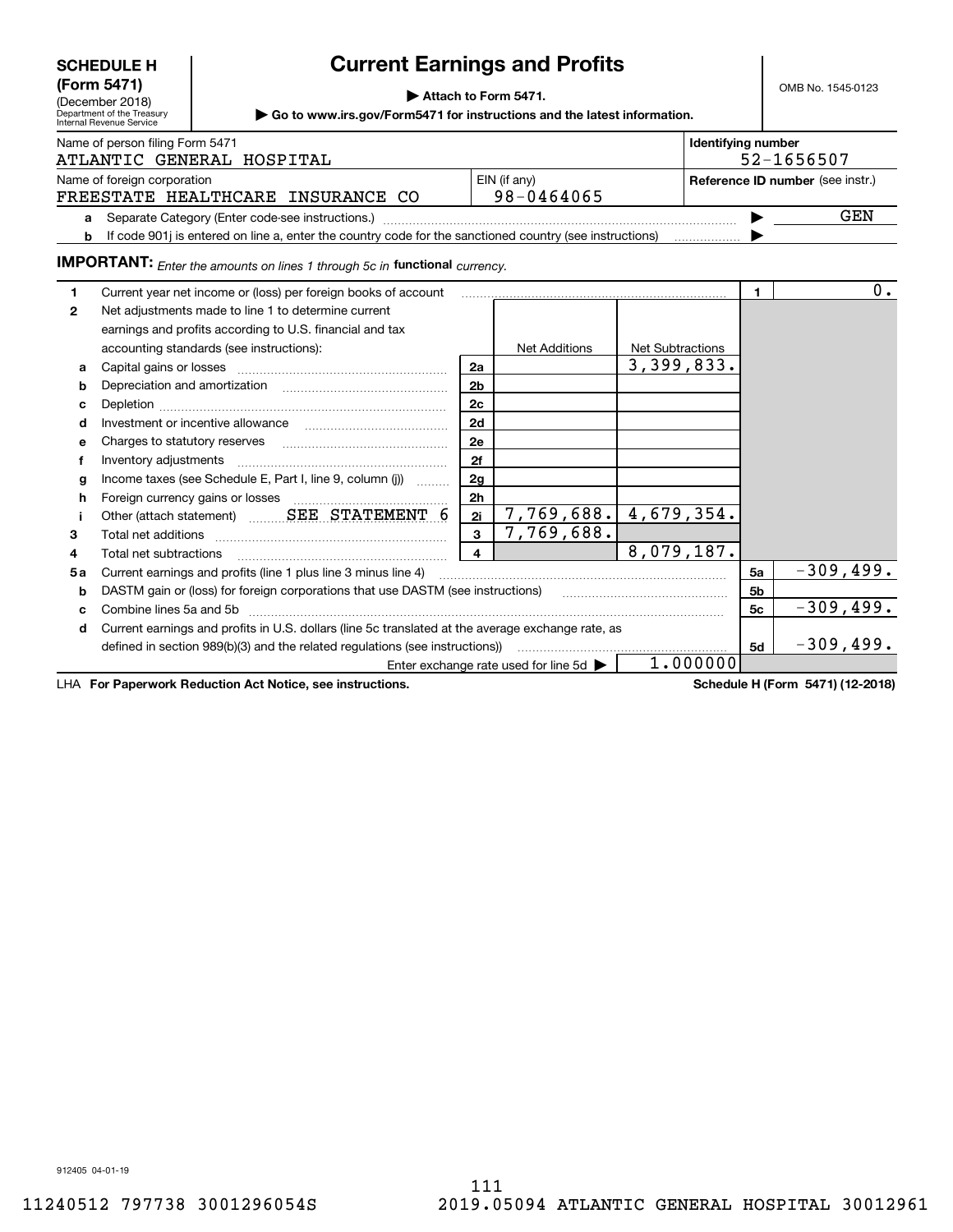**SCHEDULE H (Form 5471)** (December 2018) Department of the Treasury Internal Revenue Service

# Current Earnings and Profits

▶ Attach to Form 5471.

▶ Go to www.irs.gov/Form5471 for instructions and the latest information.

OMB No. 1545-0123

| Name of person filing Form 5471 | | Identifying number |
|---|---|---|
| ATLANTIC GENERAL HOSPITAL | | 52-1656507 |
| Name of foreign corporation | EIN (if any) | Reference ID number (see instr.) |
| FREESTATE HEALTHCARE INSURANCE CO | 98-0464065 | |

**a** Separate Category (Enter code-see instructions.) ▶ GEN

**b** If code 901j is entered on line a, enter the country code for the sanctioned country (see instructions) ▶

**IMPORTANT:** *Enter the amounts on lines 1 through 5c in* **functional** *currency.*

| | | | | | | |
|---|---|---|---|---|---|---|
| **1** | Current year net income or (loss) per foreign books of account | | | | 1 | 0. |
| **2** | Net adjustments made to line 1 to determine current earnings and profits according to U.S. financial and tax accounting standards (see instructions): | | Net Additions | Net Subtractions | | |
| **a** | Capital gains or losses | 2a | | 3,399,833. | | |
| **b** | Depreciation and amortization | 2b | | | | |
| **c** | Depletion | 2c | | | | |
| **d** | Investment or incentive allowance | 2d | | | | |
| **e** | Charges to statutory reserves | 2e | | | | |
| **f** | Inventory adjustments | 2f | | | | |
| **g** | Income taxes (see Schedule E, Part I, line 9, column (j)) | 2g | | | | |
| **h** | Foreign currency gains or losses | 2h | | | | |
| **i** | Other (attach statement) SEE STATEMENT 6 | 2i | 7,769,688. | 4,679,354. | | |
| **3** | Total net additions | 3 | 7,769,688. | | | |
| **4** | Total net subtractions | 4 | | 8,079,187. | | |
| **5a** | Current earnings and profits (line 1 plus line 3 minus line 4) | | | | 5a | -309,499. |
| **b** | DASTM gain or (loss) for foreign corporations that use DASTM (see instructions) | | | | 5b | |
| **c** | Combine lines 5a and 5b | | | | 5c | -309,499. |
| **d** | Current earnings and profits in U.S. dollars (line 5c translated at the average exchange rate, as defined in section 989(b)(3) and the related regulations (see instructions)) | | | | 5d | -309,499. |
| | Enter exchange rate used for line 5d ▶ | | | 1.000000 | | |

LHA **For Paperwork Reduction Act Notice, see instructions.** **Schedule H (Form 5471) (12-2018)**

912405 04-01-19

11240512 797738 3001296054S 2019.05094 ATLANTIC GENERAL HOSPITAL 30012961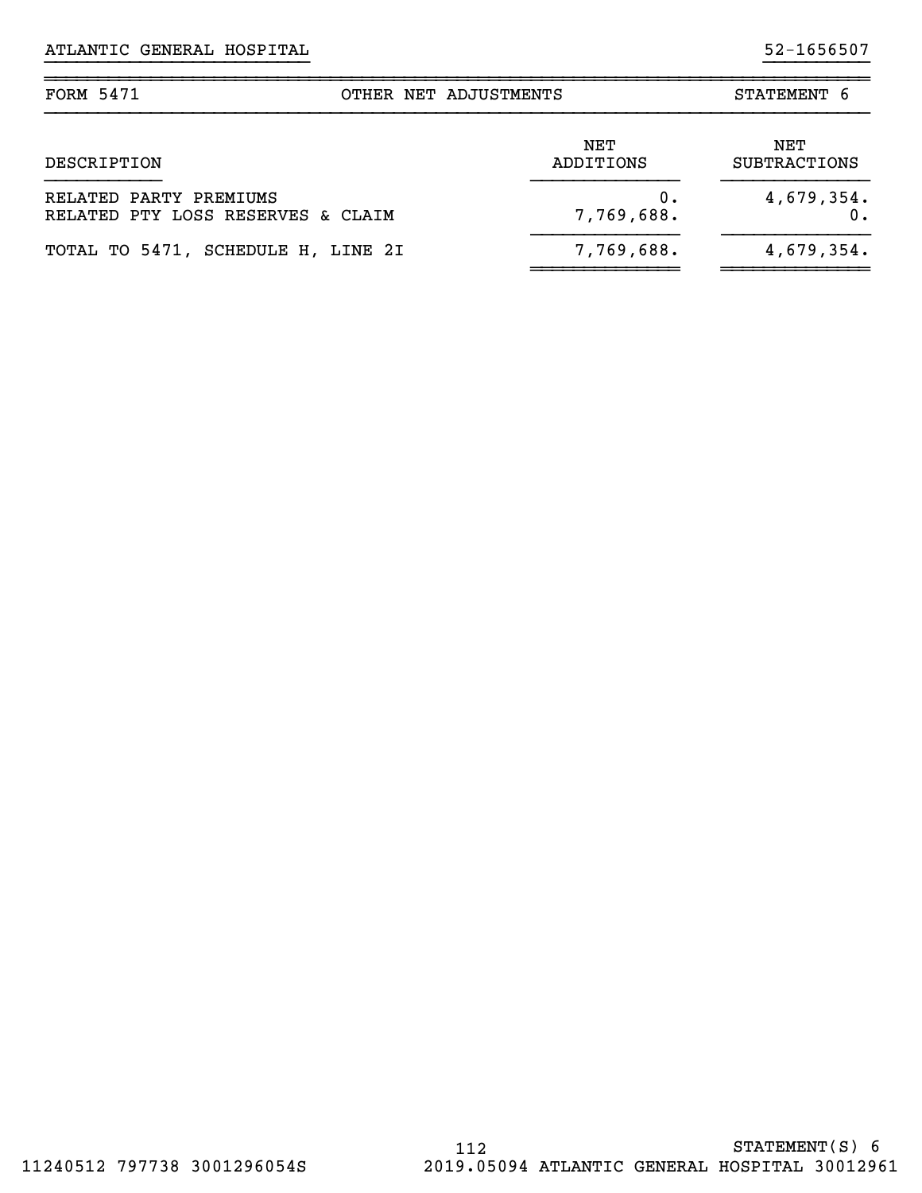ATLANTIC GENERAL HOSPITAL 52-1656507

| FORM 5471 | OTHER NET ADJUSTMENTS | STATEMENT 6 |
|---|---|---|

| DESCRIPTION | NET ADDITIONS | NET SUBTRACTIONS |
|---|---|---|
| RELATED PARTY PREMIUMS | 0. | 4,679,354. |
| RELATED PTY LOSS RESERVES & CLAIM | 7,769,688. | 0. |
| TOTAL TO 5471, SCHEDULE H, LINE 2I | 7,769,688. | 4,679,354. |

STATEMENT(S) 6

11240512 797738 3001296054S 2019.05094 ATLANTIC GENERAL HOSPITAL 30012961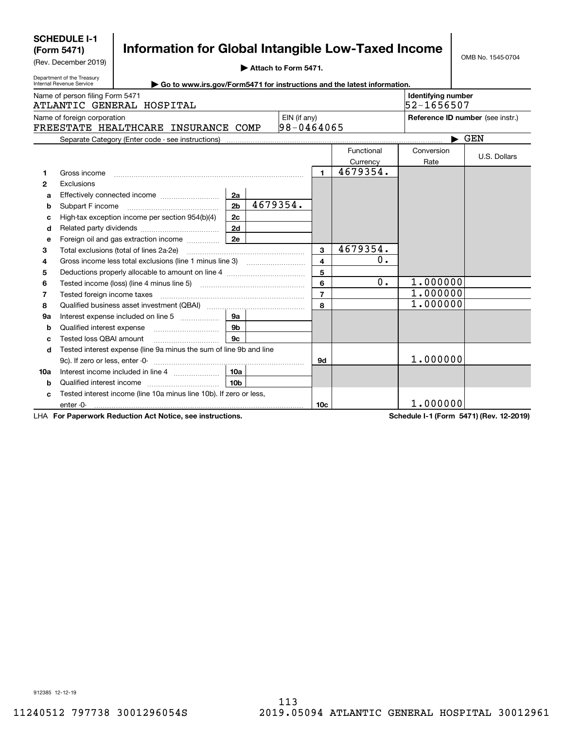**SCHEDULE I-1 (Form 5471)** (Rev. December 2019)

Department of the Treasury Internal Revenue Service

# Information for Global Intangible Low-Taxed Income

▶ Attach to Form 5471.

▶ Go to www.irs.gov/Form5471 for instructions and the latest information.

OMB No. 1545-0704

| Name of person filing Form 5471 | | Identifying number |
|---|---|---|
| ATLANTIC GENERAL HOSPITAL | | 52-1656507 |
| **Name of foreign corporation** | **EIN (if any)** | **Reference ID number** (see instr.) |
| FREESTATE HEALTHCARE INSURANCE COMP | 98-0464065 | |

Separate Category (Enter code - see instructions) ▶ GEN

| | | | | | Functional Currency | Conversion Rate | U.S. Dollars |
|---|---|---|---|---|---|---|---|
| 1 | Gross income | | | 1 | 4679354. | | |
| 2 | Exclusions | | | | | | |
| a | Effectively connected income | 2a | | | | | |
| b | Subpart F income | 2b | 4679354. | | | | |
| c | High-tax exception income per section 954(b)(4) | 2c | | | | | |
| d | Related party dividends | 2d | | | | | |
| e | Foreign oil and gas extraction income | 2e | | | | | |
| 3 | Total exclusions (total of lines 2a-2e) | | | 3 | 4679354. | | |
| 4 | Gross income less total exclusions (line 1 minus line 3) | | | 4 | 0. | | |
| 5 | Deductions properly allocable to amount on line 4 | | | 5 | | | |
| 6 | Tested income (loss) (line 4 minus line 5) | | | 6 | 0. | 1.000000 | |
| 7 | Tested foreign income taxes | | | 7 | | 1.000000 | |
| 8 | Qualified business asset investment (QBAI) | | | 8 | | 1.000000 | |
| 9a | Interest expense included on line 5 | 9a | | | | | |
| b | Qualified interest expense | 9b | | | | | |
| c | Tested loss QBAI amount | 9c | | | | | |
| d | Tested interest expense (line 9a minus the sum of line 9b and line 9c). If zero or less, enter -0- | | | 9d | | 1.000000 | |
| 10a | Interest income included in line 4 | 10a | | | | | |
| b | Qualified interest income | 10b | | | | | |
| c | Tested interest income (line 10a minus line 10b). If zero or less, enter -0- | | | 10c | | 1.000000 | |

LHA **For Paperwork Reduction Act Notice, see instructions.** **Schedule I-1 (Form 5471) (Rev. 12-2019)**

912385 12-12-19

11240512 797738 3001296054S 2019.05094 ATLANTIC GENERAL HOSPITAL 30012961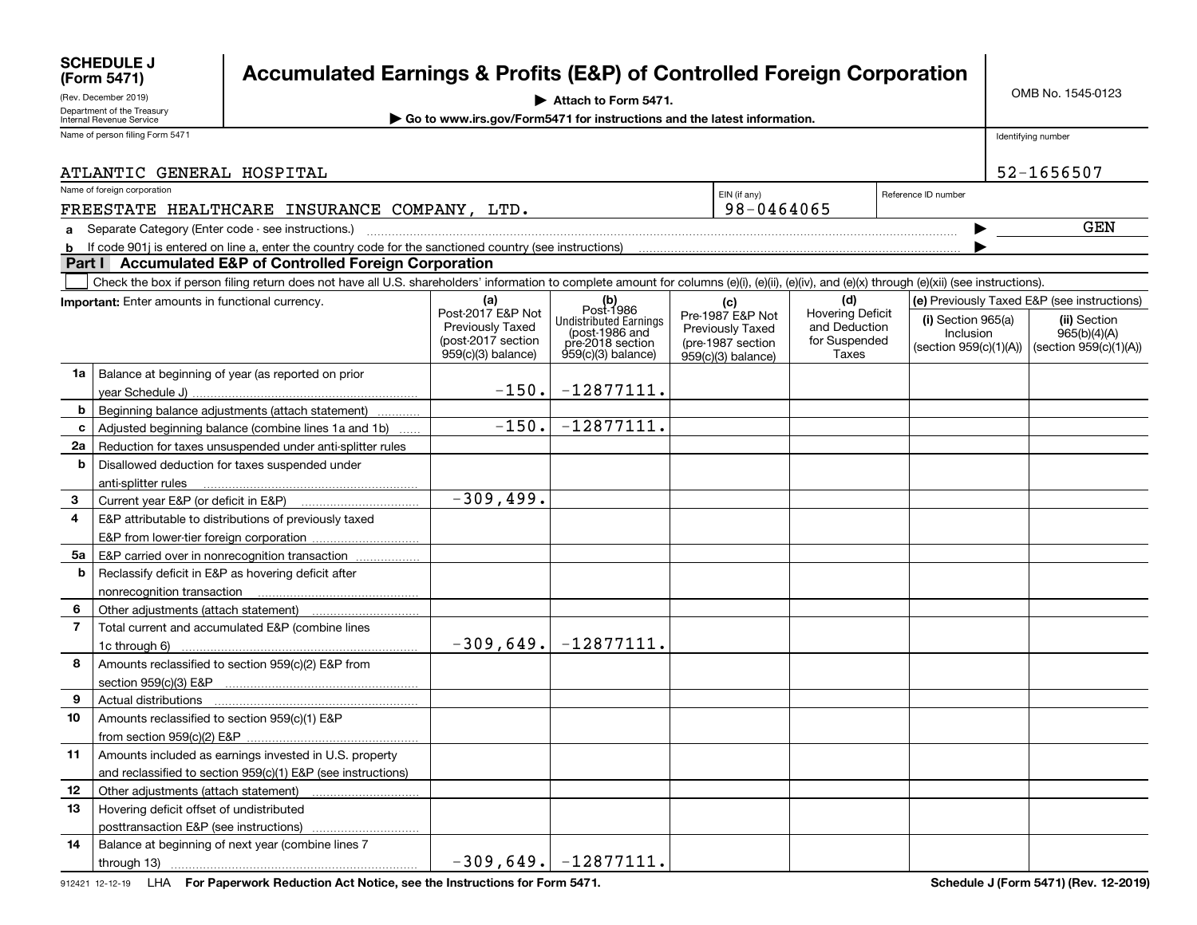**SCHEDULE J (Form 5471)**
(Rev. December 2019)
Department of the Treasury
Internal Revenue Service

# Accumulated Earnings & Profits (E&P) of Controlled Foreign Corporation

▶ Attach to Form 5471.
▶ Go to www.irs.gov/Form5471 for instructions and the latest information.

OMB No. 1545-0123

Name of person filing Form 5471: ATLANTIC GENERAL HOSPITAL

Identifying number: 52-1656507

Name of foreign corporation: FREESTATE HEALTHCARE INSURANCE COMPANY, LTD.

EIN (if any): 98-0464065

Reference ID number:

**a** Separate Category (Enter code - see instructions.) ▶ GEN

**b** If code 901j is entered on line a, enter the country code for the sanctioned country (see instructions) ▶

## Part I Accumulated E&P of Controlled Foreign Corporation

☐ Check the box if person filing return does not have all U.S. shareholders' information to complete amount for columns (e)(i), (e)(ii), (e)(iv), and (e)(x) through (e)(xii) (see instructions).

| | **Important:** Enter amounts in functional currency. | (a) Post-2017 E&P Not Previously Taxed (post-2017 section 959(c)(3) balance) | (b) Post-1986 Undistributed Earnings (post-1986 and pre-2018 section 959(c)(3) balance) | (c) Pre-1987 E&P Not Previously Taxed (pre-1987 section 959(c)(3) balance) | (d) Hovering Deficit and Deduction for Suspended Taxes | (e) Previously Taxed E&P (see instructions) (i) Section 965(a) Inclusion (section 959(c)(1)(A)) | (ii) Section 965(b)(4)(A) (section 959(c)(1)(A)) |
|---|---|---|---|---|---|---|---|
| 1a | Balance at beginning of year (as reported on prior year Schedule J) | -150. | -12877111. | | | | |
| b | Beginning balance adjustments (attach statement) | | | | | | |
| c | Adjusted beginning balance (combine lines 1a and 1b) | -150. | -12877111. | | | | |
| 2a | Reduction for taxes unsuspended under anti-splitter rules | | | | | | |
| b | Disallowed deduction for taxes suspended under anti-splitter rules | | | | | | |
| 3 | Current year E&P (or deficit in E&P) | -309,499. | | | | | |
| 4 | E&P attributable to distributions of previously taxed E&P from lower-tier foreign corporation | | | | | | |
| 5a | E&P carried over in nonrecognition transaction | | | | | | |
| b | Reclassify deficit in E&P as hovering deficit after nonrecognition transaction | | | | | | |
| 6 | Other adjustments (attach statement) | | | | | | |
| 7 | Total current and accumulated E&P (combine lines 1c through 6) | -309,649. | -12877111. | | | | |
| 8 | Amounts reclassified to section 959(c)(2) E&P from section 959(c)(3) E&P | | | | | | |
| 9 | Actual distributions | | | | | | |
| 10 | Amounts reclassified to section 959(c)(1) E&P from section 959(c)(2) E&P | | | | | | |
| 11 | Amounts included as earnings invested in U.S. property and reclassified to section 959(c)(1) E&P (see instructions) | | | | | | |
| 12 | Other adjustments (attach statement) | | | | | | |
| 13 | Hovering deficit offset of undistributed posttransaction E&P (see instructions) | | | | | | |
| 14 | Balance at beginning of next year (combine lines 7 through 13) | -309,649. | -12877111. | | | | |

912421 12-12-19 LHA **For Paperwork Reduction Act Notice, see the Instructions for Form 5471.** **Schedule J (Form 5471) (Rev. 12-2019)**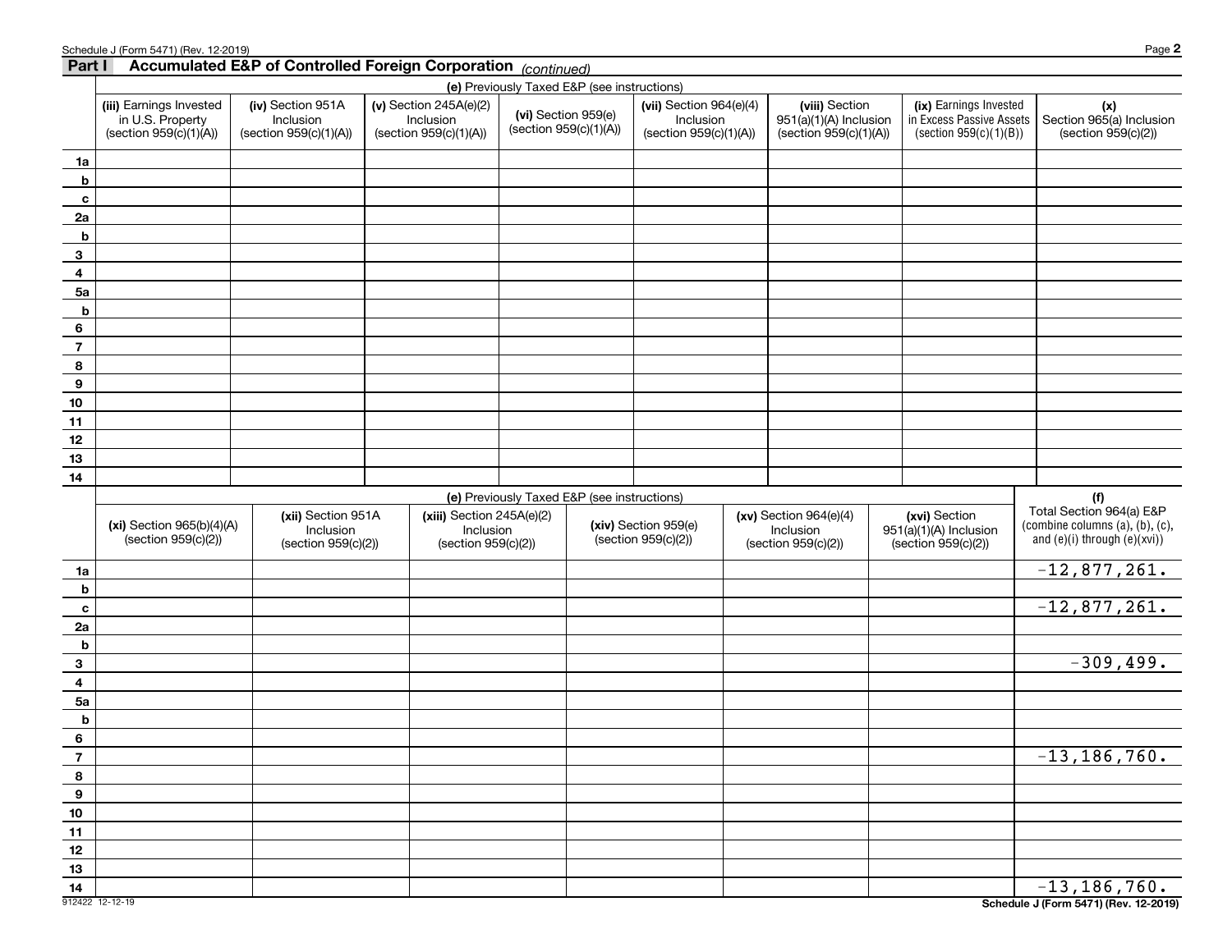## Part I Accumulated E&P of Controlled Foreign Corporation *(continued)*

| | (e) Previously Taxed E&P (see instructions) | | | | | | | |
|---|---|---|---|---|---|---|---|---|
| | **(iii)** Earnings Invested in U.S. Property (section 959(c)(1)(A)) | **(iv)** Section 951A Inclusion (section 959(c)(1)(A)) | **(v)** Section 245A(e)(2) Inclusion (section 959(c)(1)(A)) | **(vi)** Section 959(e) (section 959(c)(1)(A)) | **(vii)** Section 964(e)(4) Inclusion (section 959(c)(1)(A)) | **(viii)** Section 951(a)(1)(A) Inclusion (section 959(c)(1)(A)) | **(ix)** Earnings Invested in Excess Passive Assets (section 959(c)(1)(B)) | **(x)** Section 965(a) Inclusion (section 959(c)(2)) |
| **1a** | | | | | | | | |
| **b** | | | | | | | | |
| **c** | | | | | | | | |
| **2a** | | | | | | | | |
| **b** | | | | | | | | |
| **3** | | | | | | | | |
| **4** | | | | | | | | |
| **5a** | | | | | | | | |
| **b** | | | | | | | | |
| **6** | | | | | | | | |
| **7** | | | | | | | | |
| **8** | | | | | | | | |
| **9** | | | | | | | | |
| **10** | | | | | | | | |
| **11** | | | | | | | | |
| **12** | | | | | | | | |
| **13** | | | | | | | | |
| **14** | | | | | | | | |

| | (e) Previously Taxed E&P (see instructions) | | | | | | (f) |
|---|---|---|---|---|---|---|---|
| | **(xi)** Section 965(b)(4)(A) (section 959(c)(2)) | **(xii)** Section 951A Inclusion (section 959(c)(2)) | **(xiii)** Section 245A(e)(2) Inclusion (section 959(c)(2)) | **(xiv)** Section 959(e) (section 959(c)(2)) | **(xv)** Section 964(e)(4) Inclusion (section 959(c)(2)) | **(xvi)** Section 951(a)(1)(A) Inclusion (section 959(c)(2)) | Total Section 964(a) E&P (combine columns (a), (b), (c), and (e)(i) through (e)(xvi)) |
| **1a** | | | | | | | -12,877,261. |
| **b** | | | | | | | |
| **c** | | | | | | | -12,877,261. |
| **2a** | | | | | | | |
| **b** | | | | | | | |
| **3** | | | | | | | -309,499. |
| **4** | | | | | | | |
| **5a** | | | | | | | |
| **b** | | | | | | | |
| **6** | | | | | | | |
| **7** | | | | | | | -13,186,760. |
| **8** | | | | | | | |
| **9** | | | | | | | |
| **10** | | | | | | | |
| **11** | | | | | | | |
| **12** | | | | | | | |
| **13** | | | | | | | |
| **14** | | | | | | | -13,186,760. |

912422 12-12-19

**Schedule J (Form 5471) (Rev. 12-2019)**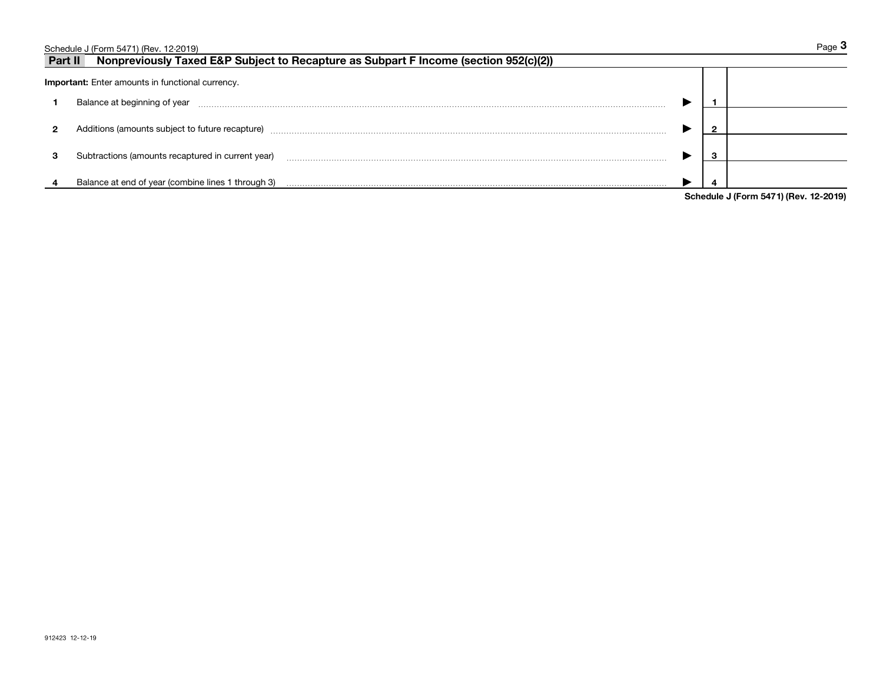## Part II Nonpreviously Taxed E&P Subject to Recapture as Subpart F Income (section 952(c)(2))

**Important:** Enter amounts in functional currency.

| | | | |
|---|---|---|---|
| 1 | Balance at beginning of year | 1 | |
| 2 | Additions (amounts subject to future recapture) | 2 | |
| 3 | Subtractions (amounts recaptured in current year) | 3 | |
| 4 | Balance at end of year (combine lines 1 through 3) | 4 | |

**Schedule J (Form 5471) (Rev. 12-2019)**

912423 12-12-19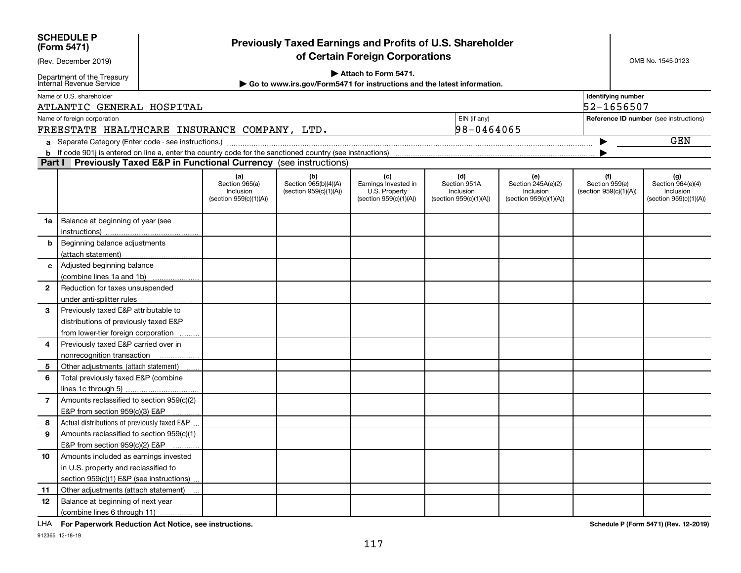**SCHEDULE P (Form 5471)**
(Rev. December 2019)
Department of the Treasury
Internal Revenue Service

# Previously Taxed Earnings and Profits of U.S. Shareholder of Certain Foreign Corporations

▶ Attach to Form 5471.
▶ Go to www.irs.gov/Form5471 for instructions and the latest information.

OMB No. 1545-0123

Name of U.S. shareholder: ATLANTIC GENERAL HOSPITAL
Identifying number: 52-1656507

Name of foreign corporation: FREESTATE HEALTHCARE INSURANCE COMPANY, LTD.
EIN (if any): 98-0464065
Reference ID number (see instructions):

**a** Separate Category (Enter code - see instructions.) ▶ GEN

**b** If code 901j is entered on line a, enter the country code for the sanctioned country (see instructions) ▶

**Part I Previously Taxed E&P in Functional Currency** (see instructions)

| | | (a) Section 965(a) Inclusion (section 959(c)(1)(A)) | (b) Section 965(b)(4)(A) (section 959(c)(1)(A)) | (c) Earnings Invested in U.S. Property (section 959(c)(1)(A)) | (d) Section 951A Inclusion (section 959(c)(1)(A)) | (e) Section 245A(e)(2) Inclusion (section 959(c)(1)(A)) | (f) Section 959(e) (section 959(c)(1)(A)) | (g) Section 964(e)(4) Inclusion (section 959(c)(1)(A)) |
|---|---|---|---|---|---|---|---|---|
| 1a | Balance at beginning of year (see instructions) | | | | | | | |
| b | Beginning balance adjustments (attach statement) | | | | | | | |
| c | Adjusted beginning balance (combine lines 1a and 1b) | | | | | | | |
| 2 | Reduction for taxes unsuspended under anti-splitter rules | | | | | | | |
| 3 | Previously taxed E&P attributable to distributions of previously taxed E&P from lower-tier foreign corporation | | | | | | | |
| 4 | Previously taxed E&P carried over in nonrecognition transaction | | | | | | | |
| 5 | Other adjustments (attach statement) | | | | | | | |
| 6 | Total previously taxed E&P (combine lines 1c through 5) | | | | | | | |
| 7 | Amounts reclassified to section 959(c)(2) E&P from section 959(c)(3) E&P | | | | | | | |
| 8 | Actual distributions of previously taxed E&P | | | | | | | |
| 9 | Amounts reclassified to section 959(c)(1) E&P from section 959(c)(2) E&P | | | | | | | |
| 10 | Amounts included as earnings invested in U.S. property and reclassified to section 959(c)(1) E&P (see instructions) | | | | | | | |
| 11 | Other adjustments (attach statement) | | | | | | | |
| 12 | Balance at beginning of next year (combine lines 6 through 11) | | | | | | | |

LHA **For Paperwork Reduction Act Notice, see instructions.**

**Schedule P (Form 5471) (Rev. 12-2019)**

912365 12-18-19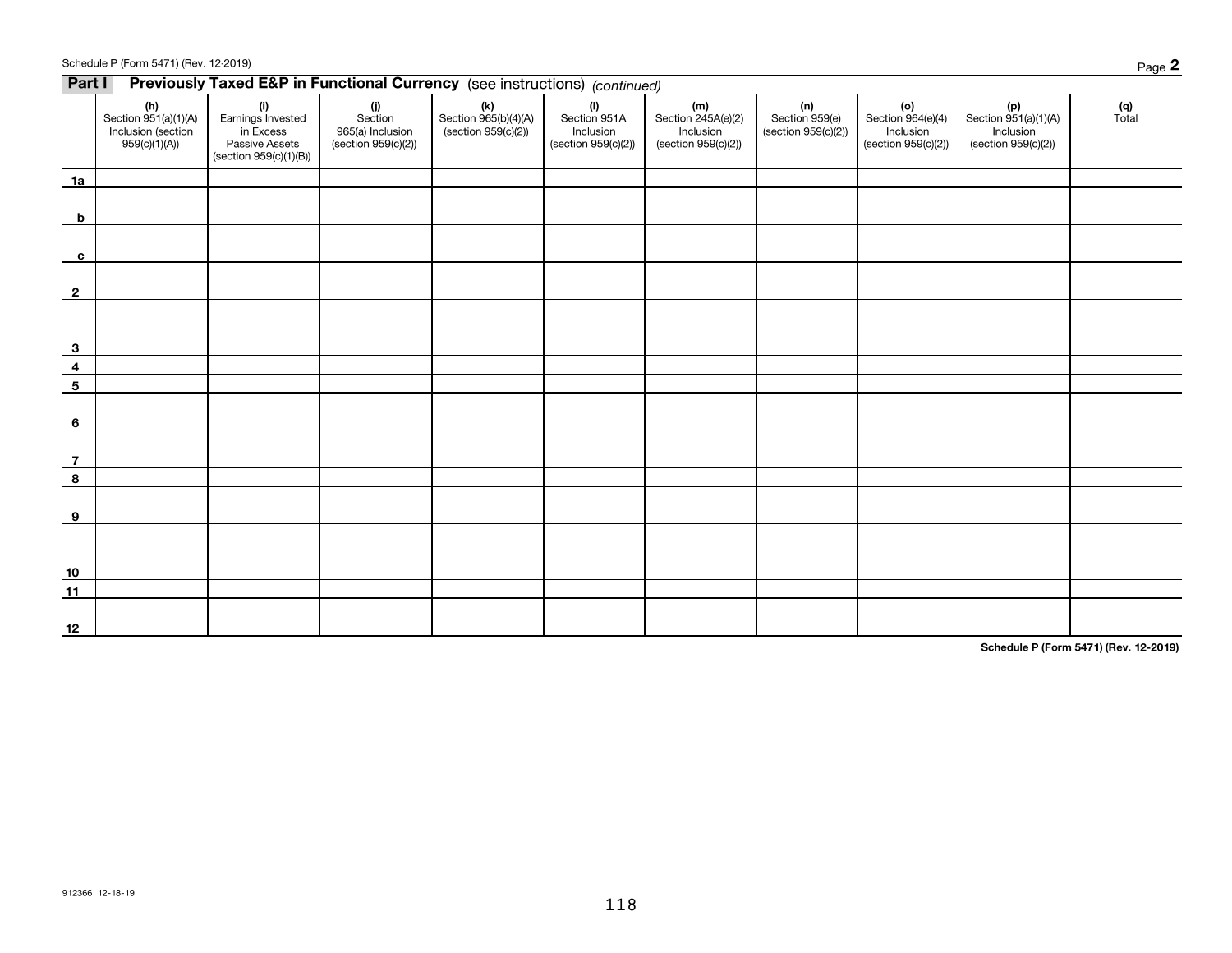Schedule P (Form 5471) (Rev. 12-2019)

## Part I Previously Taxed E&P in Functional Currency (see instructions) *(continued)*

| | (h) Section 951(a)(1)(A) Inclusion (section 959(c)(1)(A)) | (i) Earnings Invested in Excess Passive Assets (section 959(c)(1)(B)) | (j) Section 965(a) Inclusion (section 959(c)(2)) | (k) Section 965(b)(4)(A) (section 959(c)(2)) | (l) Section 951A Inclusion (section 959(c)(2)) | (m) Section 245A(e)(2) Inclusion (section 959(c)(2)) | (n) Section 959(e) (section 959(c)(2)) | (o) Section 964(e)(4) Inclusion (section 959(c)(2)) | (p) Section 951(a)(1)(A) Inclusion (section 959(c)(2)) | (q) Total |
|---|---|---|---|---|---|---|---|---|---|---|
| 1a | | | | | | | | | | |
| b | | | | | | | | | | |
| c | | | | | | | | | | |
| 2 | | | | | | | | | | |
| 3 | | | | | | | | | | |
| 4 | | | | | | | | | | |
| 5 | | | | | | | | | | |
| 6 | | | | | | | | | | |
| 7 | | | | | | | | | | |
| 8 | | | | | | | | | | |
| 9 | | | | | | | | | | |
| 10 | | | | | | | | | | |
| 11 | | | | | | | | | | |
| 12 | | | | | | | | | | |

**Schedule P (Form 5471) (Rev. 12-2019)**

912366 12-18-19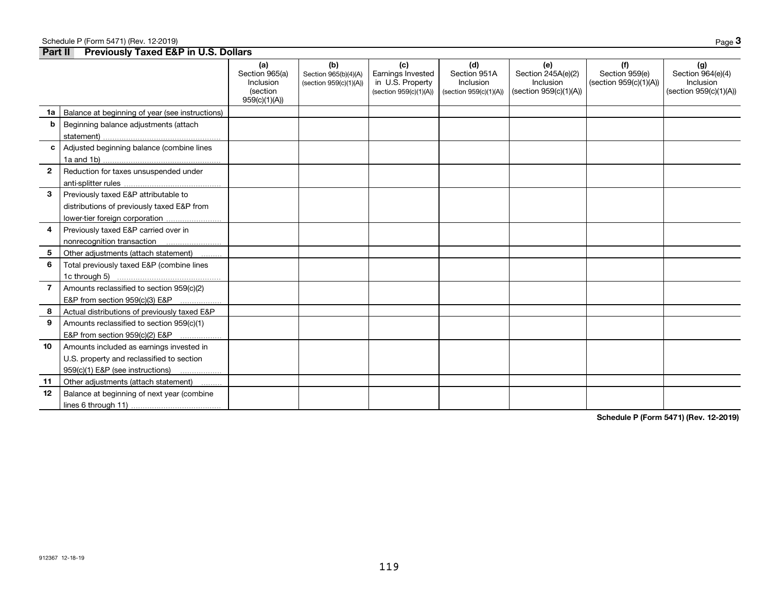## Part II Previously Taxed E&P in U.S. Dollars

| | | (a) Section 965(a) Inclusion (section 959(c)(1)(A)) | (b) Section 965(b)(4)(A) (section 959(c)(1)(A)) | (c) Earnings Invested in U.S. Property (section 959(c)(1)(A)) | (d) Section 951A Inclusion (section 959(c)(1)(A)) | (e) Section 245A(e)(2) Inclusion (section 959(c)(1)(A)) | (f) Section 959(e) (section 959(c)(1)(A)) | (g) Section 964(e)(4) Inclusion (section 959(c)(1)(A)) |
|---|---|---|---|---|---|---|---|---|
| 1a | Balance at beginning of year (see instructions) | | | | | | | |
| b | Beginning balance adjustments (attach statement) | | | | | | | |
| c | Adjusted beginning balance (combine lines 1a and 1b) | | | | | | | |
| 2 | Reduction for taxes unsuspended under anti-splitter rules | | | | | | | |
| 3 | Previously taxed E&P attributable to distributions of previously taxed E&P from lower-tier foreign corporation | | | | | | | |
| 4 | Previously taxed E&P carried over in nonrecognition transaction | | | | | | | |
| 5 | Other adjustments (attach statement) | | | | | | | |
| 6 | Total previously taxed E&P (combine lines 1c through 5) | | | | | | | |
| 7 | Amounts reclassified to section 959(c)(2) E&P from section 959(c)(3) E&P | | | | | | | |
| 8 | Actual distributions of previously taxed E&P | | | | | | | |
| 9 | Amounts reclassified to section 959(c)(1) E&P from section 959(c)(2) E&P | | | | | | | |
| 10 | Amounts included as earnings invested in U.S. property and reclassified to section 959(c)(1) E&P (see instructions) | | | | | | | |
| 11 | Other adjustments (attach statement) | | | | | | | |
| 12 | Balance at beginning of next year (combine lines 6 through 11) | | | | | | | |

**Schedule P (Form 5471) (Rev. 12-2019)**

912367 12-18-19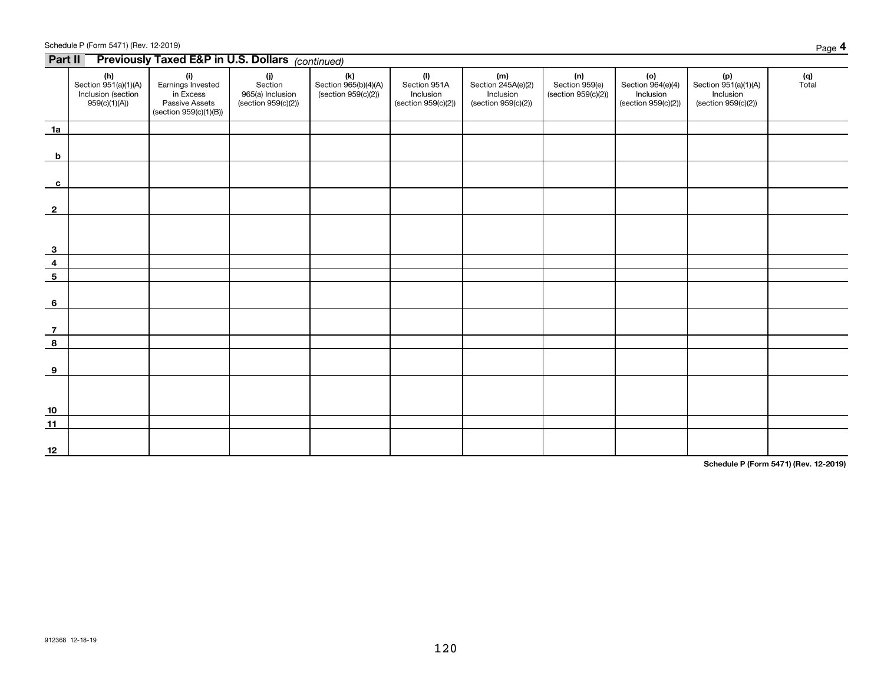## Part II Previously Taxed E&P in U.S. Dollars *(continued)*

| | (h) Section 951(a)(1)(A) Inclusion (section 959(c)(1)(A)) | (i) Earnings Invested in Excess Passive Assets (section 959(c)(1)(B)) | (j) Section 965(a) Inclusion (section 959(c)(2)) | (k) Section 965(b)(4)(A) (section 959(c)(2)) | (l) Section 951A Inclusion (section 959(c)(2)) | (m) Section 245A(e)(2) Inclusion (section 959(c)(2)) | (n) Section 959(e) (section 959(c)(2)) | (o) Section 964(e)(4) Inclusion (section 959(c)(2)) | (p) Section 951(a)(1)(A) Inclusion (section 959(c)(2)) | (q) Total |
|---|---|---|---|---|---|---|---|---|---|---|
| 1a | | | | | | | | | | |
| b | | | | | | | | | | |
| c | | | | | | | | | | |
| 2 | | | | | | | | | | |
| 3 | | | | | | | | | | |
| 4 | | | | | | | | | | |
| 5 | | | | | | | | | | |
| 6 | | | | | | | | | | |
| 7 | | | | | | | | | | |
| 8 | | | | | | | | | | |
| 9 | | | | | | | | | | |
| 10 | | | | | | | | | | |
| 11 | | | | | | | | | | |
| 12 | | | | | | | | | | |

**Schedule P (Form 5471) (Rev. 12-2019)**

912368 12-18-19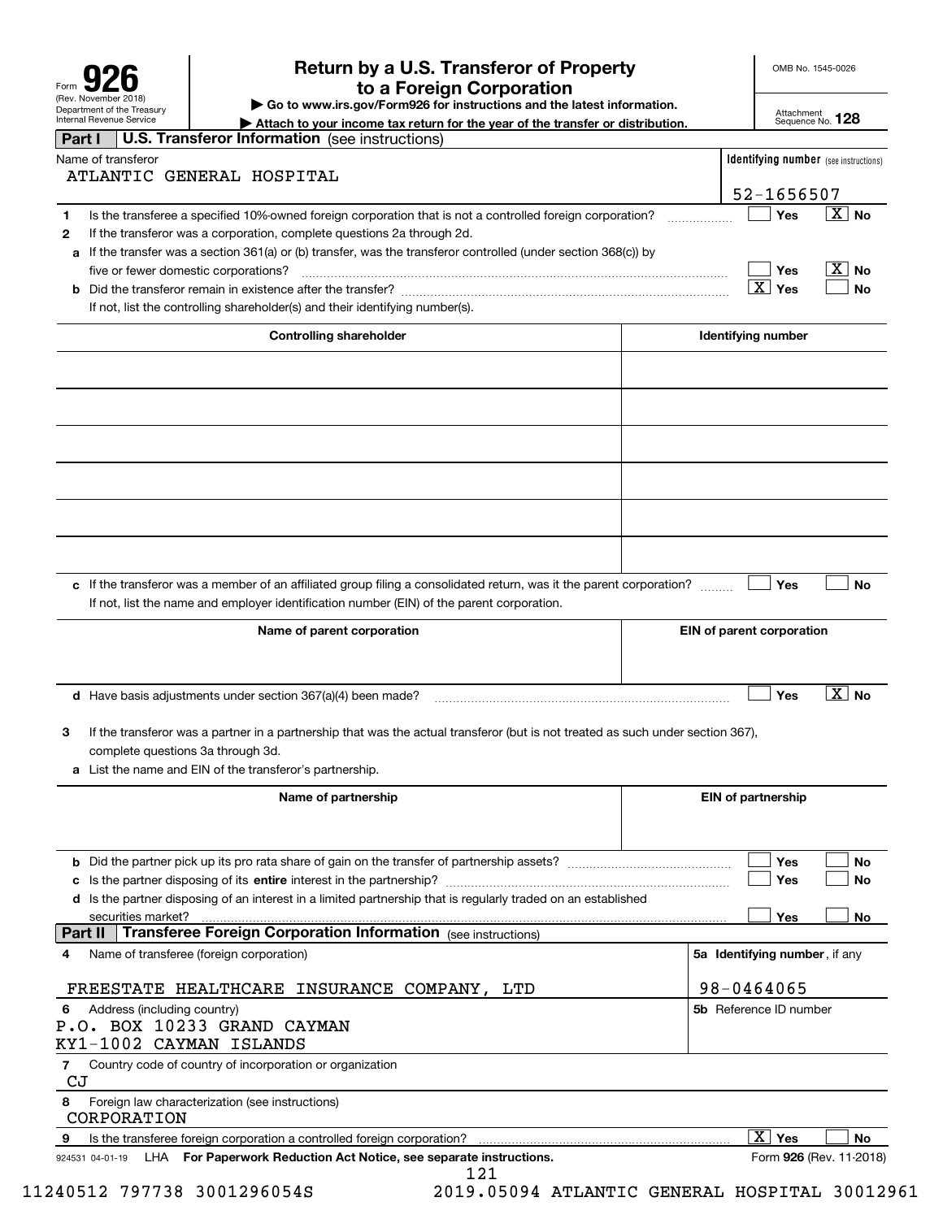# Form 926 (Rev. November 2018)

Department of the Treasury
Internal Revenue Service

## Return by a U.S. Transferor of Property to a Foreign Corporation

▶ Go to www.irs.gov/Form926 for instructions and the latest information.
▶ Attach to your income tax return for the year of the transfer or distribution.

OMB No. 1545-0026

Attachment Sequence No. 128

## Part I U.S. Transferor Information (see instructions)

| Name of transferor | Identifying number (see instructions) |
|---|---|
| ATLANTIC GENERAL HOSPITAL | 52-1656507 |

**1** Is the transferee a specified 10%-owned foreign corporation that is not a controlled foreign corporation? ☐ Yes ☒ No

**2** If the transferor was a corporation, complete questions 2a through 2d.

**a** If the transfer was a section 361(a) or (b) transfer, was the transferor controlled (under section 368(c)) by five or fewer domestic corporations? ☐ Yes ☒ No

**b** Did the transferor remain in existence after the transfer? ☒ Yes ☐ No

If not, list the controlling shareholder(s) and their identifying number(s).

| Controlling shareholder | Identifying number |
|---|---|
| | |
| | |
| | |
| | |
| | |
| | |

**c** If the transferor was a member of an affiliated group filing a consolidated return, was it the parent corporation? ☐ Yes ☐ No

If not, list the name and employer identification number (EIN) of the parent corporation.

| Name of parent corporation | EIN of parent corporation |
|---|---|
| | |

**d** Have basis adjustments under section 367(a)(4) been made? ☐ Yes ☒ No

**3** If the transferor was a partner in a partnership that was the actual transferor (but is not treated as such under section 367), complete questions 3a through 3d.

**a** List the name and EIN of the transferor's partnership.

| Name of partnership | EIN of partnership |
|---|---|
| | |

**b** Did the partner pick up its pro rata share of gain on the transfer of partnership assets? ☐ Yes ☐ No

**c** Is the partner disposing of its **entire** interest in the partnership? ☐ Yes ☐ No

**d** Is the partner disposing of an interest in a limited partnership that is regularly traded on an established securities market? ☐ Yes ☐ No

## Part II Transferee Foreign Corporation Information (see instructions)

| 4 Name of transferee (foreign corporation) | 5a Identifying number, if any |
|---|---|
| FREESTATE HEALTHCARE INSURANCE COMPANY, LTD | 98-0464065 |
| **6** Address (including country) | **5b** Reference ID number |
| P.O. BOX 10233 GRAND CAYMAN KY1-1002 CAYMAN ISLANDS | |

**7** Country code of country of incorporation or organization
CJ

**8** Foreign law characterization (see instructions)
CORPORATION

**9** Is the transferee foreign corporation a controlled foreign corporation? ☒ Yes ☐ No

924531 04-01-19 LHA For Paperwork Reduction Act Notice, see separate instructions. Form **926** (Rev. 11-2018)

11240512 797738 3001296054S 2019.05094 ATLANTIC GENERAL HOSPITAL 30012961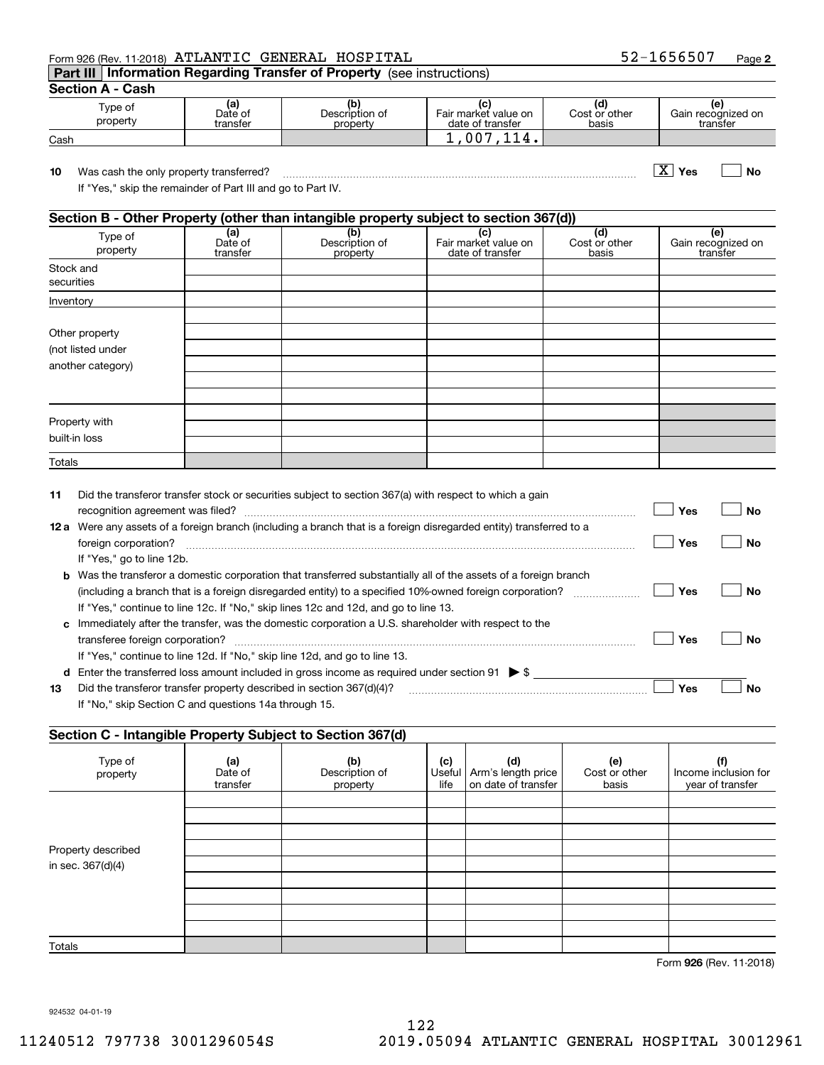Form 926 (Rev. 11-2018) ATLANTIC GENERAL HOSPITAL 52-1656507 Page **2**

## Part III Information Regarding Transfer of Property (see instructions)

### Section A - Cash

| Type of property | (a) Date of transfer | (b) Description of property | (c) Fair market value on date of transfer | (d) Cost or other basis | (e) Gain recognized on transfer |
|---|---|---|---|---|---|
| Cash | | | 1,007,114. | | |

**10** Was cash the only property transferred? [X] Yes [ ] No

If "Yes," skip the remainder of Part III and go to Part IV.

### Section B - Other Property (other than intangible property subject to section 367(d))

| Type of property | (a) Date of transfer | (b) Description of property | (c) Fair market value on date of transfer | (d) Cost or other basis | (e) Gain recognized on transfer |
|---|---|---|---|---|---|
| Stock and securities | | | | | |
| Inventory | | | | | |
| Other property (not listed under another category) | | | | | |
| | | | | | |
| | | | | | |
| | | | | | |
| | | | | | |
| Property with built-in loss | | | | | |
| | | | | | |
| | | | | | |
| Totals | | | | | |

**11** Did the transferor transfer stock or securities subject to section 367(a) with respect to which a gain recognition agreement was filed? [ ] Yes [ ] No

**12a** Were any assets of a foreign branch (including a branch that is a foreign disregarded entity) transferred to a foreign corporation? [ ] Yes [ ] No

If "Yes," go to line 12b.

**b** Was the transferor a domestic corporation that transferred substantially all of the assets of a foreign branch (including a branch that is a foreign disregarded entity) to a specified 10%-owned foreign corporation? [ ] Yes [ ] No

If "Yes," continue to line 12c. If "No," skip lines 12c and 12d, and go to line 13.

**c** Immediately after the transfer, was the domestic corporation a U.S. shareholder with respect to the transferee foreign corporation? [ ] Yes [ ] No

If "Yes," continue to line 12d. If "No," skip line 12d, and go to line 13.

**d** Enter the transferred loss amount included in gross income as required under section 91 ▶ $

**13** Did the transferor transfer property described in section 367(d)(4)? [ ] Yes [ ] No

If "No," skip Section C and questions 14a through 15.

### Section C - Intangible Property Subject to Section 367(d)

| Type of property | (a) Date of transfer | (b) Description of property | (c) Useful life | (d) Arm's length price on date of transfer | (e) Cost or other basis | (f) Income inclusion for year of transfer |
|---|---|---|---|---|---|---|
| Property described in sec. 367(d)(4) | | | | | | |
| | | | | | | |
| | | | | | | |
| | | | | | | |
| | | | | | | |
| | | | | | | |
| | | | | | | |
| | | | | | | |
| | | | | | | |
| Totals | | | | | | |

Form **926** (Rev. 11-2018)

924532 04-01-19

11240512 797738 3001296054S 2019.05094 ATLANTIC GENERAL HOSPITAL 30012961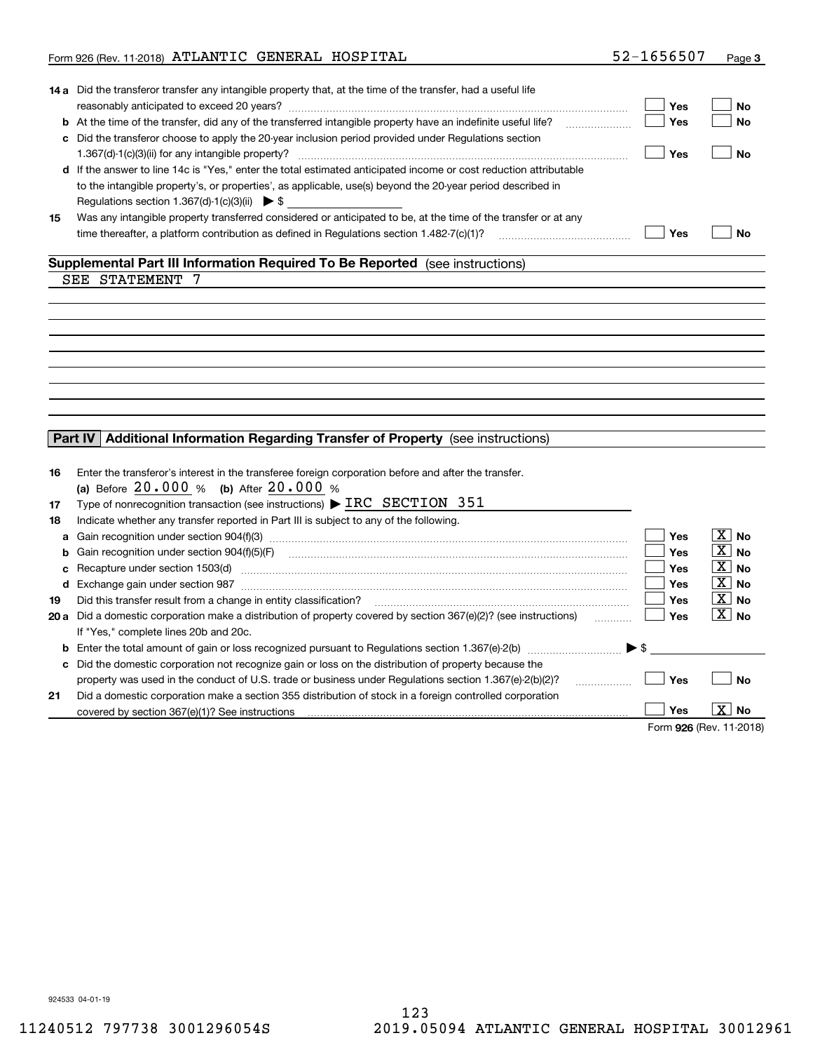Form 926 (Rev. 11-2018) ATLANTIC GENERAL HOSPITAL 52-1656507 Page **3**

**14a** Did the transferor transfer any intangible property that, at the time of the transfer, had a useful life reasonably anticipated to exceed 20 years? ☐ Yes ☐ No

**b** At the time of the transfer, did any of the transferred intangible property have an indefinite useful life? ☐ Yes ☐ No

**c** Did the transferor choose to apply the 20-year inclusion period provided under Regulations section 1.367(d)-1(c)(3)(ii) for any intangible property? ☐ Yes ☐ No

**d** If the answer to line 14c is "Yes," enter the total estimated anticipated income or cost reduction attributable to the intangible property's, or properties', as applicable, use(s) beyond the 20-year period described in Regulations section 1.367(d)-1(c)(3)(ii) ▶ $

**15** Was any intangible property transferred considered or anticipated to be, at the time of the transfer or at any time thereafter, a platform contribution as defined in Regulations section 1.482-7(c)(1)? ☐ Yes ☐ No

**Supplemental Part III Information Required To Be Reported** (see instructions)

SEE STATEMENT 7

## Part IV Additional Information Regarding Transfer of Property (see instructions)

**16** Enter the transferor's interest in the transferee foreign corporation before and after the transfer.
**(a)** Before 20.000 % **(b)** After 20.000 %

**17** Type of nonrecognition transaction (see instructions) ▶ IRC SECTION 351

**18** Indicate whether any transfer reported in Part III is subject to any of the following.

**a** Gain recognition under section 904(f)(3) ☐ Yes ☒ No

**b** Gain recognition under section 904(f)(5)(F) ☐ Yes ☒ No

**c** Recapture under section 1503(d) ☐ Yes ☒ No

**d** Exchange gain under section 987 ☐ Yes ☒ No

**19** Did this transfer result from a change in entity classification? ☐ Yes ☒ No

**20a** Did a domestic corporation make a distribution of property covered by section 367(e)(2)? (see instructions) ☐ Yes ☒ No
If "Yes," complete lines 20b and 20c.

**b** Enter the total amount of gain or loss recognized pursuant to Regulations section 1.367(e)-2(b) ▶ $

**c** Did the domestic corporation not recognize gain or loss on the distribution of property because the property was used in the conduct of U.S. trade or business under Regulations section 1.367(e)-2(b)(2)? ☐ Yes ☐ No

**21** Did a domestic corporation make a section 355 distribution of stock in a foreign controlled corporation covered by section 367(e)(1)? See instructions ☐ Yes ☒ No

Form **926** (Rev. 11-2018)

924533 04-01-19

11240512 797738 3001296054S 2019.05094 ATLANTIC GENERAL HOSPITAL 30012961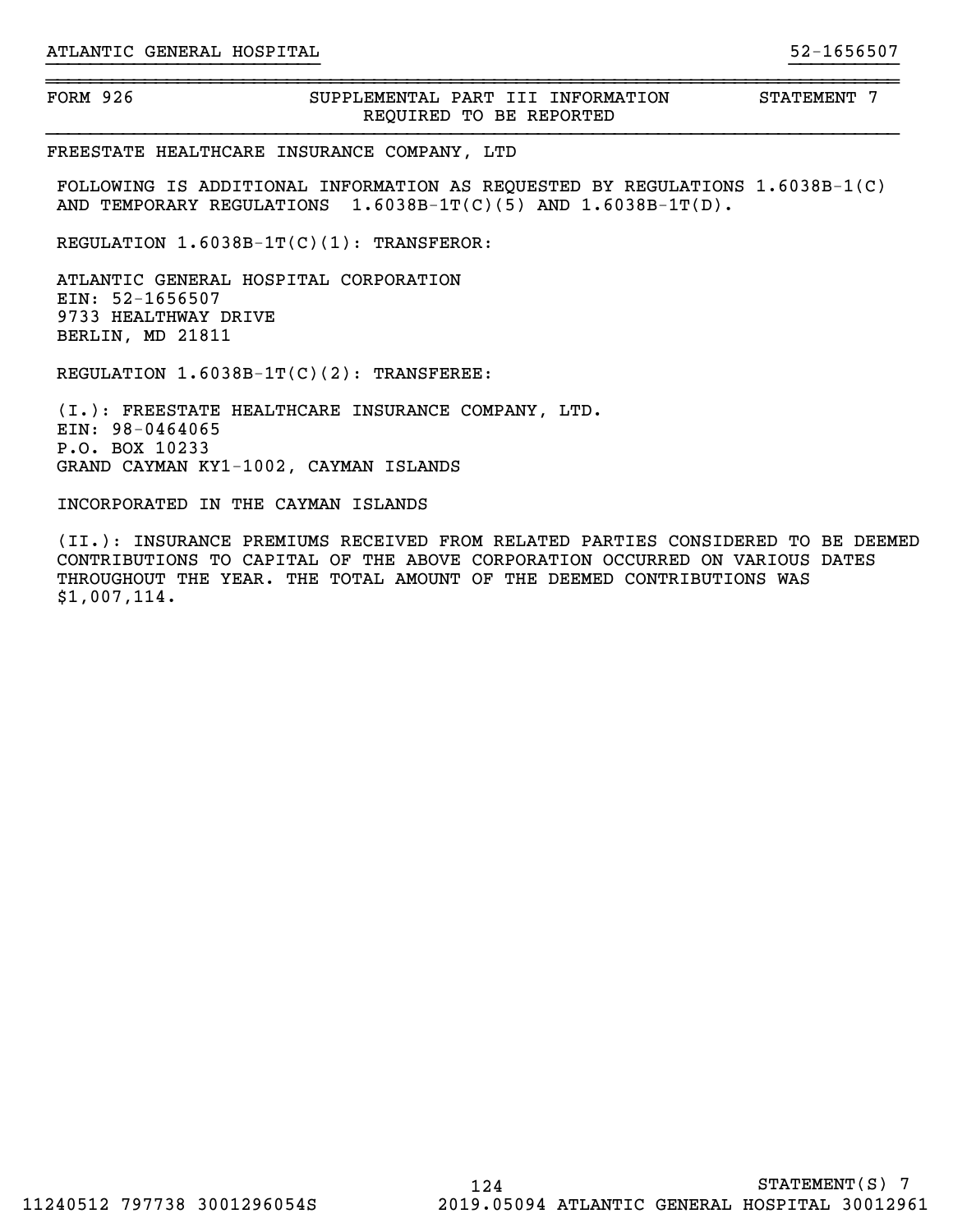FORM 926 — SUPPLEMENTAL PART III INFORMATION REQUIRED TO BE REPORTED — STATEMENT 7

FREESTATE HEALTHCARE INSURANCE COMPANY, LTD

FOLLOWING IS ADDITIONAL INFORMATION AS REQUESTED BY REGULATIONS 1.6038B-1(C) AND TEMPORARY REGULATIONS 1.6038B-1T(C)(5) AND 1.6038B-1T(D).

REGULATION 1.6038B-1T(C)(1): TRANSFEROR:

ATLANTIC GENERAL HOSPITAL CORPORATION
EIN: 52-1656507
9733 HEALTHWAY DRIVE
BERLIN, MD 21811

REGULATION 1.6038B-1T(C)(2): TRANSFEREE:

(I.): FREESTATE HEALTHCARE INSURANCE COMPANY, LTD.
EIN: 98-0464065
P.O. BOX 10233
GRAND CAYMAN KY1-1002, CAYMAN ISLANDS

INCORPORATED IN THE CAYMAN ISLANDS

(II.): INSURANCE PREMIUMS RECEIVED FROM RELATED PARTIES CONSIDERED TO BE DEEMED CONTRIBUTIONS TO CAPITAL OF THE ABOVE CORPORATION OCCURRED ON VARIOUS DATES THROUGHOUT THE YEAR. THE TOTAL AMOUNT OF THE DEEMED CONTRIBUTIONS WAS $1,007,114.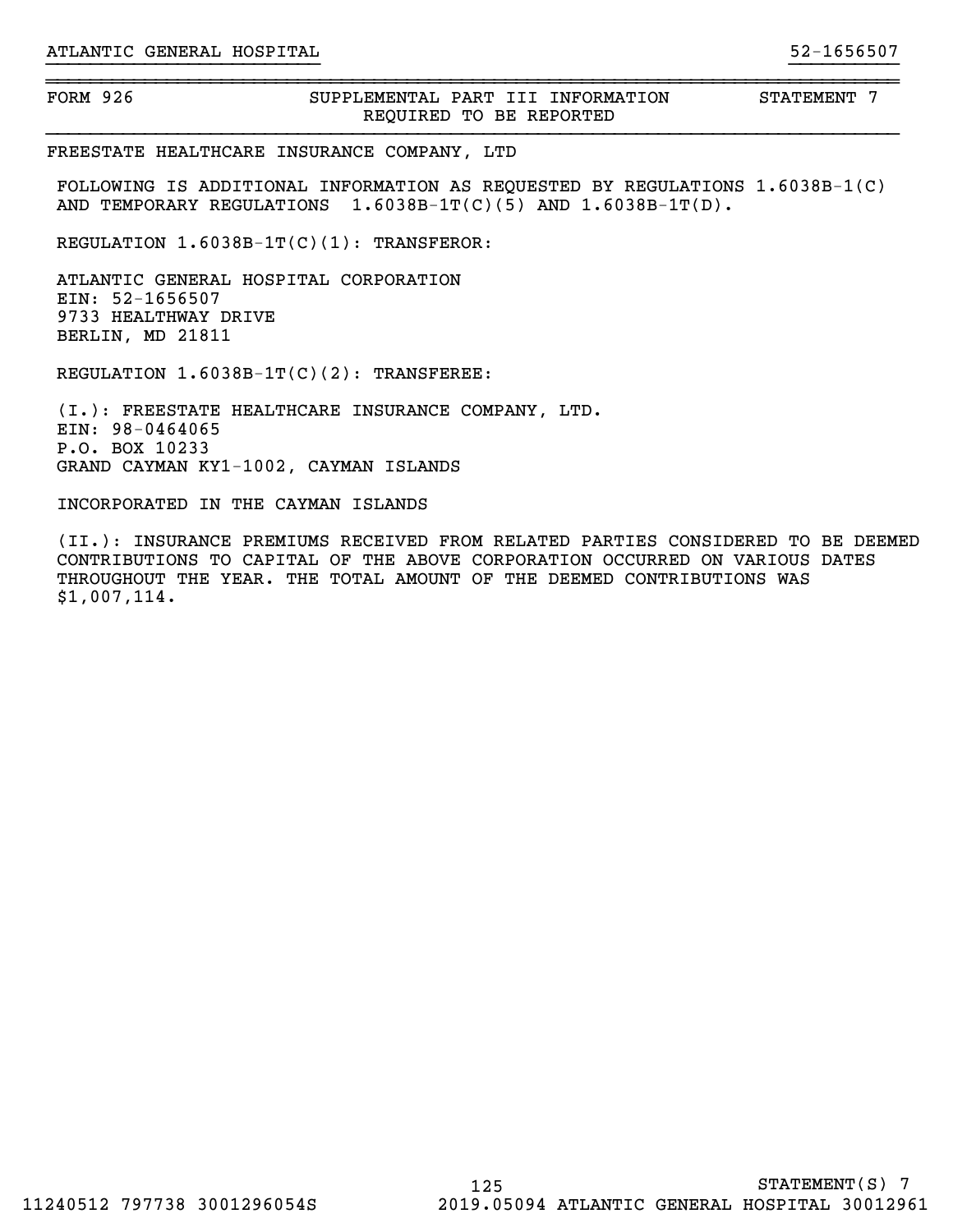| FORM 926 | SUPPLEMENTAL PART III INFORMATION REQUIRED TO BE REPORTED | STATEMENT 7 |
|---|---|---|

FREESTATE HEALTHCARE INSURANCE COMPANY, LTD

FOLLOWING IS ADDITIONAL INFORMATION AS REQUESTED BY REGULATIONS 1.6038B-1(C) AND TEMPORARY REGULATIONS 1.6038B-1T(C)(5) AND 1.6038B-1T(D).

REGULATION 1.6038B-1T(C)(1): TRANSFEROR:

ATLANTIC GENERAL HOSPITAL CORPORATION
EIN: 52-1656507
9733 HEALTHWAY DRIVE
BERLIN, MD 21811

REGULATION 1.6038B-1T(C)(2): TRANSFEREE:

(I.): FREESTATE HEALTHCARE INSURANCE COMPANY, LTD.
EIN: 98-0464065
P.O. BOX 10233
GRAND CAYMAN KY1-1002, CAYMAN ISLANDS

INCORPORATED IN THE CAYMAN ISLANDS

(II.): INSURANCE PREMIUMS RECEIVED FROM RELATED PARTIES CONSIDERED TO BE DEEMED CONTRIBUTIONS TO CAPITAL OF THE ABOVE CORPORATION OCCURRED ON VARIOUS DATES THROUGHOUT THE YEAR. THE TOTAL AMOUNT OF THE DEEMED CONTRIBUTIONS WAS $1,007,114.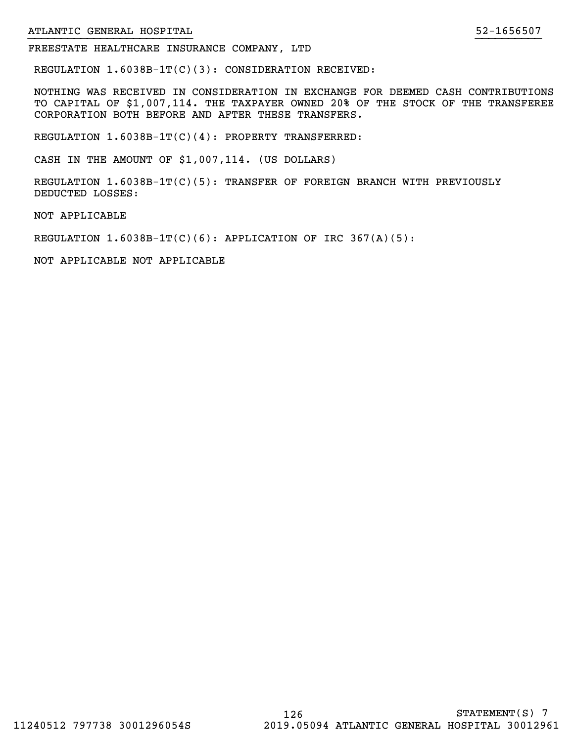FREESTATE HEALTHCARE INSURANCE COMPANY, LTD

REGULATION 1.6038B-1T(C)(3): CONSIDERATION RECEIVED:

NOTHING WAS RECEIVED IN CONSIDERATION IN EXCHANGE FOR DEEMED CASH CONTRIBUTIONS TO CAPITAL OF $1,007,114. THE TAXPAYER OWNED 20% OF THE STOCK OF THE TRANSFEREE CORPORATION BOTH BEFORE AND AFTER THESE TRANSFERS.

REGULATION 1.6038B-1T(C)(4): PROPERTY TRANSFERRED:

CASH IN THE AMOUNT OF $1,007,114. (US DOLLARS)

REGULATION 1.6038B-1T(C)(5): TRANSFER OF FOREIGN BRANCH WITH PREVIOUSLY DEDUCTED LOSSES:

NOT APPLICABLE

REGULATION 1.6038B-1T(C)(6): APPLICATION OF IRC 367(A)(5):

NOT APPLICABLE NOT APPLICABLE

STATEMENT(S) 7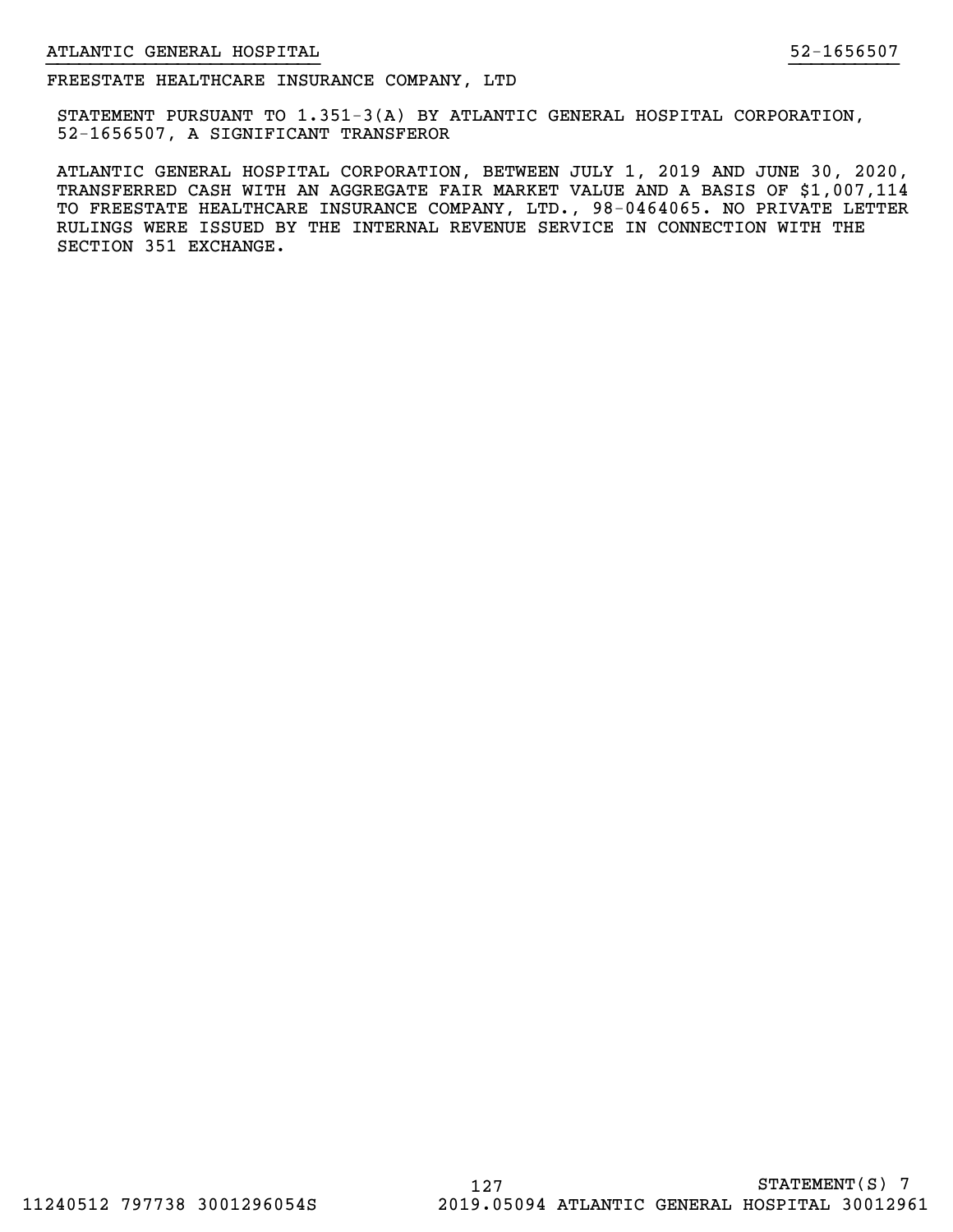FREESTATE HEALTHCARE INSURANCE COMPANY, LTD

STATEMENT PURSUANT TO 1.351-3(A) BY ATLANTIC GENERAL HOSPITAL CORPORATION, 52-1656507, A SIGNIFICANT TRANSFEROR

ATLANTIC GENERAL HOSPITAL CORPORATION, BETWEEN JULY 1, 2019 AND JUNE 30, 2020, TRANSFERRED CASH WITH AN AGGREGATE FAIR MARKET VALUE AND A BASIS OF $1,007,114 TO FREESTATE HEALTHCARE INSURANCE COMPANY, LTD., 98-0464065. NO PRIVATE LETTER RULINGS WERE ISSUED BY THE INTERNAL REVENUE SERVICE IN CONNECTION WITH THE SECTION 351 EXCHANGE.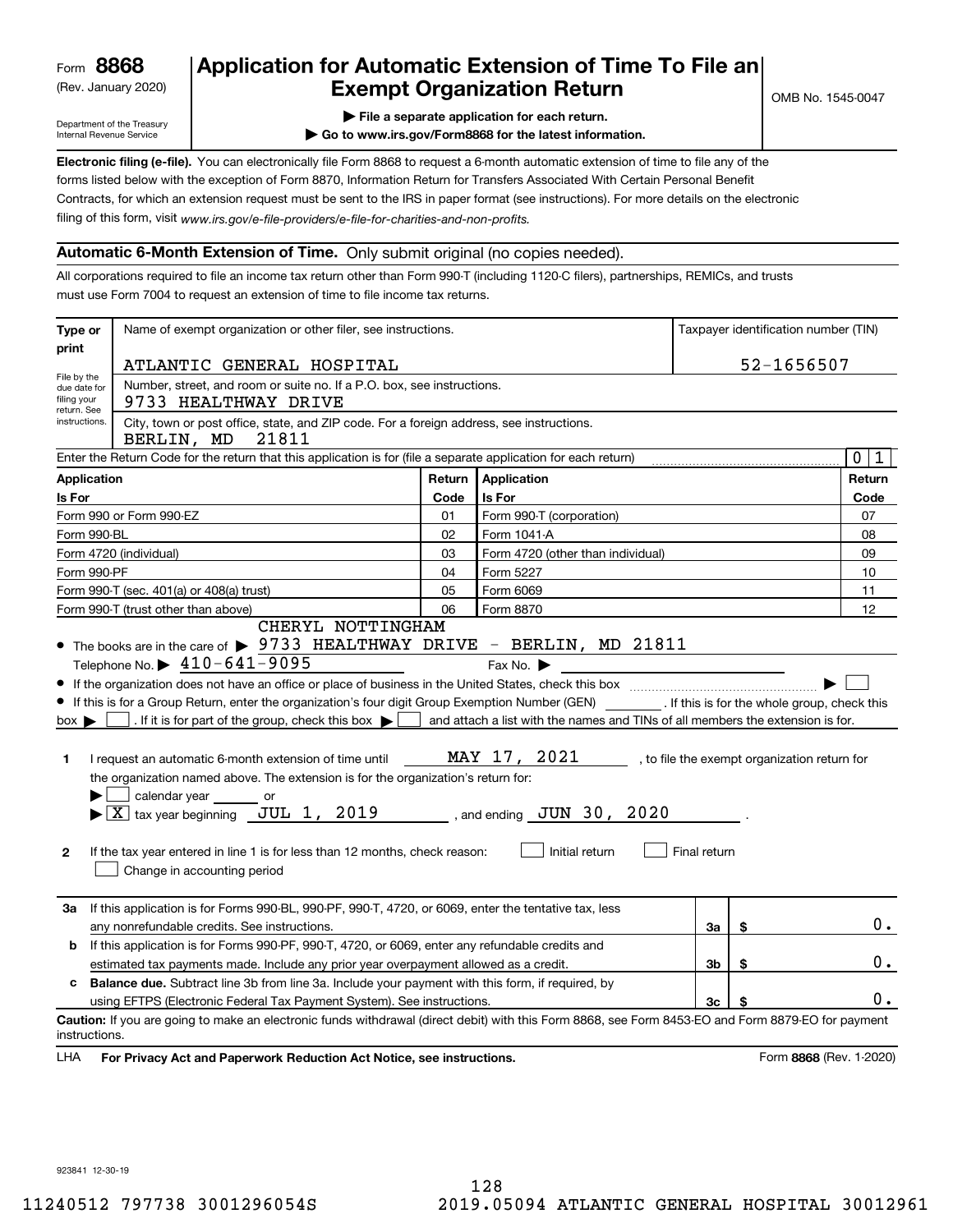Form **8868**
(Rev. January 2020)

Department of the Treasury
Internal Revenue Service

# Application for Automatic Extension of Time To File an Exempt Organization Return

OMB No. 1545-0047

▶ File a separate application for each return.

▶ Go to www.irs.gov/Form8868 for the latest information.

**Electronic filing (e-file).** You can electronically file Form 8868 to request a 6-month automatic extension of time to file any of the forms listed below with the exception of Form 8870, Information Return for Transfers Associated With Certain Personal Benefit Contracts, for which an extension request must be sent to the IRS in paper format (see instructions). For more details on the electronic filing of this form, visit *www.irs.gov/e-file-providers/e-file-for-charities-and-non-profits.*

## Automatic 6-Month Extension of Time. Only submit original (no copies needed).

All corporations required to file an income tax return other than Form 990-T (including 1120-C filers), partnerships, REMICs, and trusts must use Form 7004 to request an extension of time to file income tax returns.

| Type or print | Name of exempt organization or other filer, see instructions. | Taxpayer identification number (TIN) |
|---|---|---|
| File by the due date for filing your return. See instructions. | ATLANTIC GENERAL HOSPITAL | 52-1656507 |
| | Number, street, and room or suite no. If a P.O. box, see instructions. 9733 HEALTHWAY DRIVE | |
| | City, town or post office, state, and ZIP code. For a foreign address, see instructions. BERLIN, MD 21811 | |

Enter the Return Code for the return that this application is for (file a separate application for each return) ........ 0 1

| Application Is For | Return Code | Application Is For | Return Code |
|---|---|---|---|
| Form 990 or Form 990-EZ | 01 | Form 990-T (corporation) | 07 |
| Form 990-BL | 02 | Form 1041-A | 08 |
| Form 4720 (individual) | 03 | Form 4720 (other than individual) | 09 |
| Form 990-PF | 04 | Form 5227 | 10 |
| Form 990-T (sec. 401(a) or 408(a) trust) | 05 | Form 6069 | 11 |
| Form 990-T (trust other than above) | 06 | Form 8870 | 12 |

- The books are in the care of ▶ CHERYL NOTTINGHAM 9733 HEALTHWAY DRIVE - BERLIN, MD 21811
  Telephone No. ▶ 410-641-9095 Fax No. ▶
- If the organization does not have an office or place of business in the United States, check this box ........ ▶ ☐
- If this is for a Group Return, enter the organization's four digit Group Exemption Number (GEN) ________ . If this is for the whole group, check this box ▶ ☐ . If it is for part of the group, check this box ▶ ☐ and attach a list with the names and TINs of all members the extension is for.

**1** I request an automatic 6-month extension of time until MAY 17, 2021 , to file the exempt organization return for the organization named above. The extension is for the organization's return for:
▶ ☐ calendar year ______ or
▶ ☒ tax year beginning JUL 1, 2019 , and ending JUN 30, 2020 .

**2** If the tax year entered in line 1 is for less than 12 months, check reason: ☐ Initial return ☐ Final return
☐ Change in accounting period

| | | | |
|---|---|---|---|
| **3a** | If this application is for Forms 990-BL, 990-PF, 990-T, 4720, or 6069, enter the tentative tax, less any nonrefundable credits. See instructions. | 3a | $ 0. |
| **b** | If this application is for Forms 990-PF, 990-T, 4720, or 6069, enter any refundable credits and estimated tax payments made. Include any prior year overpayment allowed as a credit. | 3b | $ 0. |
| **c** | **Balance due.** Subtract line 3b from line 3a. Include your payment with this form, if required, by using EFTPS (Electronic Federal Tax Payment System). See instructions. | 3c | $ 0. |

**Caution:** If you are going to make an electronic funds withdrawal (direct debit) with this Form 8868, see Form 8453-EO and Form 8879-EO for payment instructions.

LHA **For Privacy Act and Paperwork Reduction Act Notice, see instructions.** Form **8868** (Rev. 1-2020)

923841 12-30-19

11240512 797738 3001296054S 2019.05094 ATLANTIC GENERAL HOSPITAL 30012961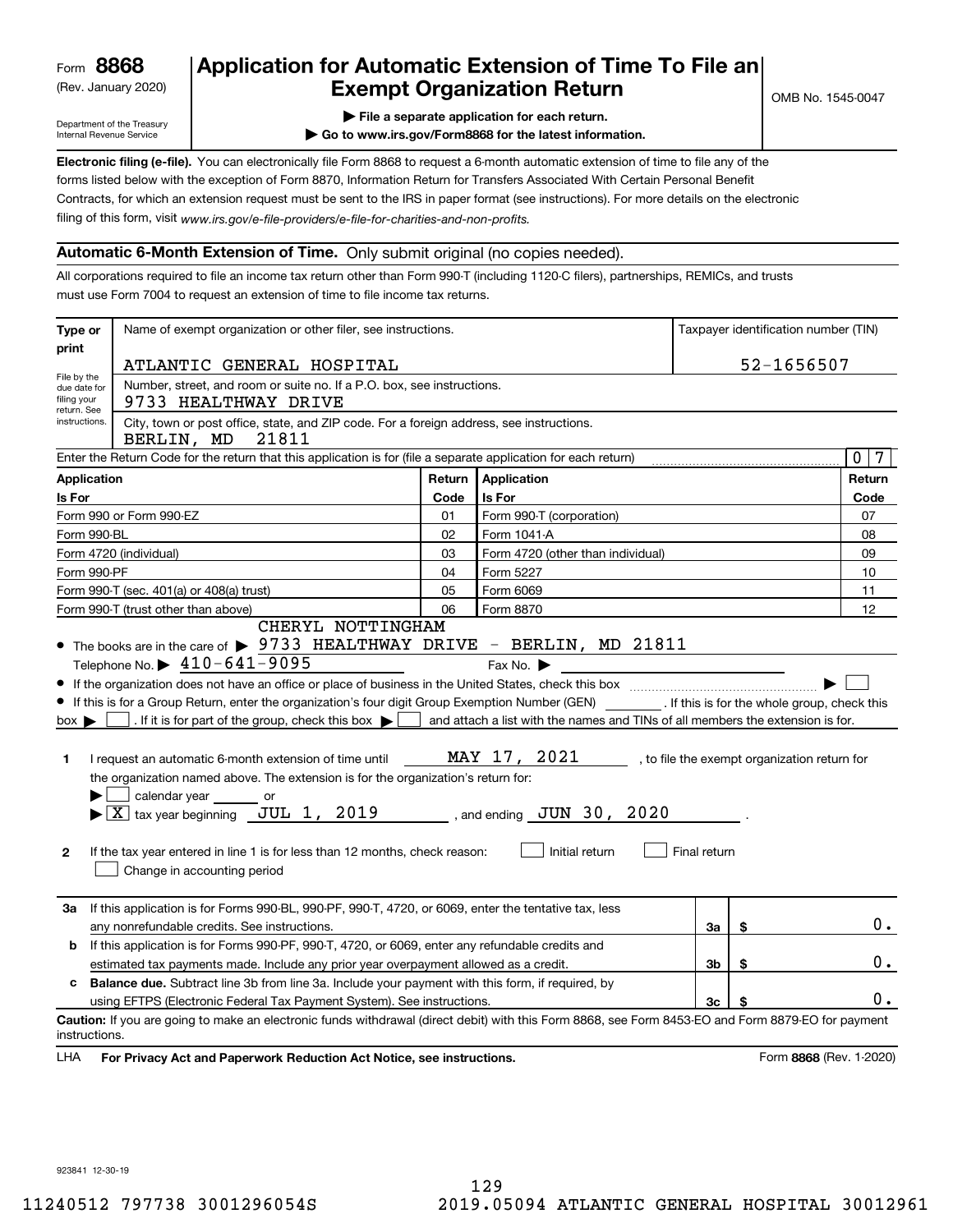Form **8868**
(Rev. January 2020)

Department of the Treasury
Internal Revenue Service

# Application for Automatic Extension of Time To File an Exempt Organization Return

▶ File a separate application for each return.

▶ Go to www.irs.gov/Form8868 for the latest information.

OMB No. 1545-0047

**Electronic filing (e-file).** You can electronically file Form 8868 to request a 6-month automatic extension of time to file any of the forms listed below with the exception of Form 8870, Information Return for Transfers Associated With Certain Personal Benefit Contracts, for which an extension request must be sent to the IRS in paper format (see instructions). For more details on the electronic filing of this form, visit *www.irs.gov/e-file-providers/e-file-for-charities-and-non-profits.*

## Automatic 6-Month Extension of Time. Only submit original (no copies needed).

All corporations required to file an income tax return other than Form 990-T (including 1120-C filers), partnerships, REMICs, and trusts must use Form 7004 to request an extension of time to file income tax returns.

| Type or print | Name of exempt organization or other filer, see instructions. | Taxpayer identification number (TIN) |
|---|---|---|
| File by the due date for filing your return. See instructions. | ATLANTIC GENERAL HOSPITAL | 52-1656507 |
| | Number, street, and room or suite no. If a P.O. box, see instructions. 9733 HEALTHWAY DRIVE | |
| | City, town or post office, state, and ZIP code. For a foreign address, see instructions. BERLIN, MD 21811 | |

Enter the Return Code for the return that this application is for (file a separate application for each return) ..... 0 7

| Application Is For | Return Code | Application Is For | Return Code |
|---|---|---|---|
| Form 990 or Form 990-EZ | 01 | Form 990-T (corporation) | 07 |
| Form 990-BL | 02 | Form 1041-A | 08 |
| Form 4720 (individual) | 03 | Form 4720 (other than individual) | 09 |
| Form 990-PF | 04 | Form 5227 | 10 |
| Form 990-T (sec. 401(a) or 408(a) trust) | 05 | Form 6069 | 11 |
| Form 990-T (trust other than above) | 06 | Form 8870 | 12 |

- The books are in the care of ▶ CHERYL NOTTINGHAM 9733 HEALTHWAY DRIVE - BERLIN, MD 21811
  Telephone No. ▶ 410-641-9095  Fax No. ▶
- If the organization does not have an office or place of business in the United States, check this box ..... ▶ ☐
- If this is for a Group Return, enter the organization's four digit Group Exemption Number (GEN) ______ . If this is for the whole group, check this box ▶ ☐ . If it is for part of the group, check this box ▶ ☐ and attach a list with the names and TINs of all members the extension is for.

**1** I request an automatic 6-month extension of time until MAY 17, 2021 , to file the exempt organization return for the organization named above. The extension is for the organization's return for:
▶ ☐ calendar year ______ or
▶ ☒ tax year beginning JUL 1, 2019 , and ending JUN 30, 2020 .

**2** If the tax year entered in line 1 is for less than 12 months, check reason: ☐ Initial return ☐ Final return ☐ Change in accounting period

| | | | | |
|---|---|---|---|---|
| **3a** | If this application is for Forms 990-BL, 990-PF, 990-T, 4720, or 6069, enter the tentative tax, less any nonrefundable credits. See instructions. | 3a | $ | 0. |
| **b** | If this application is for Forms 990-PF, 990-T, 4720, or 6069, enter any refundable credits and estimated tax payments made. Include any prior year overpayment allowed as a credit. | 3b | $ | 0. |
| **c** | **Balance due.** Subtract line 3b from line 3a. Include your payment with this form, if required, by using EFTPS (Electronic Federal Tax Payment System). See instructions. | 3c | $ | 0. |

**Caution:** If you are going to make an electronic funds withdrawal (direct debit) with this Form 8868, see Form 8453-EO and Form 8879-EO for payment instructions.

LHA **For Privacy Act and Paperwork Reduction Act Notice, see instructions.** Form **8868** (Rev. 1-2020)

923841 12-30-19

11240512 797738 3001296054S 2019.05094 ATLANTIC GENERAL HOSPITAL 30012961